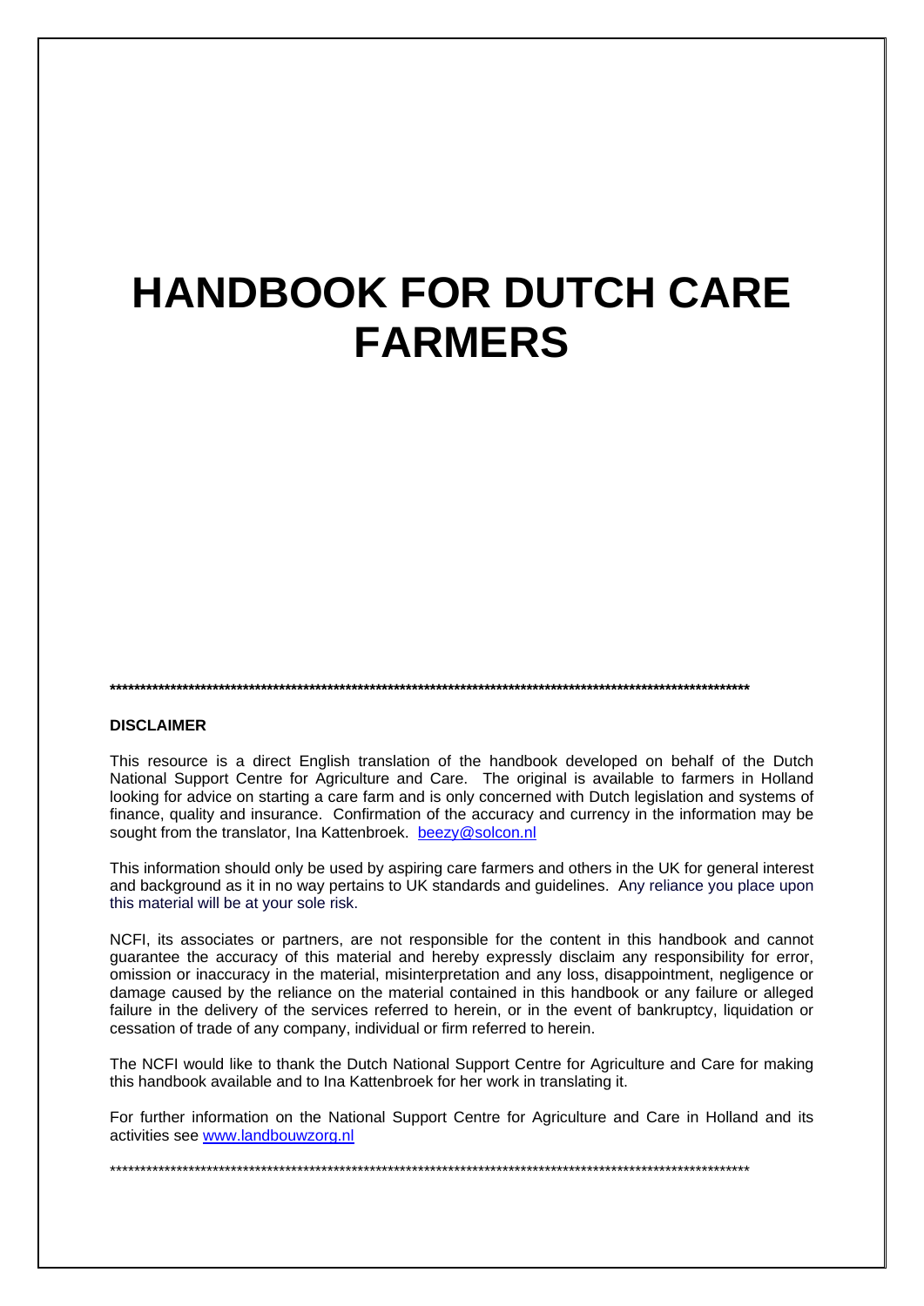# HANDBOOK FOR DUTCH CARE FARMERS

*************************************************************************************************************

**DISCLAIMER**

This resource is a direct English translation of the handbook developed on behalf of the Dutch National Support Centre for Agriculture and Care. The original is available to farmers in Holland looking for advice on starting a care farm and is only concerned with Dutch legislation and systems of finance, quality and insurance. Confirmation of the accuracy and currency in the information may be sought from the translator, Ina Kattenbroek. beezy@solcon.nl

This information should only be used by aspiring care farmers and others in the UK for general interest and background as it in no way pertains to UK standards and guidelines. Any reliance you place upon this material will be at your sole risk.

NCFI, its associates or partners, are not responsible for the content in this handbook and cannot guarantee the accuracy of this material and hereby expressly disclaim any responsibility for error, omission or inaccuracy in the material, misinterpretation and any loss, disappointment, negligence or damage caused by the reliance on the material contained in this handbook or any failure or alleged failure in the delivery of the services referred to herein, or in the event of bankruptcy, liquidation or cessation of trade of any company, individual or firm referred to herein.

The NCFI would like to thank the Dutch National Support Centre for Agriculture and Care for making this handbook available and to Ina Kattenbroek for her work in translating it.

For further information on the National Support Centre for Agriculture and Care in Holland and its activities see www.landbouwzorg.nl

*************************************************************************************************************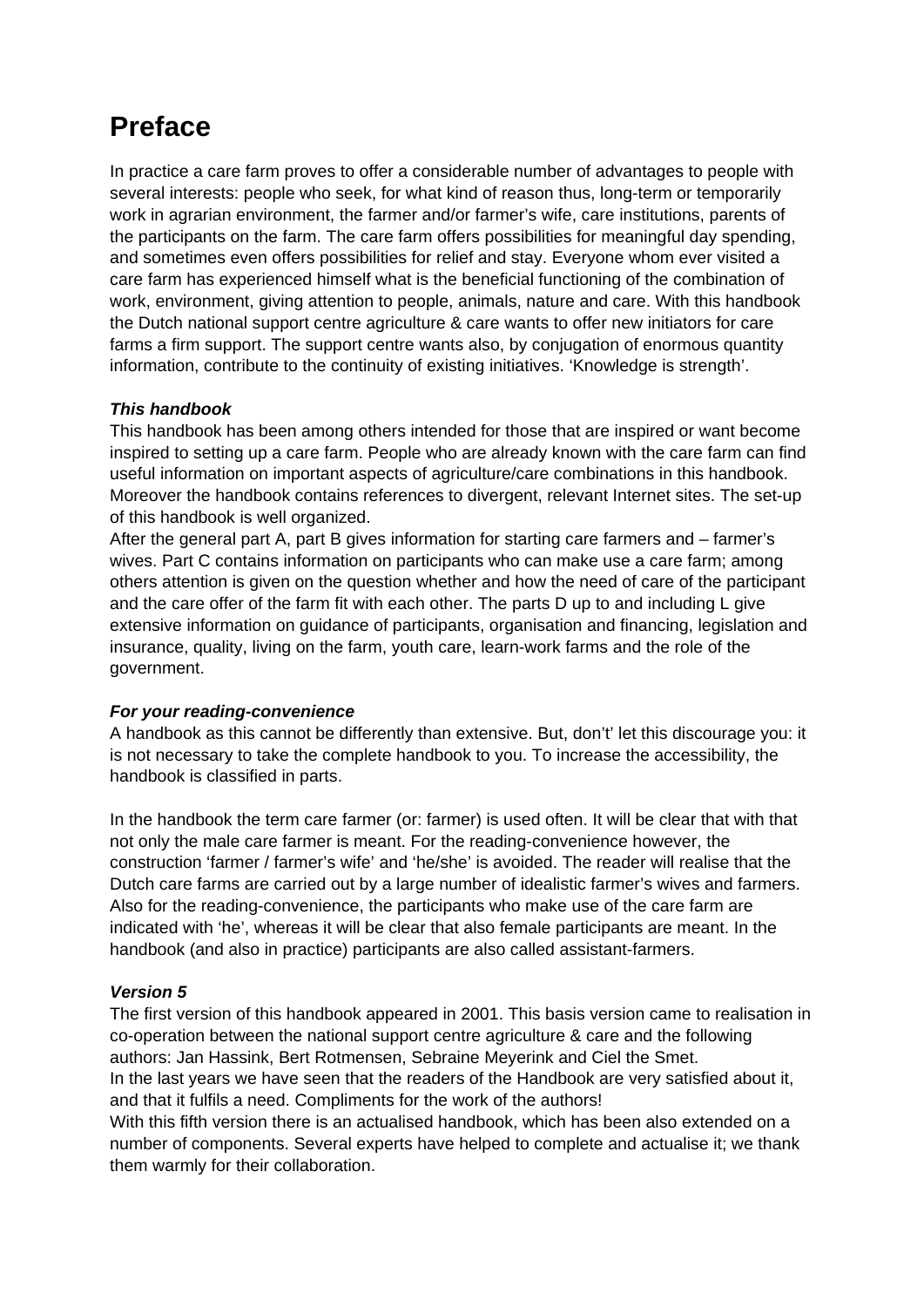# Preface

In practice a care farm proves to offer a considerable number of advantages to people with several interests: people who seek, for what kind of reason thus, long-term or temporarily work in agrarian environment, the farmer and/or farmer's wife, care institutions, parents of the participants on the farm. The care farm offers possibilities for meaningful day spending, and sometimes even offers possibilities for relief and stay. Everyone whom ever visited a care farm has experienced himself what is the beneficial functioning of the combination of work, environment, giving attention to people, animals, nature and care. With this handbook the Dutch national support centre agriculture & care wants to offer new initiators for care farms a firm support. The support centre wants also, by conjugation of enormous quantity information, contribute to the continuity of existing initiatives. 'Knowledge is strength'.

***This handbook***

This handbook has been among others intended for those that are inspired or want become inspired to setting up a care farm. People who are already known with the care farm can find useful information on important aspects of agriculture/care combinations in this handbook. Moreover the handbook contains references to divergent, relevant Internet sites. The set-up of this handbook is well organized.

After the general part A, part B gives information for starting care farmers and – farmer's wives. Part C contains information on participants who can make use a care farm; among others attention is given on the question whether and how the need of care of the participant and the care offer of the farm fit with each other. The parts D up to and including L give extensive information on guidance of participants, organisation and financing, legislation and insurance, quality, living on the farm, youth care, learn-work farms and the role of the government.

***For your reading-convenience***

A handbook as this cannot be differently than extensive. But, don't' let this discourage you: it is not necessary to take the complete handbook to you. To increase the accessibility, the handbook is classified in parts.

In the handbook the term care farmer (or: farmer) is used often. It will be clear that with that not only the male care farmer is meant. For the reading-convenience however, the construction 'farmer / farmer's wife' and 'he/she' is avoided. The reader will realise that the Dutch care farms are carried out by a large number of idealistic farmer's wives and farmers. Also for the reading-convenience, the participants who make use of the care farm are indicated with 'he', whereas it will be clear that also female participants are meant. In the handbook (and also in practice) participants are also called assistant-farmers.

***Version 5***

The first version of this handbook appeared in 2001. This basis version came to realisation in co-operation between the national support centre agriculture & care and the following authors: Jan Hassink, Bert Rotmensen, Sebraine Meyerink and Ciel the Smet.

In the last years we have seen that the readers of the Handbook are very satisfied about it, and that it fulfils a need. Compliments for the work of the authors!

With this fifth version there is an actualised handbook, which has been also extended on a number of components. Several experts have helped to complete and actualise it; we thank them warmly for their collaboration.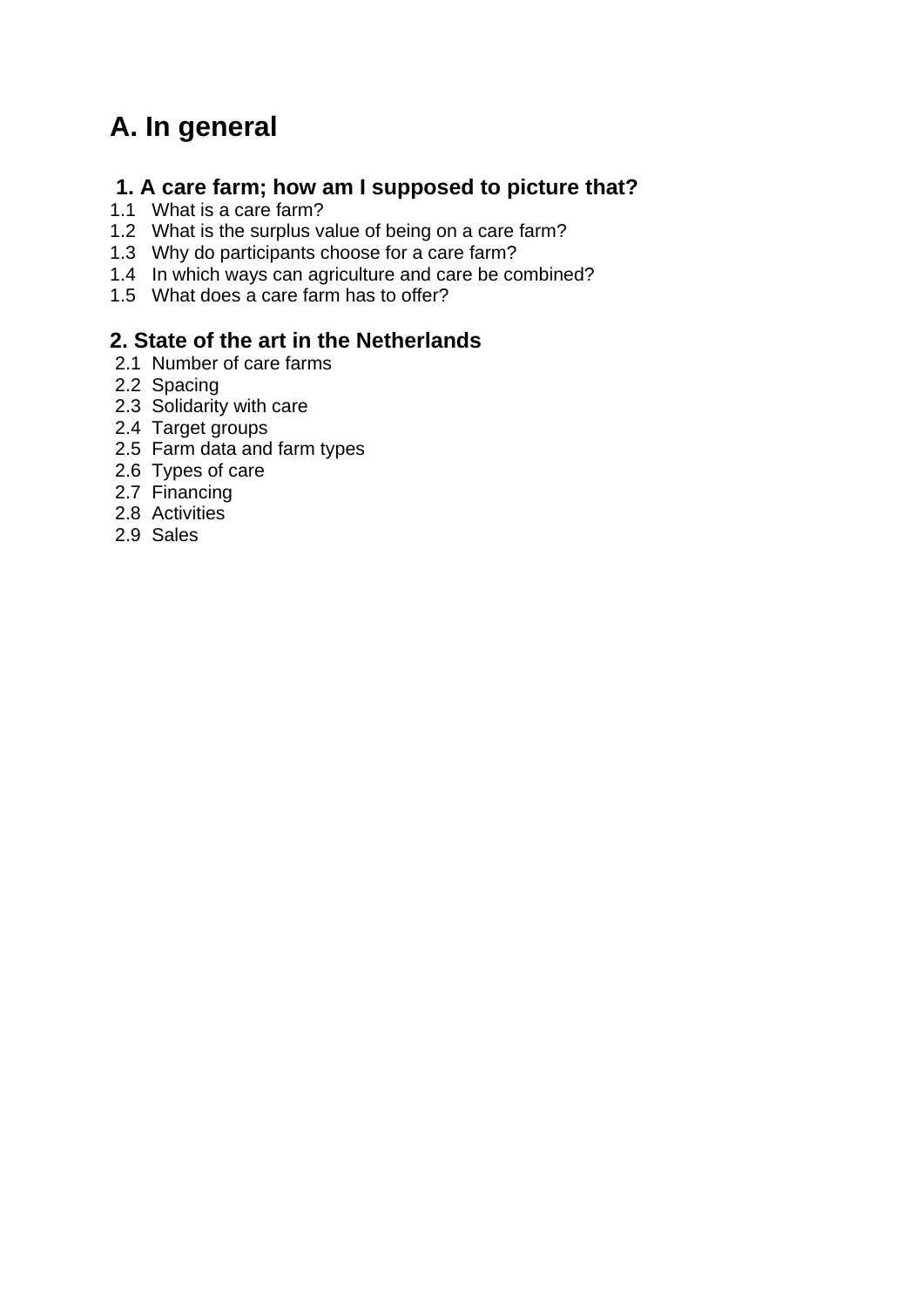# A. In general

## 1. A care farm; how am I supposed to picture that?

1.1 What is a care farm?
1.2 What is the surplus value of being on a care farm?
1.3 Why do participants choose for a care farm?
1.4 In which ways can agriculture and care be combined?
1.5 What does a care farm has to offer?

## 2. State of the art in the Netherlands

2.1 Number of care farms
2.2 Spacing
2.3 Solidarity with care
2.4 Target groups
2.5 Farm data and farm types
2.6 Types of care
2.7 Financing
2.8 Activities
2.9 Sales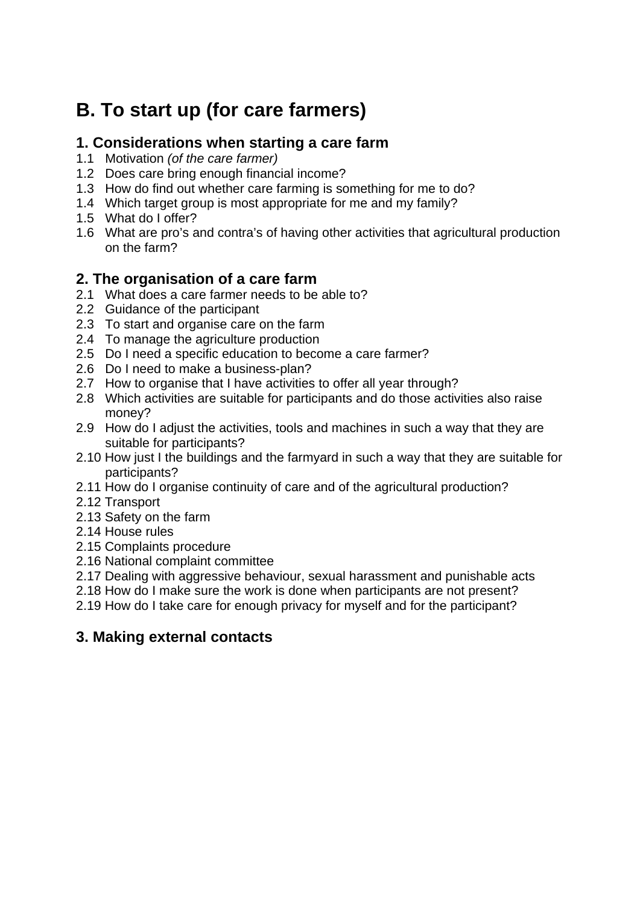# B. To start up (for care farmers)

## 1. Considerations when starting a care farm

1.1 Motivation *(of the care farmer)*
1.2 Does care bring enough financial income?
1.3 How do find out whether care farming is something for me to do?
1.4 Which target group is most appropriate for me and my family?
1.5 What do I offer?
1.6 What are pro's and contra's of having other activities that agricultural production on the farm?

## 2. The organisation of a care farm

2.1 What does a care farmer needs to be able to?
2.2 Guidance of the participant
2.3 To start and organise care on the farm
2.4 To manage the agriculture production
2.5 Do I need a specific education to become a care farmer?
2.6 Do I need to make a business-plan?
2.7 How to organise that I have activities to offer all year through?
2.8 Which activities are suitable for participants and do those activities also raise money?
2.9 How do I adjust the activities, tools and machines in such a way that they are suitable for participants?
2.10 How just I the buildings and the farmyard in such a way that they are suitable for participants?
2.11 How do I organise continuity of care and of the agricultural production?
2.12 Transport
2.13 Safety on the farm
2.14 House rules
2.15 Complaints procedure
2.16 National complaint committee
2.17 Dealing with aggressive behaviour, sexual harassment and punishable acts
2.18 How do I make sure the work is done when participants are not present?
2.19 How do I take care for enough privacy for myself and for the participant?

## 3. Making external contacts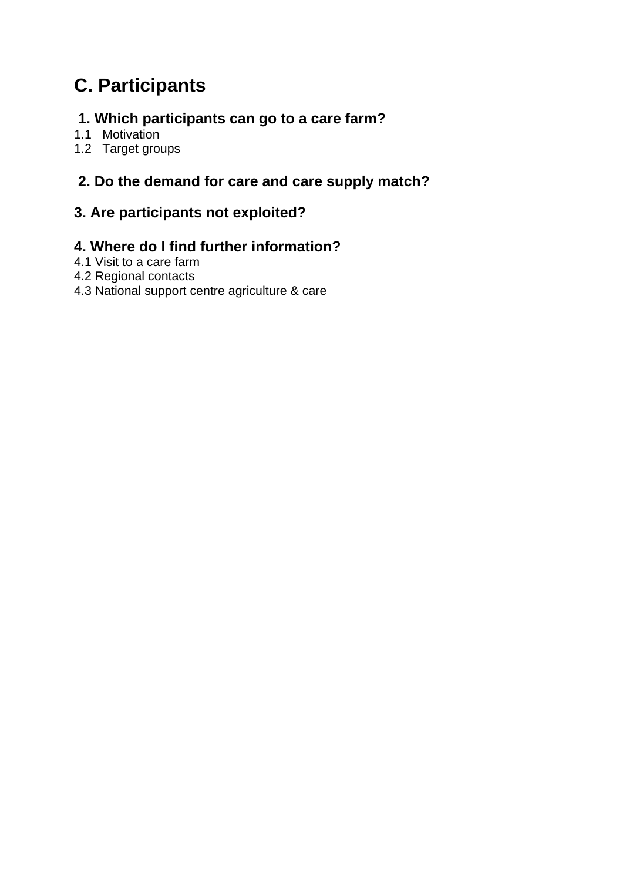# C. Participants

## 1. Which participants can go to a care farm?

1.1 Motivation
1.2 Target groups

## 2. Do the demand for care and care supply match?

## 3. Are participants not exploited?

## 4. Where do I find further information?

4.1 Visit to a care farm
4.2 Regional contacts
4.3 National support centre agriculture & care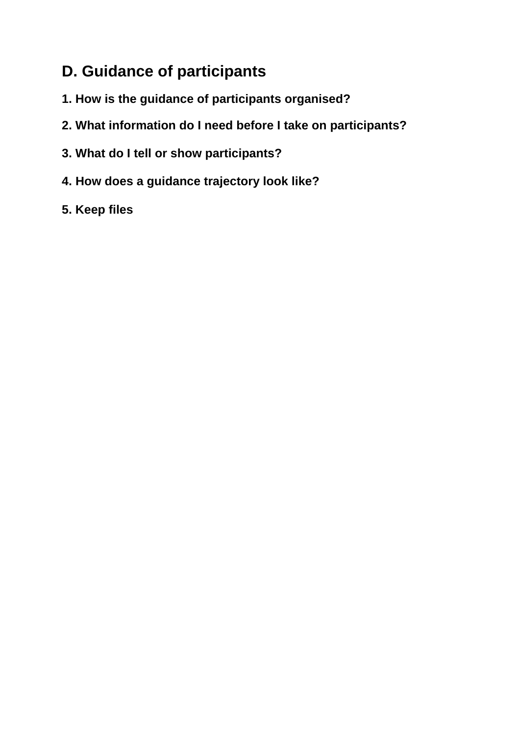# D. Guidance of participants

### 1. How is the guidance of participants organised?

### 2. What information do I need before I take on participants?

### 3. What do I tell or show participants?

### 4. How does a guidance trajectory look like?

### 5. Keep files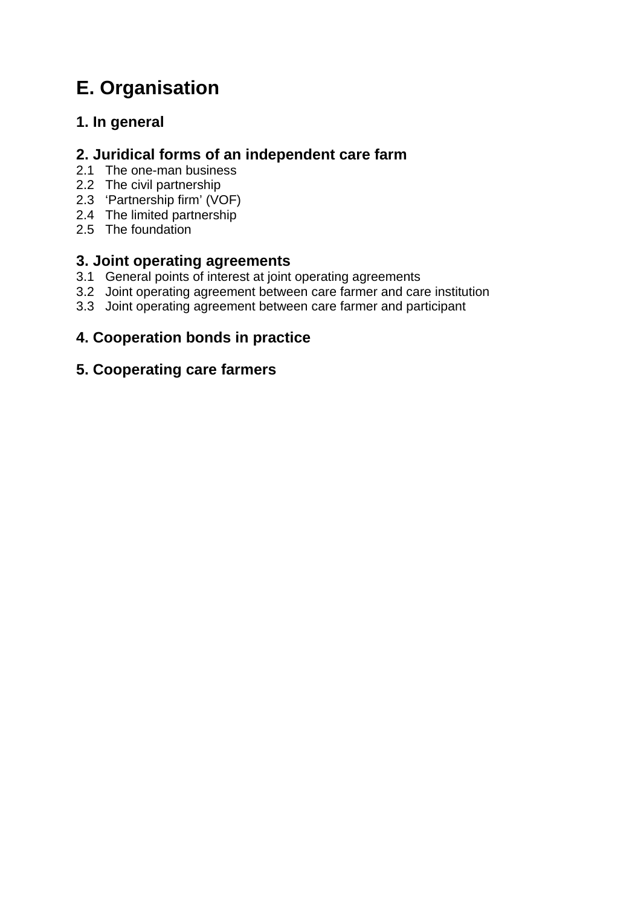# E. Organisation

## 1. In general

## 2. Juridical forms of an independent care farm

2.1 The one-man business
2.2 The civil partnership
2.3 'Partnership firm' (VOF)
2.4 The limited partnership
2.5 The foundation

## 3. Joint operating agreements

3.1 General points of interest at joint operating agreements
3.2 Joint operating agreement between care farmer and care institution
3.3 Joint operating agreement between care farmer and participant

## 4. Cooperation bonds in practice

## 5. Cooperating care farmers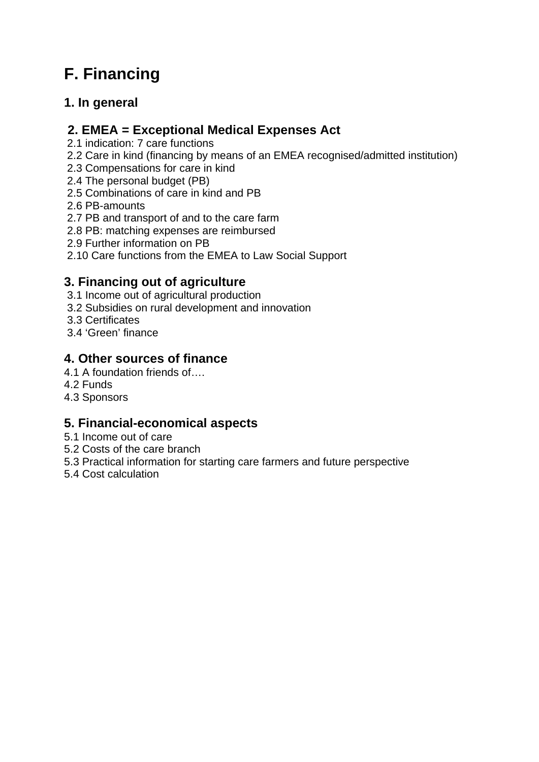# F. Financing

## 1. In general

## 2. EMEA = Exceptional Medical Expenses Act

2.1 indication: 7 care functions
2.2 Care in kind (financing by means of an EMEA recognised/admitted institution)
2.3 Compensations for care in kind
2.4 The personal budget (PB)
2.5 Combinations of care in kind and PB
2.6 PB-amounts
2.7 PB and transport of and to the care farm
2.8 PB: matching expenses are reimbursed
2.9 Further information on PB
2.10 Care functions from the EMEA to Law Social Support

## 3. Financing out of agriculture

3.1 Income out of agricultural production
3.2 Subsidies on rural development and innovation
3.3 Certificates
3.4 'Green' finance

## 4. Other sources of finance

4.1 A foundation friends of….
4.2 Funds
4.3 Sponsors

## 5. Financial-economical aspects

5.1 Income out of care
5.2 Costs of the care branch
5.3 Practical information for starting care farmers and future perspective
5.4 Cost calculation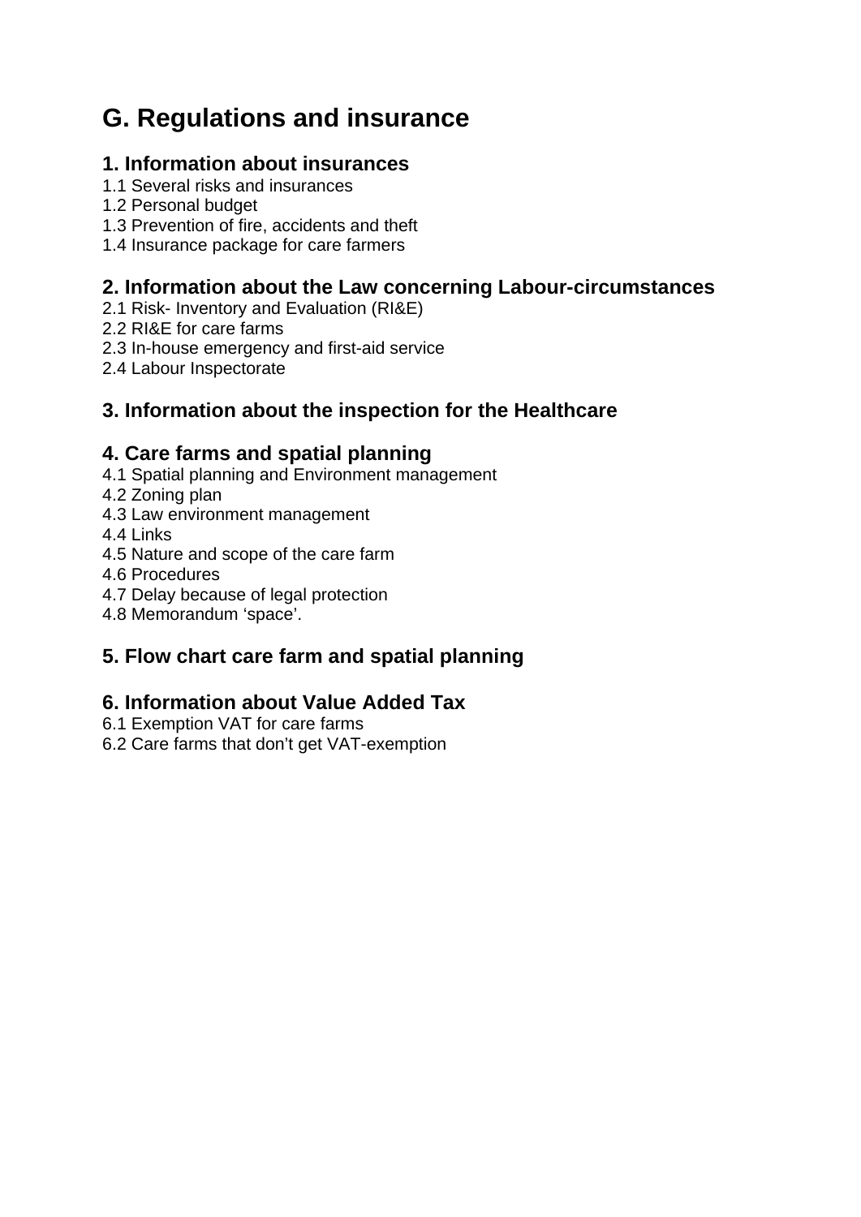# G. Regulations and insurance

## 1. Information about insurances

1.1 Several risks and insurances
1.2 Personal budget
1.3 Prevention of fire, accidents and theft
1.4 Insurance package for care farmers

## 2. Information about the Law concerning Labour-circumstances

2.1 Risk- Inventory and Evaluation (RI&E)
2.2 RI&E for care farms
2.3 In-house emergency and first-aid service
2.4 Labour Inspectorate

## 3. Information about the inspection for the Healthcare

## 4. Care farms and spatial planning

4.1 Spatial planning and Environment management
4.2 Zoning plan
4.3 Law environment management
4.4 Links
4.5 Nature and scope of the care farm
4.6 Procedures
4.7 Delay because of legal protection
4.8 Memorandum 'space'.

## 5. Flow chart care farm and spatial planning

## 6. Information about Value Added Tax

6.1 Exemption VAT for care farms
6.2 Care farms that don't get VAT-exemption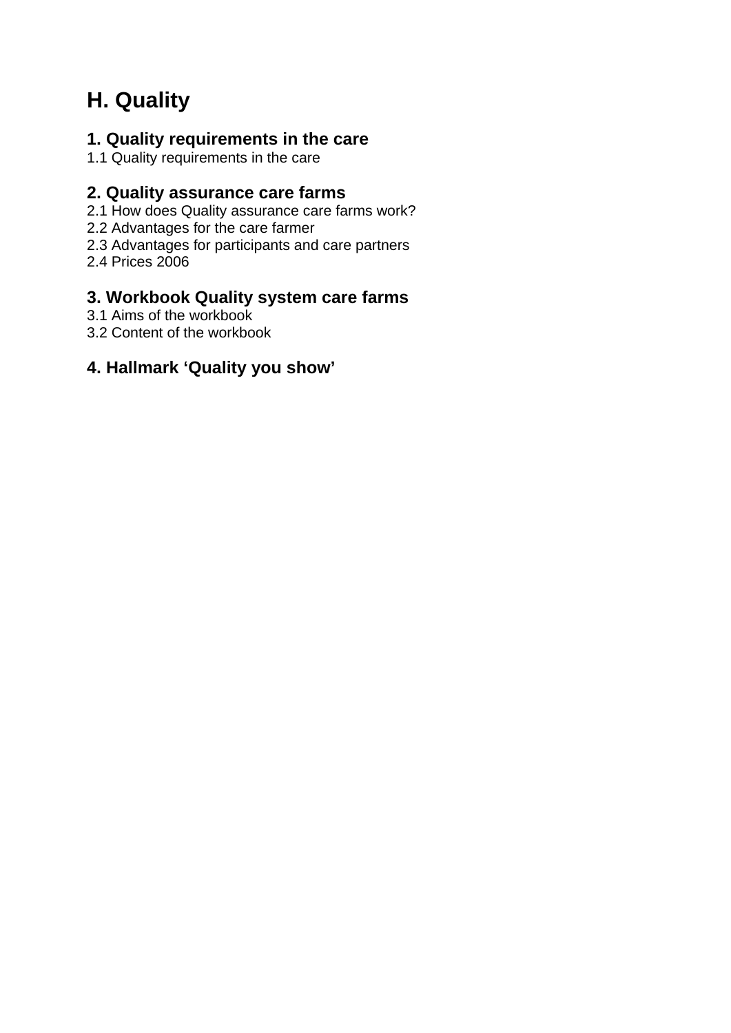# H. Quality

## 1. Quality requirements in the care

1.1 Quality requirements in the care

## 2. Quality assurance care farms

2.1 How does Quality assurance care farms work?
2.2 Advantages for the care farmer
2.3 Advantages for participants and care partners
2.4 Prices 2006

## 3. Workbook Quality system care farms

3.1 Aims of the workbook
3.2 Content of the workbook

## 4. Hallmark 'Quality you show'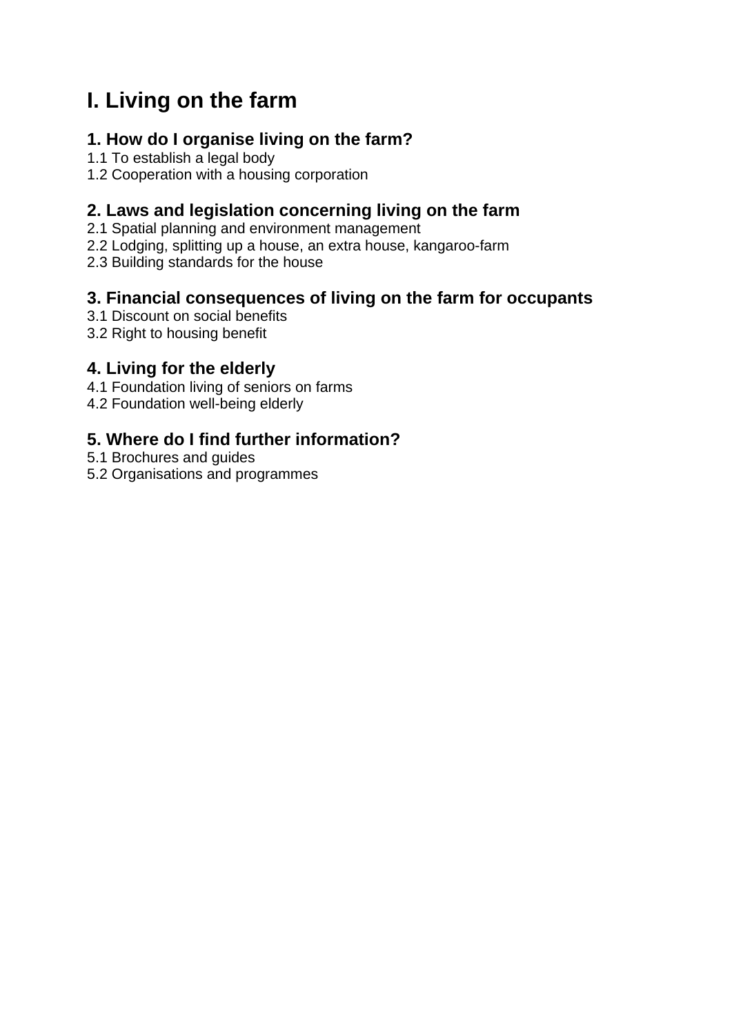# I. Living on the farm

## 1. How do I organise living on the farm?

1.1 To establish a legal body
1.2 Cooperation with a housing corporation

## 2. Laws and legislation concerning living on the farm

2.1 Spatial planning and environment management
2.2 Lodging, splitting up a house, an extra house, kangaroo-farm
2.3 Building standards for the house

## 3. Financial consequences of living on the farm for occupants

3.1 Discount on social benefits
3.2 Right to housing benefit

## 4. Living for the elderly

4.1 Foundation living of seniors on farms
4.2 Foundation well-being elderly

## 5. Where do I find further information?

5.1 Brochures and guides
5.2 Organisations and programmes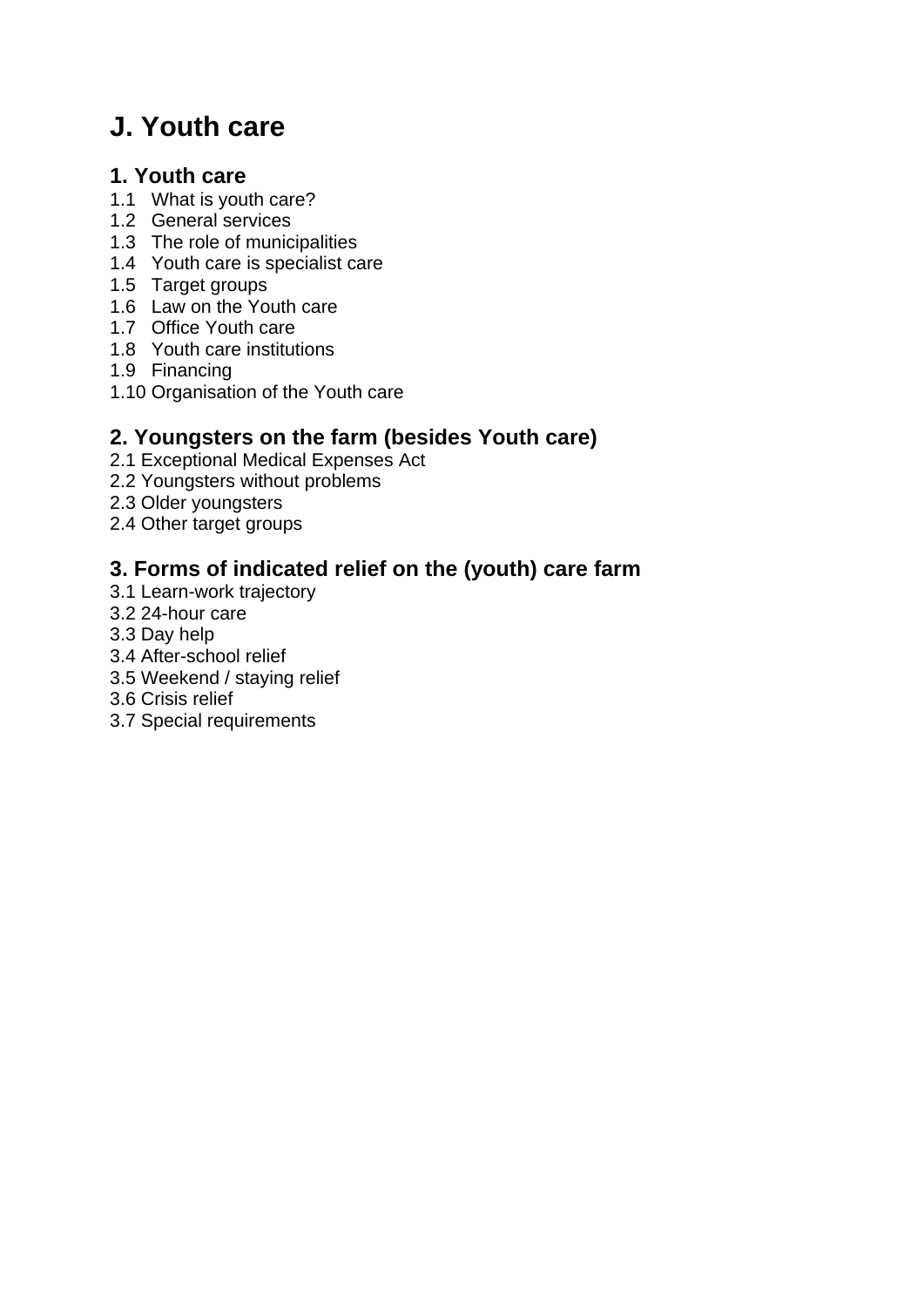# J. Youth care

## 1. Youth care

1.1 What is youth care?
1.2 General services
1.3 The role of municipalities
1.4 Youth care is specialist care
1.5 Target groups
1.6 Law on the Youth care
1.7 Office Youth care
1.8 Youth care institutions
1.9 Financing
1.10 Organisation of the Youth care

## 2. Youngsters on the farm (besides Youth care)

2.1 Exceptional Medical Expenses Act
2.2 Youngsters without problems
2.3 Older youngsters
2.4 Other target groups

## 3. Forms of indicated relief on the (youth) care farm

3.1 Learn-work trajectory
3.2 24-hour care
3.3 Day help
3.4 After-school relief
3.5 Weekend / staying relief
3.6 Crisis relief
3.7 Special requirements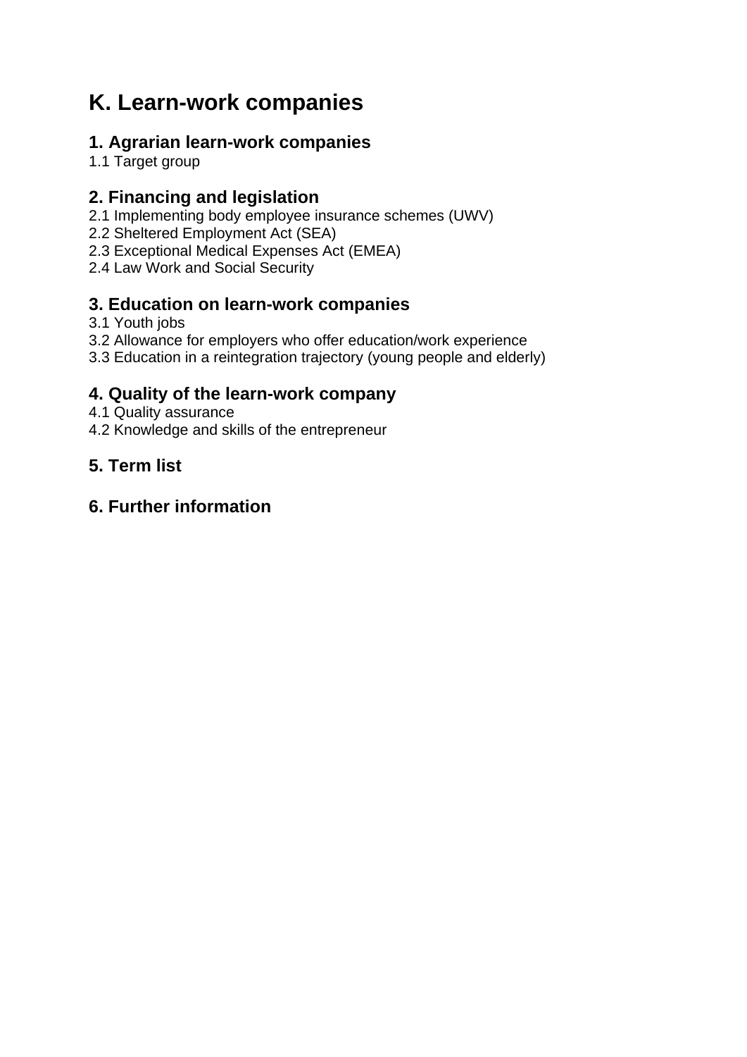# K. Learn-work companies

## 1. Agrarian learn-work companies

1.1 Target group

## 2. Financing and legislation

2.1 Implementing body employee insurance schemes (UWV)
2.2 Sheltered Employment Act (SEA)
2.3 Exceptional Medical Expenses Act (EMEA)
2.4 Law Work and Social Security

## 3. Education on learn-work companies

3.1 Youth jobs
3.2 Allowance for employers who offer education/work experience
3.3 Education in a reintegration trajectory (young people and elderly)

## 4. Quality of the learn-work company

4.1 Quality assurance
4.2 Knowledge and skills of the entrepreneur

## 5. Term list

## 6. Further information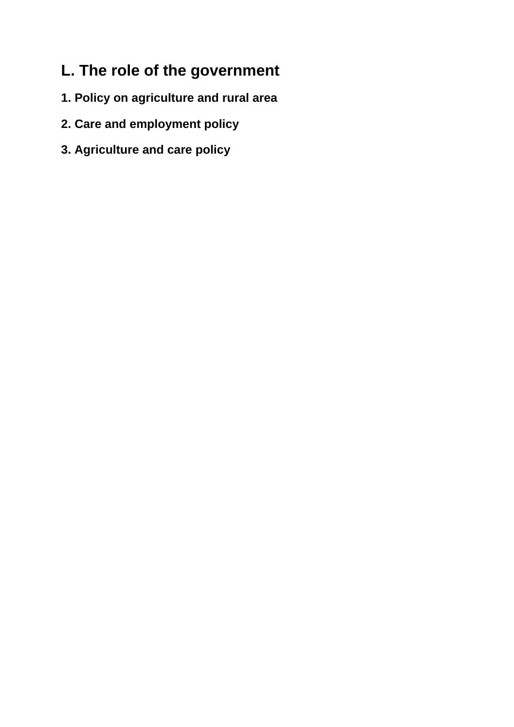# L. The role of the government

## 1. Policy on agriculture and rural area

## 2. Care and employment policy

## 3. Agriculture and care policy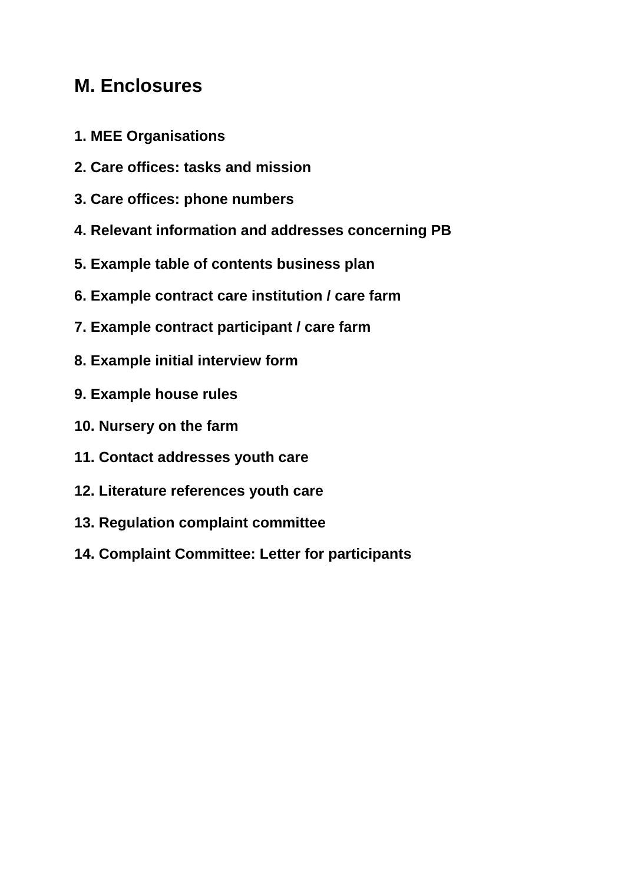## M. Enclosures

**1. MEE Organisations**

**2. Care offices: tasks and mission**

**3. Care offices: phone numbers**

**4. Relevant information and addresses concerning PB**

**5. Example table of contents business plan**

**6. Example contract care institution / care farm**

**7. Example contract participant / care farm**

**8. Example initial interview form**

**9. Example house rules**

**10. Nursery on the farm**

**11. Contact addresses youth care**

**12. Literature references youth care**

**13. Regulation complaint committee**

**14. Complaint Committee: Letter for participants**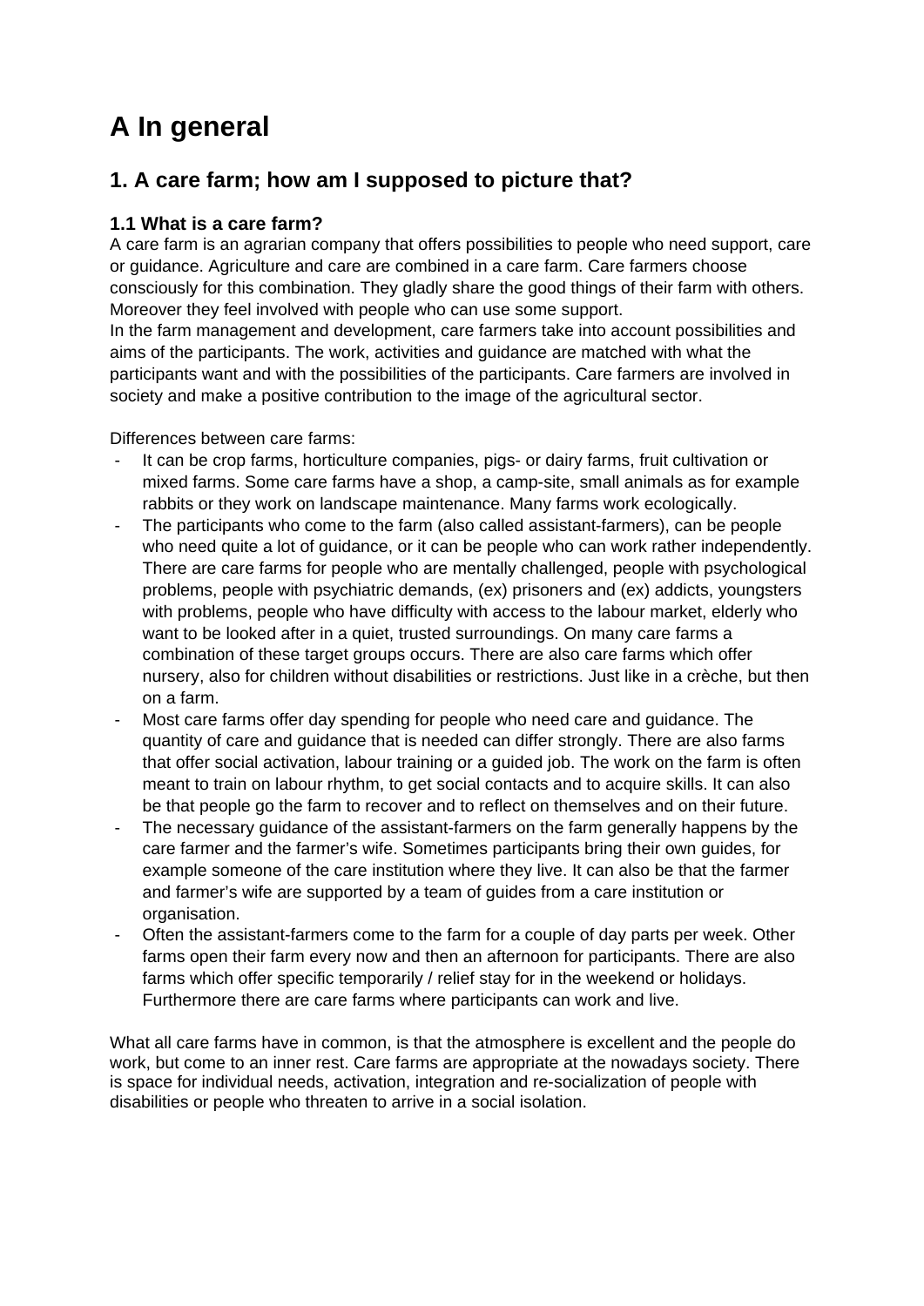# A In general

## 1. A care farm; how am I supposed to picture that?

### 1.1 What is a care farm?

A care farm is an agrarian company that offers possibilities to people who need support, care or guidance. Agriculture and care are combined in a care farm. Care farmers choose consciously for this combination. They gladly share the good things of their farm with others. Moreover they feel involved with people who can use some support.
In the farm management and development, care farmers take into account possibilities and aims of the participants. The work, activities and guidance are matched with what the participants want and with the possibilities of the participants. Care farmers are involved in society and make a positive contribution to the image of the agricultural sector.

Differences between care farms:

- It can be crop farms, horticulture companies, pigs- or dairy farms, fruit cultivation or mixed farms. Some care farms have a shop, a camp-site, small animals as for example rabbits or they work on landscape maintenance. Many farms work ecologically.
- The participants who come to the farm (also called assistant-farmers), can be people who need quite a lot of guidance, or it can be people who can work rather independently. There are care farms for people who are mentally challenged, people with psychological problems, people with psychiatric demands, (ex) prisoners and (ex) addicts, youngsters with problems, people who have difficulty with access to the labour market, elderly who want to be looked after in a quiet, trusted surroundings. On many care farms a combination of these target groups occurs. There are also care farms which offer nursery, also for children without disabilities or restrictions. Just like in a crèche, but then on a farm.
- Most care farms offer day spending for people who need care and guidance. The quantity of care and guidance that is needed can differ strongly. There are also farms that offer social activation, labour training or a guided job. The work on the farm is often meant to train on labour rhythm, to get social contacts and to acquire skills. It can also be that people go the farm to recover and to reflect on themselves and on their future.
- The necessary guidance of the assistant-farmers on the farm generally happens by the care farmer and the farmer's wife. Sometimes participants bring their own guides, for example someone of the care institution where they live. It can also be that the farmer and farmer's wife are supported by a team of guides from a care institution or organisation.
- Often the assistant-farmers come to the farm for a couple of day parts per week. Other farms open their farm every now and then an afternoon for participants. There are also farms which offer specific temporarily / relief stay for in the weekend or holidays. Furthermore there are care farms where participants can work and live.

What all care farms have in common, is that the atmosphere is excellent and the people do work, but come to an inner rest. Care farms are appropriate at the nowadays society. There is space for individual needs, activation, integration and re-socialization of people with disabilities or people who threaten to arrive in a social isolation.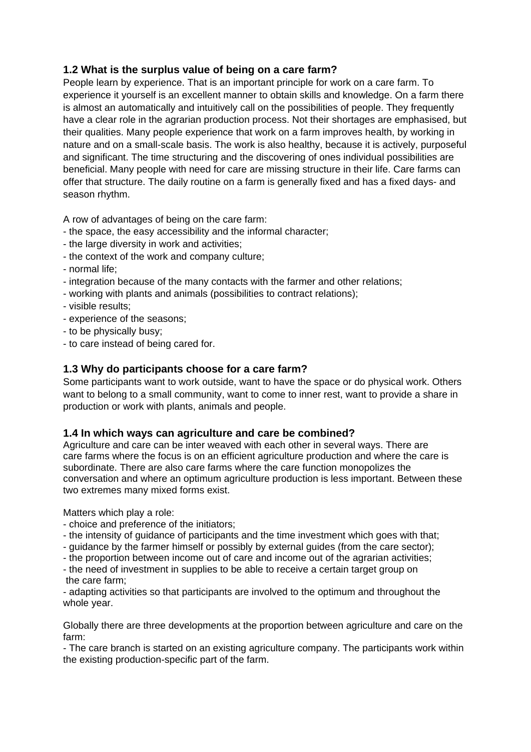### 1.2 What is the surplus value of being on a care farm?

People learn by experience. That is an important principle for work on a care farm. To experience it yourself is an excellent manner to obtain skills and knowledge. On a farm there is almost an automatically and intuitively call on the possibilities of people. They frequently have a clear role in the agrarian production process. Not their shortages are emphasised, but their qualities. Many people experience that work on a farm improves health, by working in nature and on a small-scale basis. The work is also healthy, because it is actively, purposeful and significant. The time structuring and the discovering of ones individual possibilities are beneficial. Many people with need for care are missing structure in their life. Care farms can offer that structure. The daily routine on a farm is generally fixed and has a fixed days- and season rhythm.

A row of advantages of being on the care farm:
- the space, the easy accessibility and the informal character;
- the large diversity in work and activities;
- the context of the work and company culture;
- normal life;
- integration because of the many contacts with the farmer and other relations;
- working with plants and animals (possibilities to contract relations);
- visible results;
- experience of the seasons;
- to be physically busy;
- to care instead of being cared for.

### 1.3 Why do participants choose for a care farm?

Some participants want to work outside, want to have the space or do physical work. Others want to belong to a small community, want to come to inner rest, want to provide a share in production or work with plants, animals and people.

### 1.4 In which ways can agriculture and care be combined?

Agriculture and care can be inter weaved with each other in several ways. There are care farms where the focus is on an efficient agriculture production and where the care is subordinate. There are also care farms where the care function monopolizes the conversation and where an optimum agriculture production is less important. Between these two extremes many mixed forms exist.

Matters which play a role:
- choice and preference of the initiators;
- the intensity of guidance of participants and the time investment which goes with that;
- guidance by the farmer himself or possibly by external guides (from the care sector);
- the proportion between income out of care and income out of the agrarian activities;
- the need of investment in supplies to be able to receive a certain target group on the care farm;
- adapting activities so that participants are involved to the optimum and throughout the whole year.

Globally there are three developments at the proportion between agriculture and care on the farm:
- The care branch is started on an existing agriculture company. The participants work within the existing production-specific part of the farm.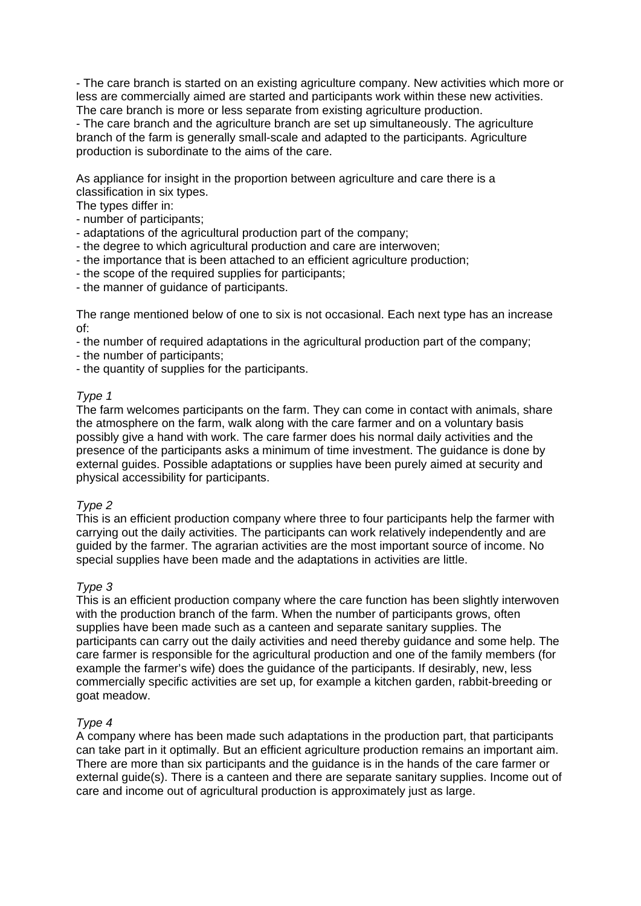- The care branch is started on an existing agriculture company. New activities which more or less are commercially aimed are started and participants work within these new activities. The care branch is more or less separate from existing agriculture production.
- The care branch and the agriculture branch are set up simultaneously. The agriculture branch of the farm is generally small-scale and adapted to the participants. Agriculture production is subordinate to the aims of the care.

As appliance for insight in the proportion between agriculture and care there is a classification in six types.
The types differ in:
- number of participants;
- adaptations of the agricultural production part of the company;
- the degree to which agricultural production and care are interwoven;
- the importance that is been attached to an efficient agriculture production;
- the scope of the required supplies for participants;
- the manner of guidance of participants.

The range mentioned below of one to six is not occasional. Each next type has an increase of:
- the number of required adaptations in the agricultural production part of the company;
- the number of participants;
- the quantity of supplies for the participants.

*Type 1*
The farm welcomes participants on the farm. They can come in contact with animals, share the atmosphere on the farm, walk along with the care farmer and on a voluntary basis possibly give a hand with work. The care farmer does his normal daily activities and the presence of the participants asks a minimum of time investment. The guidance is done by external guides. Possible adaptations or supplies have been purely aimed at security and physical accessibility for participants.

*Type 2*
This is an efficient production company where three to four participants help the farmer with carrying out the daily activities. The participants can work relatively independently and are guided by the farmer. The agrarian activities are the most important source of income. No special supplies have been made and the adaptations in activities are little.

*Type 3*
This is an efficient production company where the care function has been slightly interwoven with the production branch of the farm. When the number of participants grows, often supplies have been made such as a canteen and separate sanitary supplies. The participants can carry out the daily activities and need thereby guidance and some help. The care farmer is responsible for the agricultural production and one of the family members (for example the farmer's wife) does the guidance of the participants. If desirably, new, less commercially specific activities are set up, for example a kitchen garden, rabbit-breeding or goat meadow.

*Type 4*
A company where has been made such adaptations in the production part, that participants can take part in it optimally. But an efficient agriculture production remains an important aim. There are more than six participants and the guidance is in the hands of the care farmer or external guide(s). There is a canteen and there are separate sanitary supplies. Income out of care and income out of agricultural production is approximately just as large.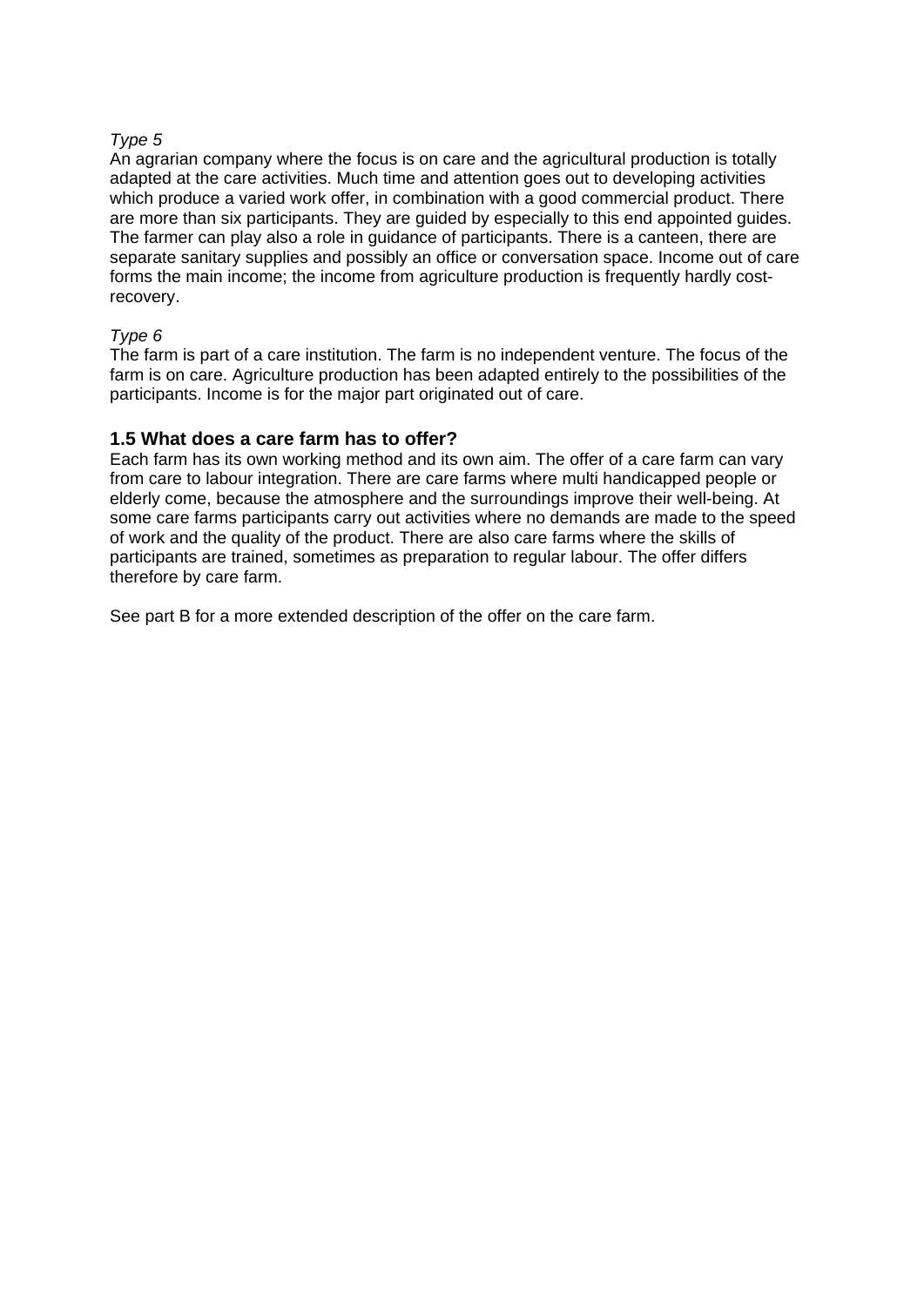*Type 5*
An agrarian company where the focus is on care and the agricultural production is totally adapted at the care activities. Much time and attention goes out to developing activities which produce a varied work offer, in combination with a good commercial product. There are more than six participants. They are guided by especially to this end appointed guides. The farmer can play also a role in guidance of participants. There is a canteen, there are separate sanitary supplies and possibly an office or conversation space. Income out of care forms the main income; the income from agriculture production is frequently hardly cost-recovery.

*Type 6*
The farm is part of a care institution. The farm is no independent venture. The focus of the farm is on care. Agriculture production has been adapted entirely to the possibilities of the participants. Income is for the major part originated out of care.

### 1.5 What does a care farm has to offer?

Each farm has its own working method and its own aim. The offer of a care farm can vary from care to labour integration. There are care farms where multi handicapped people or elderly come, because the atmosphere and the surroundings improve their well-being. At some care farms participants carry out activities where no demands are made to the speed of work and the quality of the product. There are also care farms where the skills of participants are trained, sometimes as preparation to regular labour. The offer differs therefore by care farm.

See part B for a more extended description of the offer on the care farm.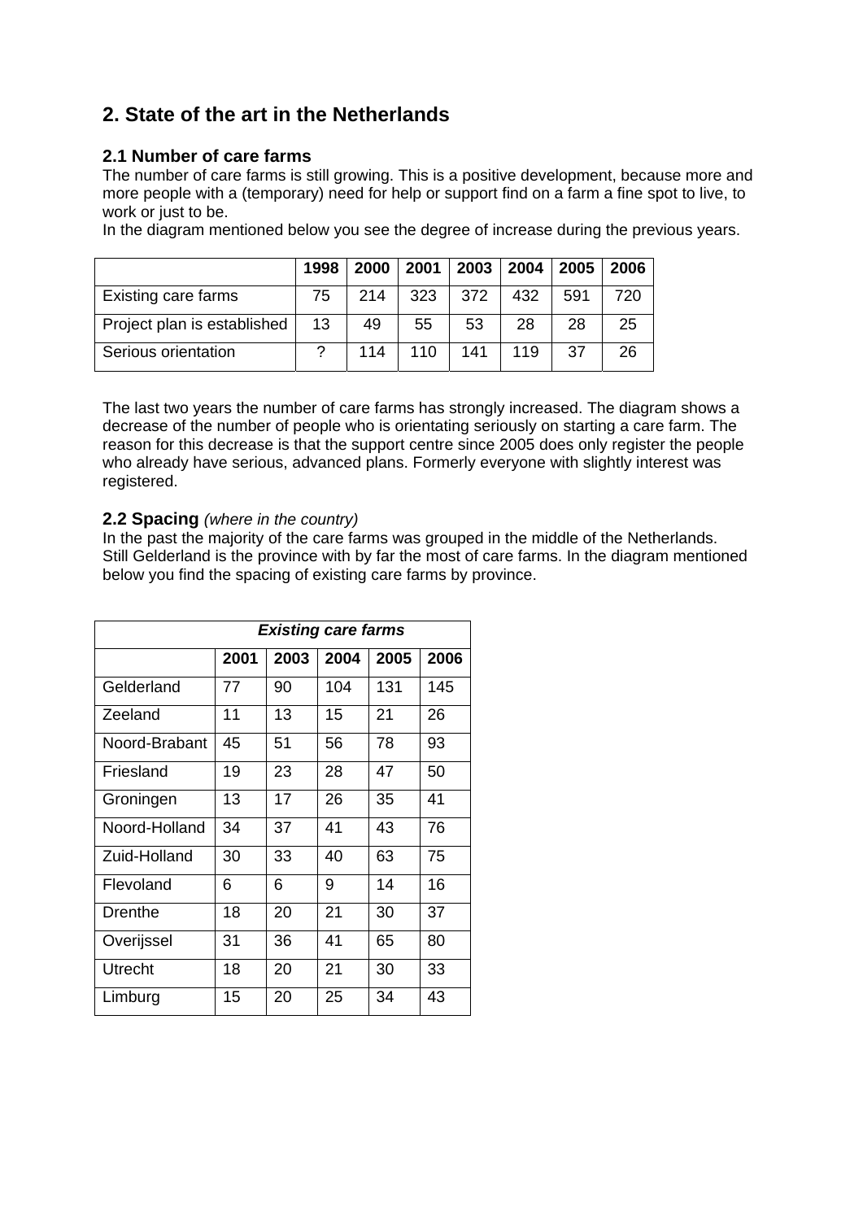## 2. State of the art in the Netherlands

### 2.1 Number of care farms

The number of care farms is still growing. This is a positive development, because more and more people with a (temporary) need for help or support find on a farm a fine spot to live, to work or just to be.
In the diagram mentioned below you see the degree of increase during the previous years.

| | 1998 | 2000 | 2001 | 2003 | 2004 | 2005 | 2006 |
|---|---|---|---|---|---|---|---|
| Existing care farms | 75 | 214 | 323 | 372 | 432 | 591 | 720 |
| Project plan is established | 13 | 49 | 55 | 53 | 28 | 28 | 25 |
| Serious orientation | ? | 114 | 110 | 141 | 119 | 37 | 26 |

The last two years the number of care farms has strongly increased. The diagram shows a decrease of the number of people who is orientating seriously on starting a care farm. The reason for this decrease is that the support centre since 2005 does only register the people who already have serious, advanced plans. Formerly everyone with slightly interest was registered.

### 2.2 Spacing *(where in the country)*

In the past the majority of the care farms was grouped in the middle of the Netherlands. Still Gelderland is the province with by far the most of care farms. In the diagram mentioned below you find the spacing of existing care farms by province.

| ***Existing care farms*** | | | | | |
|---|---|---|---|---|---|
| | **2001** | **2003** | **2004** | **2005** | **2006** |
| Gelderland | 77 | 90 | 104 | 131 | 145 |
| Zeeland | 11 | 13 | 15 | 21 | 26 |
| Noord-Brabant | 45 | 51 | 56 | 78 | 93 |
| Friesland | 19 | 23 | 28 | 47 | 50 |
| Groningen | 13 | 17 | 26 | 35 | 41 |
| Noord-Holland | 34 | 37 | 41 | 43 | 76 |
| Zuid-Holland | 30 | 33 | 40 | 63 | 75 |
| Flevoland | 6 | 6 | 9 | 14 | 16 |
| Drenthe | 18 | 20 | 21 | 30 | 37 |
| Overijssel | 31 | 36 | 41 | 65 | 80 |
| Utrecht | 18 | 20 | 21 | 30 | 33 |
| Limburg | 15 | 20 | 25 | 34 | 43 |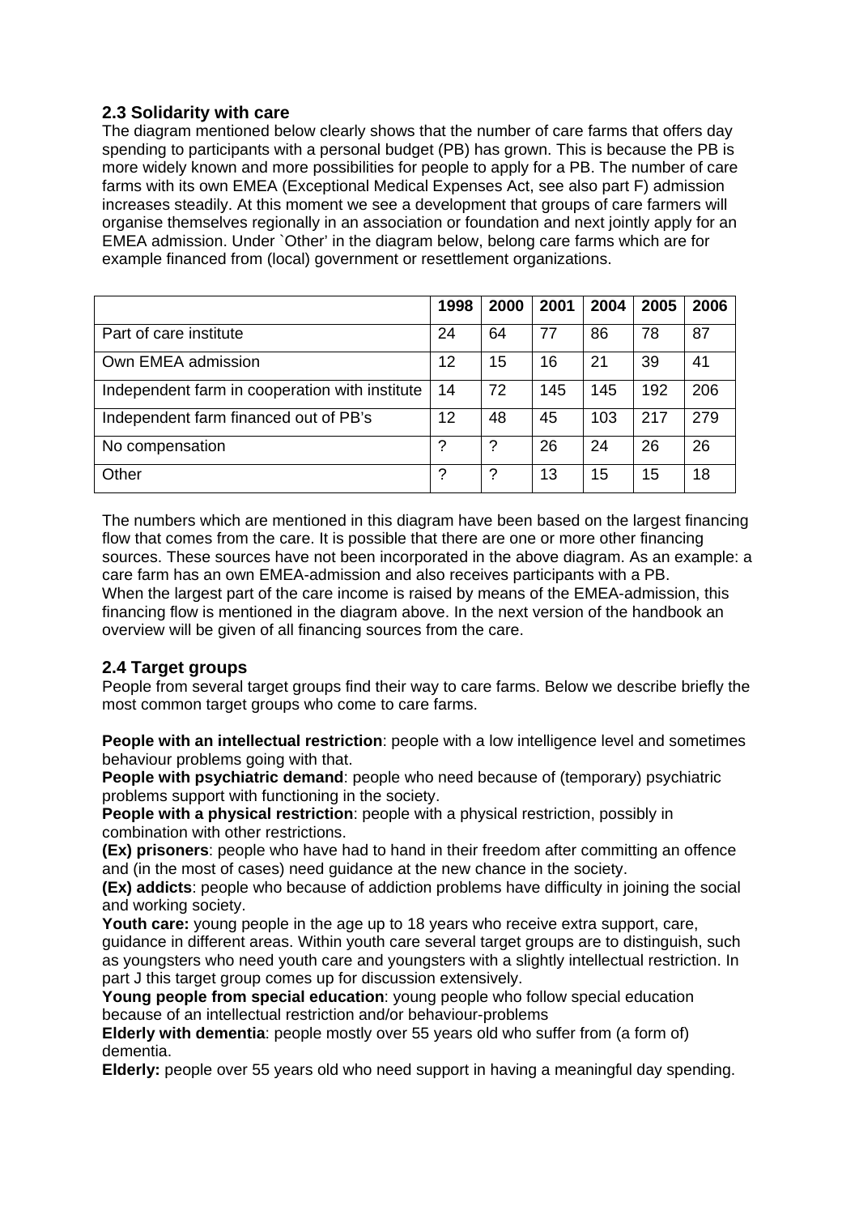## 2.3 Solidarity with care

The diagram mentioned below clearly shows that the number of care farms that offers day spending to participants with a personal budget (PB) has grown. This is because the PB is more widely known and more possibilities for people to apply for a PB. The number of care farms with its own EMEA (Exceptional Medical Expenses Act, see also part F) admission increases steadily. At this moment we see a development that groups of care farmers will organise themselves regionally in an association or foundation and next jointly apply for an EMEA admission. Under `Other' in the diagram below, belong care farms which are for example financed from (local) government or resettlement organizations.

| | 1998 | 2000 | 2001 | 2004 | 2005 | 2006 |
|---|---|---|---|---|---|---|
| Part of care institute | 24 | 64 | 77 | 86 | 78 | 87 |
| Own EMEA admission | 12 | 15 | 16 | 21 | 39 | 41 |
| Independent farm in cooperation with institute | 14 | 72 | 145 | 145 | 192 | 206 |
| Independent farm financed out of PB's | 12 | 48 | 45 | 103 | 217 | 279 |
| No compensation | ? | ? | 26 | 24 | 26 | 26 |
| Other | ? | ? | 13 | 15 | 15 | 18 |

The numbers which are mentioned in this diagram have been based on the largest financing flow that comes from the care. It is possible that there are one or more other financing sources. These sources have not been incorporated in the above diagram. As an example: a care farm has an own EMEA-admission and also receives participants with a PB. When the largest part of the care income is raised by means of the EMEA-admission, this financing flow is mentioned in the diagram above. In the next version of the handbook an overview will be given of all financing sources from the care.

## 2.4 Target groups

People from several target groups find their way to care farms. Below we describe briefly the most common target groups who come to care farms.

**People with an intellectual restriction**: people with a low intelligence level and sometimes behaviour problems going with that.
**People with psychiatric demand**: people who need because of (temporary) psychiatric problems support with functioning in the society.
**People with a physical restriction**: people with a physical restriction, possibly in combination with other restrictions.
**(Ex) prisoners**: people who have had to hand in their freedom after committing an offence and (in the most of cases) need guidance at the new chance in the society.
**(Ex) addicts**: people who because of addiction problems have difficulty in joining the social and working society.
**Youth care:** young people in the age up to 18 years who receive extra support, care, guidance in different areas. Within youth care several target groups are to distinguish, such as youngsters who need youth care and youngsters with a slightly intellectual restriction. In part J this target group comes up for discussion extensively.
**Young people from special education**: young people who follow special education because of an intellectual restriction and/or behaviour-problems
**Elderly with dementia**: people mostly over 55 years old who suffer from (a form of) dementia.
**Elderly:** people over 55 years old who need support in having a meaningful day spending.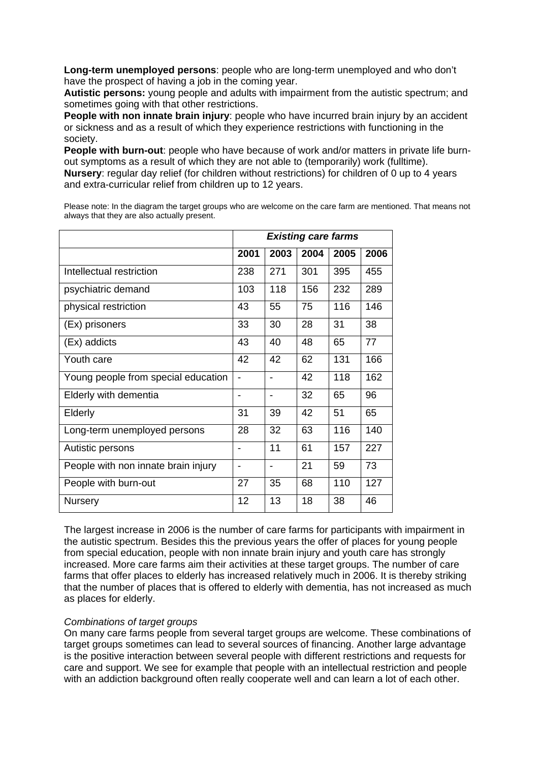**Long-term unemployed persons**: people who are long-term unemployed and who don't have the prospect of having a job in the coming year.
**Autistic persons:** young people and adults with impairment from the autistic spectrum; and sometimes going with that other restrictions.
**People with non innate brain injury**: people who have incurred brain injury by an accident or sickness and as a result of which they experience restrictions with functioning in the society.
**People with burn-out**: people who have because of work and/or matters in private life burn-out symptoms as a result of which they are not able to (temporarily) work (fulltime).
**Nursery**: regular day relief (for children without restrictions) for children of 0 up to 4 years and extra-curricular relief from children up to 12 years.

Please note: In the diagram the target groups who are welcome on the care farm are mentioned. That means not always that they are also actually present.

| | ***Existing care farms*** | | | | |
|---|---|---|---|---|---|
| | **2001** | **2003** | **2004** | **2005** | **2006** |
| Intellectual restriction | 238 | 271 | 301 | 395 | 455 |
| psychiatric demand | 103 | 118 | 156 | 232 | 289 |
| physical restriction | 43 | 55 | 75 | 116 | 146 |
| (Ex) prisoners | 33 | 30 | 28 | 31 | 38 |
| (Ex) addicts | 43 | 40 | 48 | 65 | 77 |
| Youth care | 42 | 42 | 62 | 131 | 166 |
| Young people from special education | - | - | 42 | 118 | 162 |
| Elderly with dementia | - | - | 32 | 65 | 96 |
| Elderly | 31 | 39 | 42 | 51 | 65 |
| Long-term unemployed persons | 28 | 32 | 63 | 116 | 140 |
| Autistic persons | - | 11 | 61 | 157 | 227 |
| People with non innate brain injury | - | - | 21 | 59 | 73 |
| People with burn-out | 27 | 35 | 68 | 110 | 127 |
| Nursery | 12 | 13 | 18 | 38 | 46 |

The largest increase in 2006 is the number of care farms for participants with impairment in the autistic spectrum. Besides this the previous years the offer of places for young people from special education, people with non innate brain injury and youth care has strongly increased. More care farms aim their activities at these target groups. The number of care farms that offer places to elderly has increased relatively much in 2006. It is thereby striking that the number of places that is offered to elderly with dementia, has not increased as much as places for elderly.

*Combinations of target groups*
On many care farms people from several target groups are welcome. These combinations of target groups sometimes can lead to several sources of financing. Another large advantage is the positive interaction between several people with different restrictions and requests for care and support. We see for example that people with an intellectual restriction and people with an addiction background often really cooperate well and can learn a lot of each other.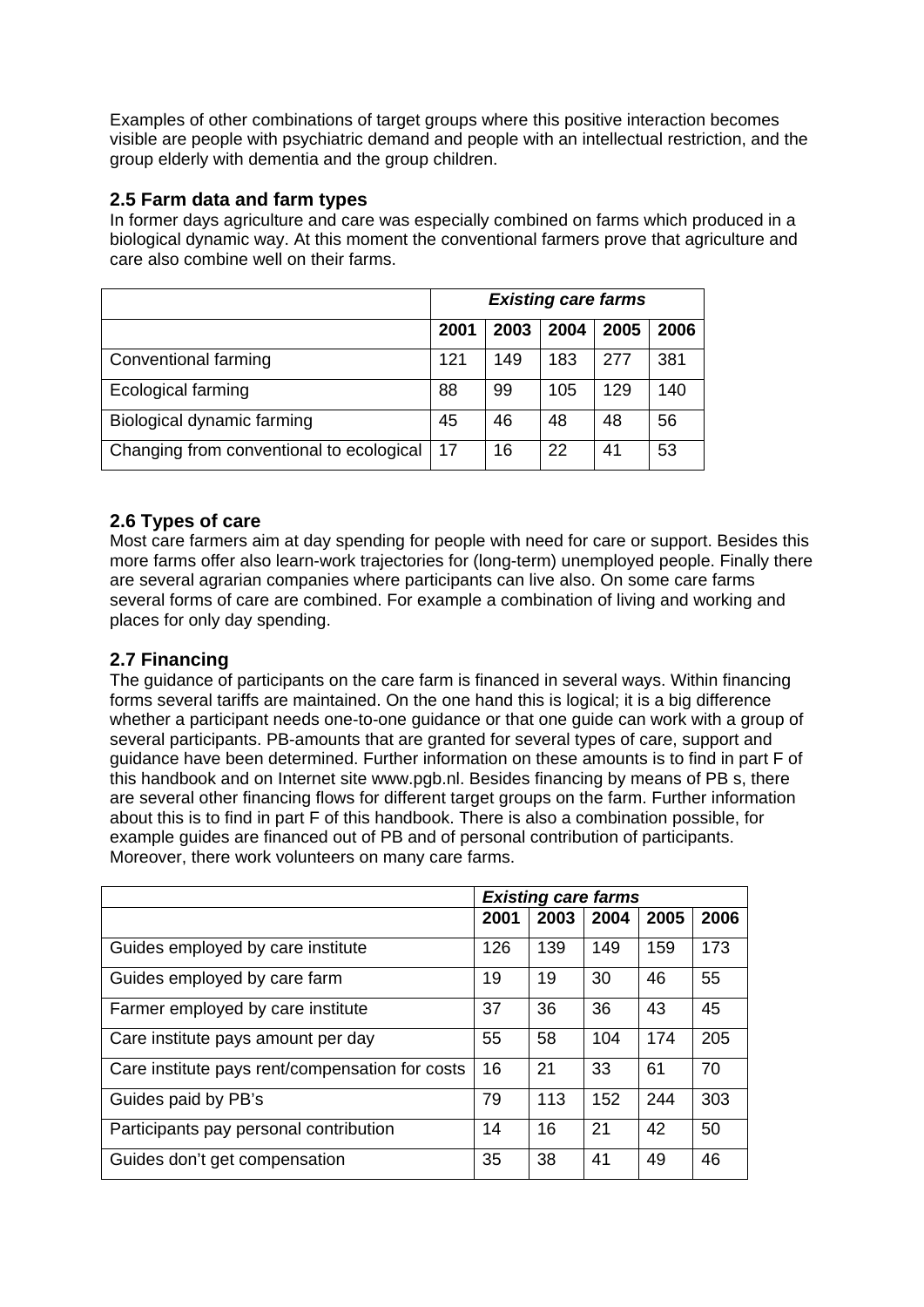Examples of other combinations of target groups where this positive interaction becomes visible are people with psychiatric demand and people with an intellectual restriction, and the group elderly with dementia and the group children.

## 2.5 Farm data and farm types

In former days agriculture and care was especially combined on farms which produced in a biological dynamic way. At this moment the conventional farmers prove that agriculture and care also combine well on their farms.

| | ***Existing care farms*** | | | | |
|---|---|---|---|---|---|
| | **2001** | **2003** | **2004** | **2005** | **2006** |
| Conventional farming | 121 | 149 | 183 | 277 | 381 |
| Ecological farming | 88 | 99 | 105 | 129 | 140 |
| Biological dynamic farming | 45 | 46 | 48 | 48 | 56 |
| Changing from conventional to ecological | 17 | 16 | 22 | 41 | 53 |

## 2.6 Types of care

Most care farmers aim at day spending for people with need for care or support. Besides this more farms offer also learn-work trajectories for (long-term) unemployed people. Finally there are several agrarian companies where participants can live also. On some care farms several forms of care are combined. For example a combination of living and working and places for only day spending.

## 2.7 Financing

The guidance of participants on the care farm is financed in several ways. Within financing forms several tariffs are maintained. On the one hand this is logical; it is a big difference whether a participant needs one-to-one guidance or that one guide can work with a group of several participants. PB-amounts that are granted for several types of care, support and guidance have been determined. Further information on these amounts is to find in part F of this handbook and on Internet site www.pgb.nl. Besides financing by means of PB s, there are several other financing flows for different target groups on the farm. Further information about this is to find in part F of this handbook. There is also a combination possible, for example guides are financed out of PB and of personal contribution of participants. Moreover, there work volunteers on many care farms.

| | ***Existing care farms*** | | | | |
|---|---|---|---|---|---|
| | **2001** | **2003** | **2004** | **2005** | **2006** |
| Guides employed by care institute | 126 | 139 | 149 | 159 | 173 |
| Guides employed by care farm | 19 | 19 | 30 | 46 | 55 |
| Farmer employed by care institute | 37 | 36 | 36 | 43 | 45 |
| Care institute pays amount per day | 55 | 58 | 104 | 174 | 205 |
| Care institute pays rent/compensation for costs | 16 | 21 | 33 | 61 | 70 |
| Guides paid by PB's | 79 | 113 | 152 | 244 | 303 |
| Participants pay personal contribution | 14 | 16 | 21 | 42 | 50 |
| Guides don't get compensation | 35 | 38 | 41 | 49 | 46 |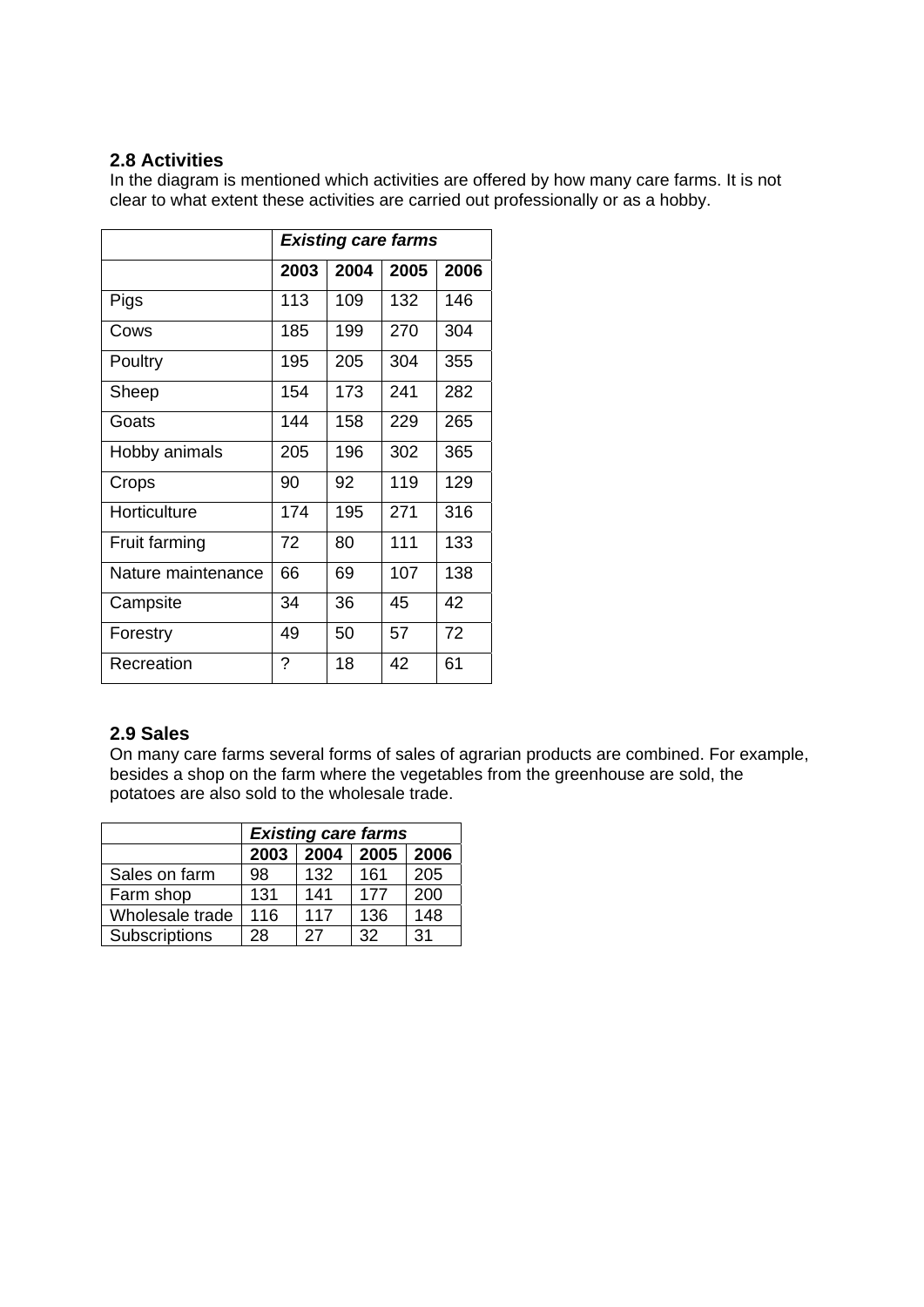### 2.8 Activities

In the diagram is mentioned which activities are offered by how many care farms. It is not clear to what extent these activities are carried out professionally or as a hobby.

| | ***Existing care farms*** | | | |
|---|---|---|---|---|
| | **2003** | **2004** | **2005** | **2006** |
| Pigs | 113 | 109 | 132 | 146 |
| Cows | 185 | 199 | 270 | 304 |
| Poultry | 195 | 205 | 304 | 355 |
| Sheep | 154 | 173 | 241 | 282 |
| Goats | 144 | 158 | 229 | 265 |
| Hobby animals | 205 | 196 | 302 | 365 |
| Crops | 90 | 92 | 119 | 129 |
| Horticulture | 174 | 195 | 271 | 316 |
| Fruit farming | 72 | 80 | 111 | 133 |
| Nature maintenance | 66 | 69 | 107 | 138 |
| Campsite | 34 | 36 | 45 | 42 |
| Forestry | 49 | 50 | 57 | 72 |
| Recreation | ? | 18 | 42 | 61 |

### 2.9 Sales

On many care farms several forms of sales of agrarian products are combined. For example, besides a shop on the farm where the vegetables from the greenhouse are sold, the potatoes are also sold to the wholesale trade.

| | ***Existing care farms*** | | | |
|---|---|---|---|---|
| | **2003** | **2004** | **2005** | **2006** |
| Sales on farm | 98 | 132 | 161 | 205 |
| Farm shop | 131 | 141 | 177 | 200 |
| Wholesale trade | 116 | 117 | 136 | 148 |
| Subscriptions | 28 | 27 | 32 | 31 |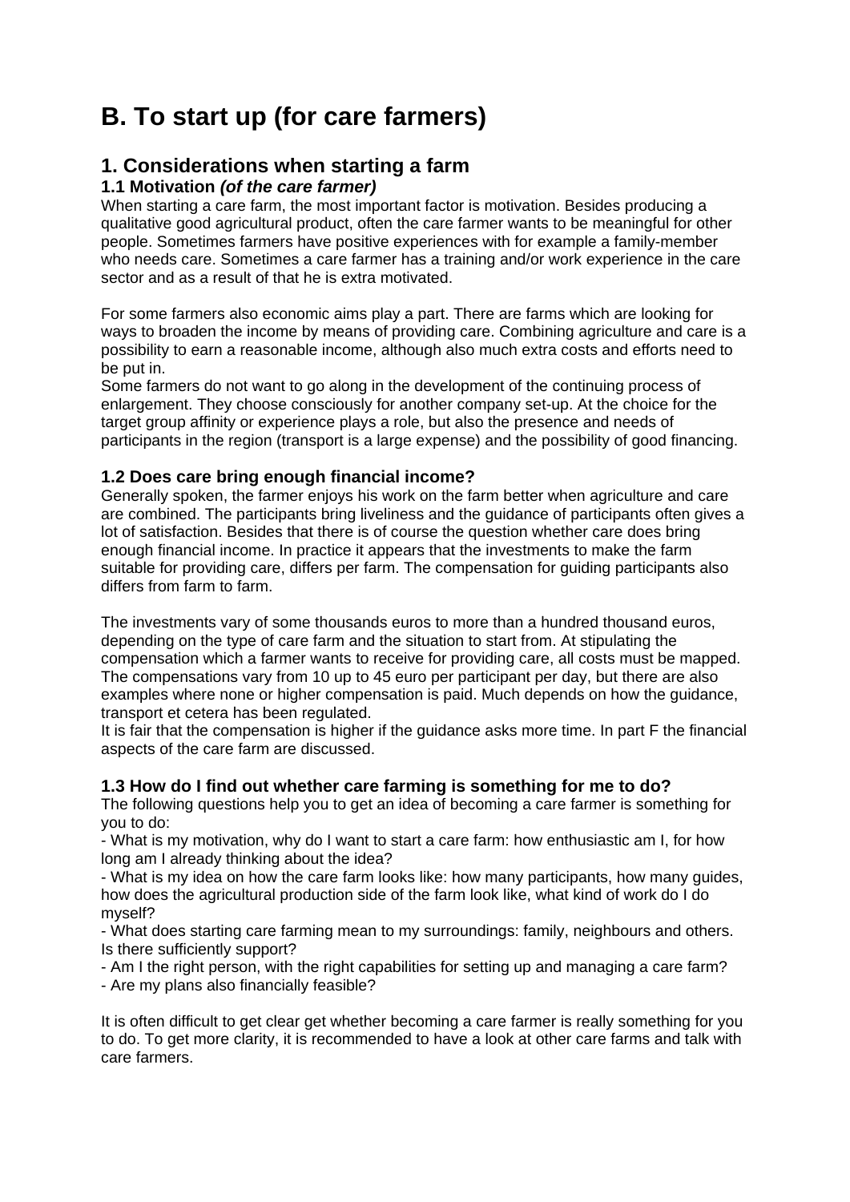# B. To start up (for care farmers)

## 1. Considerations when starting a farm

### 1.1 Motivation *(of the care farmer)*

When starting a care farm, the most important factor is motivation. Besides producing a qualitative good agricultural product, often the care farmer wants to be meaningful for other people. Sometimes farmers have positive experiences with for example a family-member who needs care. Sometimes a care farmer has a training and/or work experience in the care sector and as a result of that he is extra motivated.

For some farmers also economic aims play a part. There are farms which are looking for ways to broaden the income by means of providing care. Combining agriculture and care is a possibility to earn a reasonable income, although also much extra costs and efforts need to be put in.
Some farmers do not want to go along in the development of the continuing process of enlargement. They choose consciously for another company set-up. At the choice for the target group affinity or experience plays a role, but also the presence and needs of participants in the region (transport is a large expense) and the possibility of good financing.

### 1.2 Does care bring enough financial income?

Generally spoken, the farmer enjoys his work on the farm better when agriculture and care are combined. The participants bring liveliness and the guidance of participants often gives a lot of satisfaction. Besides that there is of course the question whether care does bring enough financial income. In practice it appears that the investments to make the farm suitable for providing care, differs per farm. The compensation for guiding participants also differs from farm to farm.

The investments vary of some thousands euros to more than a hundred thousand euros, depending on the type of care farm and the situation to start from. At stipulating the compensation which a farmer wants to receive for providing care, all costs must be mapped. The compensations vary from 10 up to 45 euro per participant per day, but there are also examples where none or higher compensation is paid. Much depends on how the guidance, transport et cetera has been regulated.
It is fair that the compensation is higher if the guidance asks more time. In part F the financial aspects of the care farm are discussed.

### 1.3 How do I find out whether care farming is something for me to do?

The following questions help you to get an idea of becoming a care farmer is something for you to do:

- What is my motivation, why do I want to start a care farm: how enthusiastic am I, for how long am I already thinking about the idea?
- What is my idea on how the care farm looks like: how many participants, how many guides, how does the agricultural production side of the farm look like, what kind of work do I do myself?
- What does starting care farming mean to my surroundings: family, neighbours and others. Is there sufficiently support?
- Am I the right person, with the right capabilities for setting up and managing a care farm?
- Are my plans also financially feasible?

It is often difficult to get clear get whether becoming a care farmer is really something for you to do. To get more clarity, it is recommended to have a look at other care farms and talk with care farmers.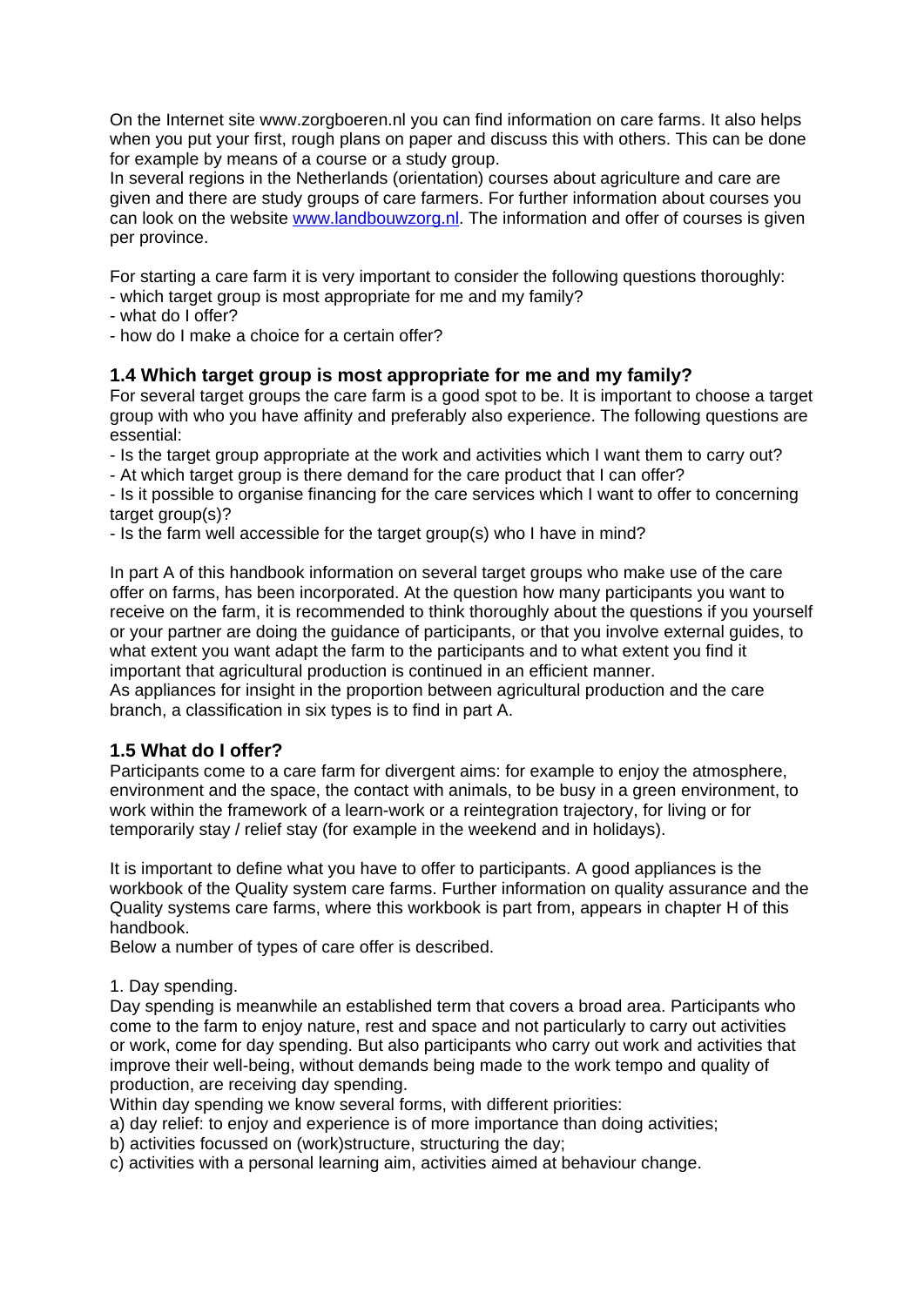On the Internet site www.zorgboeren.nl you can find information on care farms. It also helps when you put your first, rough plans on paper and discuss this with others. This can be done for example by means of a course or a study group.
In several regions in the Netherlands (orientation) courses about agriculture and care are given and there are study groups of care farmers. For further information about courses you can look on the website [www.landbouwzorg.nl](www.landbouwzorg.nl). The information and offer of courses is given per province.

For starting a care farm it is very important to consider the following questions thoroughly:
- which target group is most appropriate for me and my family?
- what do I offer?
- how do I make a choice for a certain offer?

### 1.4 Which target group is most appropriate for me and my family?

For several target groups the care farm is a good spot to be. It is important to choose a target group with who you have affinity and preferably also experience. The following questions are essential:
- Is the target group appropriate at the work and activities which I want them to carry out?
- At which target group is there demand for the care product that I can offer?
- Is it possible to organise financing for the care services which I want to offer to concerning target group(s)?
- Is the farm well accessible for the target group(s) who I have in mind?

In part A of this handbook information on several target groups who make use of the care offer on farms, has been incorporated. At the question how many participants you want to receive on the farm, it is recommended to think thoroughly about the questions if you yourself or your partner are doing the guidance of participants, or that you involve external guides, to what extent you want adapt the farm to the participants and to what extent you find it important that agricultural production is continued in an efficient manner.
As appliances for insight in the proportion between agricultural production and the care branch, a classification in six types is to find in part A.

### 1.5 What do I offer?

Participants come to a care farm for divergent aims: for example to enjoy the atmosphere, environment and the space, the contact with animals, to be busy in a green environment, to work within the framework of a learn-work or a reintegration trajectory, for living or for temporarily stay / relief stay (for example in the weekend and in holidays).

It is important to define what you have to offer to participants. A good appliances is the workbook of the Quality system care farms. Further information on quality assurance and the Quality systems care farms, where this workbook is part from, appears in chapter H of this handbook.
Below a number of types of care offer is described.

1. Day spending.
Day spending is meanwhile an established term that covers a broad area. Participants who come to the farm to enjoy nature, rest and space and not particularly to carry out activities or work, come for day spending. But also participants who carry out work and activities that improve their well-being, without demands being made to the work tempo and quality of production, are receiving day spending.
Within day spending we know several forms, with different priorities:
a) day relief: to enjoy and experience is of more importance than doing activities;
b) activities focussed on (work)structure, structuring the day;
c) activities with a personal learning aim, activities aimed at behaviour change.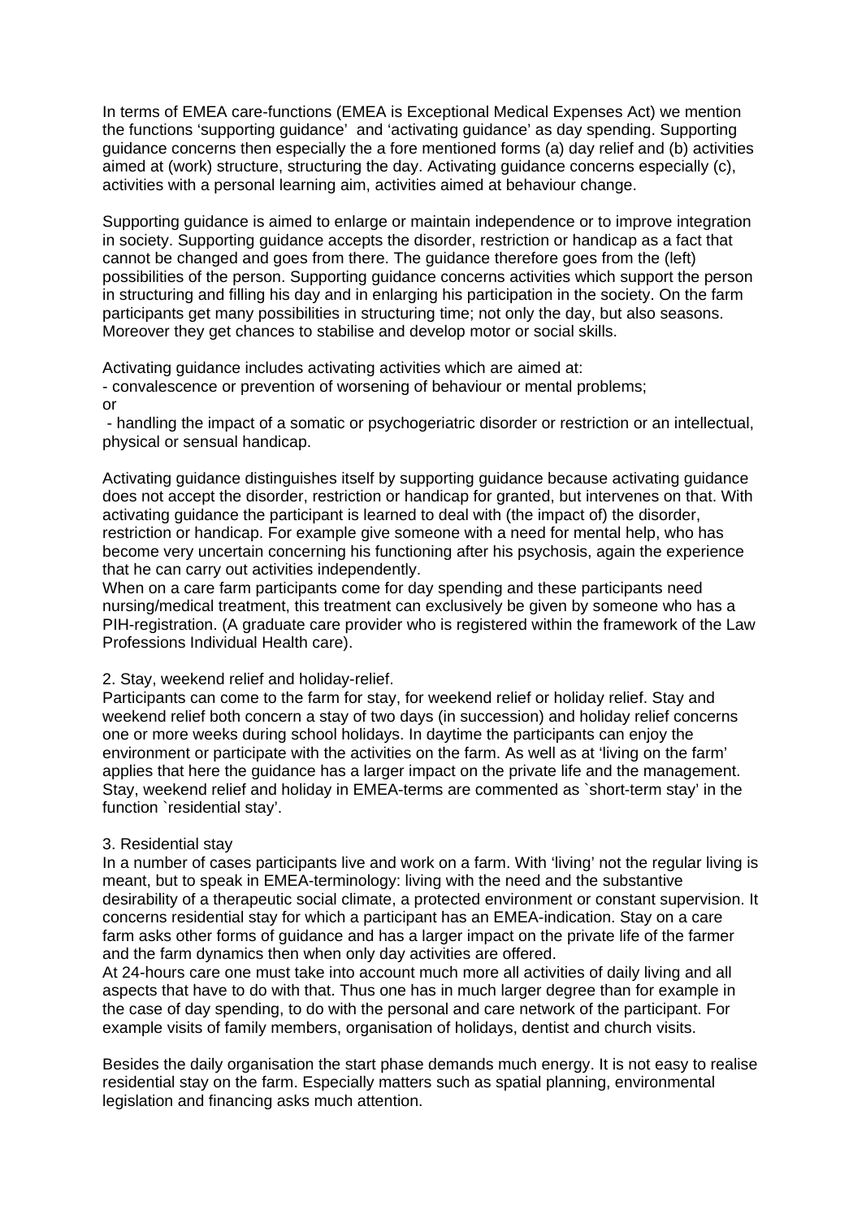In terms of EMEA care-functions (EMEA is Exceptional Medical Expenses Act) we mention the functions 'supporting guidance' and 'activating guidance' as day spending. Supporting guidance concerns then especially the a fore mentioned forms (a) day relief and (b) activities aimed at (work) structure, structuring the day. Activating guidance concerns especially (c), activities with a personal learning aim, activities aimed at behaviour change.

Supporting guidance is aimed to enlarge or maintain independence or to improve integration in society. Supporting guidance accepts the disorder, restriction or handicap as a fact that cannot be changed and goes from there. The guidance therefore goes from the (left) possibilities of the person. Supporting guidance concerns activities which support the person in structuring and filling his day and in enlarging his participation in the society. On the farm participants get many possibilities in structuring time; not only the day, but also seasons. Moreover they get chances to stabilise and develop motor or social skills.

Activating guidance includes activating activities which are aimed at:
- convalescence or prevention of worsening of behaviour or mental problems;

or

- handling the impact of a somatic or psychogeriatric disorder or restriction or an intellectual, physical or sensual handicap.

Activating guidance distinguishes itself by supporting guidance because activating guidance does not accept the disorder, restriction or handicap for granted, but intervenes on that. With activating guidance the participant is learned to deal with (the impact of) the disorder, restriction or handicap. For example give someone with a need for mental help, who has become very uncertain concerning his functioning after his psychosis, again the experience that he can carry out activities independently.
When on a care farm participants come for day spending and these participants need nursing/medical treatment, this treatment can exclusively be given by someone who has a PIH-registration. (A graduate care provider who is registered within the framework of the Law Professions Individual Health care).

2. Stay, weekend relief and holiday-relief.
Participants can come to the farm for stay, for weekend relief or holiday relief. Stay and weekend relief both concern a stay of two days (in succession) and holiday relief concerns one or more weeks during school holidays. In daytime the participants can enjoy the environment or participate with the activities on the farm. As well as at 'living on the farm' applies that here the guidance has a larger impact on the private life and the management. Stay, weekend relief and holiday in EMEA-terms are commented as `short-term stay' in the function `residential stay'.

3. Residential stay
In a number of cases participants live and work on a farm. With 'living' not the regular living is meant, but to speak in EMEA-terminology: living with the need and the substantive desirability of a therapeutic social climate, a protected environment or constant supervision. It concerns residential stay for which a participant has an EMEA-indication. Stay on a care farm asks other forms of guidance and has a larger impact on the private life of the farmer and the farm dynamics then when only day activities are offered.
At 24-hours care one must take into account much more all activities of daily living and all aspects that have to do with that. Thus one has in much larger degree than for example in the case of day spending, to do with the personal and care network of the participant. For example visits of family members, organisation of holidays, dentist and church visits.

Besides the daily organisation the start phase demands much energy. It is not easy to realise residential stay on the farm. Especially matters such as spatial planning, environmental legislation and financing asks much attention.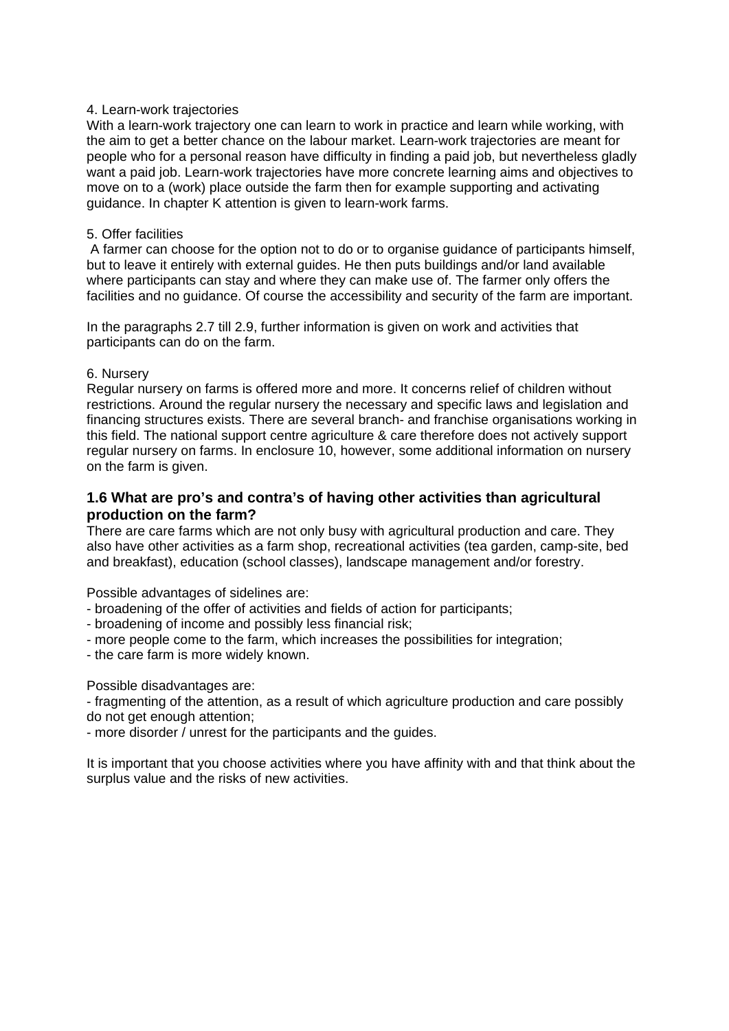4. Learn-work trajectories

With a learn-work trajectory one can learn to work in practice and learn while working, with the aim to get a better chance on the labour market. Learn-work trajectories are meant for people who for a personal reason have difficulty in finding a paid job, but nevertheless gladly want a paid job. Learn-work trajectories have more concrete learning aims and objectives to move on to a (work) place outside the farm then for example supporting and activating guidance. In chapter K attention is given to learn-work farms.

5. Offer facilities

A farmer can choose for the option not to do or to organise guidance of participants himself, but to leave it entirely with external guides. He then puts buildings and/or land available where participants can stay and where they can make use of. The farmer only offers the facilities and no guidance. Of course the accessibility and security of the farm are important.

In the paragraphs 2.7 till 2.9, further information is given on work and activities that participants can do on the farm.

6. Nursery

Regular nursery on farms is offered more and more. It concerns relief of children without restrictions. Around the regular nursery the necessary and specific laws and legislation and financing structures exists. There are several branch- and franchise organisations working in this field. The national support centre agriculture & care therefore does not actively support regular nursery on farms. In enclosure 10, however, some additional information on nursery on the farm is given.

### 1.6 What are pro's and contra's of having other activities than agricultural production on the farm?

There are care farms which are not only busy with agricultural production and care. They also have other activities as a farm shop, recreational activities (tea garden, camp-site, bed and breakfast), education (school classes), landscape management and/or forestry.

Possible advantages of sidelines are:

- broadening of the offer of activities and fields of action for participants;
- broadening of income and possibly less financial risk;
- more people come to the farm, which increases the possibilities for integration;
- the care farm is more widely known.

Possible disadvantages are:

- fragmenting of the attention, as a result of which agriculture production and care possibly do not get enough attention;
- more disorder / unrest for the participants and the guides.

It is important that you choose activities where you have affinity with and that think about the surplus value and the risks of new activities.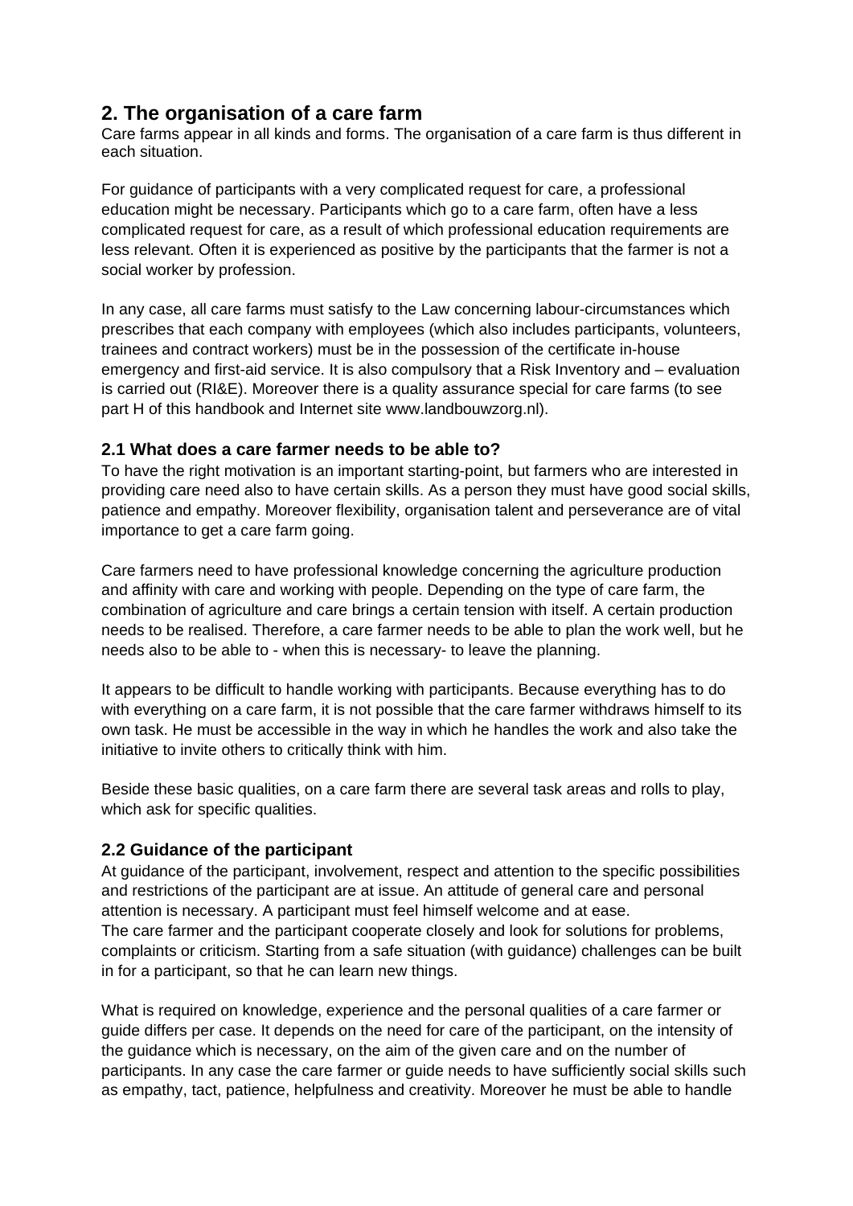## 2. The organisation of a care farm

Care farms appear in all kinds and forms. The organisation of a care farm is thus different in each situation.

For guidance of participants with a very complicated request for care, a professional education might be necessary. Participants which go to a care farm, often have a less complicated request for care, as a result of which professional education requirements are less relevant. Often it is experienced as positive by the participants that the farmer is not a social worker by profession.

In any case, all care farms must satisfy to the Law concerning labour-circumstances which prescribes that each company with employees (which also includes participants, volunteers, trainees and contract workers) must be in the possession of the certificate in-house emergency and first-aid service. It is also compulsory that a Risk Inventory and – evaluation is carried out (RI&E). Moreover there is a quality assurance special for care farms (to see part H of this handbook and Internet site www.landbouwzorg.nl).

### 2.1 What does a care farmer needs to be able to?

To have the right motivation is an important starting-point, but farmers who are interested in providing care need also to have certain skills. As a person they must have good social skills, patience and empathy. Moreover flexibility, organisation talent and perseverance are of vital importance to get a care farm going.

Care farmers need to have professional knowledge concerning the agriculture production and affinity with care and working with people. Depending on the type of care farm, the combination of agriculture and care brings a certain tension with itself. A certain production needs to be realised. Therefore, a care farmer needs to be able to plan the work well, but he needs also to be able to - when this is necessary- to leave the planning.

It appears to be difficult to handle working with participants. Because everything has to do with everything on a care farm, it is not possible that the care farmer withdraws himself to its own task. He must be accessible in the way in which he handles the work and also take the initiative to invite others to critically think with him.

Beside these basic qualities, on a care farm there are several task areas and rolls to play, which ask for specific qualities.

### 2.2 Guidance of the participant

At guidance of the participant, involvement, respect and attention to the specific possibilities and restrictions of the participant are at issue. An attitude of general care and personal attention is necessary. A participant must feel himself welcome and at ease.
The care farmer and the participant cooperate closely and look for solutions for problems, complaints or criticism. Starting from a safe situation (with guidance) challenges can be built in for a participant, so that he can learn new things.

What is required on knowledge, experience and the personal qualities of a care farmer or guide differs per case. It depends on the need for care of the participant, on the intensity of the guidance which is necessary, on the aim of the given care and on the number of participants. In any case the care farmer or guide needs to have sufficiently social skills such as empathy, tact, patience, helpfulness and creativity. Moreover he must be able to handle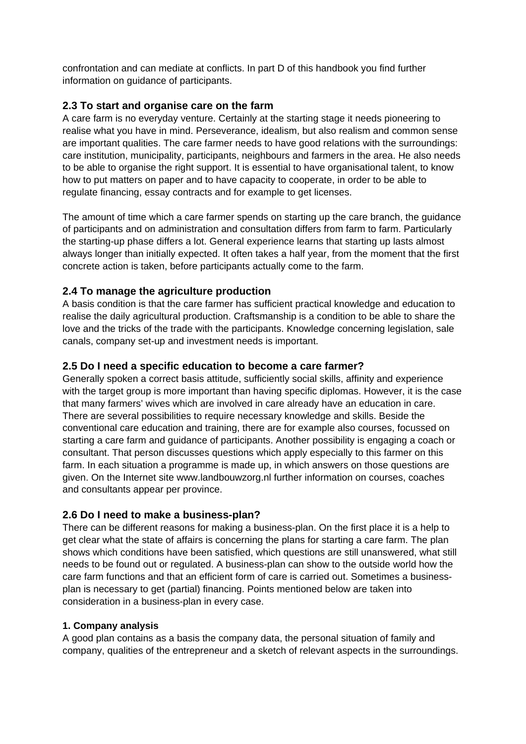confrontation and can mediate at conflicts. In part D of this handbook you find further information on guidance of participants.

## 2.3 To start and organise care on the farm

A care farm is no everyday venture. Certainly at the starting stage it needs pioneering to realise what you have in mind. Perseverance, idealism, but also realism and common sense are important qualities. The care farmer needs to have good relations with the surroundings: care institution, municipality, participants, neighbours and farmers in the area. He also needs to be able to organise the right support. It is essential to have organisational talent, to know how to put matters on paper and to have capacity to cooperate, in order to be able to regulate financing, essay contracts and for example to get licenses.

The amount of time which a care farmer spends on starting up the care branch, the guidance of participants and on administration and consultation differs from farm to farm. Particularly the starting-up phase differs a lot. General experience learns that starting up lasts almost always longer than initially expected. It often takes a half year, from the moment that the first concrete action is taken, before participants actually come to the farm.

## 2.4 To manage the agriculture production

A basis condition is that the care farmer has sufficient practical knowledge and education to realise the daily agricultural production. Craftsmanship is a condition to be able to share the love and the tricks of the trade with the participants. Knowledge concerning legislation, sale canals, company set-up and investment needs is important.

## 2.5 Do I need a specific education to become a care farmer?

Generally spoken a correct basis attitude, sufficiently social skills, affinity and experience with the target group is more important than having specific diplomas. However, it is the case that many farmers' wives which are involved in care already have an education in care. There are several possibilities to require necessary knowledge and skills. Beside the conventional care education and training, there are for example also courses, focussed on starting a care farm and guidance of participants. Another possibility is engaging a coach or consultant. That person discusses questions which apply especially to this farmer on this farm. In each situation a programme is made up, in which answers on those questions are given. On the Internet site www.landbouwzorg.nl further information on courses, coaches and consultants appear per province.

## 2.6 Do I need to make a business-plan?

There can be different reasons for making a business-plan. On the first place it is a help to get clear what the state of affairs is concerning the plans for starting a care farm. The plan shows which conditions have been satisfied, which questions are still unanswered, what still needs to be found out or regulated. A business-plan can show to the outside world how the care farm functions and that an efficient form of care is carried out. Sometimes a business-plan is necessary to get (partial) financing. Points mentioned below are taken into consideration in a business-plan in every case.

**1. Company analysis**

A good plan contains as a basis the company data, the personal situation of family and company, qualities of the entrepreneur and a sketch of relevant aspects in the surroundings.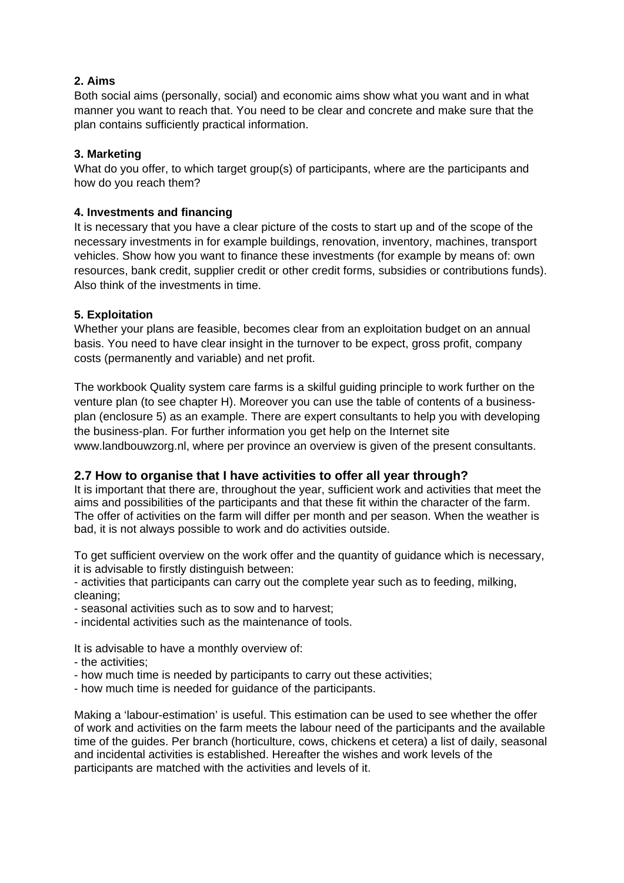**2. Aims**

Both social aims (personally, social) and economic aims show what you want and in what manner you want to reach that. You need to be clear and concrete and make sure that the plan contains sufficiently practical information.

**3. Marketing**

What do you offer, to which target group(s) of participants, where are the participants and how do you reach them?

**4. Investments and financing**

It is necessary that you have a clear picture of the costs to start up and of the scope of the necessary investments in for example buildings, renovation, inventory, machines, transport vehicles. Show how you want to finance these investments (for example by means of: own resources, bank credit, supplier credit or other credit forms, subsidies or contributions funds). Also think of the investments in time.

**5. Exploitation**

Whether your plans are feasible, becomes clear from an exploitation budget on an annual basis. You need to have clear insight in the turnover to be expect, gross profit, company costs (permanently and variable) and net profit.

The workbook Quality system care farms is a skilful guiding principle to work further on the venture plan (to see chapter H). Moreover you can use the table of contents of a business-plan (enclosure 5) as an example. There are expert consultants to help you with developing the business-plan. For further information you get help on the Internet site www.landbouwzorg.nl, where per province an overview is given of the present consultants.

## 2.7 How to organise that I have activities to offer all year through?

It is important that there are, throughout the year, sufficient work and activities that meet the aims and possibilities of the participants and that these fit within the character of the farm. The offer of activities on the farm will differ per month and per season. When the weather is bad, it is not always possible to work and do activities outside.

To get sufficient overview on the work offer and the quantity of guidance which is necessary, it is advisable to firstly distinguish between:

- activities that participants can carry out the complete year such as to feeding, milking, cleaning;
- seasonal activities such as to sow and to harvest;
- incidental activities such as the maintenance of tools.

It is advisable to have a monthly overview of:

- the activities;
- how much time is needed by participants to carry out these activities;
- how much time is needed for guidance of the participants.

Making a 'labour-estimation' is useful. This estimation can be used to see whether the offer of work and activities on the farm meets the labour need of the participants and the available time of the guides. Per branch (horticulture, cows, chickens et cetera) a list of daily, seasonal and incidental activities is established. Hereafter the wishes and work levels of the participants are matched with the activities and levels of it.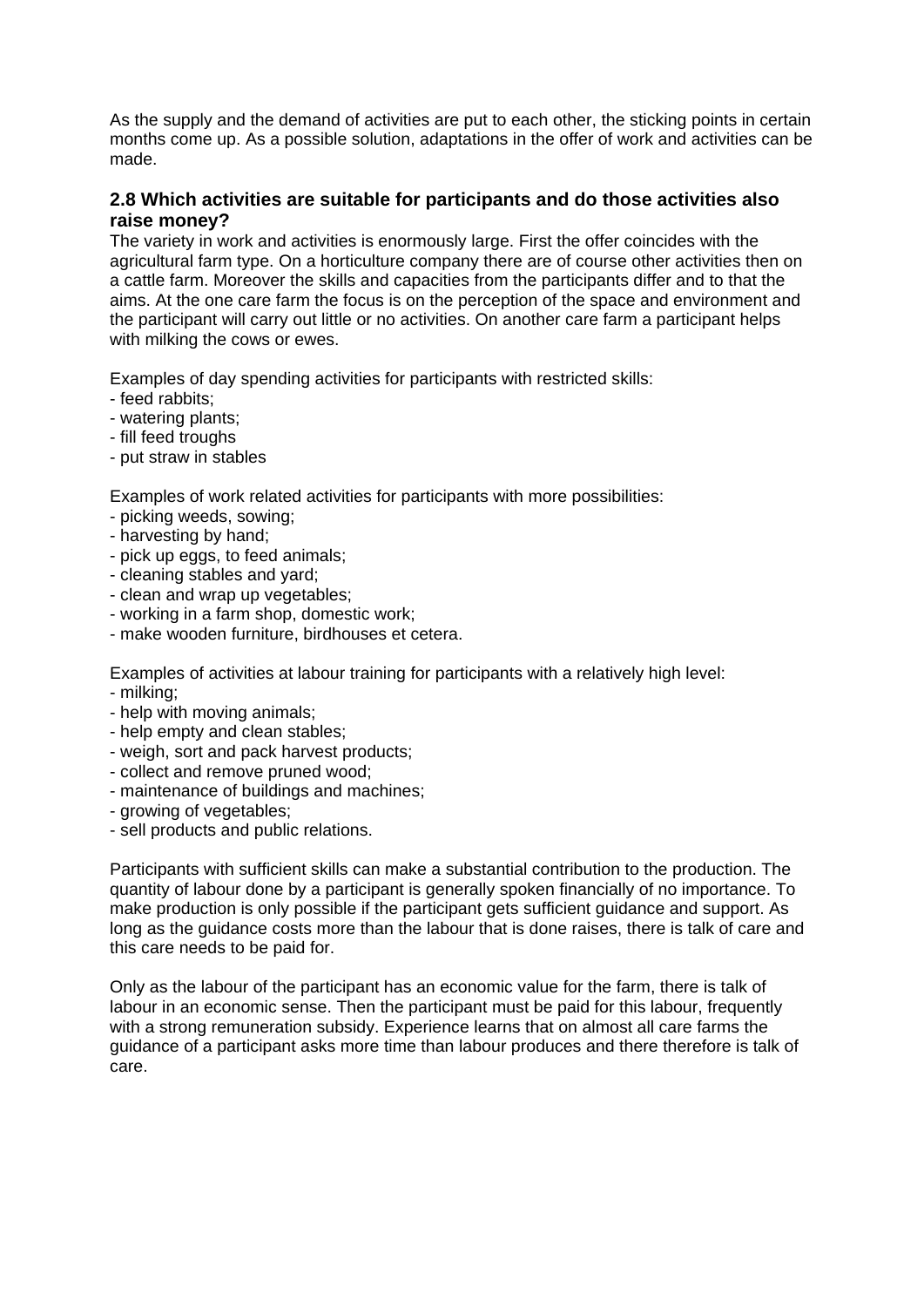As the supply and the demand of activities are put to each other, the sticking points in certain months come up. As a possible solution, adaptations in the offer of work and activities can be made.

### 2.8 Which activities are suitable for participants and do those activities also raise money?

The variety in work and activities is enormously large. First the offer coincides with the agricultural farm type. On a horticulture company there are of course other activities then on a cattle farm. Moreover the skills and capacities from the participants differ and to that the aims. At the one care farm the focus is on the perception of the space and environment and the participant will carry out little or no activities. On another care farm a participant helps with milking the cows or ewes.

Examples of day spending activities for participants with restricted skills:
- feed rabbits;
- watering plants;
- fill feed troughs
- put straw in stables

Examples of work related activities for participants with more possibilities:
- picking weeds, sowing;
- harvesting by hand;
- pick up eggs, to feed animals;
- cleaning stables and yard;
- clean and wrap up vegetables;
- working in a farm shop, domestic work;
- make wooden furniture, birdhouses et cetera.

Examples of activities at labour training for participants with a relatively high level:
- milking;
- help with moving animals;
- help empty and clean stables;
- weigh, sort and pack harvest products;
- collect and remove pruned wood;
- maintenance of buildings and machines;
- growing of vegetables;
- sell products and public relations.

Participants with sufficient skills can make a substantial contribution to the production. The quantity of labour done by a participant is generally spoken financially of no importance. To make production is only possible if the participant gets sufficient guidance and support. As long as the guidance costs more than the labour that is done raises, there is talk of care and this care needs to be paid for.

Only as the labour of the participant has an economic value for the farm, there is talk of labour in an economic sense. Then the participant must be paid for this labour, frequently with a strong remuneration subsidy. Experience learns that on almost all care farms the guidance of a participant asks more time than labour produces and there therefore is talk of care.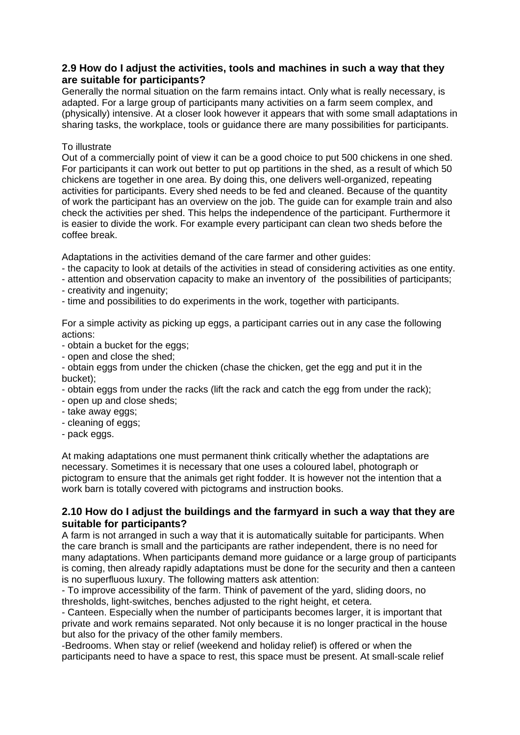### 2.9 How do I adjust the activities, tools and machines in such a way that they are suitable for participants?

Generally the normal situation on the farm remains intact. Only what is really necessary, is adapted. For a large group of participants many activities on a farm seem complex, and (physically) intensive. At a closer look however it appears that with some small adaptations in sharing tasks, the workplace, tools or guidance there are many possibilities for participants.

To illustrate

Out of a commercially point of view it can be a good choice to put 500 chickens in one shed. For participants it can work out better to put op partitions in the shed, as a result of which 50 chickens are together in one area. By doing this, one delivers well-organized, repeating activities for participants. Every shed needs to be fed and cleaned. Because of the quantity of work the participant has an overview on the job. The guide can for example train and also check the activities per shed. This helps the independence of the participant. Furthermore it is easier to divide the work. For example every participant can clean two sheds before the coffee break.

Adaptations in the activities demand of the care farmer and other guides:

- the capacity to look at details of the activities in stead of considering activities as one entity.
- attention and observation capacity to make an inventory of  the possibilities of participants;
- creativity and ingenuity;
- time and possibilities to do experiments in the work, together with participants.

For a simple activity as picking up eggs, a participant carries out in any case the following actions:

- obtain a bucket for the eggs;
- open and close the shed;
- obtain eggs from under the chicken (chase the chicken, get the egg and put it in the bucket);
- obtain eggs from under the racks (lift the rack and catch the egg from under the rack);
- open up and close sheds;
- take away eggs;
- cleaning of eggs;
- pack eggs.

At making adaptations one must permanent think critically whether the adaptations are necessary. Sometimes it is necessary that one uses a coloured label, photograph or pictogram to ensure that the animals get right fodder. It is however not the intention that a work barn is totally covered with pictograms and instruction books.

### 2.10 How do I adjust the buildings and the farmyard in such a way that they are suitable for participants?

A farm is not arranged in such a way that it is automatically suitable for participants. When the care branch is small and the participants are rather independent, there is no need for many adaptations. When participants demand more guidance or a large group of participants is coming, then already rapidly adaptations must be done for the security and then a canteen is no superfluous luxury. The following matters ask attention:

- To improve accessibility of the farm. Think of pavement of the yard, sliding doors, no thresholds, light-switches, benches adjusted to the right height, et cetera.
- Canteen. Especially when the number of participants becomes larger, it is important that private and work remains separated. Not only because it is no longer practical in the house but also for the privacy of the other family members.
- Bedrooms. When stay or relief (weekend and holiday relief) is offered or when the participants need to have a space to rest, this space must be present. At small-scale relief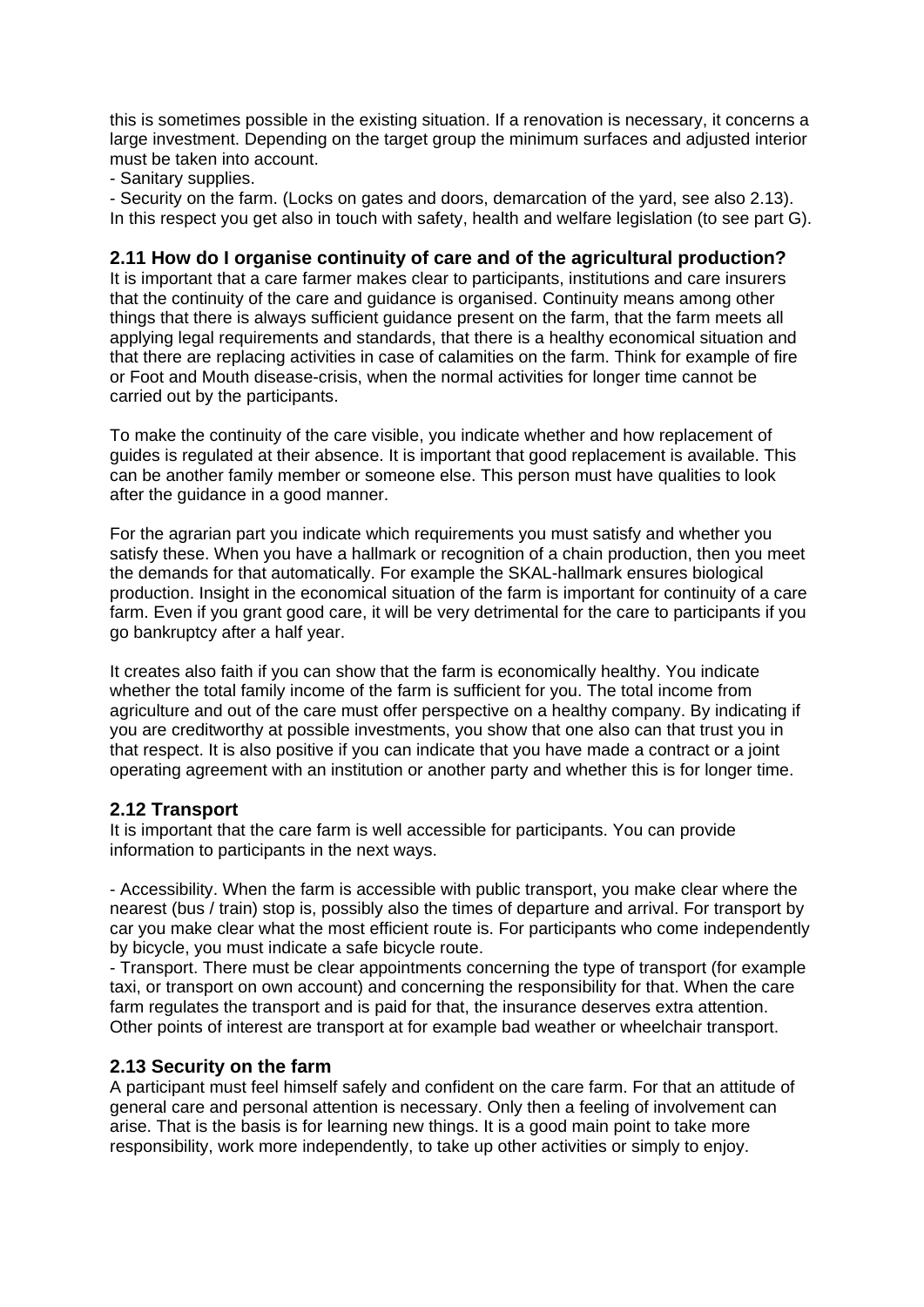this is sometimes possible in the existing situation. If a renovation is necessary, it concerns a large investment. Depending on the target group the minimum surfaces and adjusted interior must be taken into account.
- Sanitary supplies.
- Security on the farm. (Locks on gates and doors, demarcation of the yard, see also 2.13).
In this respect you get also in touch with safety, health and welfare legislation (to see part G).

### 2.11 How do I organise continuity of care and of the agricultural production?

It is important that a care farmer makes clear to participants, institutions and care insurers that the continuity of the care and guidance is organised. Continuity means among other things that there is always sufficient guidance present on the farm, that the farm meets all applying legal requirements and standards, that there is a healthy economical situation and that there are replacing activities in case of calamities on the farm. Think for example of fire or Foot and Mouth disease-crisis, when the normal activities for longer time cannot be carried out by the participants.

To make the continuity of the care visible, you indicate whether and how replacement of guides is regulated at their absence. It is important that good replacement is available. This can be another family member or someone else. This person must have qualities to look after the guidance in a good manner.

For the agrarian part you indicate which requirements you must satisfy and whether you satisfy these. When you have a hallmark or recognition of a chain production, then you meet the demands for that automatically. For example the SKAL-hallmark ensures biological production. Insight in the economical situation of the farm is important for continuity of a care farm. Even if you grant good care, it will be very detrimental for the care to participants if you go bankruptcy after a half year.

It creates also faith if you can show that the farm is economically healthy. You indicate whether the total family income of the farm is sufficient for you. The total income from agriculture and out of the care must offer perspective on a healthy company. By indicating if you are creditworthy at possible investments, you show that one also can that trust you in that respect. It is also positive if you can indicate that you have made a contract or a joint operating agreement with an institution or another party and whether this is for longer time.

### 2.12 Transport

It is important that the care farm is well accessible for participants. You can provide information to participants in the next ways.

- Accessibility. When the farm is accessible with public transport, you make clear where the nearest (bus / train) stop is, possibly also the times of departure and arrival. For transport by car you make clear what the most efficient route is. For participants who come independently by bicycle, you must indicate a safe bicycle route.
- Transport. There must be clear appointments concerning the type of transport (for example taxi, or transport on own account) and concerning the responsibility for that. When the care farm regulates the transport and is paid for that, the insurance deserves extra attention. Other points of interest are transport at for example bad weather or wheelchair transport.

### 2.13 Security on the farm

A participant must feel himself safely and confident on the care farm. For that an attitude of general care and personal attention is necessary. Only then a feeling of involvement can arise. That is the basis is for learning new things. It is a good main point to take more responsibility, work more independently, to take up other activities or simply to enjoy.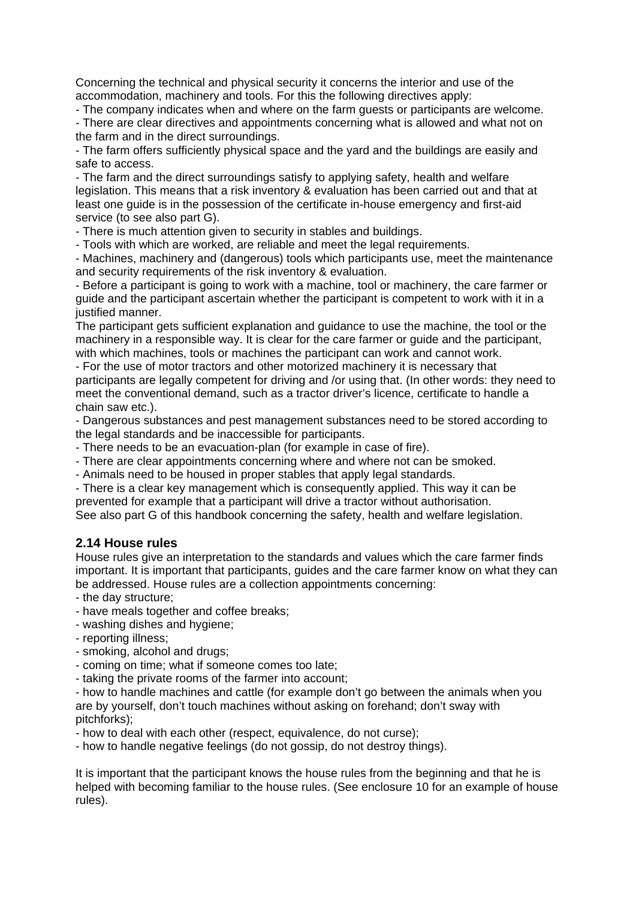Concerning the technical and physical security it concerns the interior and use of the accommodation, machinery and tools. For this the following directives apply:

- The company indicates when and where on the farm guests or participants are welcome.
- There are clear directives and appointments concerning what is allowed and what not on the farm and in the direct surroundings.
- The farm offers sufficiently physical space and the yard and the buildings are easily and safe to access.
- The farm and the direct surroundings satisfy to applying safety, health and welfare legislation. This means that a risk inventory & evaluation has been carried out and that at least one guide is in the possession of the certificate in-house emergency and first-aid service (to see also part G).
- There is much attention given to security in stables and buildings.
- Tools with which are worked, are reliable and meet the legal requirements.
- Machines, machinery and (dangerous) tools which participants use, meet the maintenance and security requirements of the risk inventory & evaluation.
- Before a participant is going to work with a machine, tool or machinery, the care farmer or guide and the participant ascertain whether the participant is competent to work with it in a justified manner.

The participant gets sufficient explanation and guidance to use the machine, the tool or the machinery in a responsible way. It is clear for the care farmer or guide and the participant, with which machines, tools or machines the participant can work and cannot work.

- For the use of motor tractors and other motorized machinery it is necessary that participants are legally competent for driving and /or using that. (In other words: they need to meet the conventional demand, such as a tractor driver's licence, certificate to handle a chain saw etc.).
- Dangerous substances and pest management substances need to be stored according to the legal standards and be inaccessible for participants.
- There needs to be an evacuation-plan (for example in case of fire).
- There are clear appointments concerning where and where not can be smoked.
- Animals need to be housed in proper stables that apply legal standards.
- There is a clear key management which is consequently applied. This way it can be prevented for example that a participant will drive a tractor without authorisation.

See also part G of this handbook concerning the safety, health and welfare legislation.

### 2.14 House rules

House rules give an interpretation to the standards and values which the care farmer finds important. It is important that participants, guides and the care farmer know on what they can be addressed. House rules are a collection appointments concerning:

- the day structure;
- have meals together and coffee breaks;
- washing dishes and hygiene;
- reporting illness;
- smoking, alcohol and drugs;
- coming on time; what if someone comes too late;
- taking the private rooms of the farmer into account;
- how to handle machines and cattle (for example don't go between the animals when you are by yourself, don't touch machines without asking on forehand; don't sway with pitchforks);
- how to deal with each other (respect, equivalence, do not curse);
- how to handle negative feelings (do not gossip, do not destroy things).

It is important that the participant knows the house rules from the beginning and that he is helped with becoming familiar to the house rules. (See enclosure 10 for an example of house rules).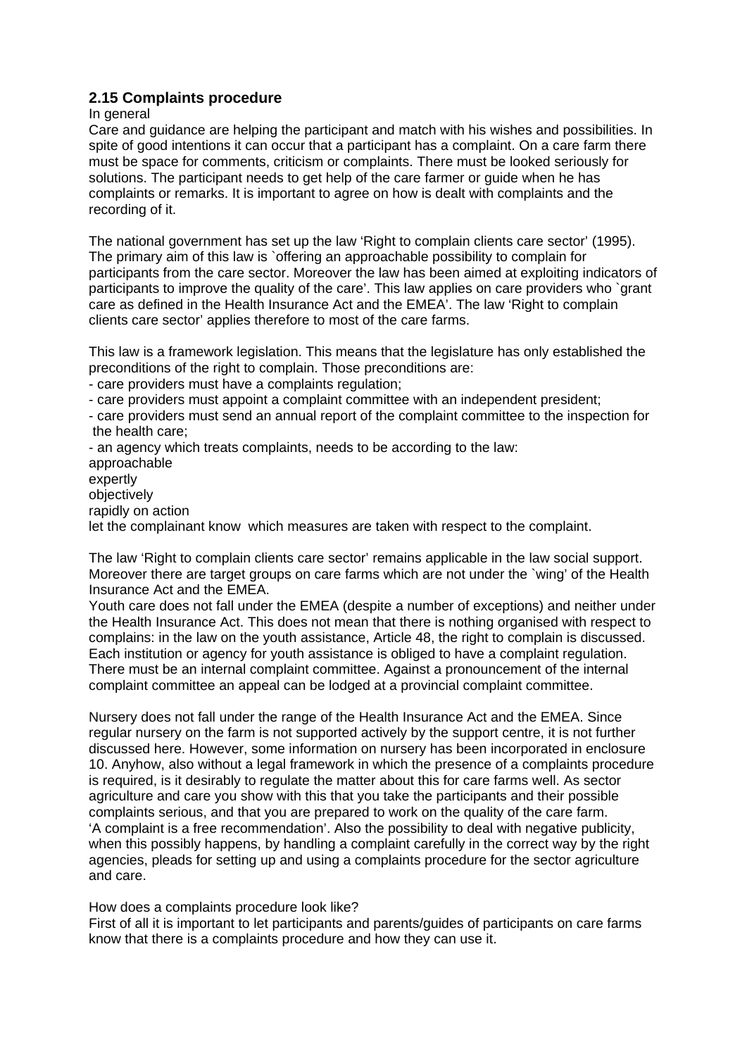## 2.15 Complaints procedure

In general

Care and guidance are helping the participant and match with his wishes and possibilities. In spite of good intentions it can occur that a participant has a complaint. On a care farm there must be space for comments, criticism or complaints. There must be looked seriously for solutions. The participant needs to get help of the care farmer or guide when he has complaints or remarks. It is important to agree on how is dealt with complaints and the recording of it.

The national government has set up the law 'Right to complain clients care sector' (1995). The primary aim of this law is `offering an approachable possibility to complain for participants from the care sector. Moreover the law has been aimed at exploiting indicators of participants to improve the quality of the care'. This law applies on care providers who `grant care as defined in the Health Insurance Act and the EMEA'. The law 'Right to complain clients care sector' applies therefore to most of the care farms.

This law is a framework legislation. This means that the legislature has only established the preconditions of the right to complain. Those preconditions are:

- care providers must have a complaints regulation;
- care providers must appoint a complaint committee with an independent president;
- care providers must send an annual report of the complaint committee to the inspection for the health care;
- an agency which treats complaints, needs to be according to the law:

approachable
expertly
objectively
rapidly on action
let the complainant know which measures are taken with respect to the complaint.

The law 'Right to complain clients care sector' remains applicable in the law social support. Moreover there are target groups on care farms which are not under the `wing' of the Health Insurance Act and the EMEA.

Youth care does not fall under the EMEA (despite a number of exceptions) and neither under the Health Insurance Act. This does not mean that there is nothing organised with respect to complains: in the law on the youth assistance, Article 48, the right to complain is discussed. Each institution or agency for youth assistance is obliged to have a complaint regulation. There must be an internal complaint committee. Against a pronouncement of the internal complaint committee an appeal can be lodged at a provincial complaint committee.

Nursery does not fall under the range of the Health Insurance Act and the EMEA. Since regular nursery on the farm is not supported actively by the support centre, it is not further discussed here. However, some information on nursery has been incorporated in enclosure 10. Anyhow, also without a legal framework in which the presence of a complaints procedure is required, is it desirably to regulate the matter about this for care farms well. As sector agriculture and care you show with this that you take the participants and their possible complaints serious, and that you are prepared to work on the quality of the care farm. 'A complaint is a free recommendation'. Also the possibility to deal with negative publicity, when this possibly happens, by handling a complaint carefully in the correct way by the right agencies, pleads for setting up and using a complaints procedure for the sector agriculture and care.

How does a complaints procedure look like?

First of all it is important to let participants and parents/guides of participants on care farms know that there is a complaints procedure and how they can use it.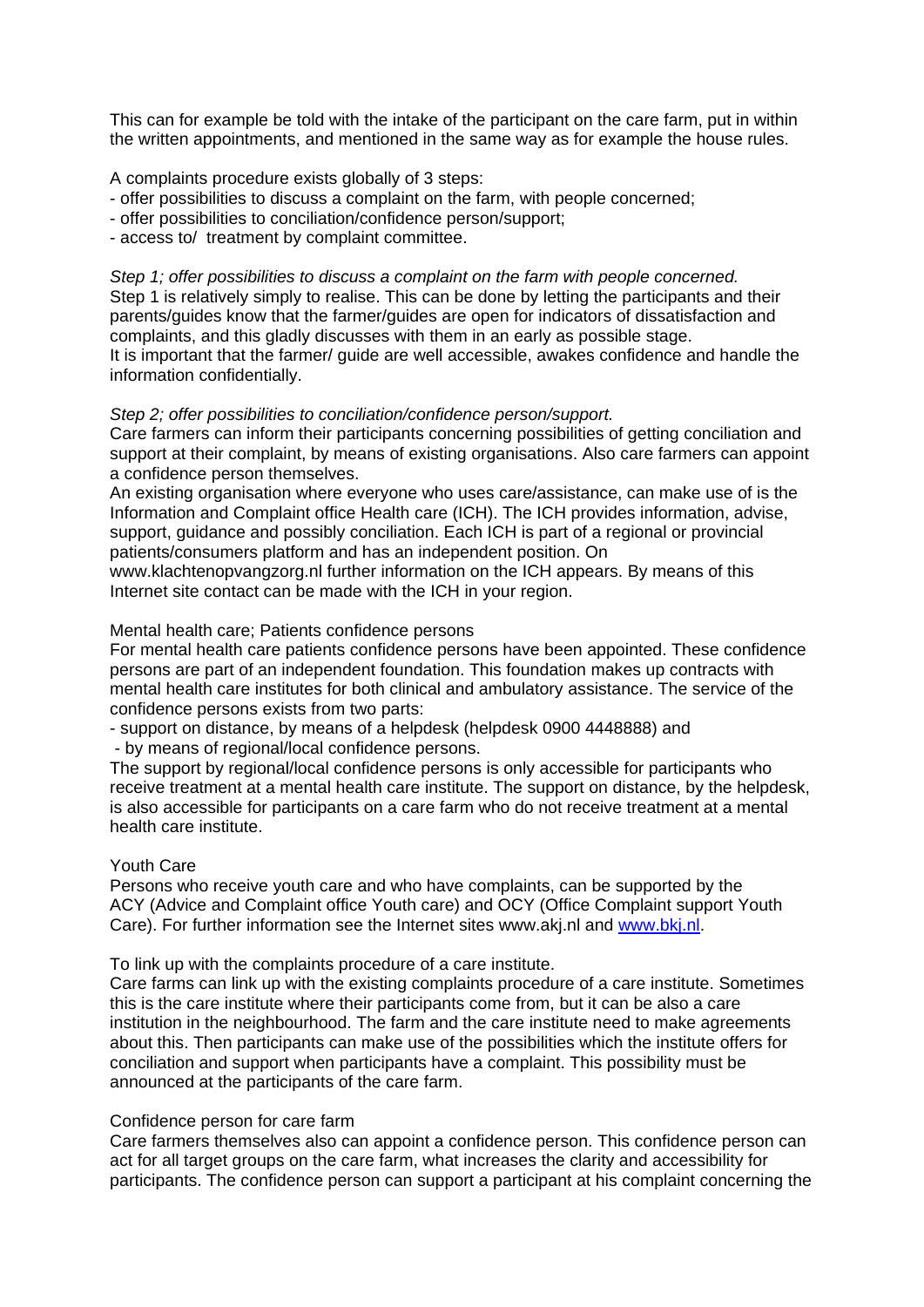This can for example be told with the intake of the participant on the care farm, put in within the written appointments, and mentioned in the same way as for example the house rules.

A complaints procedure exists globally of 3 steps:
- offer possibilities to discuss a complaint on the farm, with people concerned;
- offer possibilities to conciliation/confidence person/support;
- access to/ treatment by complaint committee.

*Step 1; offer possibilities to discuss a complaint on the farm with people concerned.*
Step 1 is relatively simply to realise. This can be done by letting the participants and their parents/guides know that the farmer/guides are open for indicators of dissatisfaction and complaints, and this gladly discusses with them in an early as possible stage.
It is important that the farmer/ guide are well accessible, awakes confidence and handle the information confidentially.

*Step 2; offer possibilities to conciliation/confidence person/support.*
Care farmers can inform their participants concerning possibilities of getting conciliation and support at their complaint, by means of existing organisations. Also care farmers can appoint a confidence person themselves.
An existing organisation where everyone who uses care/assistance, can make use of is the Information and Complaint office Health care (ICH). The ICH provides information, advise, support, guidance and possibly conciliation. Each ICH is part of a regional or provincial patients/consumers platform and has an independent position. On www.klachtenopvangzorg.nl further information on the ICH appears. By means of this Internet site contact can be made with the ICH in your region.

Mental health care; Patients confidence persons
For mental health care patients confidence persons have been appointed. These confidence persons are part of an independent foundation. This foundation makes up contracts with mental health care institutes for both clinical and ambulatory assistance. The service of the confidence persons exists from two parts:
- support on distance, by means of a helpdesk (helpdesk 0900 4448888) and
- by means of regional/local confidence persons.

The support by regional/local confidence persons is only accessible for participants who receive treatment at a mental health care institute. The support on distance, by the helpdesk, is also accessible for participants on a care farm who do not receive treatment at a mental health care institute.

Youth Care
Persons who receive youth care and who have complaints, can be supported by the ACY (Advice and Complaint office Youth care) and OCY (Office Complaint support Youth Care). For further information see the Internet sites www.akj.nl and www.bkj.nl.

To link up with the complaints procedure of a care institute.
Care farms can link up with the existing complaints procedure of a care institute. Sometimes this is the care institute where their participants come from, but it can be also a care institution in the neighbourhood. The farm and the care institute need to make agreements about this. Then participants can make use of the possibilities which the institute offers for conciliation and support when participants have a complaint. This possibility must be announced at the participants of the care farm.

Confidence person for care farm
Care farmers themselves also can appoint a confidence person. This confidence person can act for all target groups on the care farm, what increases the clarity and accessibility for participants. The confidence person can support a participant at his complaint concerning the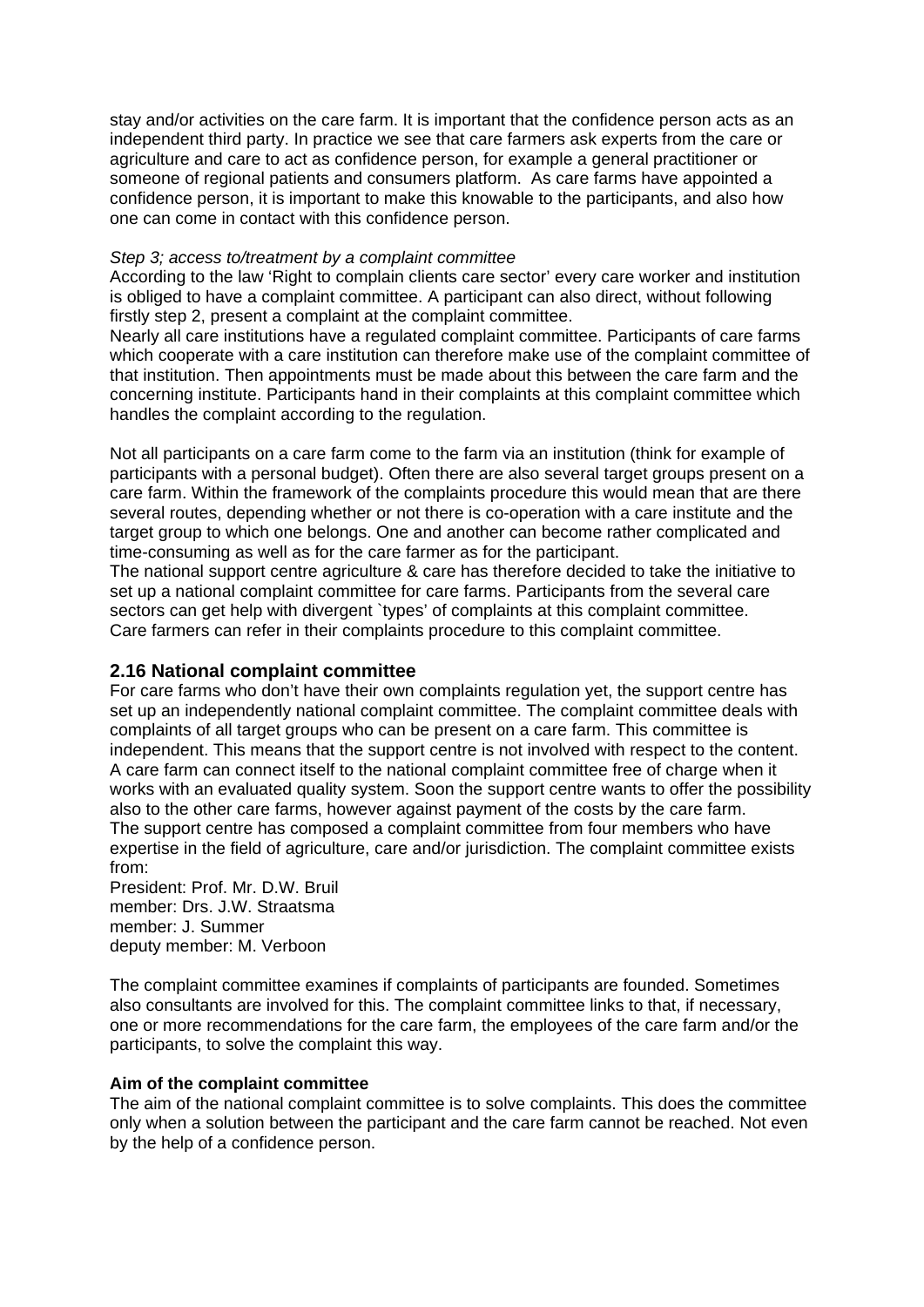stay and/or activities on the care farm. It is important that the confidence person acts as an independent third party. In practice we see that care farmers ask experts from the care or agriculture and care to act as confidence person, for example a general practitioner or someone of regional patients and consumers platform. As care farms have appointed a confidence person, it is important to make this knowable to the participants, and also how one can come in contact with this confidence person.

*Step 3; access to/treatment by a complaint committee*

According to the law 'Right to complain clients care sector' every care worker and institution is obliged to have a complaint committee. A participant can also direct, without following firstly step 2, present a complaint at the complaint committee.

Nearly all care institutions have a regulated complaint committee. Participants of care farms which cooperate with a care institution can therefore make use of the complaint committee of that institution. Then appointments must be made about this between the care farm and the concerning institute. Participants hand in their complaints at this complaint committee which handles the complaint according to the regulation.

Not all participants on a care farm come to the farm via an institution (think for example of participants with a personal budget). Often there are also several target groups present on a care farm. Within the framework of the complaints procedure this would mean that are there several routes, depending whether or not there is co-operation with a care institute and the target group to which one belongs. One and another can become rather complicated and time-consuming as well as for the care farmer as for the participant.

The national support centre agriculture & care has therefore decided to take the initiative to set up a national complaint committee for care farms. Participants from the several care sectors can get help with divergent `types' of complaints at this complaint committee. Care farmers can refer in their complaints procedure to this complaint committee.

## 2.16 National complaint committee

For care farms who don't have their own complaints regulation yet, the support centre has set up an independently national complaint committee. The complaint committee deals with complaints of all target groups who can be present on a care farm. This committee is independent. This means that the support centre is not involved with respect to the content. A care farm can connect itself to the national complaint committee free of charge when it works with an evaluated quality system. Soon the support centre wants to offer the possibility also to the other care farms, however against payment of the costs by the care farm.

The support centre has composed a complaint committee from four members who have expertise in the field of agriculture, care and/or jurisdiction. The complaint committee exists from:

President: Prof. Mr. D.W. Bruil
member: Drs. J.W. Straatsma
member: J. Summer
deputy member: M. Verboon

The complaint committee examines if complaints of participants are founded. Sometimes also consultants are involved for this. The complaint committee links to that, if necessary, one or more recommendations for the care farm, the employees of the care farm and/or the participants, to solve the complaint this way.

**Aim of the complaint committee**

The aim of the national complaint committee is to solve complaints. This does the committee only when a solution between the participant and the care farm cannot be reached. Not even by the help of a confidence person.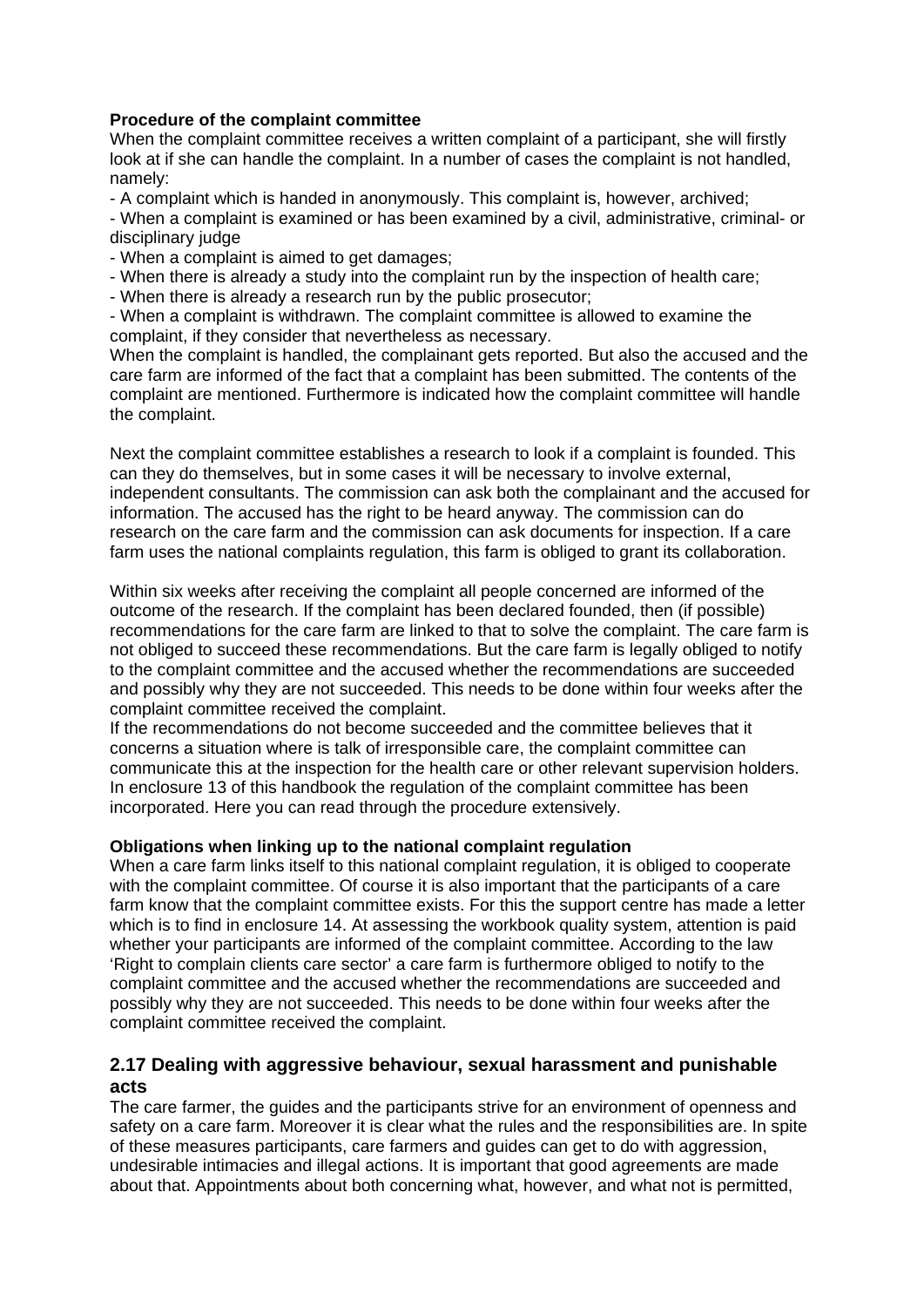**Procedure of the complaint committee**

When the complaint committee receives a written complaint of a participant, she will firstly look at if she can handle the complaint. In a number of cases the complaint is not handled, namely:

- A complaint which is handed in anonymously. This complaint is, however, archived;
- When a complaint is examined or has been examined by a civil, administrative, criminal- or disciplinary judge
- When a complaint is aimed to get damages;
- When there is already a study into the complaint run by the inspection of health care;
- When there is already a research run by the public prosecutor;
- When a complaint is withdrawn. The complaint committee is allowed to examine the complaint, if they consider that nevertheless as necessary.

When the complaint is handled, the complainant gets reported. But also the accused and the care farm are informed of the fact that a complaint has been submitted. The contents of the complaint are mentioned. Furthermore is indicated how the complaint committee will handle the complaint.

Next the complaint committee establishes a research to look if a complaint is founded. This can they do themselves, but in some cases it will be necessary to involve external, independent consultants. The commission can ask both the complainant and the accused for information. The accused has the right to be heard anyway. The commission can do research on the care farm and the commission can ask documents for inspection. If a care farm uses the national complaints regulation, this farm is obliged to grant its collaboration.

Within six weeks after receiving the complaint all people concerned are informed of the outcome of the research. If the complaint has been declared founded, then (if possible) recommendations for the care farm are linked to that to solve the complaint. The care farm is not obliged to succeed these recommendations. But the care farm is legally obliged to notify to the complaint committee and the accused whether the recommendations are succeeded and possibly why they are not succeeded. This needs to be done within four weeks after the complaint committee received the complaint.

If the recommendations do not become succeeded and the committee believes that it concerns a situation where is talk of irresponsible care, the complaint committee can communicate this at the inspection for the health care or other relevant supervision holders. In enclosure 13 of this handbook the regulation of the complaint committee has been incorporated. Here you can read through the procedure extensively.

**Obligations when linking up to the national complaint regulation**

When a care farm links itself to this national complaint regulation, it is obliged to cooperate with the complaint committee. Of course it is also important that the participants of a care farm know that the complaint committee exists. For this the support centre has made a letter which is to find in enclosure 14. At assessing the workbook quality system, attention is paid whether your participants are informed of the complaint committee. According to the law 'Right to complain clients care sector' a care farm is furthermore obliged to notify to the complaint committee and the accused whether the recommendations are succeeded and possibly why they are not succeeded. This needs to be done within four weeks after the complaint committee received the complaint.

## 2.17 Dealing with aggressive behaviour, sexual harassment and punishable acts

The care farmer, the guides and the participants strive for an environment of openness and safety on a care farm. Moreover it is clear what the rules and the responsibilities are. In spite of these measures participants, care farmers and guides can get to do with aggression, undesirable intimacies and illegal actions. It is important that good agreements are made about that. Appointments about both concerning what, however, and what not is permitted,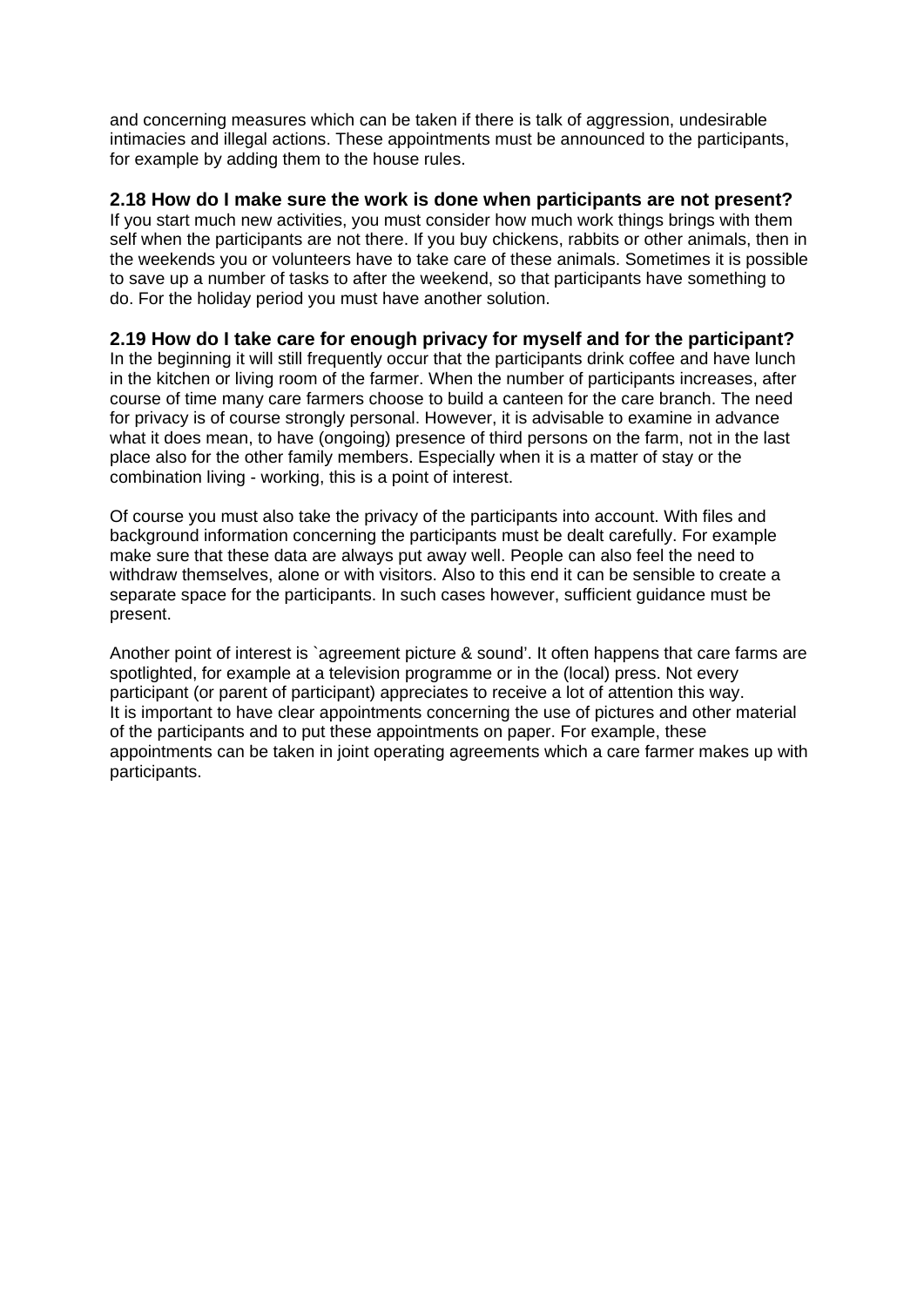and concerning measures which can be taken if there is talk of aggression, undesirable intimacies and illegal actions. These appointments must be announced to the participants, for example by adding them to the house rules.

### 2.18 How do I make sure the work is done when participants are not present?

If you start much new activities, you must consider how much work things brings with them self when the participants are not there. If you buy chickens, rabbits or other animals, then in the weekends you or volunteers have to take care of these animals. Sometimes it is possible to save up a number of tasks to after the weekend, so that participants have something to do. For the holiday period you must have another solution.

### 2.19 How do I take care for enough privacy for myself and for the participant?

In the beginning it will still frequently occur that the participants drink coffee and have lunch in the kitchen or living room of the farmer. When the number of participants increases, after course of time many care farmers choose to build a canteen for the care branch. The need for privacy is of course strongly personal. However, it is advisable to examine in advance what it does mean, to have (ongoing) presence of third persons on the farm, not in the last place also for the other family members. Especially when it is a matter of stay or the combination living - working, this is a point of interest.

Of course you must also take the privacy of the participants into account. With files and background information concerning the participants must be dealt carefully. For example make sure that these data are always put away well. People can also feel the need to withdraw themselves, alone or with visitors. Also to this end it can be sensible to create a separate space for the participants. In such cases however, sufficient guidance must be present.

Another point of interest is `agreement picture & sound'. It often happens that care farms are spotlighted, for example at a television programme or in the (local) press. Not every participant (or parent of participant) appreciates to receive a lot of attention this way. It is important to have clear appointments concerning the use of pictures and other material of the participants and to put these appointments on paper. For example, these appointments can be taken in joint operating agreements which a care farmer makes up with participants.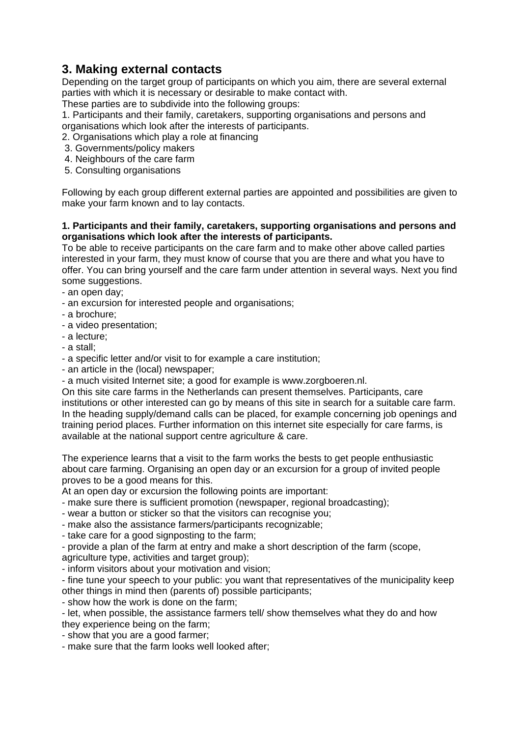## 3. Making external contacts

Depending on the target group of participants on which you aim, there are several external parties with which it is necessary or desirable to make contact with.
These parties are to subdivide into the following groups:

1. Participants and their family, caretakers, supporting organisations and persons and organisations which look after the interests of participants.
2. Organisations which play a role at financing
3. Governments/policy makers
4. Neighbours of the care farm
5. Consulting organisations

Following by each group different external parties are appointed and possibilities are given to make your farm known and to lay contacts.

**1. Participants and their family, caretakers, supporting organisations and persons and organisations which look after the interests of participants.**

To be able to receive participants on the care farm and to make other above called parties interested in your farm, they must know of course that you are there and what you have to offer. You can bring yourself and the care farm under attention in several ways. Next you find some suggestions.

- an open day;
- an excursion for interested people and organisations;
- a brochure;
- a video presentation;
- a lecture;
- a stall;
- a specific letter and/or visit to for example a care institution;
- an article in the (local) newspaper;
- a much visited Internet site; a good for example is www.zorgboeren.nl.

On this site care farms in the Netherlands can present themselves. Participants, care institutions or other interested can go by means of this site in search for a suitable care farm. In the heading supply/demand calls can be placed, for example concerning job openings and training period places. Further information on this internet site especially for care farms, is available at the national support centre agriculture & care.

The experience learns that a visit to the farm works the bests to get people enthusiastic about care farming. Organising an open day or an excursion for a group of invited people proves to be a good means for this.
At an open day or excursion the following points are important:

- make sure there is sufficient promotion (newspaper, regional broadcasting);
- wear a button or sticker so that the visitors can recognise you;
- make also the assistance farmers/participants recognizable;
- take care for a good signposting to the farm;
- provide a plan of the farm at entry and make a short description of the farm (scope, agriculture type, activities and target group);
- inform visitors about your motivation and vision;
- fine tune your speech to your public: you want that representatives of the municipality keep other things in mind then (parents of) possible participants;
- show how the work is done on the farm;
- let, when possible, the assistance farmers tell/ show themselves what they do and how they experience being on the farm;
- show that you are a good farmer;
- make sure that the farm looks well looked after;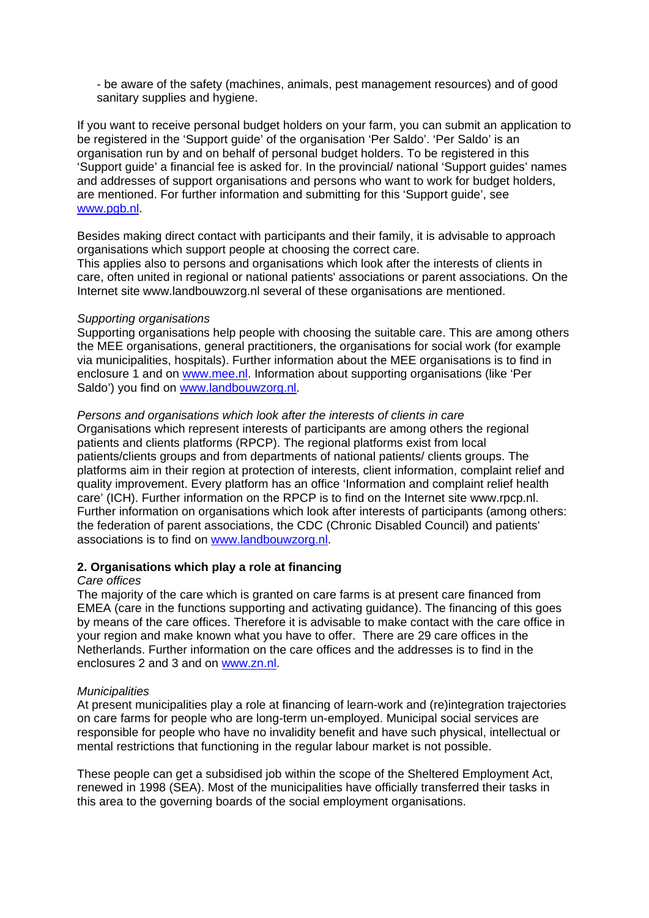- be aware of the safety (machines, animals, pest management resources) and of good sanitary supplies and hygiene.

If you want to receive personal budget holders on your farm, you can submit an application to be registered in the 'Support guide' of the organisation 'Per Saldo'. 'Per Saldo' is an organisation run by and on behalf of personal budget holders. To be registered in this 'Support guide' a financial fee is asked for. In the provincial/ national 'Support guides' names and addresses of support organisations and persons who want to work for budget holders, are mentioned. For further information and submitting for this 'Support guide', see www.pgb.nl.

Besides making direct contact with participants and their family, it is advisable to approach organisations which support people at choosing the correct care.
This applies also to persons and organisations which look after the interests of clients in care, often united in regional or national patients' associations or parent associations. On the Internet site www.landbouwzorg.nl several of these organisations are mentioned.

*Supporting organisations*
Supporting organisations help people with choosing the suitable care. This are among others the MEE organisations, general practitioners, the organisations for social work (for example via municipalities, hospitals). Further information about the MEE organisations is to find in enclosure 1 and on www.mee.nl. Information about supporting organisations (like 'Per Saldo') you find on www.landbouwzorg.nl.

*Persons and organisations which look after the interests of clients in care*
Organisations which represent interests of participants are among others the regional patients and clients platforms (RPCP). The regional platforms exist from local patients/clients groups and from departments of national patients/ clients groups. The platforms aim in their region at protection of interests, client information, complaint relief and quality improvement. Every platform has an office 'Information and complaint relief health care' (ICH). Further information on the RPCP is to find on the Internet site www.rpcp.nl. Further information on organisations which look after interests of participants (among others: the federation of parent associations, the CDC (Chronic Disabled Council) and patients' associations is to find on www.landbouwzorg.nl.

**2. Organisations which play a role at financing**
*Care offices*
The majority of the care which is granted on care farms is at present care financed from EMEA (care in the functions supporting and activating guidance). The financing of this goes by means of the care offices. Therefore it is advisable to make contact with the care office in your region and make known what you have to offer. There are 29 care offices in the Netherlands. Further information on the care offices and the addresses is to find in the enclosures 2 and 3 and on www.zn.nl.

*Municipalities*
At present municipalities play a role at financing of learn-work and (re)integration trajectories on care farms for people who are long-term un-employed. Municipal social services are responsible for people who have no invalidity benefit and have such physical, intellectual or mental restrictions that functioning in the regular labour market is not possible.

These people can get a subsidised job within the scope of the Sheltered Employment Act, renewed in 1998 (SEA). Most of the municipalities have officially transferred their tasks in this area to the governing boards of the social employment organisations.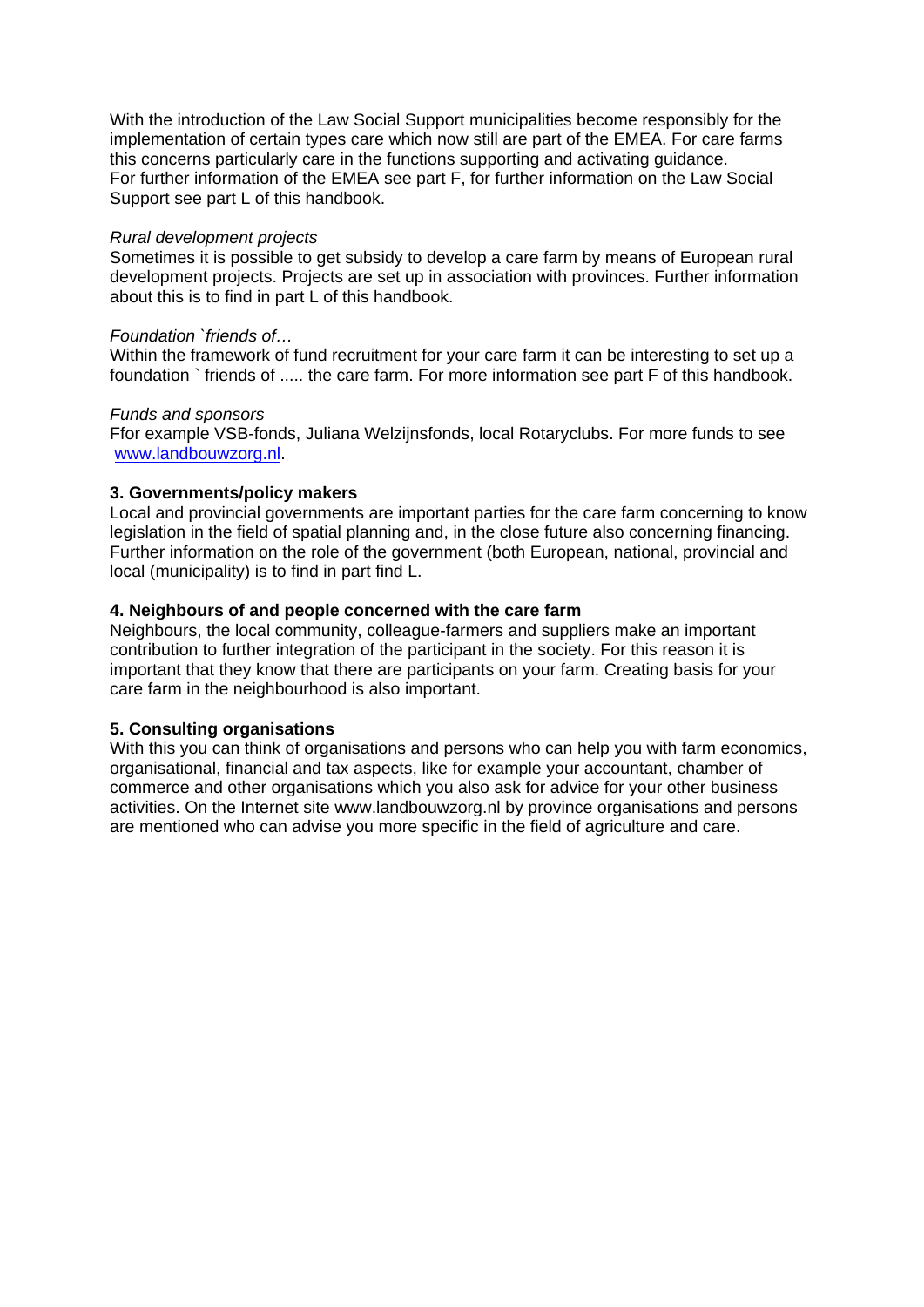With the introduction of the Law Social Support municipalities become responsibly for the implementation of certain types care which now still are part of the EMEA. For care farms this concerns particularly care in the functions supporting and activating guidance.
For further information of the EMEA see part F, for further information on the Law Social Support see part L of this handbook.

*Rural development projects*
Sometimes it is possible to get subsidy to develop a care farm by means of European rural development projects. Projects are set up in association with provinces. Further information about this is to find in part L of this handbook.

*Foundation `friends of…*
Within the framework of fund recruitment for your care farm it can be interesting to set up a foundation ` friends of ..... the care farm. For more information see part F of this handbook.

*Funds and sponsors*
Ffor example VSB-fonds, Juliana Welzijnsfonds, local Rotaryclubs. For more funds to see [www.landbouwzorg.nl](www.landbouwzorg.nl).

**3. Governments/policy makers**
Local and provincial governments are important parties for the care farm concerning to know legislation in the field of spatial planning and, in the close future also concerning financing. Further information on the role of the government (both European, national, provincial and local (municipality) is to find in part find L.

**4. Neighbours of and people concerned with the care farm**
Neighbours, the local community, colleague-farmers and suppliers make an important contribution to further integration of the participant in the society. For this reason it is important that they know that there are participants on your farm. Creating basis for your care farm in the neighbourhood is also important.

**5. Consulting organisations**
With this you can think of organisations and persons who can help you with farm economics, organisational, financial and tax aspects, like for example your accountant, chamber of commerce and other organisations which you also ask for advice for your other business activities. On the Internet site www.landbouwzorg.nl by province organisations and persons are mentioned who can advise you more specific in the field of agriculture and care.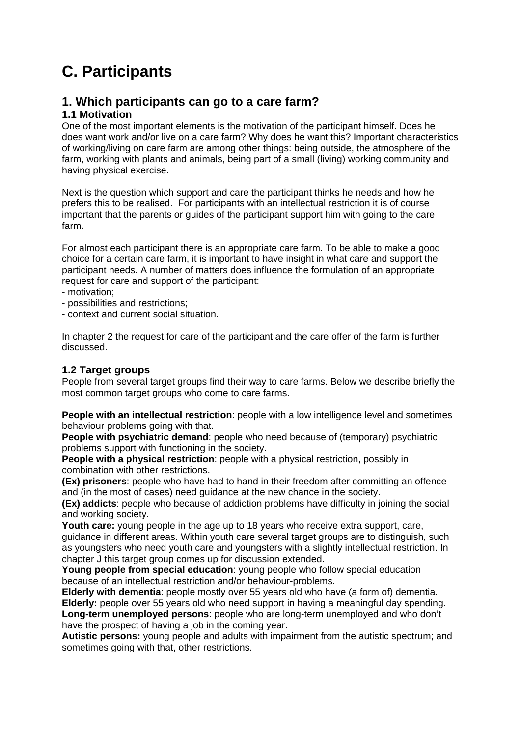# C. Participants

## 1. Which participants can go to a care farm?

### 1.1 Motivation

One of the most important elements is the motivation of the participant himself. Does he does want work and/or live on a care farm? Why does he want this? Important characteristics of working/living on care farm are among other things: being outside, the atmosphere of the farm, working with plants and animals, being part of a small (living) working community and having physical exercise.

Next is the question which support and care the participant thinks he needs and how he prefers this to be realised. For participants with an intellectual restriction it is of course important that the parents or guides of the participant support him with going to the care farm.

For almost each participant there is an appropriate care farm. To be able to make a good choice for a certain care farm, it is important to have insight in what care and support the participant needs. A number of matters does influence the formulation of an appropriate request for care and support of the participant:
- motivation;
- possibilities and restrictions;
- context and current social situation.

In chapter 2 the request for care of the participant and the care offer of the farm is further discussed.

### 1.2 Target groups

People from several target groups find their way to care farms. Below we describe briefly the most common target groups who come to care farms.

**People with an intellectual restriction**: people with a low intelligence level and sometimes behaviour problems going with that.
**People with psychiatric demand**: people who need because of (temporary) psychiatric problems support with functioning in the society.
**People with a physical restriction**: people with a physical restriction, possibly in combination with other restrictions.
**(Ex) prisoners**: people who have had to hand in their freedom after committing an offence and (in the most of cases) need guidance at the new chance in the society.
**(Ex) addicts**: people who because of addiction problems have difficulty in joining the social and working society.
**Youth care:** young people in the age up to 18 years who receive extra support, care, guidance in different areas. Within youth care several target groups are to distinguish, such as youngsters who need youth care and youngsters with a slightly intellectual restriction. In chapter J this target group comes up for discussion extended.
**Young people from special education**: young people who follow special education because of an intellectual restriction and/or behaviour-problems.
**Elderly with dementia**: people mostly over 55 years old who have (a form of) dementia.
**Elderly:** people over 55 years old who need support in having a meaningful day spending.
**Long-term unemployed persons**: people who are long-term unemployed and who don't have the prospect of having a job in the coming year.
**Autistic persons:** young people and adults with impairment from the autistic spectrum; and sometimes going with that, other restrictions.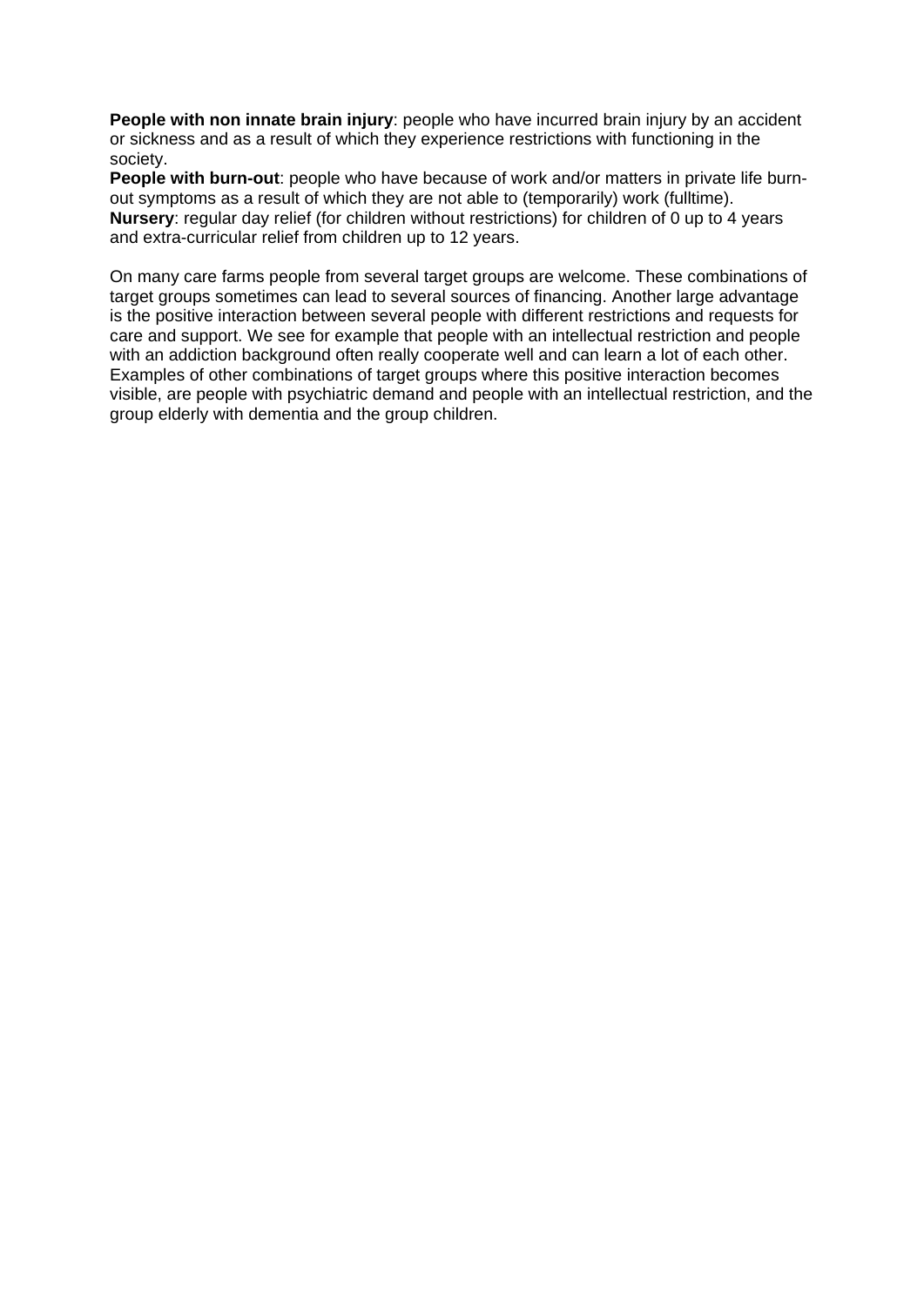**People with non innate brain injury**: people who have incurred brain injury by an accident or sickness and as a result of which they experience restrictions with functioning in the society.
**People with burn-out**: people who have because of work and/or matters in private life burn-out symptoms as a result of which they are not able to (temporarily) work (fulltime).
**Nursery**: regular day relief (for children without restrictions) for children of 0 up to 4 years and extra-curricular relief from children up to 12 years.

On many care farms people from several target groups are welcome. These combinations of target groups sometimes can lead to several sources of financing. Another large advantage is the positive interaction between several people with different restrictions and requests for care and support. We see for example that people with an intellectual restriction and people with an addiction background often really cooperate well and can learn a lot of each other. Examples of other combinations of target groups where this positive interaction becomes visible, are people with psychiatric demand and people with an intellectual restriction, and the group elderly with dementia and the group children.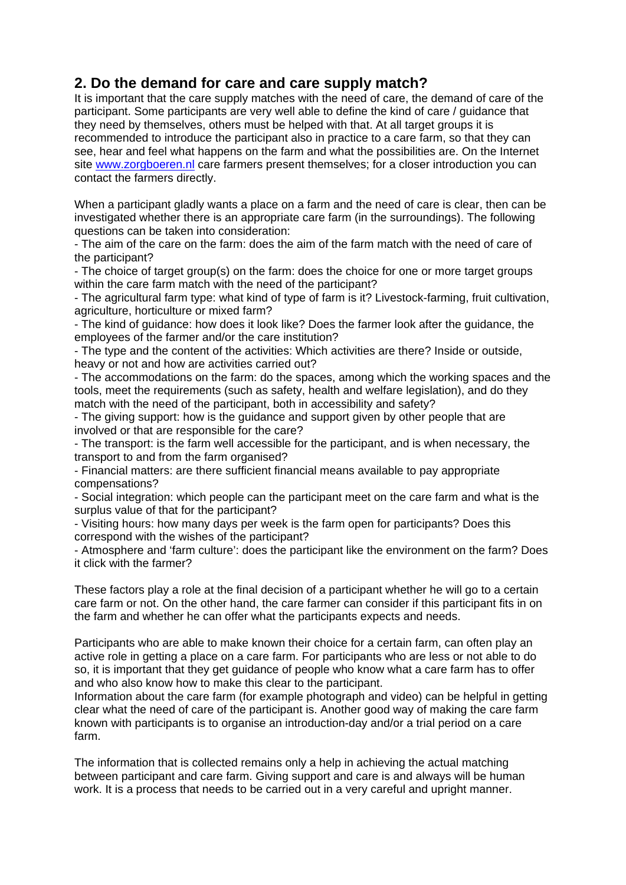## 2. Do the demand for care and care supply match?

It is important that the care supply matches with the need of care, the demand of care of the participant. Some participants are very well able to define the kind of care / guidance that they need by themselves, others must be helped with that. At all target groups it is recommended to introduce the participant also in practice to a care farm, so that they can see, hear and feel what happens on the farm and what the possibilities are. On the Internet site [www.zorgboeren.nl](http://www.zorgboeren.nl) care farmers present themselves; for a closer introduction you can contact the farmers directly.

When a participant gladly wants a place on a farm and the need of care is clear, then can be investigated whether there is an appropriate care farm (in the surroundings). The following questions can be taken into consideration:

- The aim of the care on the farm: does the aim of the farm match with the need of care of the participant?
- The choice of target group(s) on the farm: does the choice for one or more target groups within the care farm match with the need of the participant?
- The agricultural farm type: what kind of type of farm is it? Livestock-farming, fruit cultivation, agriculture, horticulture or mixed farm?
- The kind of guidance: how does it look like? Does the farmer look after the guidance, the employees of the farmer and/or the care institution?
- The type and the content of the activities: Which activities are there? Inside or outside, heavy or not and how are activities carried out?
- The accommodations on the farm: do the spaces, among which the working spaces and the tools, meet the requirements (such as safety, health and welfare legislation), and do they match with the need of the participant, both in accessibility and safety?
- The giving support: how is the guidance and support given by other people that are involved or that are responsible for the care?
- The transport: is the farm well accessible for the participant, and is when necessary, the transport to and from the farm organised?
- Financial matters: are there sufficient financial means available to pay appropriate compensations?
- Social integration: which people can the participant meet on the care farm and what is the surplus value of that for the participant?
- Visiting hours: how many days per week is the farm open for participants? Does this correspond with the wishes of the participant?
- Atmosphere and 'farm culture': does the participant like the environment on the farm? Does it click with the farmer?

These factors play a role at the final decision of a participant whether he will go to a certain care farm or not. On the other hand, the care farmer can consider if this participant fits in on the farm and whether he can offer what the participants expects and needs.

Participants who are able to make known their choice for a certain farm, can often play an active role in getting a place on a care farm. For participants who are less or not able to do so, it is important that they get guidance of people who know what a care farm has to offer and who also know how to make this clear to the participant.
Information about the care farm (for example photograph and video) can be helpful in getting clear what the need of care of the participant is. Another good way of making the care farm known with participants is to organise an introduction-day and/or a trial period on a care farm.

The information that is collected remains only a help in achieving the actual matching between participant and care farm. Giving support and care is and always will be human work. It is a process that needs to be carried out in a very careful and upright manner.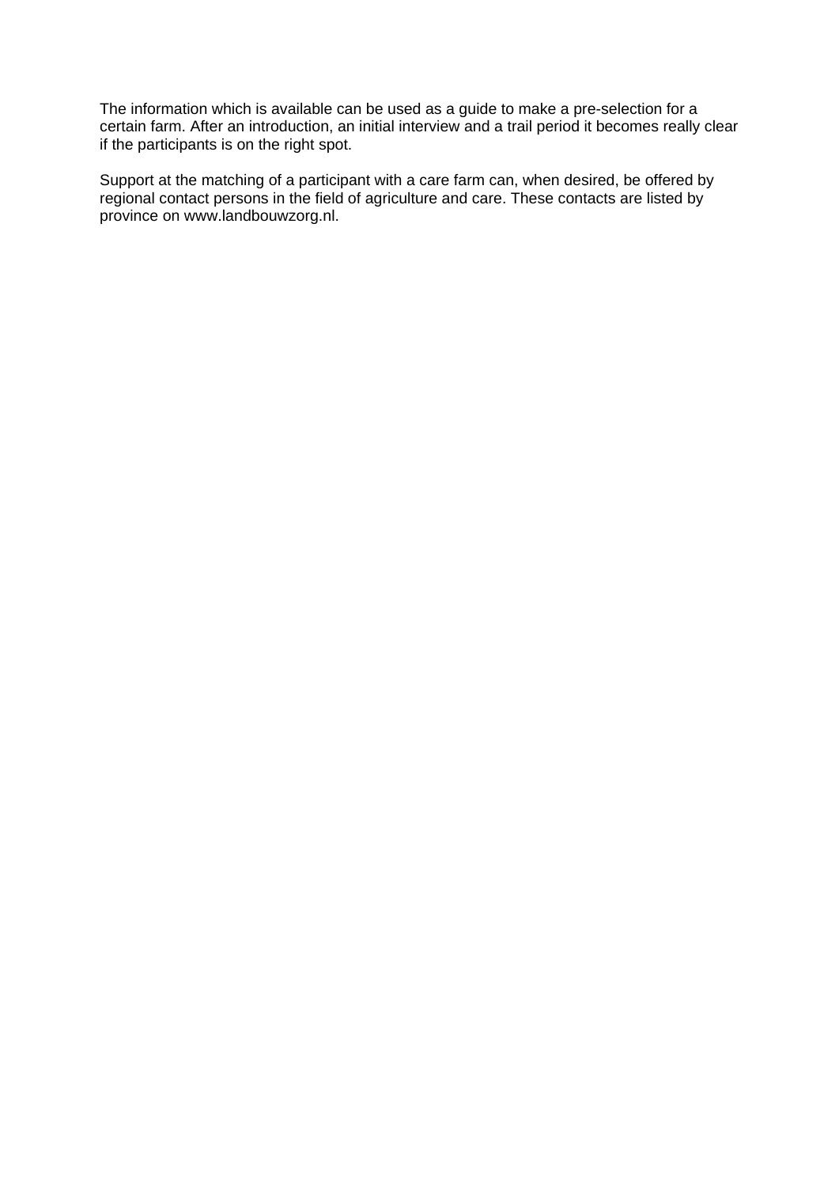The information which is available can be used as a guide to make a pre-selection for a certain farm. After an introduction, an initial interview and a trail period it becomes really clear if the participants is on the right spot.

Support at the matching of a participant with a care farm can, when desired, be offered by regional contact persons in the field of agriculture and care. These contacts are listed by province on www.landbouwzorg.nl.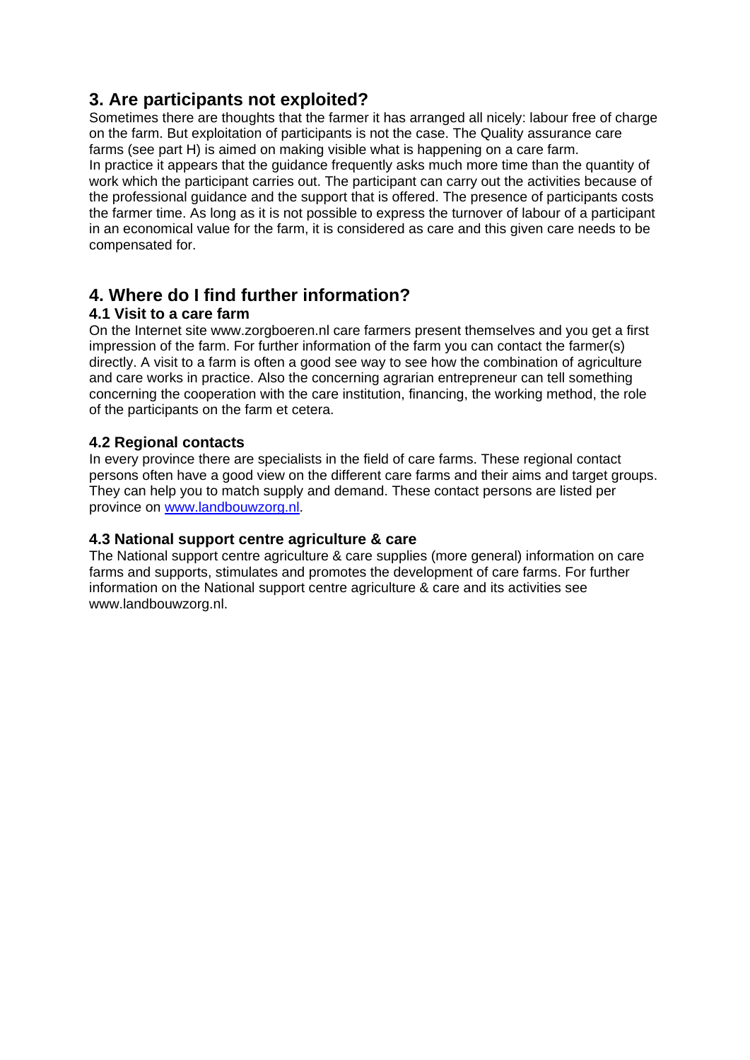## 3. Are participants not exploited?

Sometimes there are thoughts that the farmer it has arranged all nicely: labour free of charge on the farm. But exploitation of participants is not the case. The Quality assurance care farms (see part H) is aimed on making visible what is happening on a care farm.
In practice it appears that the guidance frequently asks much more time than the quantity of work which the participant carries out. The participant can carry out the activities because of the professional guidance and the support that is offered. The presence of participants costs the farmer time. As long as it is not possible to express the turnover of labour of a participant in an economical value for the farm, it is considered as care and this given care needs to be compensated for.

## 4. Where do I find further information?

### 4.1 Visit to a care farm

On the Internet site www.zorgboeren.nl care farmers present themselves and you get a first impression of the farm. For further information of the farm you can contact the farmer(s) directly. A visit to a farm is often a good see way to see how the combination of agriculture and care works in practice. Also the concerning agrarian entrepreneur can tell something concerning the cooperation with the care institution, financing, the working method, the role of the participants on the farm et cetera.

### 4.2 Regional contacts

In every province there are specialists in the field of care farms. These regional contact persons often have a good view on the different care farms and their aims and target groups. They can help you to match supply and demand. These contact persons are listed per province on www.landbouwzorg.nl.

### 4.3 National support centre agriculture & care

The National support centre agriculture & care supplies (more general) information on care farms and supports, stimulates and promotes the development of care farms. For further information on the National support centre agriculture & care and its activities see www.landbouwzorg.nl.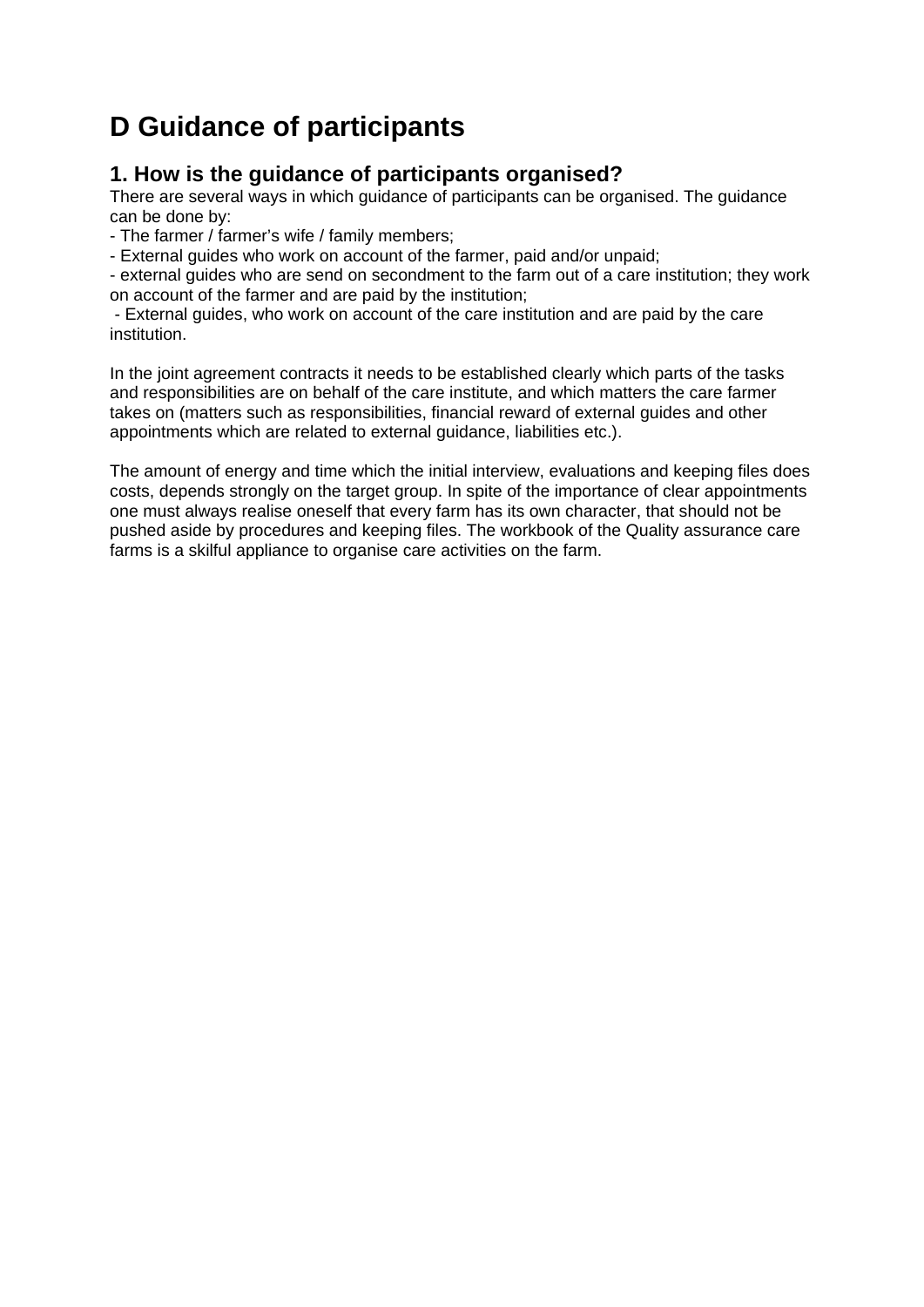# D Guidance of participants

## 1. How is the guidance of participants organised?

There are several ways in which guidance of participants can be organised. The guidance can be done by:

- The farmer / farmer's wife / family members;
- External guides who work on account of the farmer, paid and/or unpaid;
- external guides who are send on secondment to the farm out of a care institution; they work on account of the farmer and are paid by the institution;
- External guides, who work on account of the care institution and are paid by the care institution.

In the joint agreement contracts it needs to be established clearly which parts of the tasks and responsibilities are on behalf of the care institute, and which matters the care farmer takes on (matters such as responsibilities, financial reward of external guides and other appointments which are related to external guidance, liabilities etc.).

The amount of energy and time which the initial interview, evaluations and keeping files does costs, depends strongly on the target group. In spite of the importance of clear appointments one must always realise oneself that every farm has its own character, that should not be pushed aside by procedures and keeping files. The workbook of the Quality assurance care farms is a skilful appliance to organise care activities on the farm.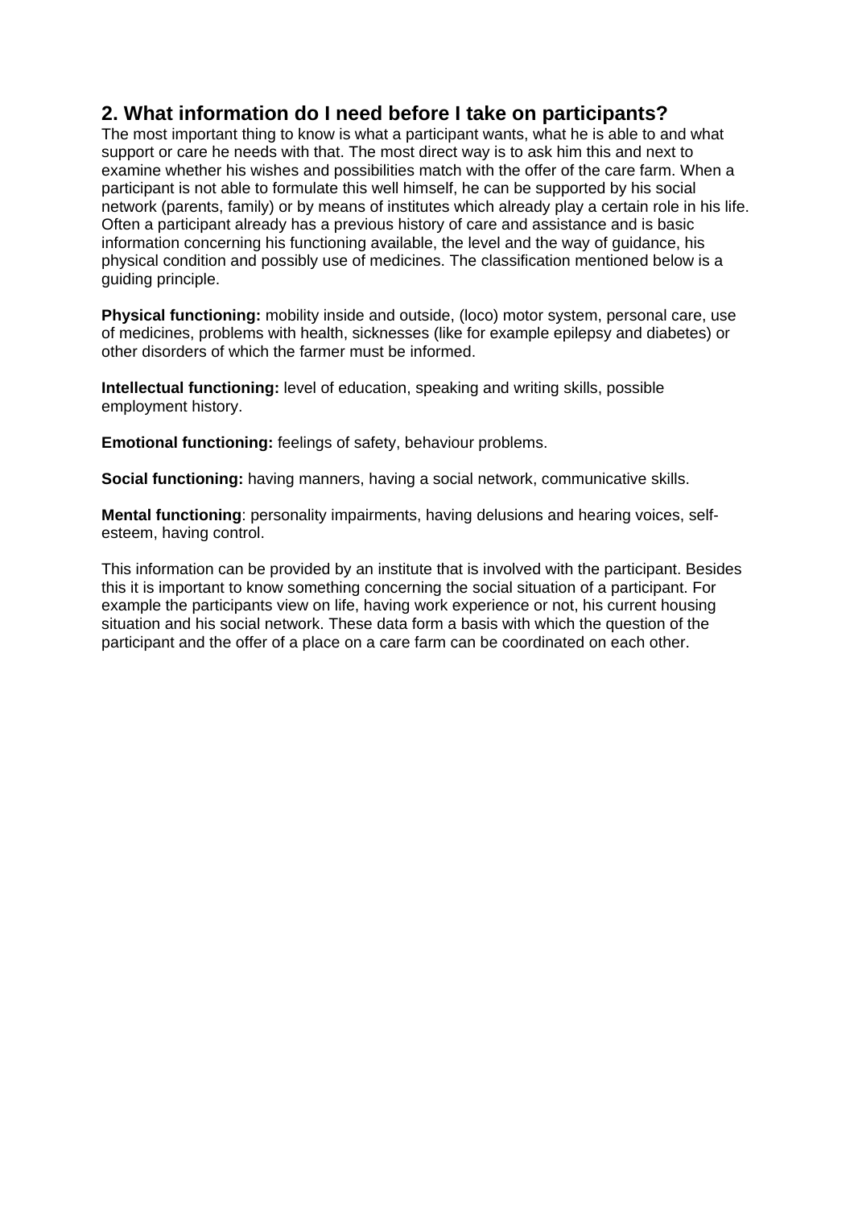## 2. What information do I need before I take on participants?

The most important thing to know is what a participant wants, what he is able to and what support or care he needs with that. The most direct way is to ask him this and next to examine whether his wishes and possibilities match with the offer of the care farm. When a participant is not able to formulate this well himself, he can be supported by his social network (parents, family) or by means of institutes which already play a certain role in his life. Often a participant already has a previous history of care and assistance and is basic information concerning his functioning available, the level and the way of guidance, his physical condition and possibly use of medicines. The classification mentioned below is a guiding principle.

**Physical functioning:** mobility inside and outside, (loco) motor system, personal care, use of medicines, problems with health, sicknesses (like for example epilepsy and diabetes) or other disorders of which the farmer must be informed.

**Intellectual functioning:** level of education, speaking and writing skills, possible employment history.

**Emotional functioning:** feelings of safety, behaviour problems.

**Social functioning:** having manners, having a social network, communicative skills.

**Mental functioning**: personality impairments, having delusions and hearing voices, self-esteem, having control.

This information can be provided by an institute that is involved with the participant. Besides this it is important to know something concerning the social situation of a participant. For example the participants view on life, having work experience or not, his current housing situation and his social network. These data form a basis with which the question of the participant and the offer of a place on a care farm can be coordinated on each other.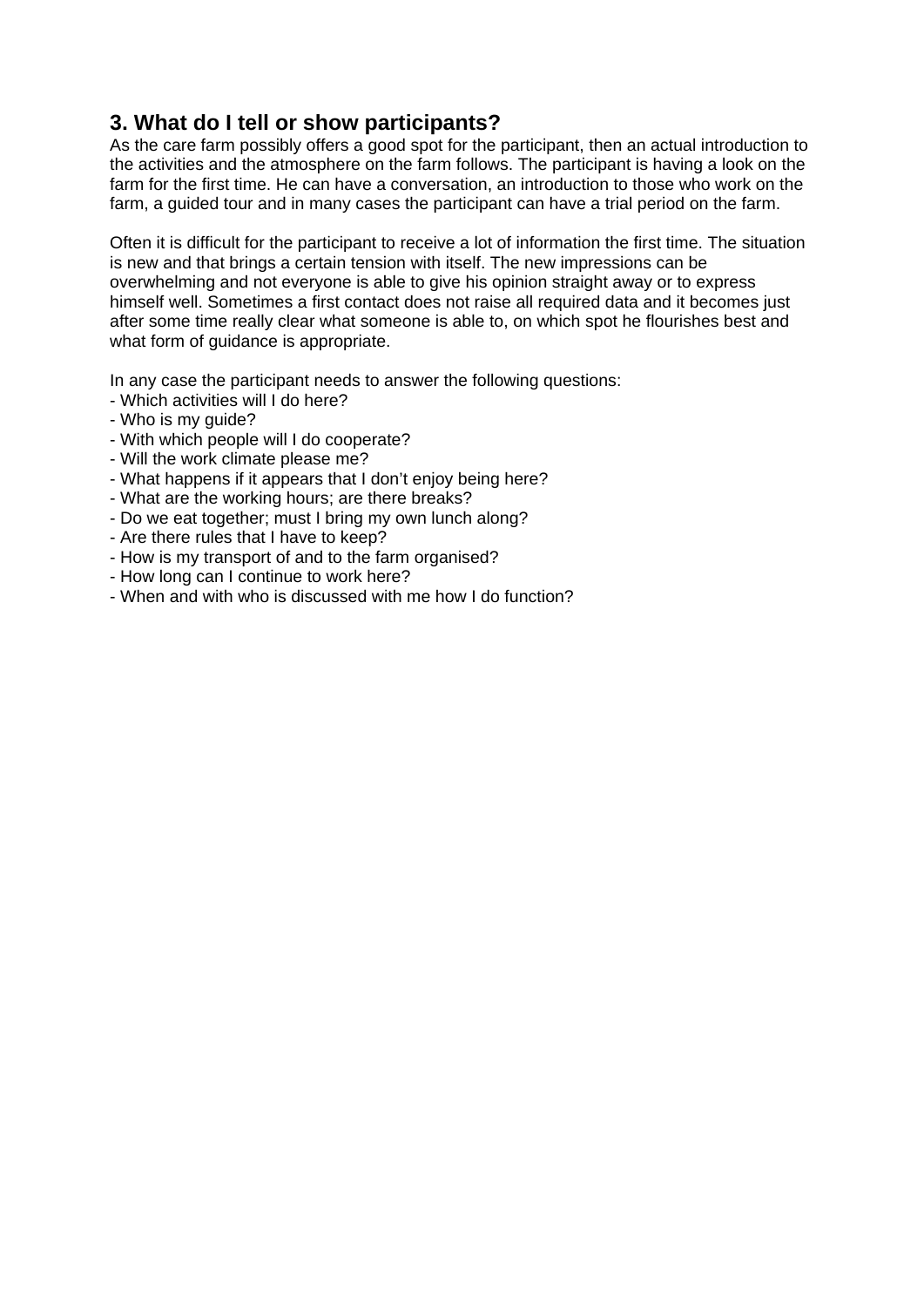## 3. What do I tell or show participants?

As the care farm possibly offers a good spot for the participant, then an actual introduction to the activities and the atmosphere on the farm follows. The participant is having a look on the farm for the first time. He can have a conversation, an introduction to those who work on the farm, a guided tour and in many cases the participant can have a trial period on the farm.

Often it is difficult for the participant to receive a lot of information the first time. The situation is new and that brings a certain tension with itself. The new impressions can be overwhelming and not everyone is able to give his opinion straight away or to express himself well. Sometimes a first contact does not raise all required data and it becomes just after some time really clear what someone is able to, on which spot he flourishes best and what form of guidance is appropriate.

In any case the participant needs to answer the following questions:

- Which activities will I do here?
- Who is my guide?
- With which people will I do cooperate?
- Will the work climate please me?
- What happens if it appears that I don't enjoy being here?
- What are the working hours; are there breaks?
- Do we eat together; must I bring my own lunch along?
- Are there rules that I have to keep?
- How is my transport of and to the farm organised?
- How long can I continue to work here?
- When and with who is discussed with me how I do function?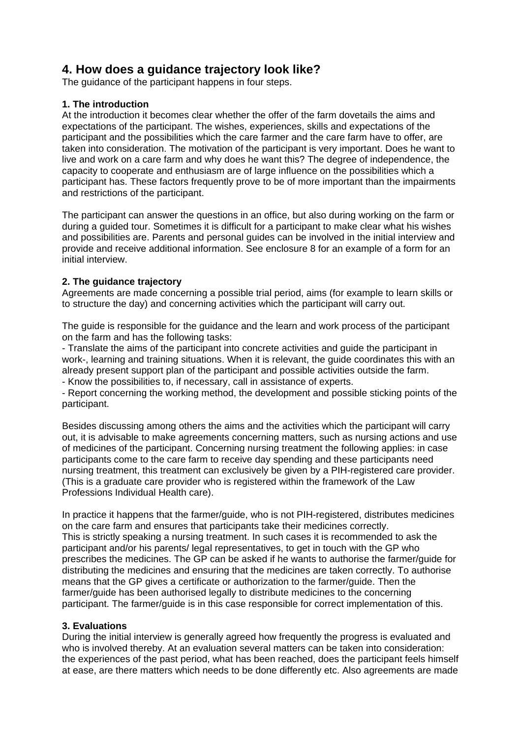## 4. How does a guidance trajectory look like?

The guidance of the participant happens in four steps.

**1. The introduction**

At the introduction it becomes clear whether the offer of the farm dovetails the aims and expectations of the participant. The wishes, experiences, skills and expectations of the participant and the possibilities which the care farmer and the care farm have to offer, are taken into consideration. The motivation of the participant is very important. Does he want to live and work on a care farm and why does he want this? The degree of independence, the capacity to cooperate and enthusiasm are of large influence on the possibilities which a participant has. These factors frequently prove to be of more important than the impairments and restrictions of the participant.

The participant can answer the questions in an office, but also during working on the farm or during a guided tour. Sometimes it is difficult for a participant to make clear what his wishes and possibilities are. Parents and personal guides can be involved in the initial interview and provide and receive additional information. See enclosure 8 for an example of a form for an initial interview.

**2. The guidance trajectory**

Agreements are made concerning a possible trial period, aims (for example to learn skills or to structure the day) and concerning activities which the participant will carry out.

The guide is responsible for the guidance and the learn and work process of the participant on the farm and has the following tasks:

- Translate the aims of the participant into concrete activities and guide the participant in work-, learning and training situations. When it is relevant, the guide coordinates this with an already present support plan of the participant and possible activities outside the farm.
- Know the possibilities to, if necessary, call in assistance of experts.
- Report concerning the working method, the development and possible sticking points of the participant.

Besides discussing among others the aims and the activities which the participant will carry out, it is advisable to make agreements concerning matters, such as nursing actions and use of medicines of the participant. Concerning nursing treatment the following applies: in case participants come to the care farm to receive day spending and these participants need nursing treatment, this treatment can exclusively be given by a PIH-registered care provider. (This is a graduate care provider who is registered within the framework of the Law Professions Individual Health care).

In practice it happens that the farmer/guide, who is not PIH-registered, distributes medicines on the care farm and ensures that participants take their medicines correctly.
This is strictly speaking a nursing treatment. In such cases it is recommended to ask the participant and/or his parents/ legal representatives, to get in touch with the GP who prescribes the medicines. The GP can be asked if he wants to authorise the farmer/guide for distributing the medicines and ensuring that the medicines are taken correctly. To authorise means that the GP gives a certificate or authorization to the farmer/guide. Then the farmer/guide has been authorised legally to distribute medicines to the concerning participant. The farmer/guide is in this case responsible for correct implementation of this.

**3. Evaluations**

During the initial interview is generally agreed how frequently the progress is evaluated and who is involved thereby. At an evaluation several matters can be taken into consideration: the experiences of the past period, what has been reached, does the participant feels himself at ease, are there matters which needs to be done differently etc. Also agreements are made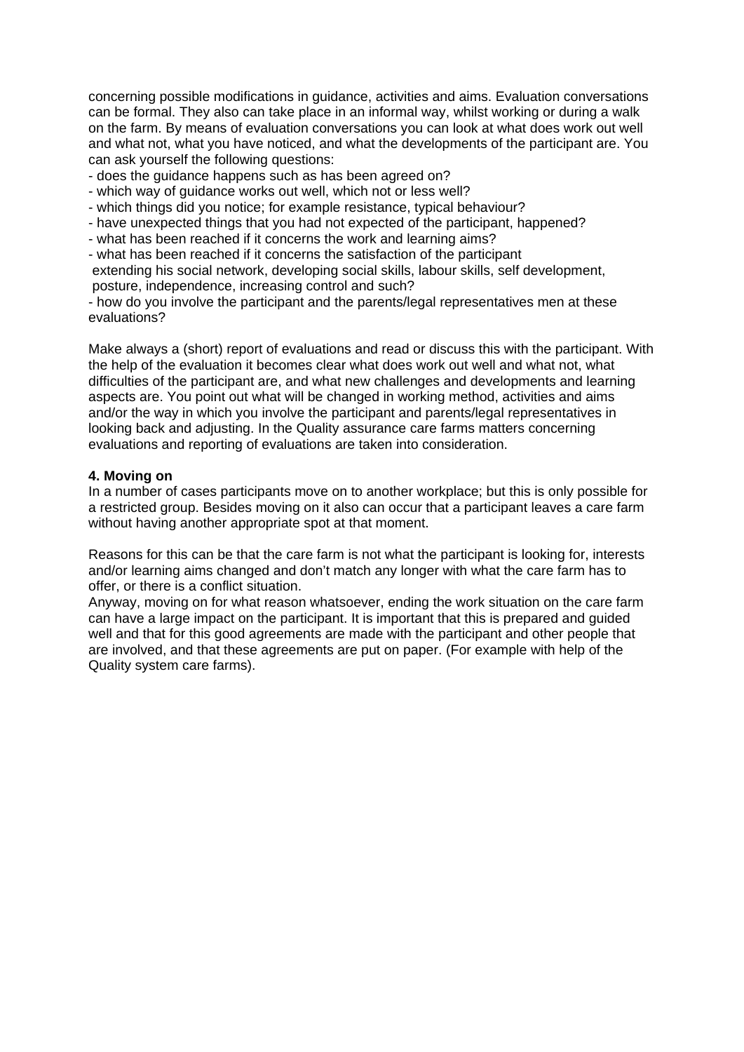concerning possible modifications in guidance, activities and aims. Evaluation conversations can be formal. They also can take place in an informal way, whilst working or during a walk on the farm. By means of evaluation conversations you can look at what does work out well and what not, what you have noticed, and what the developments of the participant are. You can ask yourself the following questions:

- does the guidance happens such as has been agreed on?
- which way of guidance works out well, which not or less well?
- which things did you notice; for example resistance, typical behaviour?
- have unexpected things that you had not expected of the participant, happened?
- what has been reached if it concerns the work and learning aims?
- what has been reached if it concerns the satisfaction of the participant extending his social network, developing social skills, labour skills, self development, posture, independence, increasing control and such?
- how do you involve the participant and the parents/legal representatives men at these evaluations?

Make always a (short) report of evaluations and read or discuss this with the participant. With the help of the evaluation it becomes clear what does work out well and what not, what difficulties of the participant are, and what new challenges and developments and learning aspects are. You point out what will be changed in working method, activities and aims and/or the way in which you involve the participant and parents/legal representatives in looking back and adjusting. In the Quality assurance care farms matters concerning evaluations and reporting of evaluations are taken into consideration.

**4. Moving on**

In a number of cases participants move on to another workplace; but this is only possible for a restricted group. Besides moving on it also can occur that a participant leaves a care farm without having another appropriate spot at that moment.

Reasons for this can be that the care farm is not what the participant is looking for, interests and/or learning aims changed and don't match any longer with what the care farm has to offer, or there is a conflict situation.

Anyway, moving on for what reason whatsoever, ending the work situation on the care farm can have a large impact on the participant. It is important that this is prepared and guided well and that for this good agreements are made with the participant and other people that are involved, and that these agreements are put on paper. (For example with help of the Quality system care farms).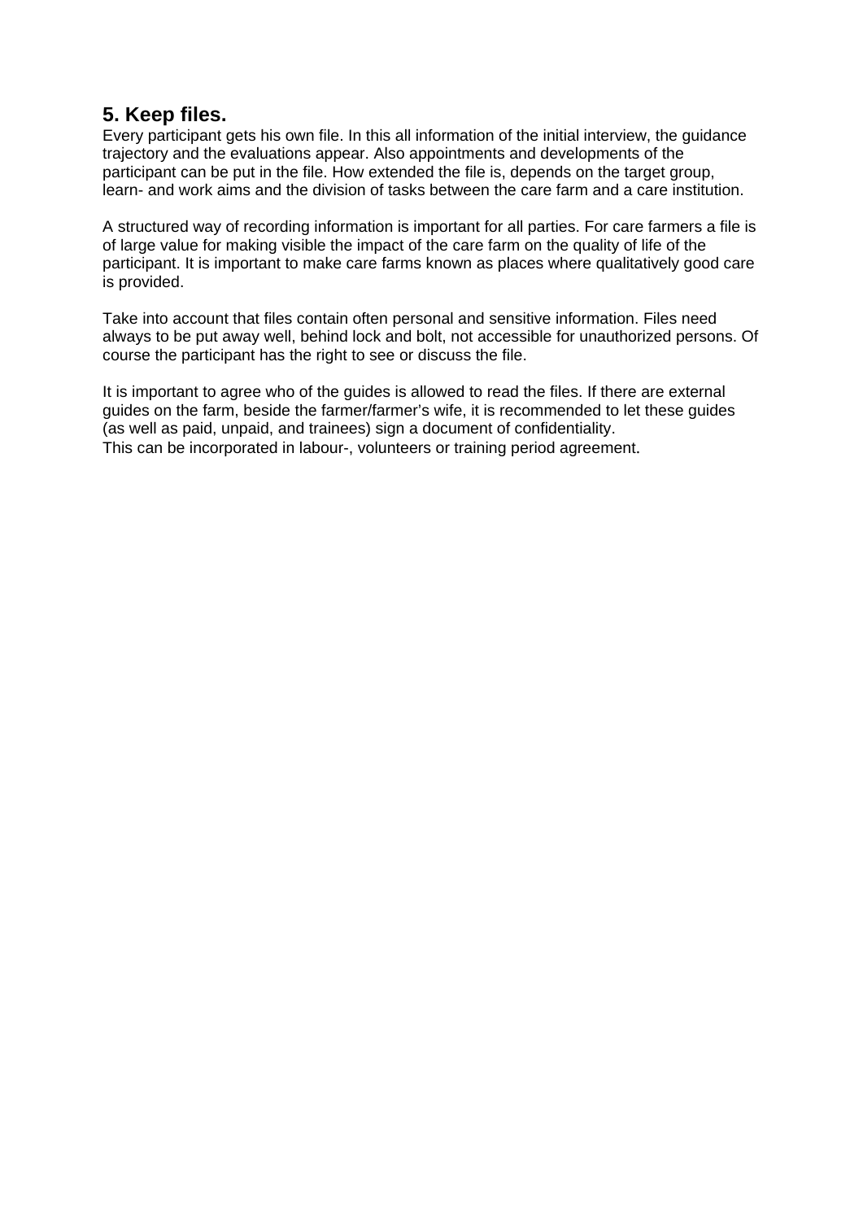## 5. Keep files.

Every participant gets his own file. In this all information of the initial interview, the guidance trajectory and the evaluations appear. Also appointments and developments of the participant can be put in the file. How extended the file is, depends on the target group, learn- and work aims and the division of tasks between the care farm and a care institution.

A structured way of recording information is important for all parties. For care farmers a file is of large value for making visible the impact of the care farm on the quality of life of the participant. It is important to make care farms known as places where qualitatively good care is provided.

Take into account that files contain often personal and sensitive information. Files need always to be put away well, behind lock and bolt, not accessible for unauthorized persons. Of course the participant has the right to see or discuss the file.

It is important to agree who of the guides is allowed to read the files. If there are external guides on the farm, beside the farmer/farmer's wife, it is recommended to let these guides (as well as paid, unpaid, and trainees) sign a document of confidentiality.
This can be incorporated in labour-, volunteers or training period agreement.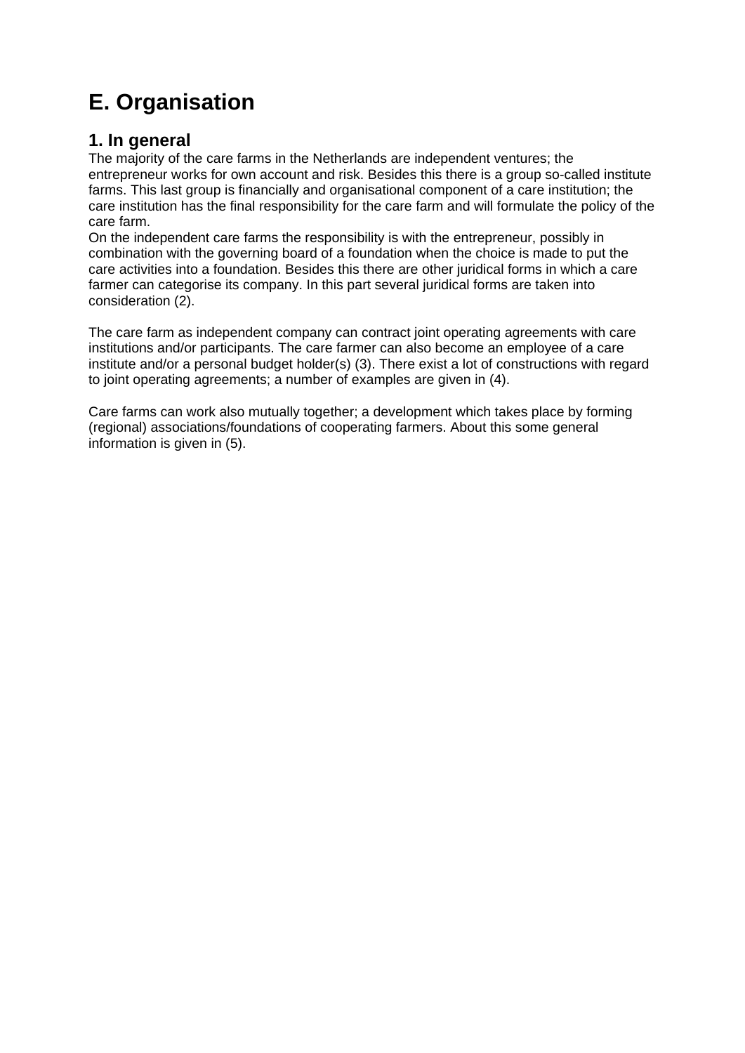# E. Organisation

## 1. In general

The majority of the care farms in the Netherlands are independent ventures; the entrepreneur works for own account and risk. Besides this there is a group so-called institute farms. This last group is financially and organisational component of a care institution; the care institution has the final responsibility for the care farm and will formulate the policy of the care farm.
On the independent care farms the responsibility is with the entrepreneur, possibly in combination with the governing board of a foundation when the choice is made to put the care activities into a foundation. Besides this there are other juridical forms in which a care farmer can categorise its company. In this part several juridical forms are taken into consideration (2).

The care farm as independent company can contract joint operating agreements with care institutions and/or participants. The care farmer can also become an employee of a care institute and/or a personal budget holder(s) (3). There exist a lot of constructions with regard to joint operating agreements; a number of examples are given in (4).

Care farms can work also mutually together; a development which takes place by forming (regional) associations/foundations of cooperating farmers. About this some general information is given in (5).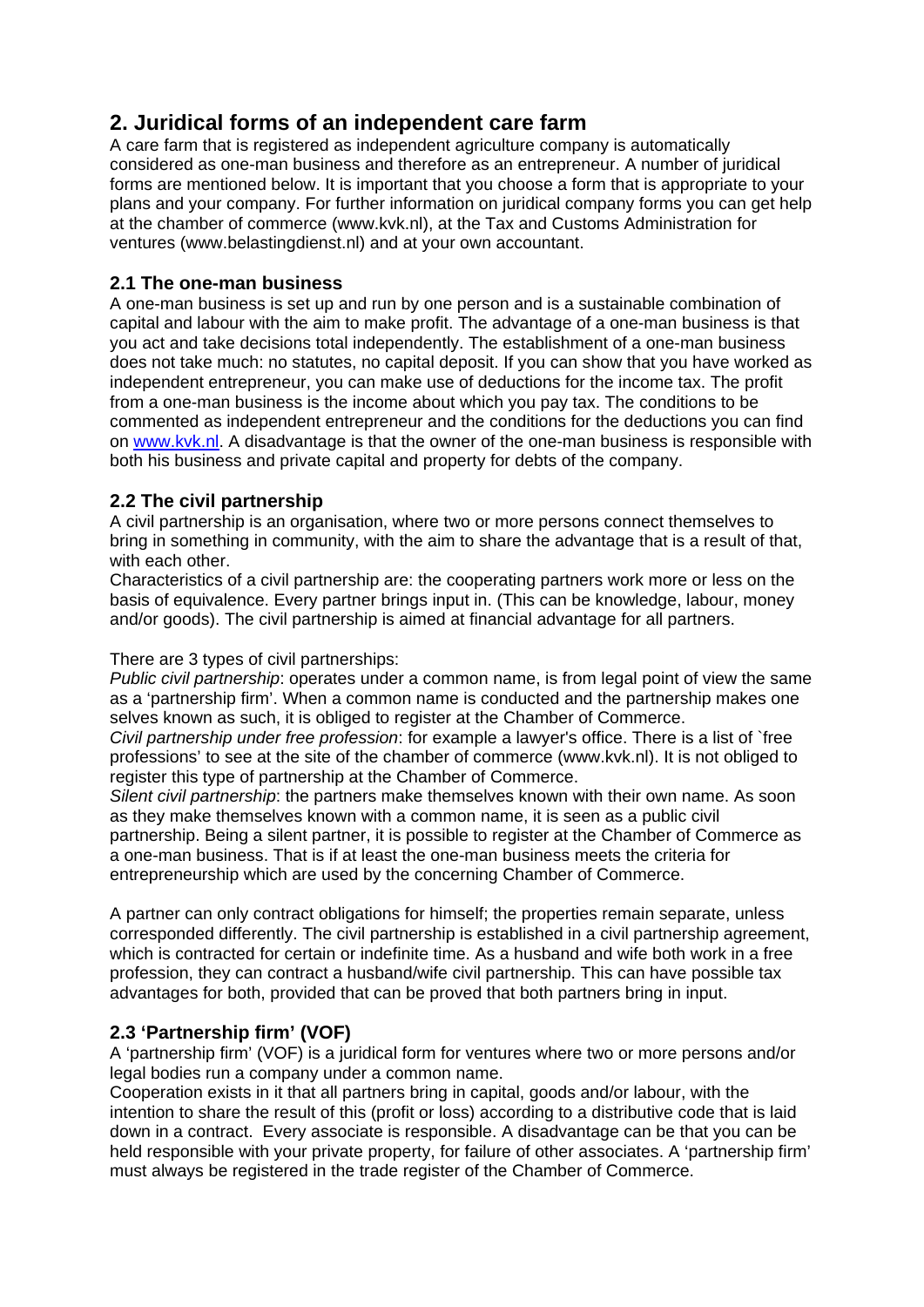## 2. Juridical forms of an independent care farm

A care farm that is registered as independent agriculture company is automatically considered as one-man business and therefore as an entrepreneur. A number of juridical forms are mentioned below. It is important that you choose a form that is appropriate to your plans and your company. For further information on juridical company forms you can get help at the chamber of commerce (www.kvk.nl), at the Tax and Customs Administration for ventures (www.belastingdienst.nl) and at your own accountant.

### 2.1 The one-man business

A one-man business is set up and run by one person and is a sustainable combination of capital and labour with the aim to make profit. The advantage of a one-man business is that you act and take decisions total independently. The establishment of a one-man business does not take much: no statutes, no capital deposit. If you can show that you have worked as independent entrepreneur, you can make use of deductions for the income tax. The profit from a one-man business is the income about which you pay tax. The conditions to be commented as independent entrepreneur and the conditions for the deductions you can find on [www.kvk.nl](www.kvk.nl). A disadvantage is that the owner of the one-man business is responsible with both his business and private capital and property for debts of the company.

### 2.2 The civil partnership

A civil partnership is an organisation, where two or more persons connect themselves to bring in something in community, with the aim to share the advantage that is a result of that, with each other.
Characteristics of a civil partnership are: the cooperating partners work more or less on the basis of equivalence. Every partner brings input in. (This can be knowledge, labour, money and/or goods). The civil partnership is aimed at financial advantage for all partners.

There are 3 types of civil partnerships:
*Public civil partnership*: operates under a common name, is from legal point of view the same as a 'partnership firm'. When a common name is conducted and the partnership makes one selves known as such, it is obliged to register at the Chamber of Commerce.
*Civil partnership under free profession*: for example a lawyer's office. There is a list of `free professions' to see at the site of the chamber of commerce (www.kvk.nl). It is not obliged to register this type of partnership at the Chamber of Commerce.
*Silent civil partnership*: the partners make themselves known with their own name. As soon as they make themselves known with a common name, it is seen as a public civil partnership. Being a silent partner, it is possible to register at the Chamber of Commerce as a one-man business. That is if at least the one-man business meets the criteria for entrepreneurship which are used by the concerning Chamber of Commerce.

A partner can only contract obligations for himself; the properties remain separate, unless corresponded differently. The civil partnership is established in a civil partnership agreement, which is contracted for certain or indefinite time. As a husband and wife both work in a free profession, they can contract a husband/wife civil partnership. This can have possible tax advantages for both, provided that can be proved that both partners bring in input.

### 2.3 'Partnership firm' (VOF)

A 'partnership firm' (VOF) is a juridical form for ventures where two or more persons and/or legal bodies run a company under a common name.
Cooperation exists in it that all partners bring in capital, goods and/or labour, with the intention to share the result of this (profit or loss) according to a distributive code that is laid down in a contract. Every associate is responsible. A disadvantage can be that you can be held responsible with your private property, for failure of other associates. A 'partnership firm' must always be registered in the trade register of the Chamber of Commerce.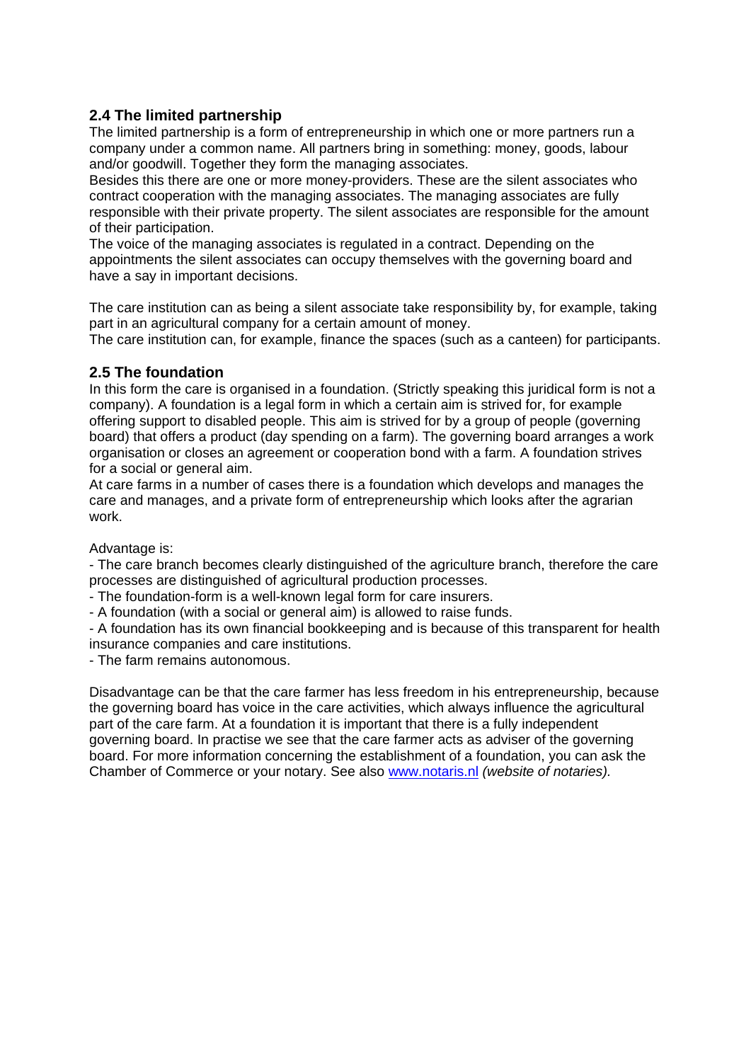## 2.4 The limited partnership

The limited partnership is a form of entrepreneurship in which one or more partners run a company under a common name. All partners bring in something: money, goods, labour and/or goodwill. Together they form the managing associates.
Besides this there are one or more money-providers. These are the silent associates who contract cooperation with the managing associates. The managing associates are fully responsible with their private property. The silent associates are responsible for the amount of their participation.
The voice of the managing associates is regulated in a contract. Depending on the appointments the silent associates can occupy themselves with the governing board and have a say in important decisions.

The care institution can as being a silent associate take responsibility by, for example, taking part in an agricultural company for a certain amount of money.
The care institution can, for example, finance the spaces (such as a canteen) for participants.

## 2.5 The foundation

In this form the care is organised in a foundation. (Strictly speaking this juridical form is not a company). A foundation is a legal form in which a certain aim is strived for, for example offering support to disabled people. This aim is strived for by a group of people (governing board) that offers a product (day spending on a farm). The governing board arranges a work organisation or closes an agreement or cooperation bond with a farm. A foundation strives for a social or general aim.
At care farms in a number of cases there is a foundation which develops and manages the care and manages, and a private form of entrepreneurship which looks after the agrarian work.

Advantage is:

- The care branch becomes clearly distinguished of the agriculture branch, therefore the care processes are distinguished of agricultural production processes.
- The foundation-form is a well-known legal form for care insurers.
- A foundation (with a social or general aim) is allowed to raise funds.
- A foundation has its own financial bookkeeping and is because of this transparent for health insurance companies and care institutions.
- The farm remains autonomous.

Disadvantage can be that the care farmer has less freedom in his entrepreneurship, because the governing board has voice in the care activities, which always influence the agricultural part of the care farm. At a foundation it is important that there is a fully independent governing board. In practise we see that the care farmer acts as adviser of the governing board. For more information concerning the establishment of a foundation, you can ask the Chamber of Commerce or your notary. See also www.notaris.nl *(website of notaries).*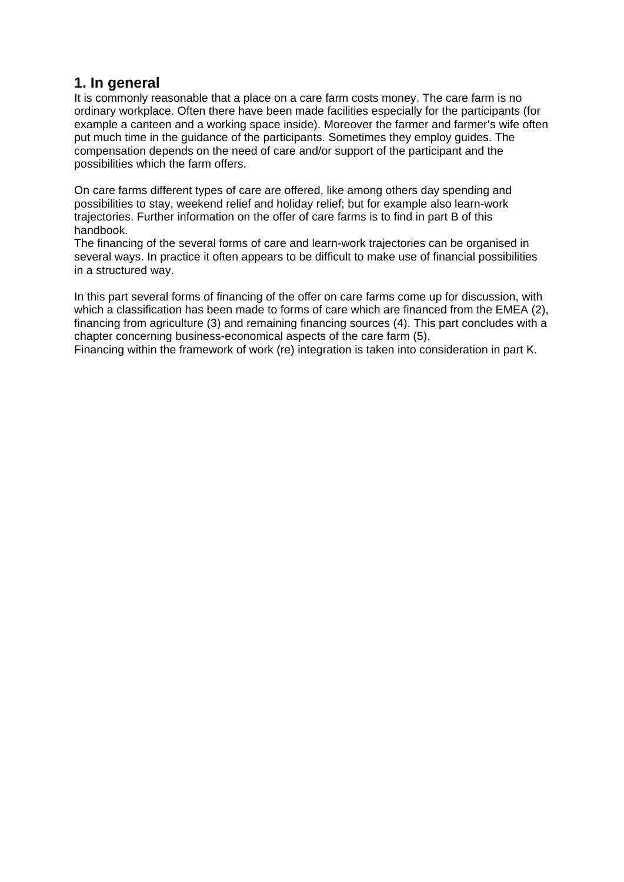## 1. In general

It is commonly reasonable that a place on a care farm costs money. The care farm is no ordinary workplace. Often there have been made facilities especially for the participants (for example a canteen and a working space inside). Moreover the farmer and farmer's wife often put much time in the guidance of the participants. Sometimes they employ guides. The compensation depends on the need of care and/or support of the participant and the possibilities which the farm offers.

On care farms different types of care are offered, like among others day spending and possibilities to stay, weekend relief and holiday relief; but for example also learn-work trajectories. Further information on the offer of care farms is to find in part B of this handbook.

The financing of the several forms of care and learn-work trajectories can be organised in several ways. In practice it often appears to be difficult to make use of financial possibilities in a structured way.

In this part several forms of financing of the offer on care farms come up for discussion, with which a classification has been made to forms of care which are financed from the EMEA (2), financing from agriculture (3) and remaining financing sources (4). This part concludes with a chapter concerning business-economical aspects of the care farm (5).

Financing within the framework of work (re) integration is taken into consideration in part K.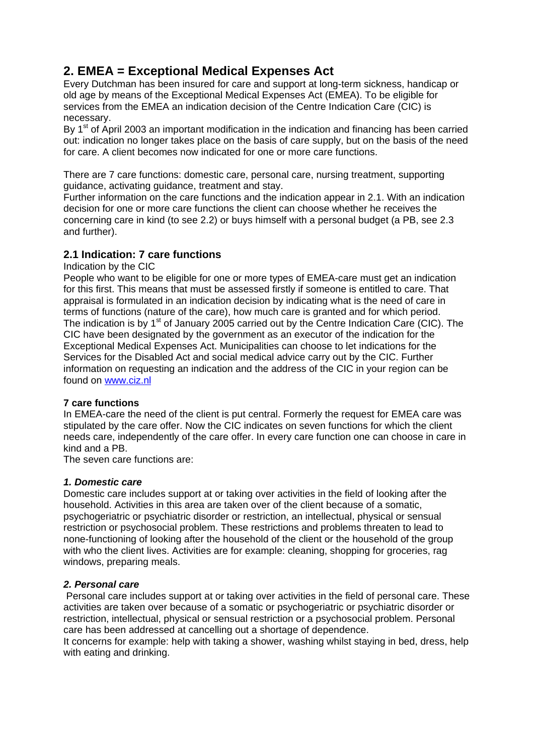## 2. EMEA = Exceptional Medical Expenses Act

Every Dutchman has been insured for care and support at long-term sickness, handicap or old age by means of the Exceptional Medical Expenses Act (EMEA). To be eligible for services from the EMEA an indication decision of the Centre Indication Care (CIC) is necessary.

By 1st of April 2003 an important modification in the indication and financing has been carried out: indication no longer takes place on the basis of care supply, but on the basis of the need for care. A client becomes now indicated for one or more care functions.

There are 7 care functions: domestic care, personal care, nursing treatment, supporting guidance, activating guidance, treatment and stay.

Further information on the care functions and the indication appear in 2.1. With an indication decision for one or more care functions the client can choose whether he receives the concerning care in kind (to see 2.2) or buys himself with a personal budget (a PB, see 2.3 and further).

### 2.1 Indication: 7 care functions

Indication by the CIC

People who want to be eligible for one or more types of EMEA-care must get an indication for this first. This means that must be assessed firstly if someone is entitled to care. That appraisal is formulated in an indication decision by indicating what is the need of care in terms of functions (nature of the care), how much care is granted and for which period. The indication is by 1st of January 2005 carried out by the Centre Indication Care (CIC). The CIC have been designated by the government as an executor of the indication for the Exceptional Medical Expenses Act. Municipalities can choose to let indications for the Services for the Disabled Act and social medical advice carry out by the CIC. Further information on requesting an indication and the address of the CIC in your region can be found on [www.ciz.nl](http://www.ciz.nl)

**7 care functions**

In EMEA-care the need of the client is put central. Formerly the request for EMEA care was stipulated by the care offer. Now the CIC indicates on seven functions for which the client needs care, independently of the care offer. In every care function one can choose in care in kind and a PB.

The seven care functions are:

***1. Domestic care***

Domestic care includes support at or taking over activities in the field of looking after the household. Activities in this area are taken over of the client because of a somatic, psychogeriatric or psychiatric disorder or restriction, an intellectual, physical or sensual restriction or psychosocial problem. These restrictions and problems threaten to lead to none-functioning of looking after the household of the client or the household of the group with who the client lives. Activities are for example: cleaning, shopping for groceries, rag windows, preparing meals.

***2. Personal care***

Personal care includes support at or taking over activities in the field of personal care. These activities are taken over because of a somatic or psychogeriatric or psychiatric disorder or restriction, intellectual, physical or sensual restriction or a psychosocial problem. Personal care has been addressed at cancelling out a shortage of dependence.

It concerns for example: help with taking a shower, washing whilst staying in bed, dress, help with eating and drinking.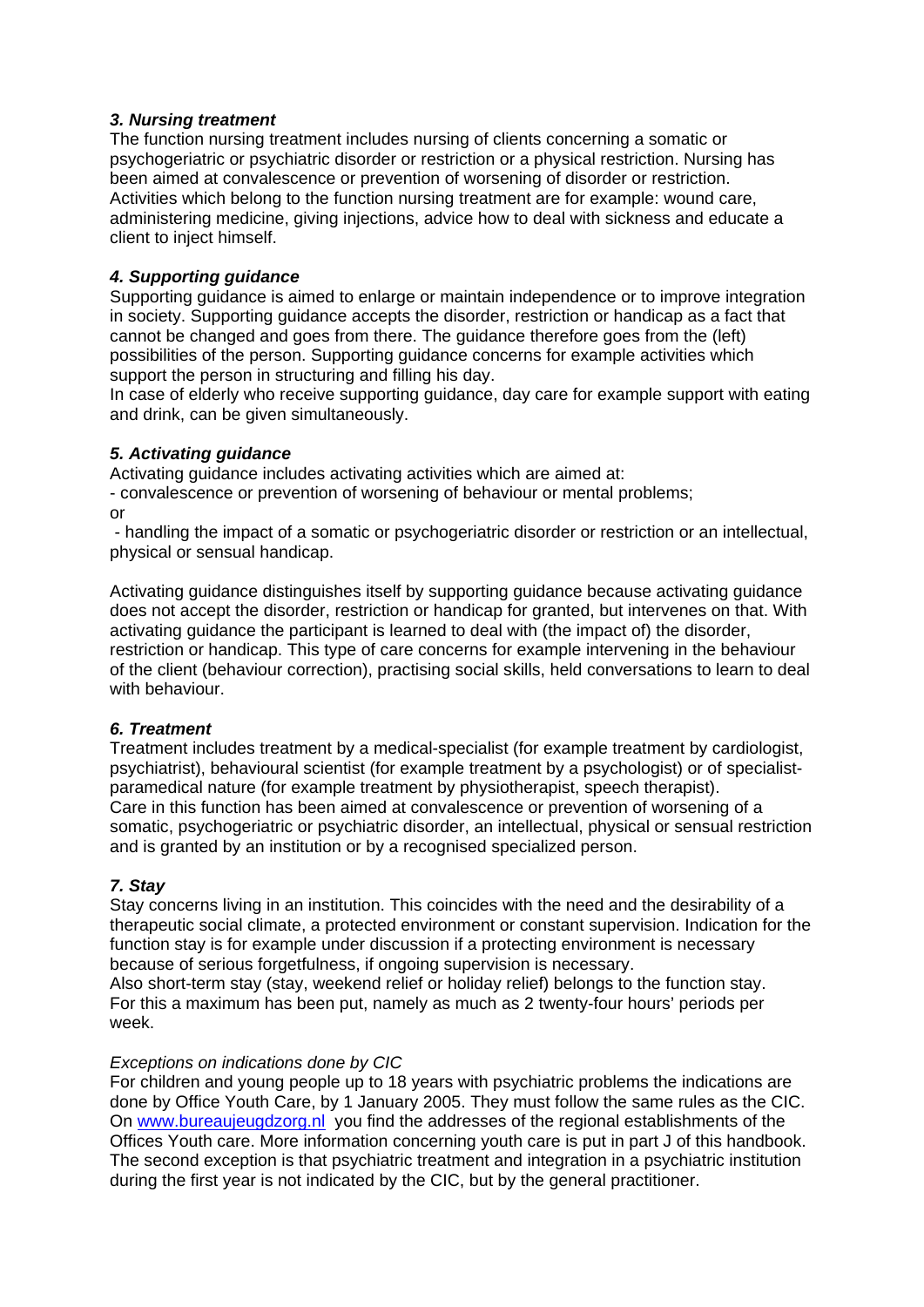### *3. Nursing treatment*

The function nursing treatment includes nursing of clients concerning a somatic or psychogeriatric or psychiatric disorder or restriction or a physical restriction. Nursing has been aimed at convalescence or prevention of worsening of disorder or restriction. Activities which belong to the function nursing treatment are for example: wound care, administering medicine, giving injections, advice how to deal with sickness and educate a client to inject himself.

### *4. Supporting guidance*

Supporting guidance is aimed to enlarge or maintain independence or to improve integration in society. Supporting guidance accepts the disorder, restriction or handicap as a fact that cannot be changed and goes from there. The guidance therefore goes from the (left) possibilities of the person. Supporting guidance concerns for example activities which support the person in structuring and filling his day.

In case of elderly who receive supporting guidance, day care for example support with eating and drink, can be given simultaneously.

### *5. Activating guidance*

Activating guidance includes activating activities which are aimed at:

- convalescence or prevention of worsening of behaviour or mental problems;

or

- handling the impact of a somatic or psychogeriatric disorder or restriction or an intellectual, physical or sensual handicap.

Activating guidance distinguishes itself by supporting guidance because activating guidance does not accept the disorder, restriction or handicap for granted, but intervenes on that. With activating guidance the participant is learned to deal with (the impact of) the disorder, restriction or handicap. This type of care concerns for example intervening in the behaviour of the client (behaviour correction), practising social skills, held conversations to learn to deal with behaviour.

### *6. Treatment*

Treatment includes treatment by a medical-specialist (for example treatment by cardiologist, psychiatrist), behavioural scientist (for example treatment by a psychologist) or of specialist-paramedical nature (for example treatment by physiotherapist, speech therapist).

Care in this function has been aimed at convalescence or prevention of worsening of a somatic, psychogeriatric or psychiatric disorder, an intellectual, physical or sensual restriction and is granted by an institution or by a recognised specialized person.

### *7. Stay*

Stay concerns living in an institution. This coincides with the need and the desirability of a therapeutic social climate, a protected environment or constant supervision. Indication for the function stay is for example under discussion if a protecting environment is necessary because of serious forgetfulness, if ongoing supervision is necessary.

Also short-term stay (stay, weekend relief or holiday relief) belongs to the function stay. For this a maximum has been put, namely as much as 2 twenty-four hours' periods per week.

*Exceptions on indications done by CIC*

For children and young people up to 18 years with psychiatric problems the indications are done by Office Youth Care, by 1 January 2005. They must follow the same rules as the CIC. On [www.bureaujeugdzorg.nl](http://www.bureaujeugdzorg.nl) you find the addresses of the regional establishments of the Offices Youth care. More information concerning youth care is put in part J of this handbook. The second exception is that psychiatric treatment and integration in a psychiatric institution during the first year is not indicated by the CIC, but by the general practitioner.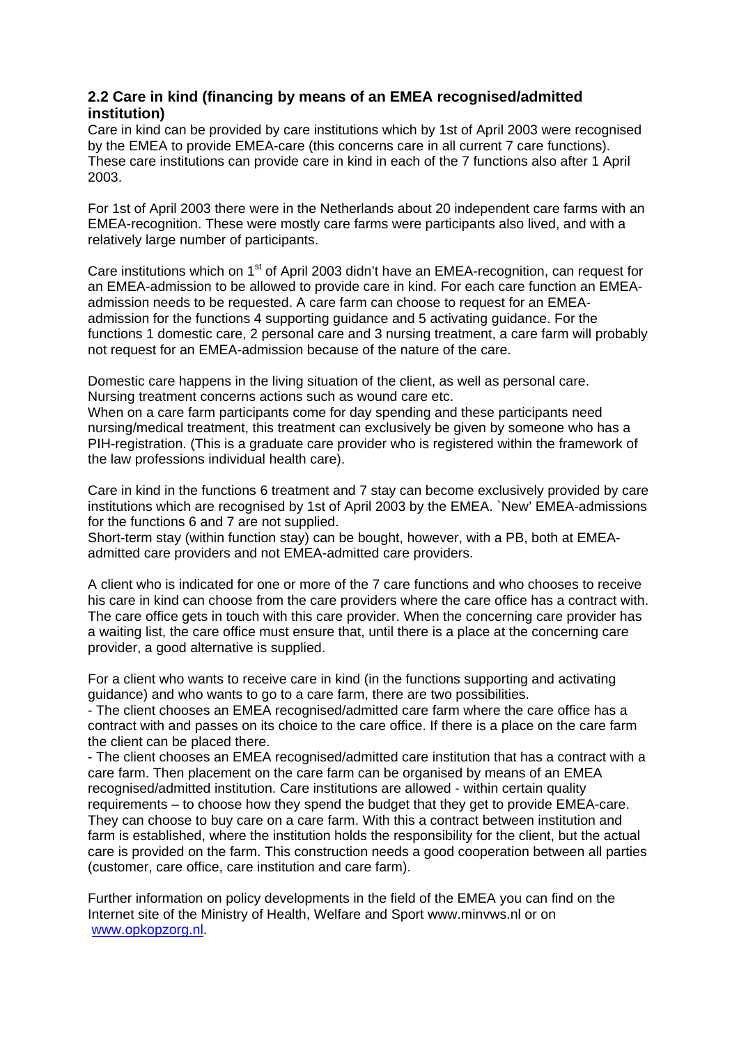## 2.2 Care in kind (financing by means of an EMEA recognised/admitted institution)

Care in kind can be provided by care institutions which by 1st of April 2003 were recognised by the EMEA to provide EMEA-care (this concerns care in all current 7 care functions). These care institutions can provide care in kind in each of the 7 functions also after 1 April 2003.

For 1st of April 2003 there were in the Netherlands about 20 independent care farms with an EMEA-recognition. These were mostly care farms were participants also lived, and with a relatively large number of participants.

Care institutions which on 1st of April 2003 didn't have an EMEA-recognition, can request for an EMEA-admission to be allowed to provide care in kind. For each care function an EMEA-admission needs to be requested. A care farm can choose to request for an EMEA-admission for the functions 4 supporting guidance and 5 activating guidance. For the functions 1 domestic care, 2 personal care and 3 nursing treatment, a care farm will probably not request for an EMEA-admission because of the nature of the care.

Domestic care happens in the living situation of the client, as well as personal care. Nursing treatment concerns actions such as wound care etc.
When on a care farm participants come for day spending and these participants need nursing/medical treatment, this treatment can exclusively be given by someone who has a PIH-registration. (This is a graduate care provider who is registered within the framework of the law professions individual health care).

Care in kind in the functions 6 treatment and 7 stay can become exclusively provided by care institutions which are recognised by 1st of April 2003 by the EMEA. `New' EMEA-admissions for the functions 6 and 7 are not supplied.
Short-term stay (within function stay) can be bought, however, with a PB, both at EMEA-admitted care providers and not EMEA-admitted care providers.

A client who is indicated for one or more of the 7 care functions and who chooses to receive his care in kind can choose from the care providers where the care office has a contract with. The care office gets in touch with this care provider. When the concerning care provider has a waiting list, the care office must ensure that, until there is a place at the concerning care provider, a good alternative is supplied.

For a client who wants to receive care in kind (in the functions supporting and activating guidance) and who wants to go to a care farm, there are two possibilities.
- The client chooses an EMEA recognised/admitted care farm where the care office has a contract with and passes on its choice to the care office. If there is a place on the care farm the client can be placed there.
- The client chooses an EMEA recognised/admitted care institution that has a contract with a care farm. Then placement on the care farm can be organised by means of an EMEA recognised/admitted institution. Care institutions are allowed - within certain quality requirements – to choose how they spend the budget that they get to provide EMEA-care. They can choose to buy care on a care farm. With this a contract between institution and farm is established, where the institution holds the responsibility for the client, but the actual care is provided on the farm. This construction needs a good cooperation between all parties (customer, care office, care institution and care farm).

Further information on policy developments in the field of the EMEA you can find on the Internet site of the Ministry of Health, Welfare and Sport www.minvws.nl or on www.opkopzorg.nl.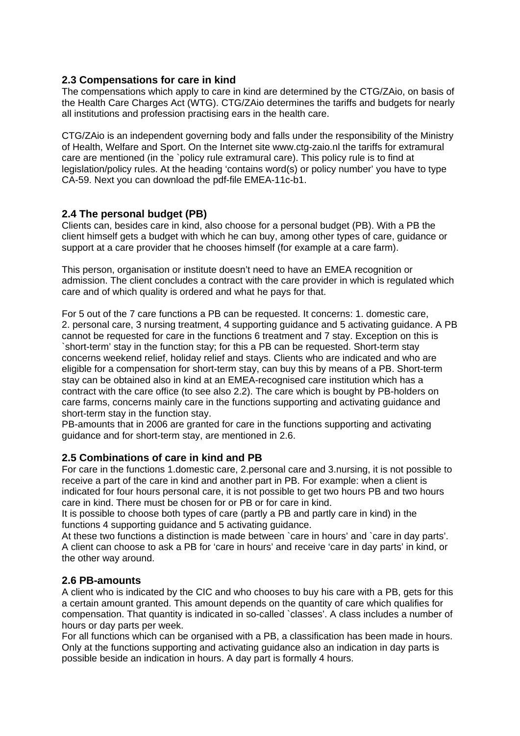## 2.3 Compensations for care in kind

The compensations which apply to care in kind are determined by the CTG/ZAio, on basis of the Health Care Charges Act (WTG). CTG/ZAio determines the tariffs and budgets for nearly all institutions and profession practising ears in the health care.

CTG/ZAio is an independent governing body and falls under the responsibility of the Ministry of Health, Welfare and Sport. On the Internet site www.ctg-zaio.nl the tariffs for extramural care are mentioned (in the `policy rule extramural care). This policy rule is to find at legislation/policy rules. At the heading 'contains word(s) or policy number' you have to type CA-59. Next you can download the pdf-file EMEA-11c-b1.

## 2.4 The personal budget (PB)

Clients can, besides care in kind, also choose for a personal budget (PB). With a PB the client himself gets a budget with which he can buy, among other types of care, guidance or support at a care provider that he chooses himself (for example at a care farm).

This person, organisation or institute doesn't need to have an EMEA recognition or admission. The client concludes a contract with the care provider in which is regulated which care and of which quality is ordered and what he pays for that.

For 5 out of the 7 care functions a PB can be requested. It concerns: 1. domestic care, 2. personal care, 3 nursing treatment, 4 supporting guidance and 5 activating guidance. A PB cannot be requested for care in the functions 6 treatment and 7 stay. Exception on this is `short-term' stay in the function stay; for this a PB can be requested. Short-term stay concerns weekend relief, holiday relief and stays. Clients who are indicated and who are eligible for a compensation for short-term stay, can buy this by means of a PB. Short-term stay can be obtained also in kind at an EMEA-recognised care institution which has a contract with the care office (to see also 2.2). The care which is bought by PB-holders on care farms, concerns mainly care in the functions supporting and activating guidance and short-term stay in the function stay.
PB-amounts that in 2006 are granted for care in the functions supporting and activating guidance and for short-term stay, are mentioned in 2.6.

## 2.5 Combinations of care in kind and PB

For care in the functions 1.domestic care, 2.personal care and 3.nursing, it is not possible to receive a part of the care in kind and another part in PB. For example: when a client is indicated for four hours personal care, it is not possible to get two hours PB and two hours care in kind. There must be chosen for or PB or for care in kind.
It is possible to choose both types of care (partly a PB and partly care in kind) in the functions 4 supporting guidance and 5 activating guidance.
At these two functions a distinction is made between `care in hours' and `care in day parts'. A client can choose to ask a PB for 'care in hours' and receive 'care in day parts' in kind, or the other way around.

## 2.6 PB-amounts

A client who is indicated by the CIC and who chooses to buy his care with a PB, gets for this a certain amount granted. This amount depends on the quantity of care which qualifies for compensation. That quantity is indicated in so-called `classes'. A class includes a number of hours or day parts per week.
For all functions which can be organised with a PB, a classification has been made in hours. Only at the functions supporting and activating guidance also an indication in day parts is possible beside an indication in hours. A day part is formally 4 hours.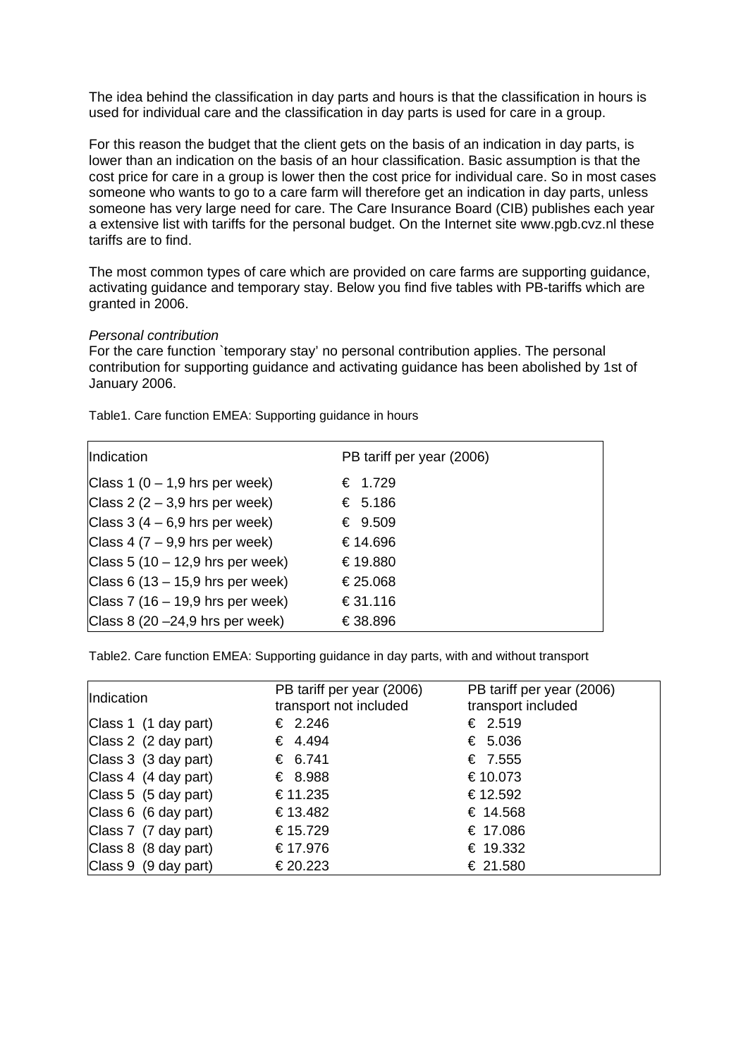The idea behind the classification in day parts and hours is that the classification in hours is used for individual care and the classification in day parts is used for care in a group.

For this reason the budget that the client gets on the basis of an indication in day parts, is lower than an indication on the basis of an hour classification. Basic assumption is that the cost price for care in a group is lower then the cost price for individual care. So in most cases someone who wants to go to a care farm will therefore get an indication in day parts, unless someone has very large need for care. The Care Insurance Board (CIB) publishes each year a extensive list with tariffs for the personal budget. On the Internet site www.pgb.cvz.nl these tariffs are to find.

The most common types of care which are provided on care farms are supporting guidance, activating guidance and temporary stay. Below you find five tables with PB-tariffs which are granted in 2006.

*Personal contribution*

For the care function `temporary stay' no personal contribution applies. The personal contribution for supporting guidance and activating guidance has been abolished by 1st of January 2006.

Table1. Care function EMEA: Supporting guidance in hours

| Indication | PB tariff per year (2006) |
|---|---|
| Class 1 (0 – 1,9 hrs per week) | € 1.729 |
| Class 2 (2 – 3,9 hrs per week) | € 5.186 |
| Class 3 (4 – 6,9 hrs per week) | € 9.509 |
| Class 4 (7 – 9,9 hrs per week) | € 14.696 |
| Class 5 (10 – 12,9 hrs per week) | € 19.880 |
| Class 6 (13 – 15,9 hrs per week) | € 25.068 |
| Class 7 (16 – 19,9 hrs per week) | € 31.116 |
| Class 8 (20 –24,9 hrs per week) | € 38.896 |

Table2. Care function EMEA: Supporting guidance in day parts, with and without transport

| Indication | PB tariff per year (2006) transport not included | PB tariff per year (2006) transport included |
|---|---|---|
| Class 1 (1 day part) | € 2.246 | € 2.519 |
| Class 2 (2 day part) | € 4.494 | € 5.036 |
| Class 3 (3 day part) | € 6.741 | € 7.555 |
| Class 4 (4 day part) | € 8.988 | € 10.073 |
| Class 5 (5 day part) | € 11.235 | € 12.592 |
| Class 6 (6 day part) | € 13.482 | € 14.568 |
| Class 7 (7 day part) | € 15.729 | € 17.086 |
| Class 8 (8 day part) | € 17.976 | € 19.332 |
| Class 9 (9 day part) | € 20.223 | € 21.580 |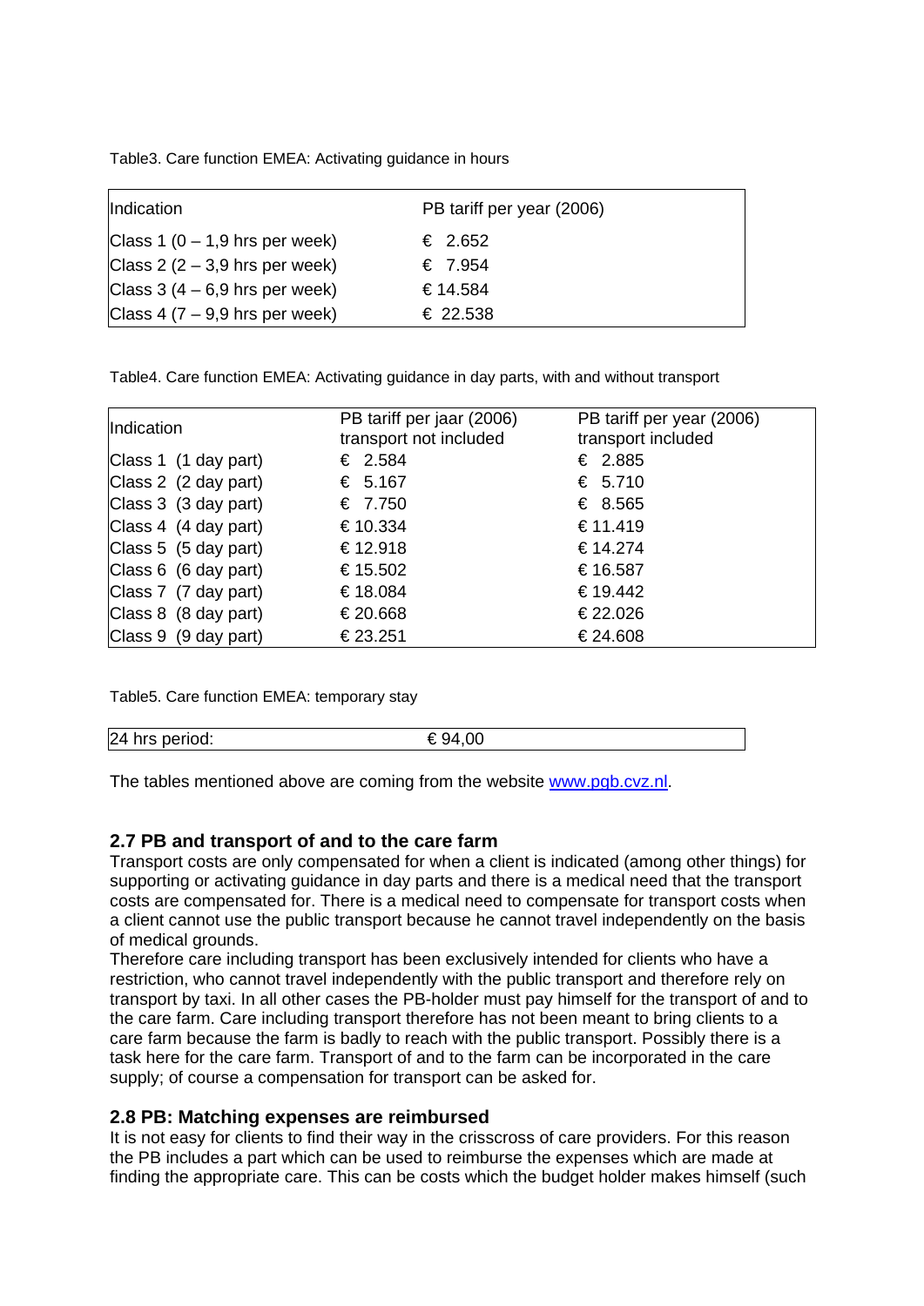Table3. Care function EMEA: Activating guidance in hours

| Indication | PB tariff per year (2006) |
|---|---|
| Class 1 (0 – 1,9 hrs per week) | € 2.652 |
| Class 2 (2 – 3,9 hrs per week) | € 7.954 |
| Class 3 (4 – 6,9 hrs per week) | € 14.584 |
| Class 4 (7 – 9,9 hrs per week) | € 22.538 |

Table4. Care function EMEA: Activating guidance in day parts, with and without transport

| Indication | PB tariff per jaar (2006) transport not included | PB tariff per year (2006) transport included |
|---|---|---|
| Class 1 (1 day part) | € 2.584 | € 2.885 |
| Class 2 (2 day part) | € 5.167 | € 5.710 |
| Class 3 (3 day part) | € 7.750 | € 8.565 |
| Class 4 (4 day part) | € 10.334 | € 11.419 |
| Class 5 (5 day part) | € 12.918 | € 14.274 |
| Class 6 (6 day part) | € 15.502 | € 16.587 |
| Class 7 (7 day part) | € 18.084 | € 19.442 |
| Class 8 (8 day part) | € 20.668 | € 22.026 |
| Class 9 (9 day part) | € 23.251 | € 24.608 |

Table5. Care function EMEA: temporary stay

| 24 hrs period: | € 94,00 |
|---|---|

The tables mentioned above are coming from the website www.pgb.cvz.nl.

## 2.7 PB and transport of and to the care farm

Transport costs are only compensated for when a client is indicated (among other things) for supporting or activating guidance in day parts and there is a medical need that the transport costs are compensated for. There is a medical need to compensate for transport costs when a client cannot use the public transport because he cannot travel independently on the basis of medical grounds.
Therefore care including transport has been exclusively intended for clients who have a restriction, who cannot travel independently with the public transport and therefore rely on transport by taxi. In all other cases the PB-holder must pay himself for the transport of and to the care farm. Care including transport therefore has not been meant to bring clients to a care farm because the farm is badly to reach with the public transport. Possibly there is a task here for the care farm. Transport of and to the farm can be incorporated in the care supply; of course a compensation for transport can be asked for.

## 2.8 PB: Matching expenses are reimbursed

It is not easy for clients to find their way in the crisscross of care providers. For this reason the PB includes a part which can be used to reimburse the expenses which are made at finding the appropriate care. This can be costs which the budget holder makes himself (such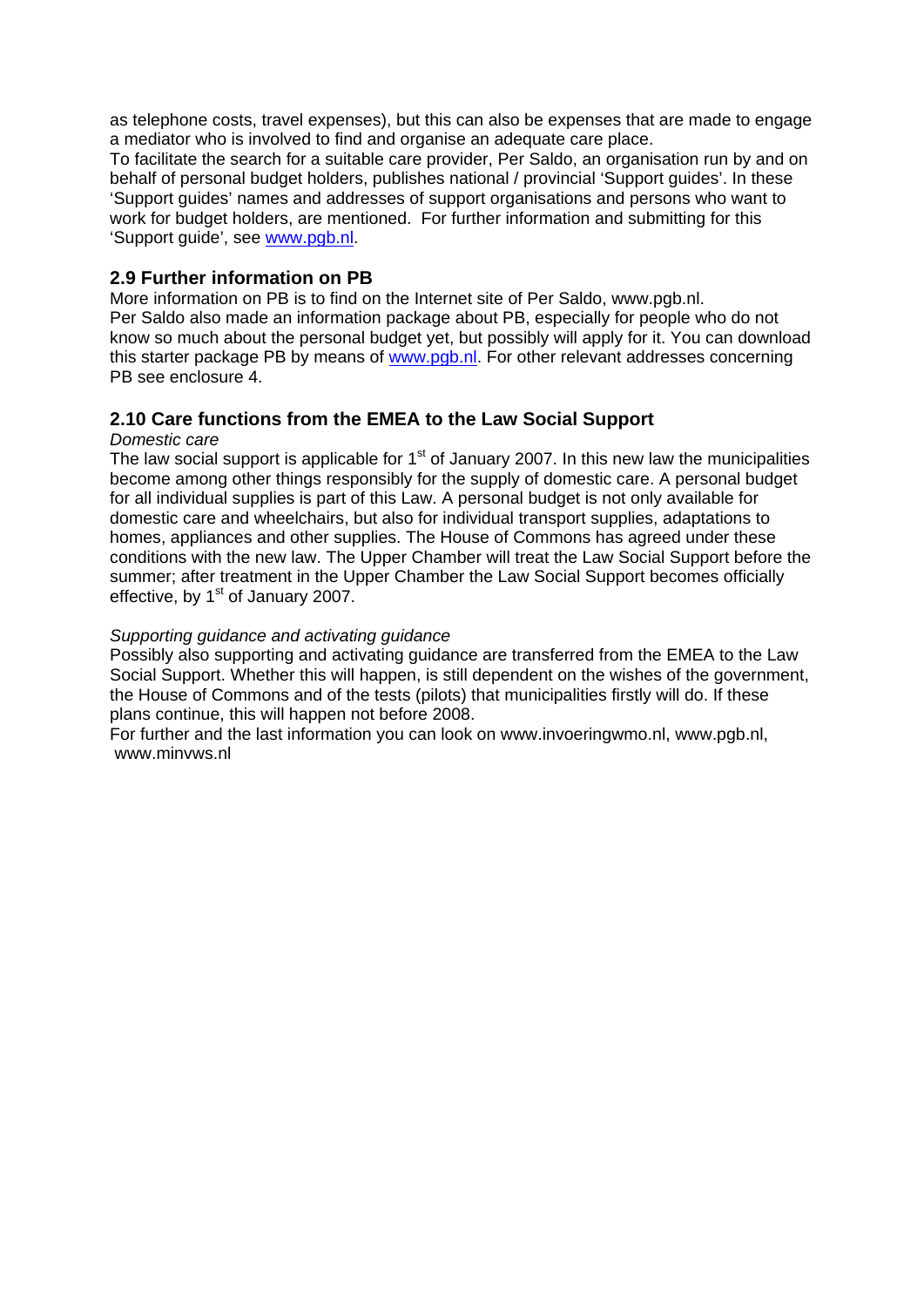as telephone costs, travel expenses), but this can also be expenses that are made to engage a mediator who is involved to find and organise an adequate care place.
To facilitate the search for a suitable care provider, Per Saldo, an organisation run by and on behalf of personal budget holders, publishes national / provincial 'Support guides'. In these 'Support guides' names and addresses of support organisations and persons who want to work for budget holders, are mentioned. For further information and submitting for this 'Support guide', see www.pgb.nl.

## 2.9 Further information on PB

More information on PB is to find on the Internet site of Per Saldo, www.pgb.nl.
Per Saldo also made an information package about PB, especially for people who do not know so much about the personal budget yet, but possibly will apply for it. You can download this starter package PB by means of www.pgb.nl. For other relevant addresses concerning PB see enclosure 4.

## 2.10 Care functions from the EMEA to the Law Social Support

*Domestic care*
The law social support is applicable for 1st of January 2007. In this new law the municipalities become among other things responsibly for the supply of domestic care. A personal budget for all individual supplies is part of this Law. A personal budget is not only available for domestic care and wheelchairs, but also for individual transport supplies, adaptations to homes, appliances and other supplies. The House of Commons has agreed under these conditions with the new law. The Upper Chamber will treat the Law Social Support before the summer; after treatment in the Upper Chamber the Law Social Support becomes officially effective, by 1st of January 2007.

*Supporting guidance and activating guidance*
Possibly also supporting and activating guidance are transferred from the EMEA to the Law Social Support. Whether this will happen, is still dependent on the wishes of the government, the House of Commons and of the tests (pilots) that municipalities firstly will do. If these plans continue, this will happen not before 2008.
For further and the last information you can look on www.invoeringwmo.nl, www.pgb.nl, www.minvws.nl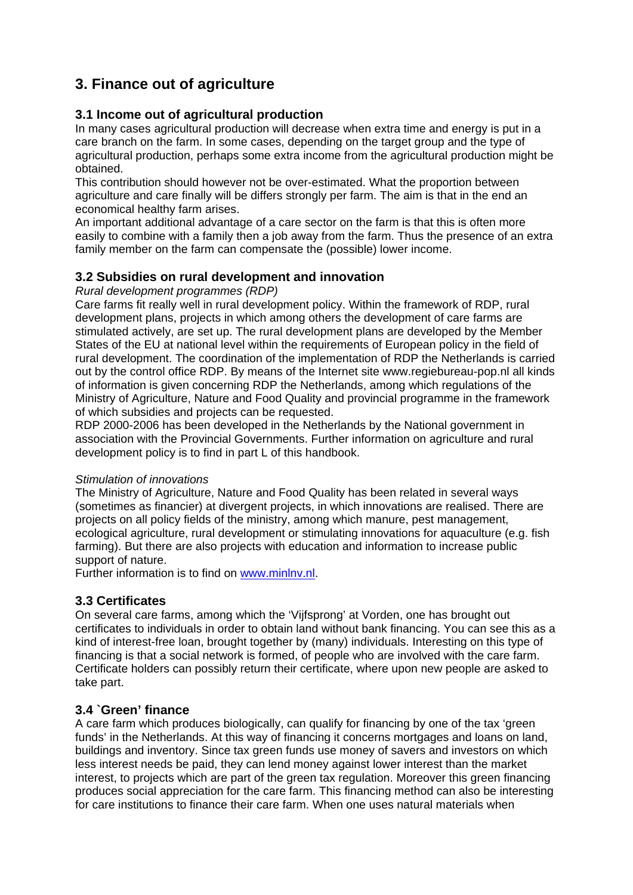# 3. Finance out of agriculture

## 3.1 Income out of agricultural production

In many cases agricultural production will decrease when extra time and energy is put in a care branch on the farm. In some cases, depending on the target group and the type of agricultural production, perhaps some extra income from the agricultural production might be obtained.

This contribution should however not be over-estimated. What the proportion between agriculture and care finally will be differs strongly per farm. The aim is that in the end an economical healthy farm arises.

An important additional advantage of a care sector on the farm is that this is often more easily to combine with a family then a job away from the farm. Thus the presence of an extra family member on the farm can compensate the (possible) lower income.

## 3.2 Subsidies on rural development and innovation

*Rural development programmes (RDP)*

Care farms fit really well in rural development policy. Within the framework of RDP, rural development plans, projects in which among others the development of care farms are stimulated actively, are set up. The rural development plans are developed by the Member States of the EU at national level within the requirements of European policy in the field of rural development. The coordination of the implementation of RDP the Netherlands is carried out by the control office RDP. By means of the Internet site www.regiebureau-pop.nl all kinds of information is given concerning RDP the Netherlands, among which regulations of the Ministry of Agriculture, Nature and Food Quality and provincial programme in the framework of which subsidies and projects can be requested.

RDP 2000-2006 has been developed in the Netherlands by the National government in association with the Provincial Governments. Further information on agriculture and rural development policy is to find in part L of this handbook.

*Stimulation of innovations*

The Ministry of Agriculture, Nature and Food Quality has been related in several ways (sometimes as financier) at divergent projects, in which innovations are realised. There are projects on all policy fields of the ministry, among which manure, pest management, ecological agriculture, rural development or stimulating innovations for aquaculture (e.g. fish farming). But there are also projects with education and information to increase public support of nature.

Further information is to find on [www.minlnv.nl](www.minlnv.nl).

## 3.3 Certificates

On several care farms, among which the 'Vijfsprong' at Vorden, one has brought out certificates to individuals in order to obtain land without bank financing. You can see this as a kind of interest-free loan, brought together by (many) individuals. Interesting on this type of financing is that a social network is formed, of people who are involved with the care farm. Certificate holders can possibly return their certificate, where upon new people are asked to take part.

## 3.4 `Green' finance

A care farm which produces biologically, can qualify for financing by one of the tax 'green funds' in the Netherlands. At this way of financing it concerns mortgages and loans on land, buildings and inventory. Since tax green funds use money of savers and investors on which less interest needs be paid, they can lend money against lower interest than the market interest, to projects which are part of the green tax regulation. Moreover this green financing produces social appreciation for the care farm. This financing method can also be interesting for care institutions to finance their care farm. When one uses natural materials when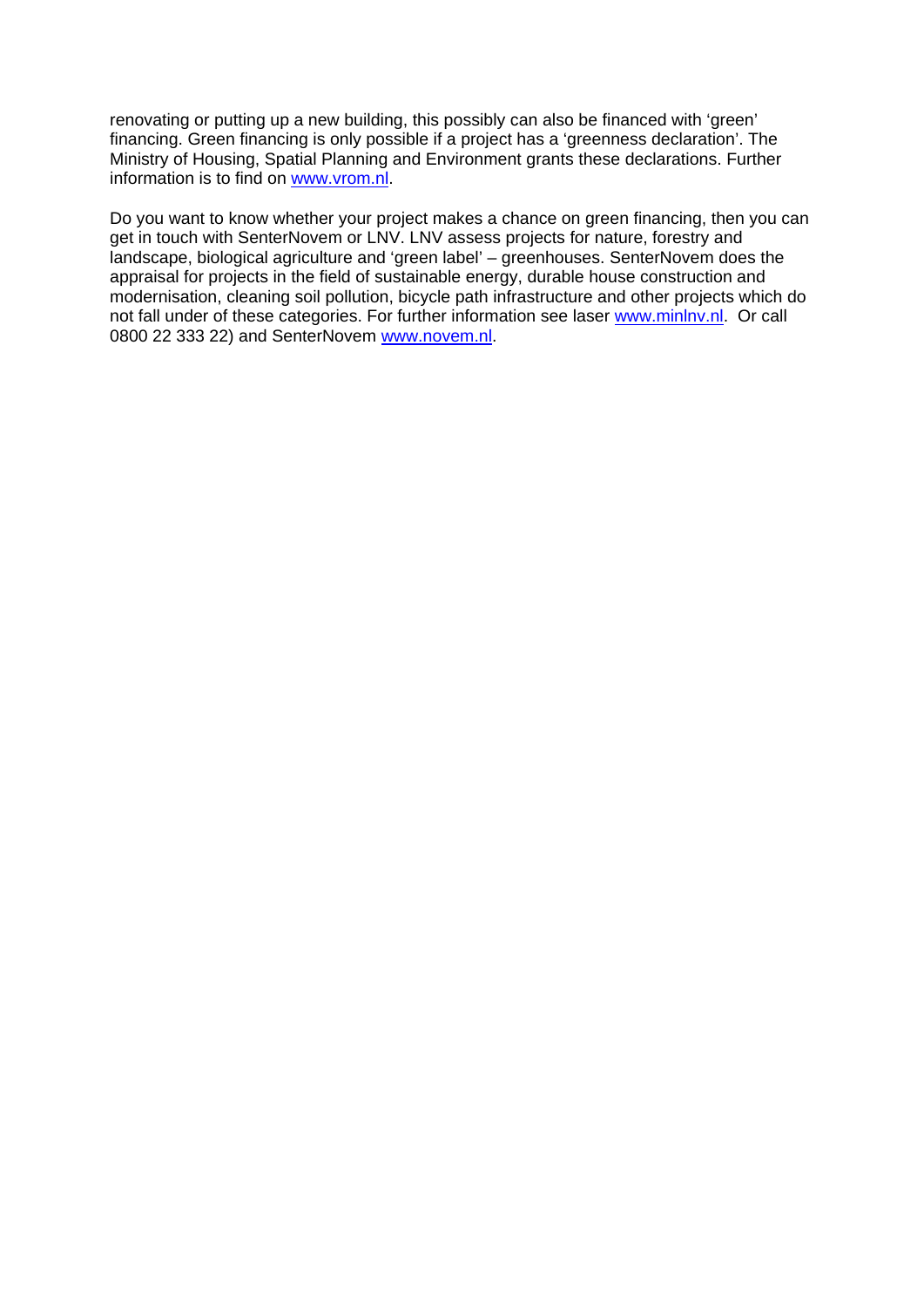renovating or putting up a new building, this possibly can also be financed with 'green' financing. Green financing is only possible if a project has a 'greenness declaration'. The Ministry of Housing, Spatial Planning and Environment grants these declarations. Further information is to find on www.vrom.nl.

Do you want to know whether your project makes a chance on green financing, then you can get in touch with SenterNovem or LNV. LNV assess projects for nature, forestry and landscape, biological agriculture and 'green label' – greenhouses. SenterNovem does the appraisal for projects in the field of sustainable energy, durable house construction and modernisation, cleaning soil pollution, bicycle path infrastructure and other projects which do not fall under of these categories. For further information see laser www.minlnv.nl. Or call 0800 22 333 22) and SenterNovem www.novem.nl.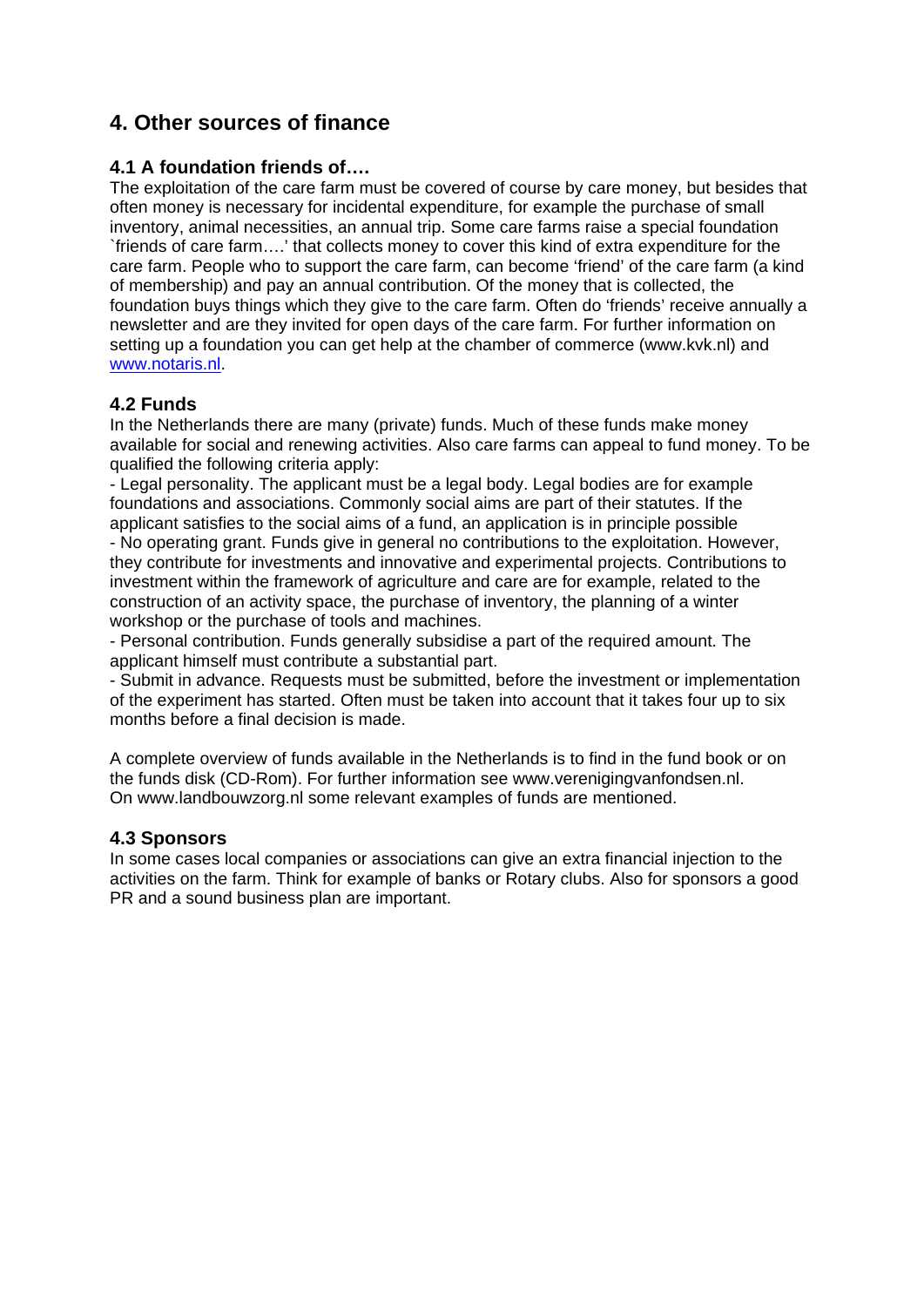## 4. Other sources of finance

### 4.1 A foundation friends of….

The exploitation of the care farm must be covered of course by care money, but besides that often money is necessary for incidental expenditure, for example the purchase of small inventory, animal necessities, an annual trip. Some care farms raise a special foundation `friends of care farm….' that collects money to cover this kind of extra expenditure for the care farm. People who to support the care farm, can become 'friend' of the care farm (a kind of membership) and pay an annual contribution. Of the money that is collected, the foundation buys things which they give to the care farm. Often do 'friends' receive annually a newsletter and are they invited for open days of the care farm. For further information on setting up a foundation you can get help at the chamber of commerce (www.kvk.nl) and www.notaris.nl.

### 4.2 Funds

In the Netherlands there are many (private) funds. Much of these funds make money available for social and renewing activities. Also care farms can appeal to fund money. To be qualified the following criteria apply:

- Legal personality. The applicant must be a legal body. Legal bodies are for example foundations and associations. Commonly social aims are part of their statutes. If the applicant satisfies to the social aims of a fund, an application is in principle possible
- No operating grant. Funds give in general no contributions to the exploitation. However, they contribute for investments and innovative and experimental projects. Contributions to investment within the framework of agriculture and care are for example, related to the construction of an activity space, the purchase of inventory, the planning of a winter workshop or the purchase of tools and machines.
- Personal contribution. Funds generally subsidise a part of the required amount. The applicant himself must contribute a substantial part.
- Submit in advance. Requests must be submitted, before the investment or implementation of the experiment has started. Often must be taken into account that it takes four up to six months before a final decision is made.

A complete overview of funds available in the Netherlands is to find in the fund book or on the funds disk (CD-Rom). For further information see www.verenigingvanfondsen.nl. On www.landbouwzorg.nl some relevant examples of funds are mentioned.

### 4.3 Sponsors

In some cases local companies or associations can give an extra financial injection to the activities on the farm. Think for example of banks or Rotary clubs. Also for sponsors a good PR and a sound business plan are important.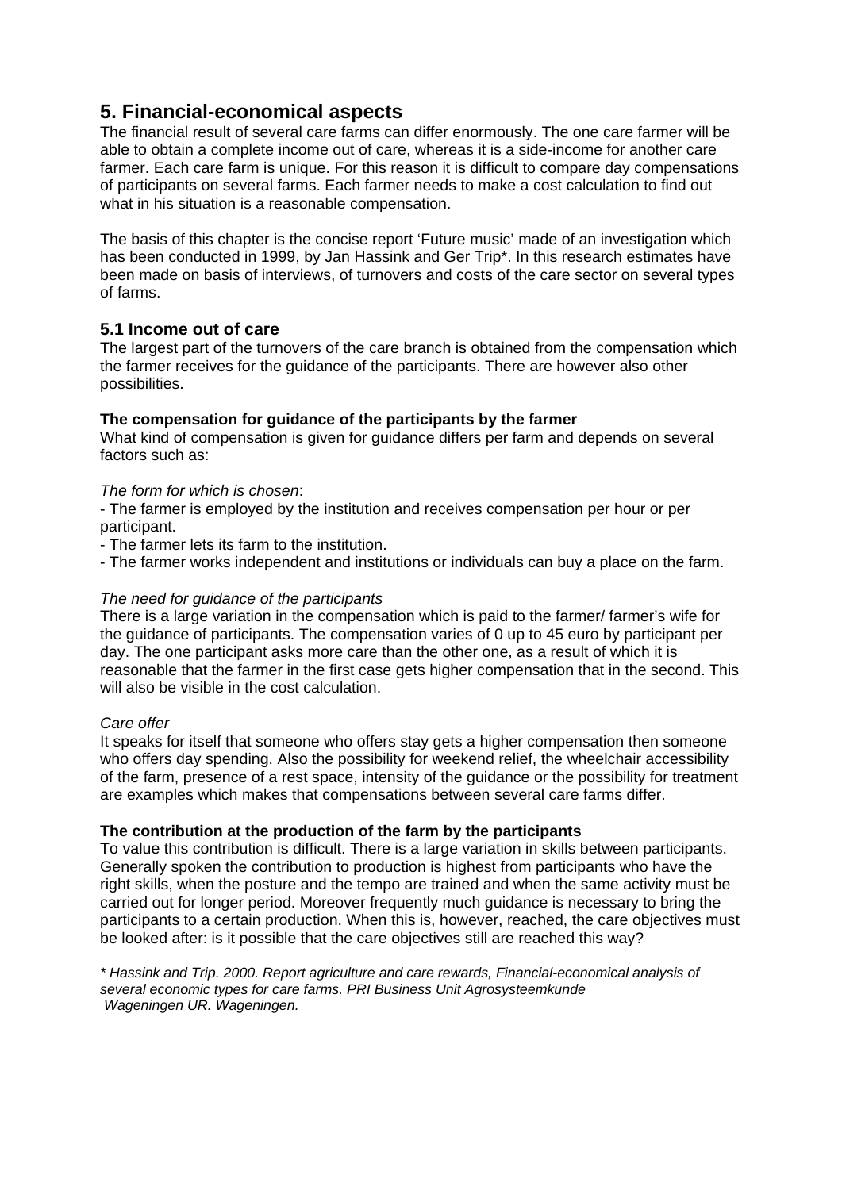## 5. Financial-economical aspects

The financial result of several care farms can differ enormously. The one care farmer will be able to obtain a complete income out of care, whereas it is a side-income for another care farmer. Each care farm is unique. For this reason it is difficult to compare day compensations of participants on several farms. Each farmer needs to make a cost calculation to find out what in his situation is a reasonable compensation.

The basis of this chapter is the concise report 'Future music' made of an investigation which has been conducted in 1999, by Jan Hassink and Ger Trip*. In this research estimates have been made on basis of interviews, of turnovers and costs of the care sector on several types of farms.

### 5.1 Income out of care

The largest part of the turnovers of the care branch is obtained from the compensation which the farmer receives for the guidance of the participants. There are however also other possibilities.

**The compensation for guidance of the participants by the farmer**

What kind of compensation is given for guidance differs per farm and depends on several factors such as:

*The form for which is chosen*:

- The farmer is employed by the institution and receives compensation per hour or per participant.
- The farmer lets its farm to the institution.
- The farmer works independent and institutions or individuals can buy a place on the farm.

*The need for guidance of the participants*

There is a large variation in the compensation which is paid to the farmer/ farmer's wife for the guidance of participants. The compensation varies of 0 up to 45 euro by participant per day. The one participant asks more care than the other one, as a result of which it is reasonable that the farmer in the first case gets higher compensation that in the second. This will also be visible in the cost calculation.

*Care offer*

It speaks for itself that someone who offers stay gets a higher compensation then someone who offers day spending. Also the possibility for weekend relief, the wheelchair accessibility of the farm, presence of a rest space, intensity of the guidance or the possibility for treatment are examples which makes that compensations between several care farms differ.

**The contribution at the production of the farm by the participants**

To value this contribution is difficult. There is a large variation in skills between participants. Generally spoken the contribution to production is highest from participants who have the right skills, when the posture and the tempo are trained and when the same activity must be carried out for longer period. Moreover frequently much guidance is necessary to bring the participants to a certain production. When this is, however, reached, the care objectives must be looked after: is it possible that the care objectives still are reached this way?

*\* Hassink and Trip. 2000. Report agriculture and care rewards, Financial-economical analysis of several economic types for care farms. PRI Business Unit Agrosysteemkunde Wageningen UR. Wageningen.*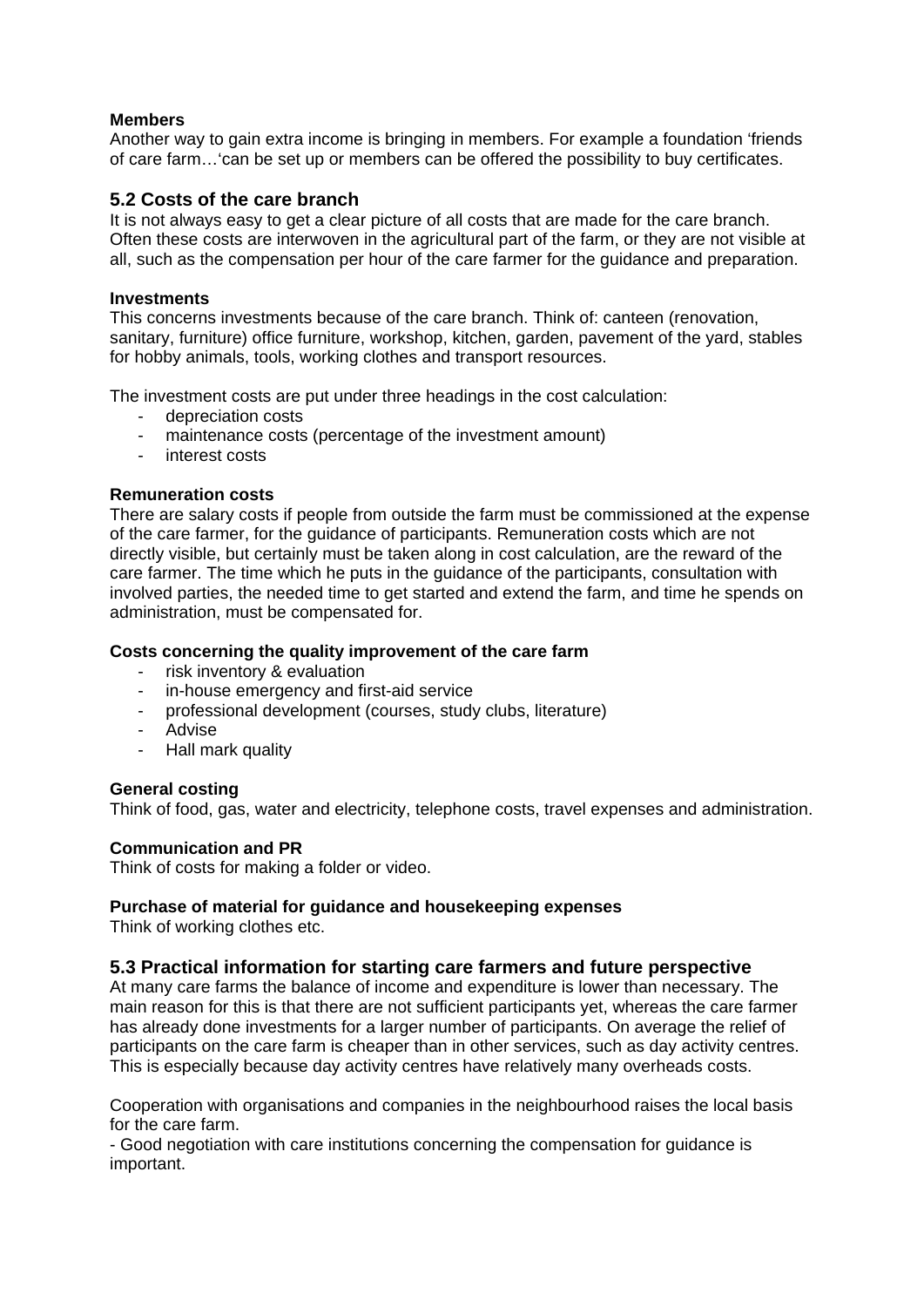**Members**
Another way to gain extra income is bringing in members. For example a foundation 'friends of care farm…'can be set up or members can be offered the possibility to buy certificates.

## 5.2 Costs of the care branch

It is not always easy to get a clear picture of all costs that are made for the care branch. Often these costs are interwoven in the agricultural part of the farm, or they are not visible at all, such as the compensation per hour of the care farmer for the guidance and preparation.

**Investments**
This concerns investments because of the care branch. Think of: canteen (renovation, sanitary, furniture) office furniture, workshop, kitchen, garden, pavement of the yard, stables for hobby animals, tools, working clothes and transport resources.

The investment costs are put under three headings in the cost calculation:

- depreciation costs
- maintenance costs (percentage of the investment amount)
- interest costs

**Remuneration costs**
There are salary costs if people from outside the farm must be commissioned at the expense of the care farmer, for the guidance of participants. Remuneration costs which are not directly visible, but certainly must be taken along in cost calculation, are the reward of the care farmer. The time which he puts in the guidance of the participants, consultation with involved parties, the needed time to get started and extend the farm, and time he spends on administration, must be compensated for.

**Costs concerning the quality improvement of the care farm**

- risk inventory & evaluation
- in-house emergency and first-aid service
- professional development (courses, study clubs, literature)
- Advise
- Hall mark quality

**General costing**
Think of food, gas, water and electricity, telephone costs, travel expenses and administration.

**Communication and PR**
Think of costs for making a folder or video.

**Purchase of material for guidance and housekeeping expenses**
Think of working clothes etc.

## 5.3 Practical information for starting care farmers and future perspective

At many care farms the balance of income and expenditure is lower than necessary. The main reason for this is that there are not sufficient participants yet, whereas the care farmer has already done investments for a larger number of participants. On average the relief of participants on the care farm is cheaper than in other services, such as day activity centres. This is especially because day activity centres have relatively many overheads costs.

Cooperation with organisations and companies in the neighbourhood raises the local basis for the care farm.
- Good negotiation with care institutions concerning the compensation for guidance is important.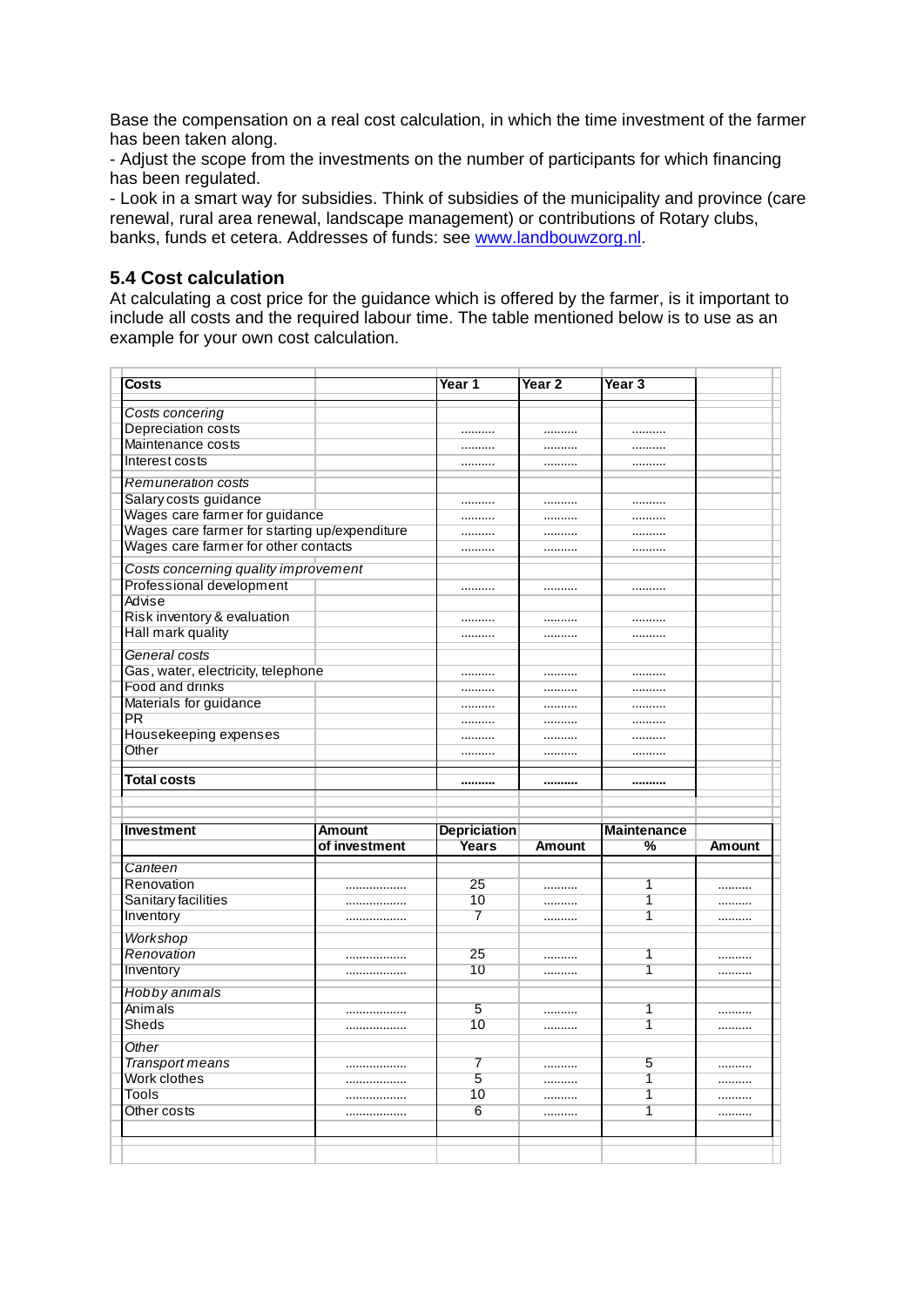Base the compensation on a real cost calculation, in which the time investment of the farmer has been taken along.

- Adjust the scope from the investments on the number of participants for which financing has been regulated.
- Look in a smart way for subsidies. Think of subsidies of the municipality and province (care renewal, rural area renewal, landscape management) or contributions of Rotary clubs, banks, funds et cetera. Addresses of funds: see www.landbouwzorg.nl.

## 5.4 Cost calculation

At calculating a cost price for the guidance which is offered by the farmer, is it important to include all costs and the required labour time. The table mentioned below is to use as an example for your own cost calculation.

| **Costs** | **Year 1** | **Year 2** | **Year 3** |
|---|---|---|---|
| *Costs concering* | | | |
| Depreciation costs | .......... | .......... | .......... |
| Maintenance costs | .......... | .......... | .......... |
| Interest costs | .......... | .......... | .......... |
| *Remuneration costs* | | | |
| Salary costs guidance | .......... | .......... | .......... |
| Wages care farmer for guidance | .......... | .......... | .......... |
| Wages care farmer for starting up/expenditure | .......... | .......... | .......... |
| Wages care farmer for other contacts | .......... | .......... | .......... |
| *Costs concerning quality improvement* | | | |
| Professional development | .......... | .......... | .......... |
| Advise | | | |
| Risk inventory & evaluation | .......... | .......... | .......... |
| Hall mark quality | .......... | .......... | .......... |
| *General costs* | | | |
| Gas, water, electricity, telephone | .......... | .......... | .......... |
| Food and drinks | .......... | .......... | .......... |
| Materials for guidance | .......... | .......... | .......... |
| PR | .......... | .......... | .......... |
| Housekeeping expenses | .......... | .......... | .......... |
| Other | .......... | .......... | .......... |
| **Total costs** | **..........** | **..........** | **..........** |

| **Investment** | **Amount of investment** | **Depriciation Years** | **Amount** | **Maintenance %** | **Amount** |
|---|---|---|---|---|---|
| *Canteen* | | | | | |
| Renovation | .................. | 25 | .......... | 1 | .......... |
| Sanitary facilities | .................. | 10 | .......... | 1 | .......... |
| Inventory | .................. | 7 | .......... | 1 | .......... |
| *Workshop* | | | | | |
| *Renovation* | .................. | 25 | .......... | 1 | .......... |
| Inventory | .................. | 10 | .......... | 1 | .......... |
| *Hobby animals* | | | | | |
| Animals | .................. | 5 | .......... | 1 | .......... |
| Sheds | .................. | 10 | .......... | 1 | .......... |
| *Other* | | | | | |
| *Transport means* | .................. | 7 | .......... | 5 | .......... |
| Work clothes | .................. | 5 | .......... | 1 | .......... |
| Tools | .................. | 10 | .......... | 1 | .......... |
| Other costs | .................. | 6 | .......... | 1 | .......... |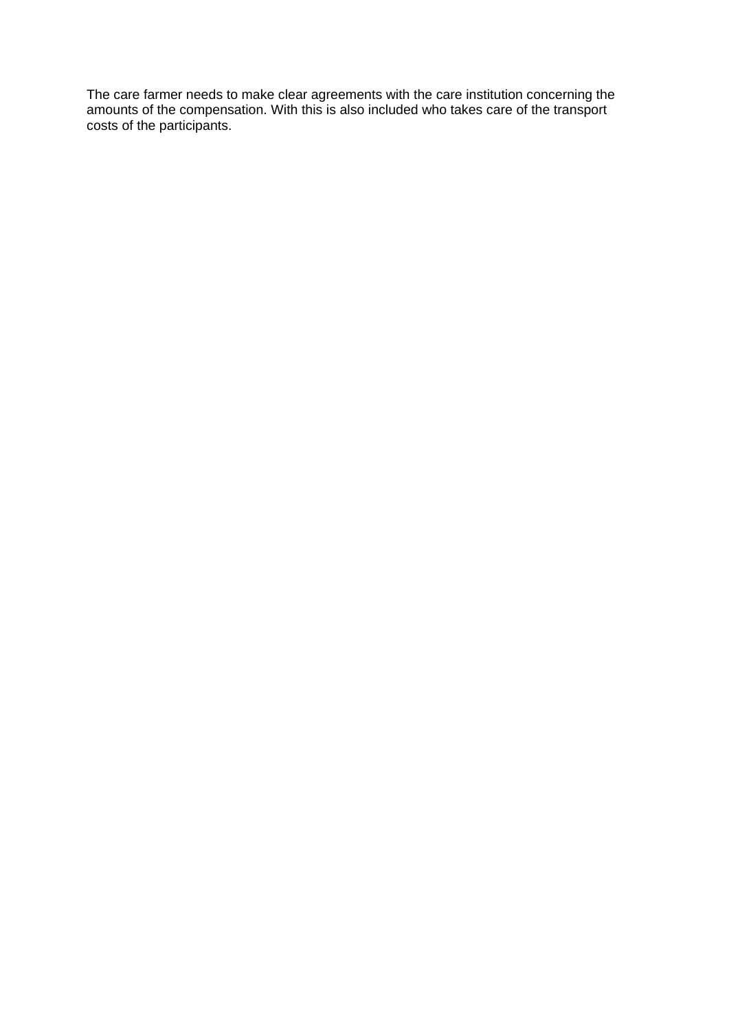The care farmer needs to make clear agreements with the care institution concerning the amounts of the compensation. With this is also included who takes care of the transport costs of the participants.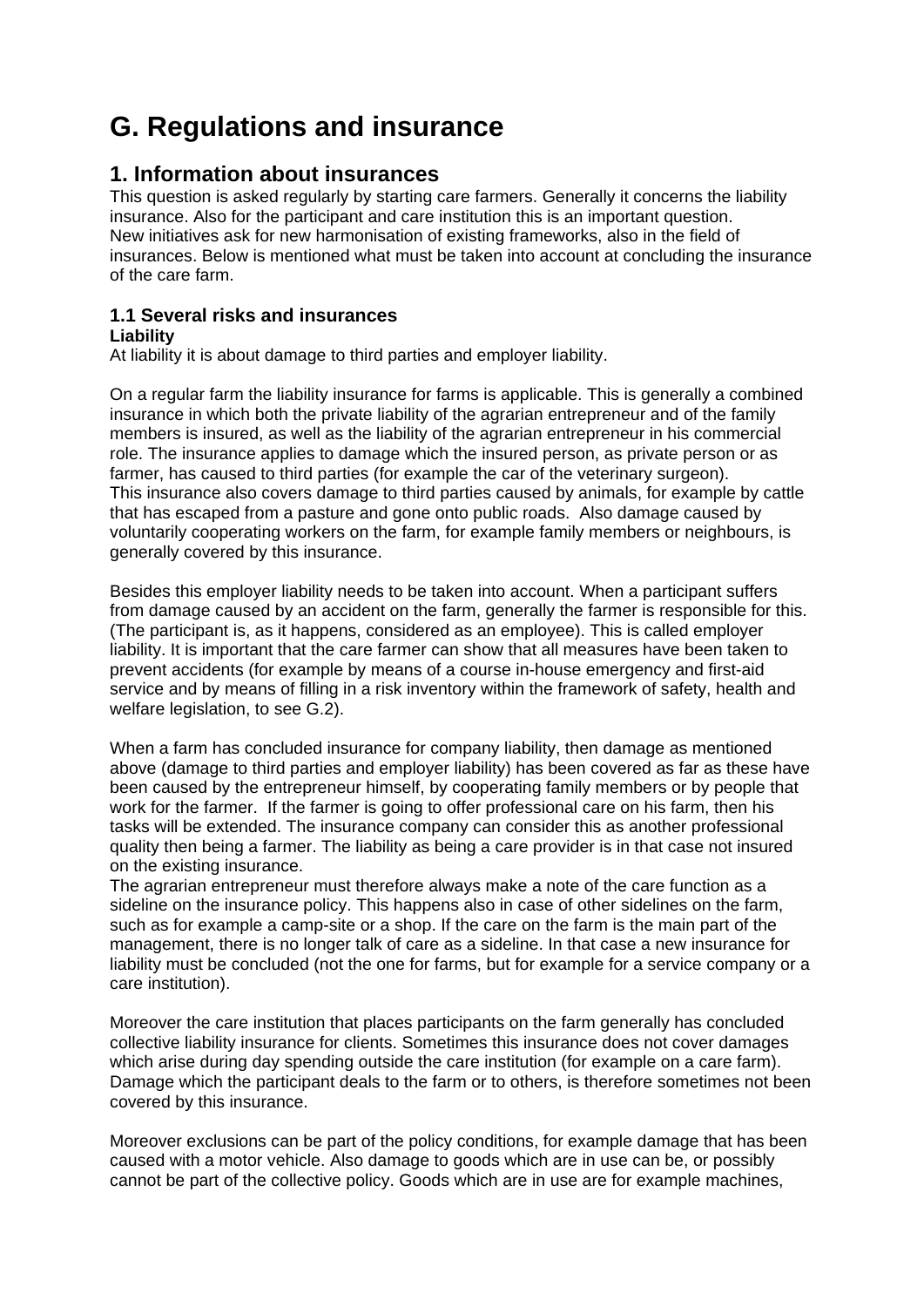# G. Regulations and insurance

## 1. Information about insurances

This question is asked regularly by starting care farmers. Generally it concerns the liability insurance. Also for the participant and care institution this is an important question.
New initiatives ask for new harmonisation of existing frameworks, also in the field of insurances. Below is mentioned what must be taken into account at concluding the insurance of the care farm.

### 1.1 Several risks and insurances

**Liability**

At liability it is about damage to third parties and employer liability.

On a regular farm the liability insurance for farms is applicable. This is generally a combined insurance in which both the private liability of the agrarian entrepreneur and of the family members is insured, as well as the liability of the agrarian entrepreneur in his commercial role. The insurance applies to damage which the insured person, as private person or as farmer, has caused to third parties (for example the car of the veterinary surgeon).
This insurance also covers damage to third parties caused by animals, for example by cattle that has escaped from a pasture and gone onto public roads. Also damage caused by voluntarily cooperating workers on the farm, for example family members or neighbours, is generally covered by this insurance.

Besides this employer liability needs to be taken into account. When a participant suffers from damage caused by an accident on the farm, generally the farmer is responsible for this. (The participant is, as it happens, considered as an employee). This is called employer liability. It is important that the care farmer can show that all measures have been taken to prevent accidents (for example by means of a course in-house emergency and first-aid service and by means of filling in a risk inventory within the framework of safety, health and welfare legislation, to see G.2).

When a farm has concluded insurance for company liability, then damage as mentioned above (damage to third parties and employer liability) has been covered as far as these have been caused by the entrepreneur himself, by cooperating family members or by people that work for the farmer. If the farmer is going to offer professional care on his farm, then his tasks will be extended. The insurance company can consider this as another professional quality then being a farmer. The liability as being a care provider is in that case not insured on the existing insurance.
The agrarian entrepreneur must therefore always make a note of the care function as a sideline on the insurance policy. This happens also in case of other sidelines on the farm, such as for example a camp-site or a shop. If the care on the farm is the main part of the management, there is no longer talk of care as a sideline. In that case a new insurance for liability must be concluded (not the one for farms, but for example for a service company or a care institution).

Moreover the care institution that places participants on the farm generally has concluded collective liability insurance for clients. Sometimes this insurance does not cover damages which arise during day spending outside the care institution (for example on a care farm). Damage which the participant deals to the farm or to others, is therefore sometimes not been covered by this insurance.

Moreover exclusions can be part of the policy conditions, for example damage that has been caused with a motor vehicle. Also damage to goods which are in use can be, or possibly cannot be part of the collective policy. Goods which are in use are for example machines,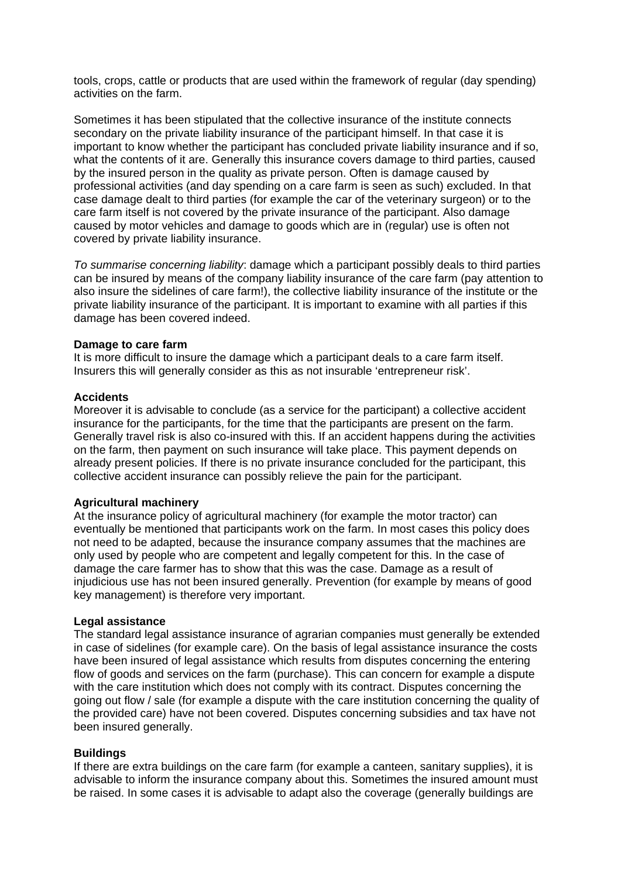tools, crops, cattle or products that are used within the framework of regular (day spending) activities on the farm.

Sometimes it has been stipulated that the collective insurance of the institute connects secondary on the private liability insurance of the participant himself. In that case it is important to know whether the participant has concluded private liability insurance and if so, what the contents of it are. Generally this insurance covers damage to third parties, caused by the insured person in the quality as private person. Often is damage caused by professional activities (and day spending on a care farm is seen as such) excluded. In that case damage dealt to third parties (for example the car of the veterinary surgeon) or to the care farm itself is not covered by the private insurance of the participant. Also damage caused by motor vehicles and damage to goods which are in (regular) use is often not covered by private liability insurance.

*To summarise concerning liability*: damage which a participant possibly deals to third parties can be insured by means of the company liability insurance of the care farm (pay attention to also insure the sidelines of care farm!), the collective liability insurance of the institute or the private liability insurance of the participant. It is important to examine with all parties if this damage has been covered indeed.

**Damage to care farm**
It is more difficult to insure the damage which a participant deals to a care farm itself. Insurers this will generally consider as this as not insurable 'entrepreneur risk'.

**Accidents**
Moreover it is advisable to conclude (as a service for the participant) a collective accident insurance for the participants, for the time that the participants are present on the farm. Generally travel risk is also co-insured with this. If an accident happens during the activities on the farm, then payment on such insurance will take place. This payment depends on already present policies. If there is no private insurance concluded for the participant, this collective accident insurance can possibly relieve the pain for the participant.

**Agricultural machinery**
At the insurance policy of agricultural machinery (for example the motor tractor) can eventually be mentioned that participants work on the farm. In most cases this policy does not need to be adapted, because the insurance company assumes that the machines are only used by people who are competent and legally competent for this. In the case of damage the care farmer has to show that this was the case. Damage as a result of injudicious use has not been insured generally. Prevention (for example by means of good key management) is therefore very important.

**Legal assistance**
The standard legal assistance insurance of agrarian companies must generally be extended in case of sidelines (for example care). On the basis of legal assistance insurance the costs have been insured of legal assistance which results from disputes concerning the entering flow of goods and services on the farm (purchase). This can concern for example a dispute with the care institution which does not comply with its contract. Disputes concerning the going out flow / sale (for example a dispute with the care institution concerning the quality of the provided care) have not been covered. Disputes concerning subsidies and tax have not been insured generally.

**Buildings**
If there are extra buildings on the care farm (for example a canteen, sanitary supplies), it is advisable to inform the insurance company about this. Sometimes the insured amount must be raised. In some cases it is advisable to adapt also the coverage (generally buildings are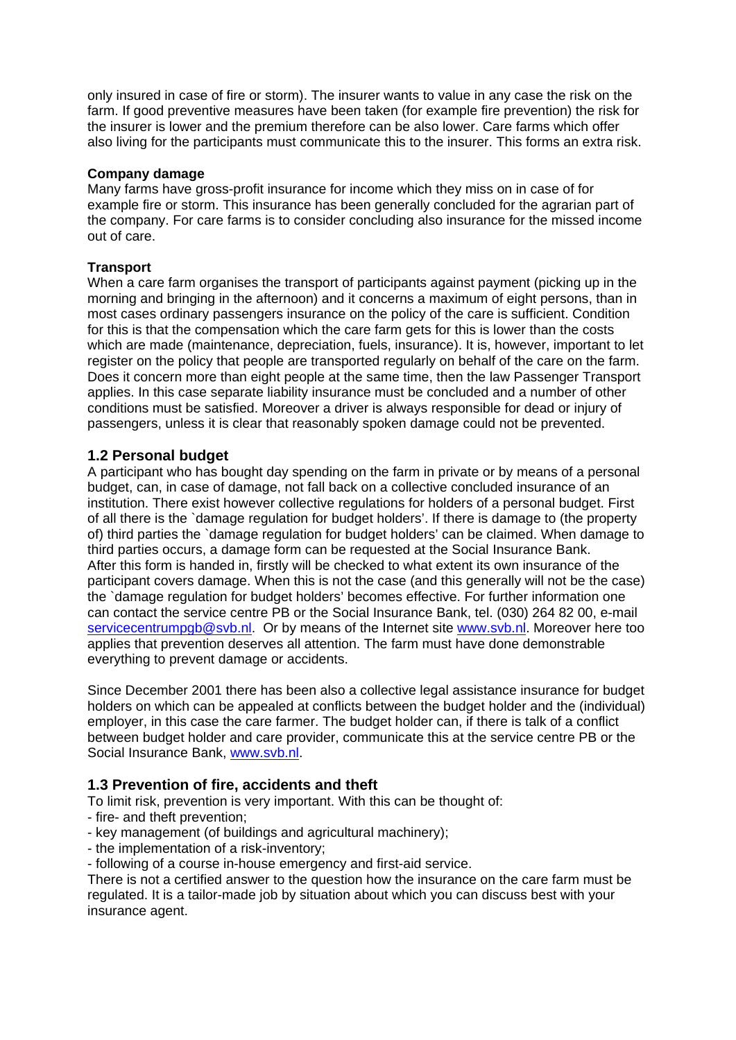only insured in case of fire or storm). The insurer wants to value in any case the risk on the farm. If good preventive measures have been taken (for example fire prevention) the risk for the insurer is lower and the premium therefore can be also lower. Care farms which offer also living for the participants must communicate this to the insurer. This forms an extra risk.

**Company damage**

Many farms have gross-profit insurance for income which they miss on in case of for example fire or storm. This insurance has been generally concluded for the agrarian part of the company. For care farms is to consider concluding also insurance for the missed income out of care.

**Transport**

When a care farm organises the transport of participants against payment (picking up in the morning and bringing in the afternoon) and it concerns a maximum of eight persons, than in most cases ordinary passengers insurance on the policy of the care is sufficient. Condition for this is that the compensation which the care farm gets for this is lower than the costs which are made (maintenance, depreciation, fuels, insurance). It is, however, important to let register on the policy that people are transported regularly on behalf of the care on the farm. Does it concern more than eight people at the same time, then the law Passenger Transport applies. In this case separate liability insurance must be concluded and a number of other conditions must be satisfied. Moreover a driver is always responsible for dead or injury of passengers, unless it is clear that reasonably spoken damage could not be prevented.

## 1.2 Personal budget

A participant who has bought day spending on the farm in private or by means of a personal budget, can, in case of damage, not fall back on a collective concluded insurance of an institution. There exist however collective regulations for holders of a personal budget. First of all there is the `damage regulation for budget holders'. If there is damage to (the property of) third parties the `damage regulation for budget holders' can be claimed. When damage to third parties occurs, a damage form can be requested at the Social Insurance Bank. After this form is handed in, firstly will be checked to what extent its own insurance of the participant covers damage. When this is not the case (and this generally will not be the case) the `damage regulation for budget holders' becomes effective. For further information one can contact the service centre PB or the Social Insurance Bank, tel. (030) 264 82 00, e-mail servicecentrumpgb@svb.nl. Or by means of the Internet site www.svb.nl. Moreover here too applies that prevention deserves all attention. The farm must have done demonstrable everything to prevent damage or accidents.

Since December 2001 there has been also a collective legal assistance insurance for budget holders on which can be appealed at conflicts between the budget holder and the (individual) employer, in this case the care farmer. The budget holder can, if there is talk of a conflict between budget holder and care provider, communicate this at the service centre PB or the Social Insurance Bank, www.svb.nl.

## 1.3 Prevention of fire, accidents and theft

To limit risk, prevention is very important. With this can be thought of:

- fire- and theft prevention;
- key management (of buildings and agricultural machinery);
- the implementation of a risk-inventory;
- following of a course in-house emergency and first-aid service.

There is not a certified answer to the question how the insurance on the care farm must be regulated. It is a tailor-made job by situation about which you can discuss best with your insurance agent.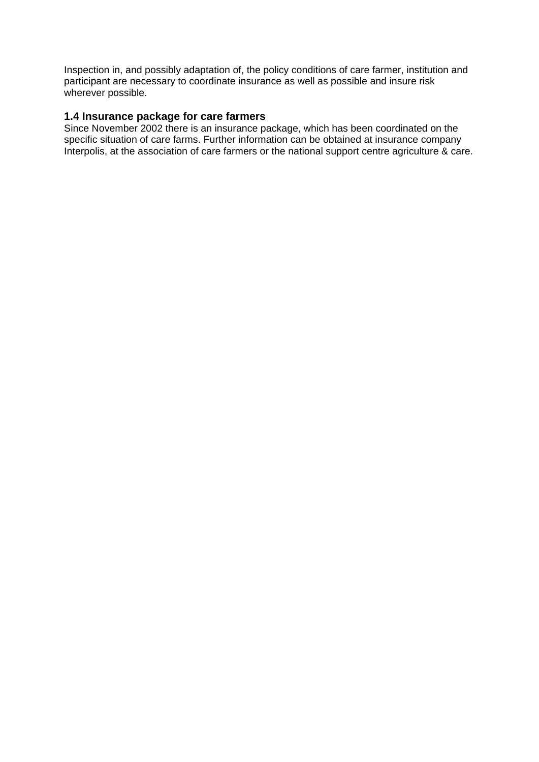Inspection in, and possibly adaptation of, the policy conditions of care farmer, institution and participant are necessary to coordinate insurance as well as possible and insure risk wherever possible.

### 1.4 Insurance package for care farmers

Since November 2002 there is an insurance package, which has been coordinated on the specific situation of care farms. Further information can be obtained at insurance company Interpolis, at the association of care farmers or the national support centre agriculture & care.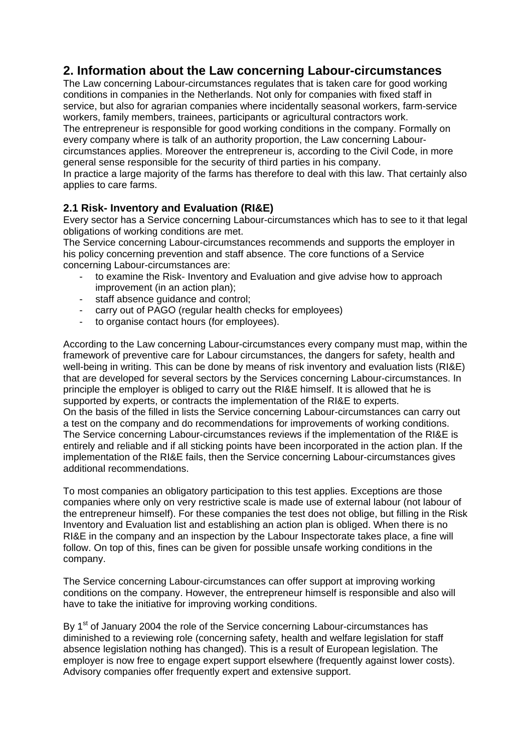## 2. Information about the Law concerning Labour-circumstances

The Law concerning Labour-circumstances regulates that is taken care for good working conditions in companies in the Netherlands. Not only for companies with fixed staff in service, but also for agrarian companies where incidentally seasonal workers, farm-service workers, family members, trainees, participants or agricultural contractors work.
The entrepreneur is responsible for good working conditions in the company. Formally on every company where is talk of an authority proportion, the Law concerning Labour-circumstances applies. Moreover the entrepreneur is, according to the Civil Code, in more general sense responsible for the security of third parties in his company.
In practice a large majority of the farms has therefore to deal with this law. That certainly also applies to care farms.

### 2.1 Risk- Inventory and Evaluation (RI&E)

Every sector has a Service concerning Labour-circumstances which has to see to it that legal obligations of working conditions are met.
The Service concerning Labour-circumstances recommends and supports the employer in his policy concerning prevention and staff absence. The core functions of a Service concerning Labour-circumstances are:

- to examine the Risk- Inventory and Evaluation and give advise how to approach improvement (in an action plan);
- staff absence guidance and control;
- carry out of PAGO (regular health checks for employees)
- to organise contact hours (for employees).

According to the Law concerning Labour-circumstances every company must map, within the framework of preventive care for Labour circumstances, the dangers for safety, health and well-being in writing. This can be done by means of risk inventory and evaluation lists (RI&E) that are developed for several sectors by the Services concerning Labour-circumstances. In principle the employer is obliged to carry out the RI&E himself. It is allowed that he is supported by experts, or contracts the implementation of the RI&E to experts.
On the basis of the filled in lists the Service concerning Labour-circumstances can carry out a test on the company and do recommendations for improvements of working conditions. The Service concerning Labour-circumstances reviews if the implementation of the RI&E is entirely and reliable and if all sticking points have been incorporated in the action plan. If the implementation of the RI&E fails, then the Service concerning Labour-circumstances gives additional recommendations.

To most companies an obligatory participation to this test applies. Exceptions are those companies where only on very restrictive scale is made use of external labour (not labour of the entrepreneur himself). For these companies the test does not oblige, but filling in the Risk Inventory and Evaluation list and establishing an action plan is obliged. When there is no RI&E in the company and an inspection by the Labour Inspectorate takes place, a fine will follow. On top of this, fines can be given for possible unsafe working conditions in the company.

The Service concerning Labour-circumstances can offer support at improving working conditions on the company. However, the entrepreneur himself is responsible and also will have to take the initiative for improving working conditions.

By 1st of January 2004 the role of the Service concerning Labour-circumstances has diminished to a reviewing role (concerning safety, health and welfare legislation for staff absence legislation nothing has changed). This is a result of European legislation. The employer is now free to engage expert support elsewhere (frequently against lower costs). Advisory companies offer frequently expert and extensive support.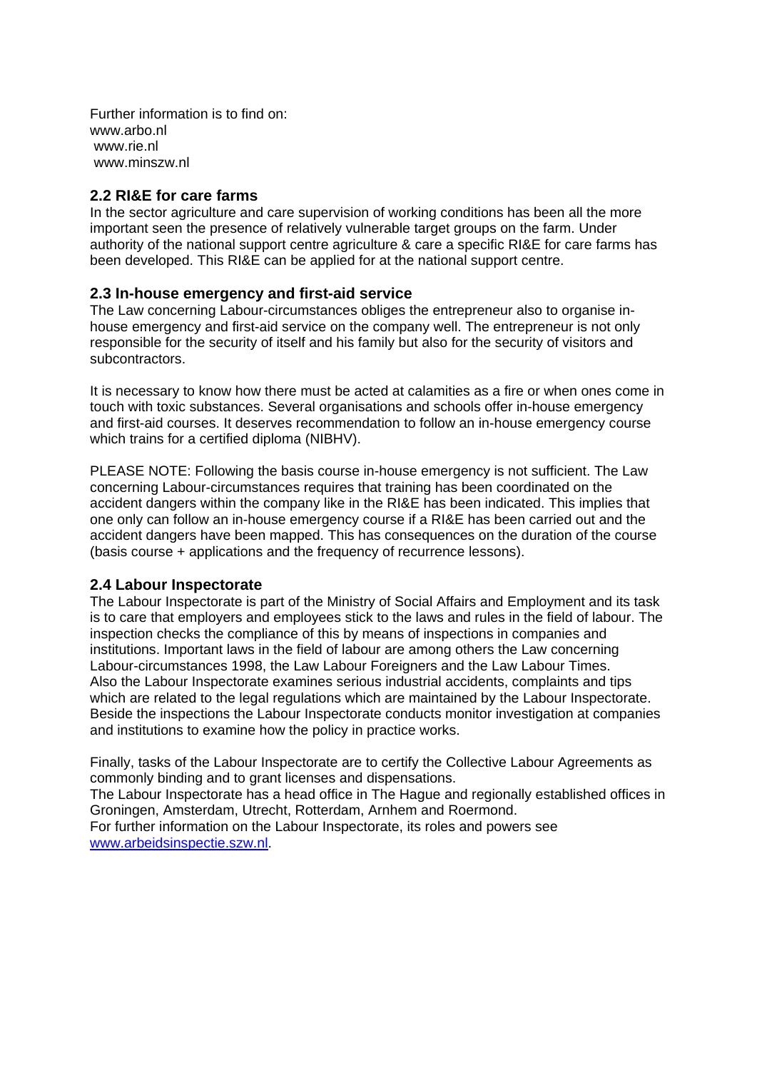Further information is to find on:
www.arbo.nl
www.rie.nl
www.minszw.nl

## 2.2 RI&E for care farms

In the sector agriculture and care supervision of working conditions has been all the more important seen the presence of relatively vulnerable target groups on the farm. Under authority of the national support centre agriculture & care a specific RI&E for care farms has been developed. This RI&E can be applied for at the national support centre.

## 2.3 In-house emergency and first-aid service

The Law concerning Labour-circumstances obliges the entrepreneur also to organise in-house emergency and first-aid service on the company well. The entrepreneur is not only responsible for the security of itself and his family but also for the security of visitors and subcontractors.

It is necessary to know how there must be acted at calamities as a fire or when ones come in touch with toxic substances. Several organisations and schools offer in-house emergency and first-aid courses. It deserves recommendation to follow an in-house emergency course which trains for a certified diploma (NIBHV).

PLEASE NOTE: Following the basis course in-house emergency is not sufficient. The Law concerning Labour-circumstances requires that training has been coordinated on the accident dangers within the company like in the RI&E has been indicated. This implies that one only can follow an in-house emergency course if a RI&E has been carried out and the accident dangers have been mapped. This has consequences on the duration of the course (basis course + applications and the frequency of recurrence lessons).

## 2.4 Labour Inspectorate

The Labour Inspectorate is part of the Ministry of Social Affairs and Employment and its task is to care that employers and employees stick to the laws and rules in the field of labour. The inspection checks the compliance of this by means of inspections in companies and institutions. Important laws in the field of labour are among others the Law concerning Labour-circumstances 1998, the Law Labour Foreigners and the Law Labour Times. Also the Labour Inspectorate examines serious industrial accidents, complaints and tips which are related to the legal regulations which are maintained by the Labour Inspectorate. Beside the inspections the Labour Inspectorate conducts monitor investigation at companies and institutions to examine how the policy in practice works.

Finally, tasks of the Labour Inspectorate are to certify the Collective Labour Agreements as commonly binding and to grant licenses and dispensations.
The Labour Inspectorate has a head office in The Hague and regionally established offices in Groningen, Amsterdam, Utrecht, Rotterdam, Arnhem and Roermond.
For further information on the Labour Inspectorate, its roles and powers see www.arbeidsinspectie.szw.nl.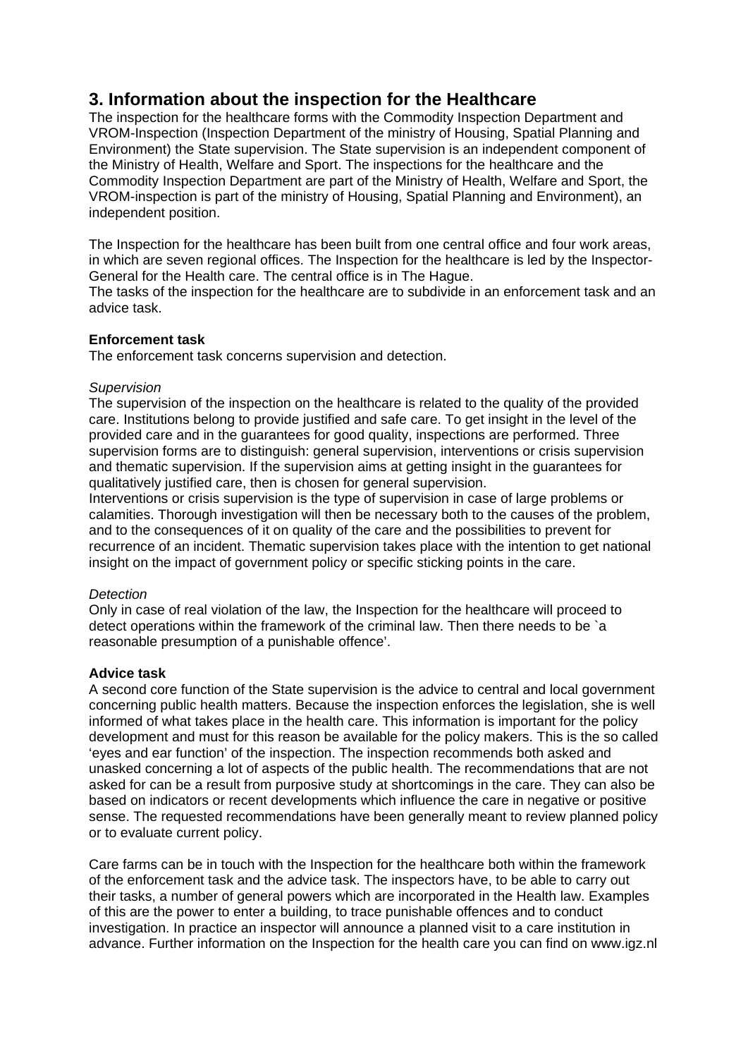## 3. Information about the inspection for the Healthcare

The inspection for the healthcare forms with the Commodity Inspection Department and VROM-Inspection (Inspection Department of the ministry of Housing, Spatial Planning and Environment) the State supervision. The State supervision is an independent component of the Ministry of Health, Welfare and Sport. The inspections for the healthcare and the Commodity Inspection Department are part of the Ministry of Health, Welfare and Sport, the VROM-inspection is part of the ministry of Housing, Spatial Planning and Environment), an independent position.

The Inspection for the healthcare has been built from one central office and four work areas, in which are seven regional offices. The Inspection for the healthcare is led by the Inspector-General for the Health care. The central office is in The Hague.
The tasks of the inspection for the healthcare are to subdivide in an enforcement task and an advice task.

**Enforcement task**
The enforcement task concerns supervision and detection.

*Supervision*
The supervision of the inspection on the healthcare is related to the quality of the provided care. Institutions belong to provide justified and safe care. To get insight in the level of the provided care and in the guarantees for good quality, inspections are performed. Three supervision forms are to distinguish: general supervision, interventions or crisis supervision and thematic supervision. If the supervision aims at getting insight in the guarantees for qualitatively justified care, then is chosen for general supervision.
Interventions or crisis supervision is the type of supervision in case of large problems or calamities. Thorough investigation will then be necessary both to the causes of the problem, and to the consequences of it on quality of the care and the possibilities to prevent for recurrence of an incident. Thematic supervision takes place with the intention to get national insight on the impact of government policy or specific sticking points in the care.

*Detection*
Only in case of real violation of the law, the Inspection for the healthcare will proceed to detect operations within the framework of the criminal law. Then there needs to be `a reasonable presumption of a punishable offence'.

**Advice task**
A second core function of the State supervision is the advice to central and local government concerning public health matters. Because the inspection enforces the legislation, she is well informed of what takes place in the health care. This information is important for the policy development and must for this reason be available for the policy makers. This is the so called 'eyes and ear function' of the inspection. The inspection recommends both asked and unasked concerning a lot of aspects of the public health. The recommendations that are not asked for can be a result from purposive study at shortcomings in the care. They can also be based on indicators or recent developments which influence the care in negative or positive sense. The requested recommendations have been generally meant to review planned policy or to evaluate current policy.

Care farms can be in touch with the Inspection for the healthcare both within the framework of the enforcement task and the advice task. The inspectors have, to be able to carry out their tasks, a number of general powers which are incorporated in the Health law. Examples of this are the power to enter a building, to trace punishable offences and to conduct investigation. In practice an inspector will announce a planned visit to a care institution in advance. Further information on the Inspection for the health care you can find on www.igz.nl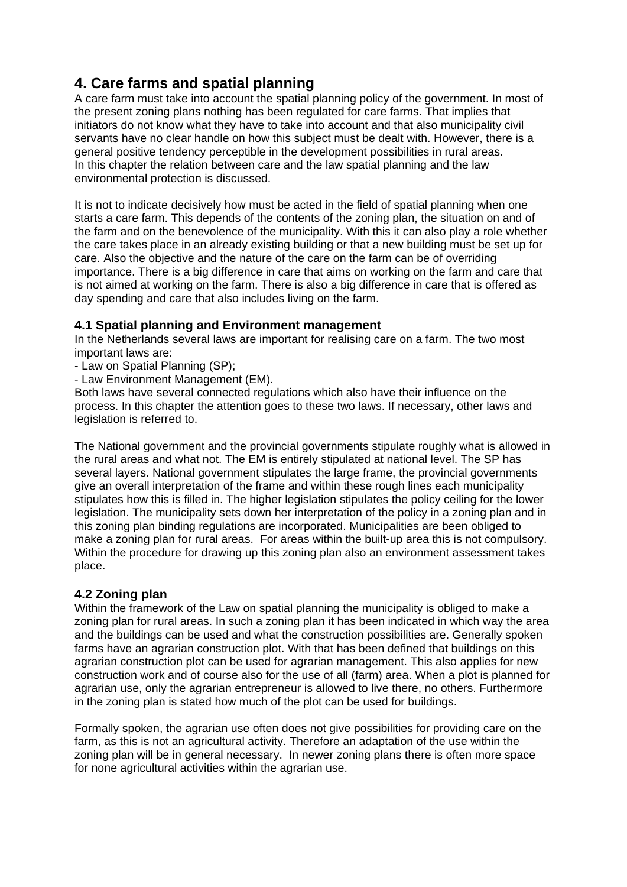## 4. Care farms and spatial planning

A care farm must take into account the spatial planning policy of the government. In most of the present zoning plans nothing has been regulated for care farms. That implies that initiators do not know what they have to take into account and that also municipality civil servants have no clear handle on how this subject must be dealt with. However, there is a general positive tendency perceptible in the development possibilities in rural areas. In this chapter the relation between care and the law spatial planning and the law environmental protection is discussed.

It is not to indicate decisively how must be acted in the field of spatial planning when one starts a care farm. This depends of the contents of the zoning plan, the situation on and of the farm and on the benevolence of the municipality. With this it can also play a role whether the care takes place in an already existing building or that a new building must be set up for care. Also the objective and the nature of the care on the farm can be of overriding importance. There is a big difference in care that aims on working on the farm and care that is not aimed at working on the farm. There is also a big difference in care that is offered as day spending and care that also includes living on the farm.

### 4.1 Spatial planning and Environment management

In the Netherlands several laws are important for realising care on a farm. The two most important laws are:

- Law on Spatial Planning (SP);
- Law Environment Management (EM).

Both laws have several connected regulations which also have their influence on the process. In this chapter the attention goes to these two laws. If necessary, other laws and legislation is referred to.

The National government and the provincial governments stipulate roughly what is allowed in the rural areas and what not. The EM is entirely stipulated at national level. The SP has several layers. National government stipulates the large frame, the provincial governments give an overall interpretation of the frame and within these rough lines each municipality stipulates how this is filled in. The higher legislation stipulates the policy ceiling for the lower legislation. The municipality sets down her interpretation of the policy in a zoning plan and in this zoning plan binding regulations are incorporated. Municipalities are been obliged to make a zoning plan for rural areas. For areas within the built-up area this is not compulsory. Within the procedure for drawing up this zoning plan also an environment assessment takes place.

### 4.2 Zoning plan

Within the framework of the Law on spatial planning the municipality is obliged to make a zoning plan for rural areas. In such a zoning plan it has been indicated in which way the area and the buildings can be used and what the construction possibilities are. Generally spoken farms have an agrarian construction plot. With that has been defined that buildings on this agrarian construction plot can be used for agrarian management. This also applies for new construction work and of course also for the use of all (farm) area. When a plot is planned for agrarian use, only the agrarian entrepreneur is allowed to live there, no others. Furthermore in the zoning plan is stated how much of the plot can be used for buildings.

Formally spoken, the agrarian use often does not give possibilities for providing care on the farm, as this is not an agricultural activity. Therefore an adaptation of the use within the zoning plan will be in general necessary. In newer zoning plans there is often more space for none agricultural activities within the agrarian use.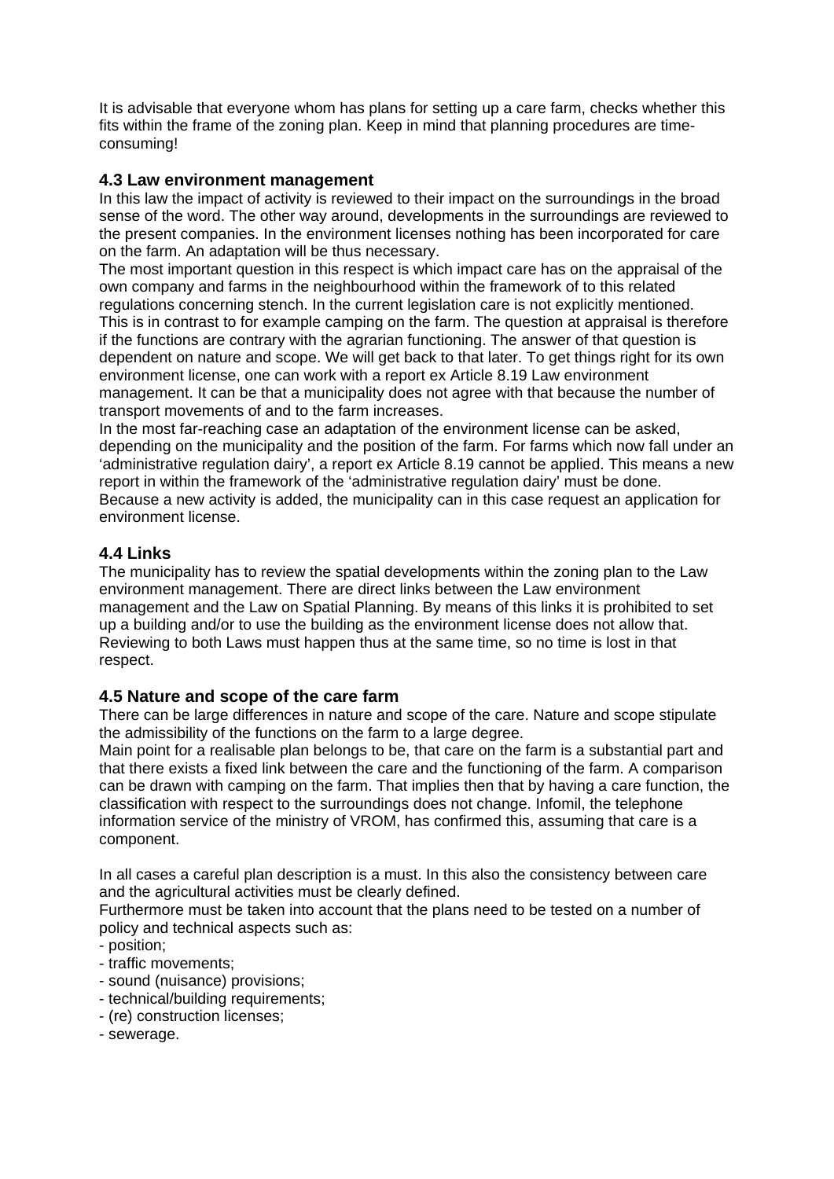It is advisable that everyone whom has plans for setting up a care farm, checks whether this fits within the frame of the zoning plan. Keep in mind that planning procedures are time-consuming!

### 4.3 Law environment management

In this law the impact of activity is reviewed to their impact on the surroundings in the broad sense of the word. The other way around, developments in the surroundings are reviewed to the present companies. In the environment licenses nothing has been incorporated for care on the farm. An adaptation will be thus necessary.

The most important question in this respect is which impact care has on the appraisal of the own company and farms in the neighbourhood within the framework of to this related regulations concerning stench. In the current legislation care is not explicitly mentioned. This is in contrast to for example camping on the farm. The question at appraisal is therefore if the functions are contrary with the agrarian functioning. The answer of that question is dependent on nature and scope. We will get back to that later. To get things right for its own environment license, one can work with a report ex Article 8.19 Law environment management. It can be that a municipality does not agree with that because the number of transport movements of and to the farm increases.

In the most far-reaching case an adaptation of the environment license can be asked, depending on the municipality and the position of the farm. For farms which now fall under an 'administrative regulation dairy', a report ex Article 8.19 cannot be applied. This means a new report in within the framework of the 'administrative regulation dairy' must be done. Because a new activity is added, the municipality can in this case request an application for environment license.

### 4.4 Links

The municipality has to review the spatial developments within the zoning plan to the Law environment management. There are direct links between the Law environment management and the Law on Spatial Planning. By means of this links it is prohibited to set up a building and/or to use the building as the environment license does not allow that. Reviewing to both Laws must happen thus at the same time, so no time is lost in that respect.

### 4.5 Nature and scope of the care farm

There can be large differences in nature and scope of the care. Nature and scope stipulate the admissibility of the functions on the farm to a large degree.

Main point for a realisable plan belongs to be, that care on the farm is a substantial part and that there exists a fixed link between the care and the functioning of the farm. A comparison can be drawn with camping on the farm. That implies then that by having a care function, the classification with respect to the surroundings does not change. Infomil, the telephone information service of the ministry of VROM, has confirmed this, assuming that care is a component.

In all cases a careful plan description is a must. In this also the consistency between care and the agricultural activities must be clearly defined.

Furthermore must be taken into account that the plans need to be tested on a number of policy and technical aspects such as:

- position;
- traffic movements;
- sound (nuisance) provisions;
- technical/building requirements;
- (re) construction licenses;
- sewerage.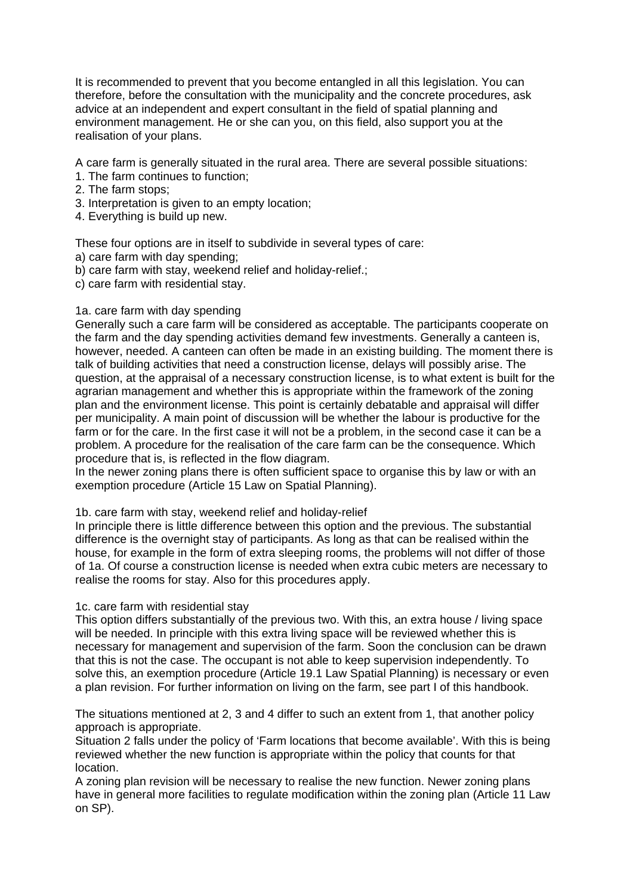It is recommended to prevent that you become entangled in all this legislation. You can therefore, before the consultation with the municipality and the concrete procedures, ask advice at an independent and expert consultant in the field of spatial planning and environment management. He or she can you, on this field, also support you at the realisation of your plans.

A care farm is generally situated in the rural area. There are several possible situations:

1. The farm continues to function;
2. The farm stops;
3. Interpretation is given to an empty location;
4. Everything is build up new.

These four options are in itself to subdivide in several types of care:

a) care farm with day spending;
b) care farm with stay, weekend relief and holiday-relief.;
c) care farm with residential stay.

1a. care farm with day spending

Generally such a care farm will be considered as acceptable. The participants cooperate on the farm and the day spending activities demand few investments. Generally a canteen is, however, needed. A canteen can often be made in an existing building. The moment there is talk of building activities that need a construction license, delays will possibly arise. The question, at the appraisal of a necessary construction license, is to what extent is built for the agrarian management and whether this is appropriate within the framework of the zoning plan and the environment license. This point is certainly debatable and appraisal will differ per municipality. A main point of discussion will be whether the labour is productive for the farm or for the care. In the first case it will not be a problem, in the second case it can be a problem. A procedure for the realisation of the care farm can be the consequence. Which procedure that is, is reflected in the flow diagram.
In the newer zoning plans there is often sufficient space to organise this by law or with an exemption procedure (Article 15 Law on Spatial Planning).

1b. care farm with stay, weekend relief and holiday-relief

In principle there is little difference between this option and the previous. The substantial difference is the overnight stay of participants. As long as that can be realised within the house, for example in the form of extra sleeping rooms, the problems will not differ of those of 1a. Of course a construction license is needed when extra cubic meters are necessary to realise the rooms for stay. Also for this procedures apply.

1c. care farm with residential stay

This option differs substantially of the previous two. With this, an extra house / living space will be needed. In principle with this extra living space will be reviewed whether this is necessary for management and supervision of the farm. Soon the conclusion can be drawn that this is not the case. The occupant is not able to keep supervision independently. To solve this, an exemption procedure (Article 19.1 Law Spatial Planning) is necessary or even a plan revision. For further information on living on the farm, see part I of this handbook.

The situations mentioned at 2, 3 and 4 differ to such an extent from 1, that another policy approach is appropriate.
Situation 2 falls under the policy of 'Farm locations that become available'. With this is being reviewed whether the new function is appropriate within the policy that counts for that location.
A zoning plan revision will be necessary to realise the new function. Newer zoning plans have in general more facilities to regulate modification within the zoning plan (Article 11 Law on SP).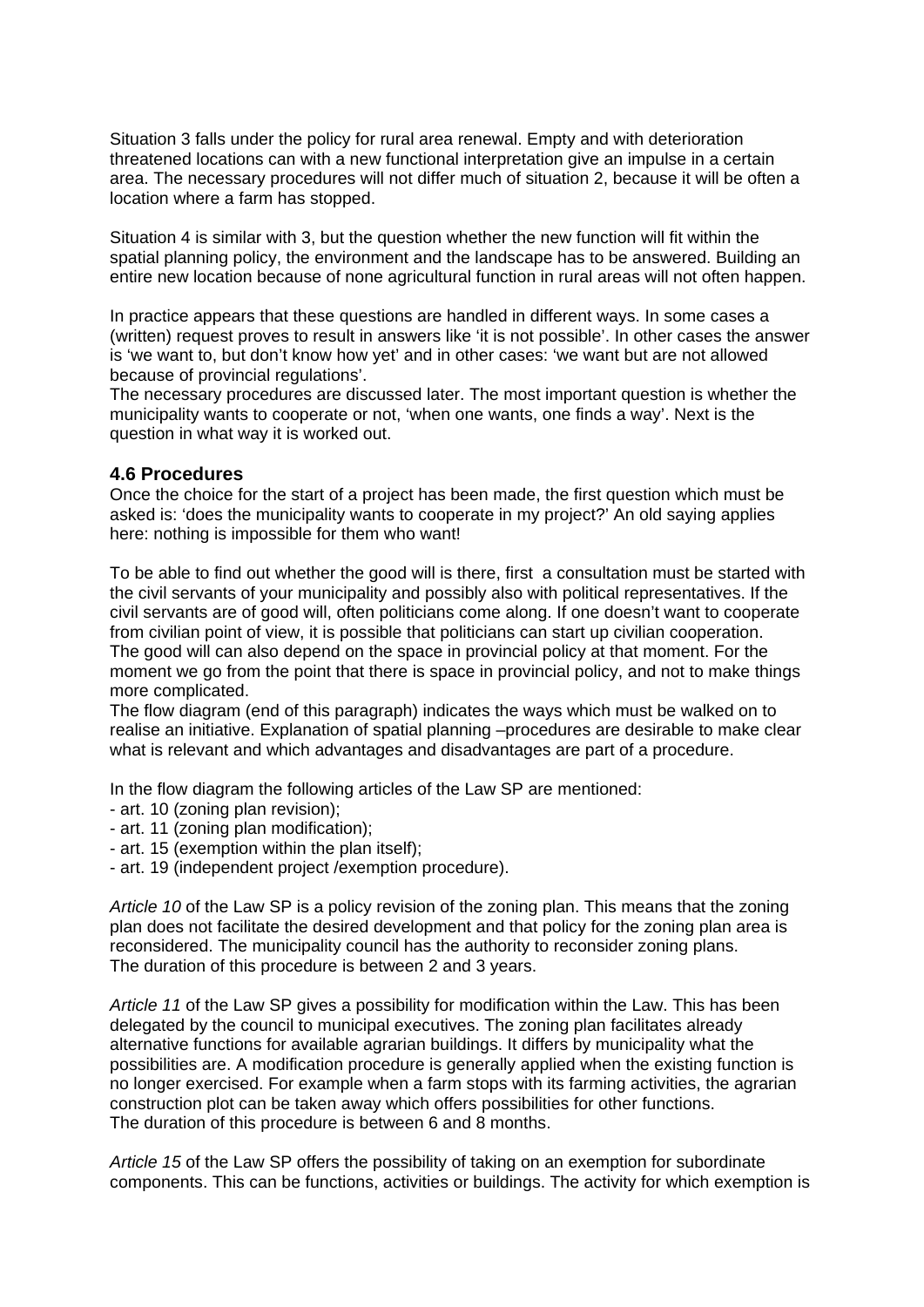Situation 3 falls under the policy for rural area renewal. Empty and with deterioration threatened locations can with a new functional interpretation give an impulse in a certain area. The necessary procedures will not differ much of situation 2, because it will be often a location where a farm has stopped.

Situation 4 is similar with 3, but the question whether the new function will fit within the spatial planning policy, the environment and the landscape has to be answered. Building an entire new location because of none agricultural function in rural areas will not often happen.

In practice appears that these questions are handled in different ways. In some cases a (written) request proves to result in answers like 'it is not possible'. In other cases the answer is 'we want to, but don't know how yet' and in other cases: 'we want but are not allowed because of provincial regulations'.
The necessary procedures are discussed later. The most important question is whether the municipality wants to cooperate or not, 'when one wants, one finds a way'. Next is the question in what way it is worked out.

### 4.6 Procedures

Once the choice for the start of a project has been made, the first question which must be asked is: 'does the municipality wants to cooperate in my project?' An old saying applies here: nothing is impossible for them who want!

To be able to find out whether the good will is there, first a consultation must be started with the civil servants of your municipality and possibly also with political representatives. If the civil servants are of good will, often politicians come along. If one doesn't want to cooperate from civilian point of view, it is possible that politicians can start up civilian cooperation.
The good will can also depend on the space in provincial policy at that moment. For the moment we go from the point that there is space in provincial policy, and not to make things more complicated.
The flow diagram (end of this paragraph) indicates the ways which must be walked on to realise an initiative. Explanation of spatial planning –procedures are desirable to make clear what is relevant and which advantages and disadvantages are part of a procedure.

In the flow diagram the following articles of the Law SP are mentioned:
- art. 10 (zoning plan revision);
- art. 11 (zoning plan modification);
- art. 15 (exemption within the plan itself);
- art. 19 (independent project /exemption procedure).

*Article 10* of the Law SP is a policy revision of the zoning plan. This means that the zoning plan does not facilitate the desired development and that policy for the zoning plan area is reconsidered. The municipality council has the authority to reconsider zoning plans.
The duration of this procedure is between 2 and 3 years.

*Article 11* of the Law SP gives a possibility for modification within the Law. This has been delegated by the council to municipal executives. The zoning plan facilitates already alternative functions for available agrarian buildings. It differs by municipality what the possibilities are. A modification procedure is generally applied when the existing function is no longer exercised. For example when a farm stops with its farming activities, the agrarian construction plot can be taken away which offers possibilities for other functions.
The duration of this procedure is between 6 and 8 months.

*Article 15* of the Law SP offers the possibility of taking on an exemption for subordinate components. This can be functions, activities or buildings. The activity for which exemption is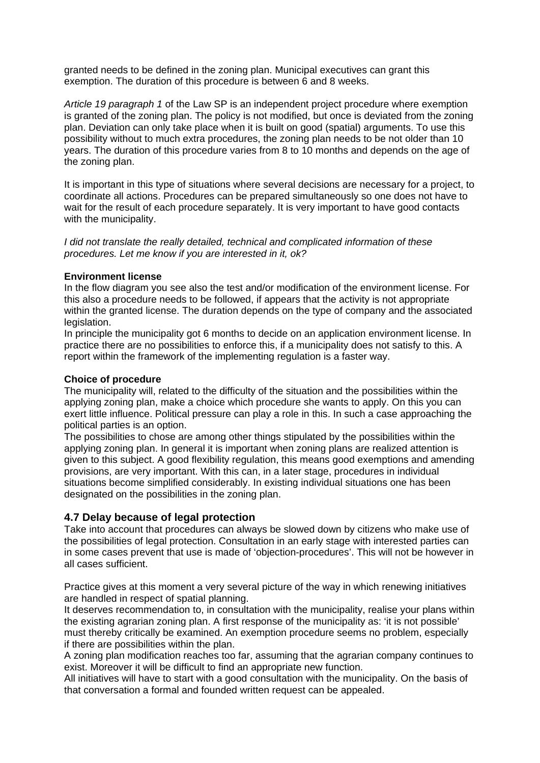granted needs to be defined in the zoning plan. Municipal executives can grant this exemption. The duration of this procedure is between 6 and 8 weeks.

*Article 19 paragraph 1* of the Law SP is an independent project procedure where exemption is granted of the zoning plan. The policy is not modified, but once is deviated from the zoning plan. Deviation can only take place when it is built on good (spatial) arguments. To use this possibility without to much extra procedures, the zoning plan needs to be not older than 10 years. The duration of this procedure varies from 8 to 10 months and depends on the age of the zoning plan.

It is important in this type of situations where several decisions are necessary for a project, to coordinate all actions. Procedures can be prepared simultaneously so one does not have to wait for the result of each procedure separately. It is very important to have good contacts with the municipality.

*I did not translate the really detailed, technical and complicated information of these procedures. Let me know if you are interested in it, ok?*

**Environment license**
In the flow diagram you see also the test and/or modification of the environment license. For this also a procedure needs to be followed, if appears that the activity is not appropriate within the granted license. The duration depends on the type of company and the associated legislation.
In principle the municipality got 6 months to decide on an application environment license. In practice there are no possibilities to enforce this, if a municipality does not satisfy to this. A report within the framework of the implementing regulation is a faster way.

**Choice of procedure**
The municipality will, related to the difficulty of the situation and the possibilities within the applying zoning plan, make a choice which procedure she wants to apply. On this you can exert little influence. Political pressure can play a role in this. In such a case approaching the political parties is an option.
The possibilities to chose are among other things stipulated by the possibilities within the applying zoning plan. In general it is important when zoning plans are realized attention is given to this subject. A good flexibility regulation, this means good exemptions and amending provisions, are very important. With this can, in a later stage, procedures in individual situations become simplified considerably. In existing individual situations one has been designated on the possibilities in the zoning plan.

### 4.7 Delay because of legal protection

Take into account that procedures can always be slowed down by citizens who make use of the possibilities of legal protection. Consultation in an early stage with interested parties can in some cases prevent that use is made of 'objection-procedures'. This will not be however in all cases sufficient.

Practice gives at this moment a very several picture of the way in which renewing initiatives are handled in respect of spatial planning.
It deserves recommendation to, in consultation with the municipality, realise your plans within the existing agrarian zoning plan. A first response of the municipality as: 'it is not possible' must thereby critically be examined. An exemption procedure seems no problem, especially if there are possibilities within the plan.
A zoning plan modification reaches too far, assuming that the agrarian company continues to exist. Moreover it will be difficult to find an appropriate new function.
All initiatives will have to start with a good consultation with the municipality. On the basis of that conversation a formal and founded written request can be appealed.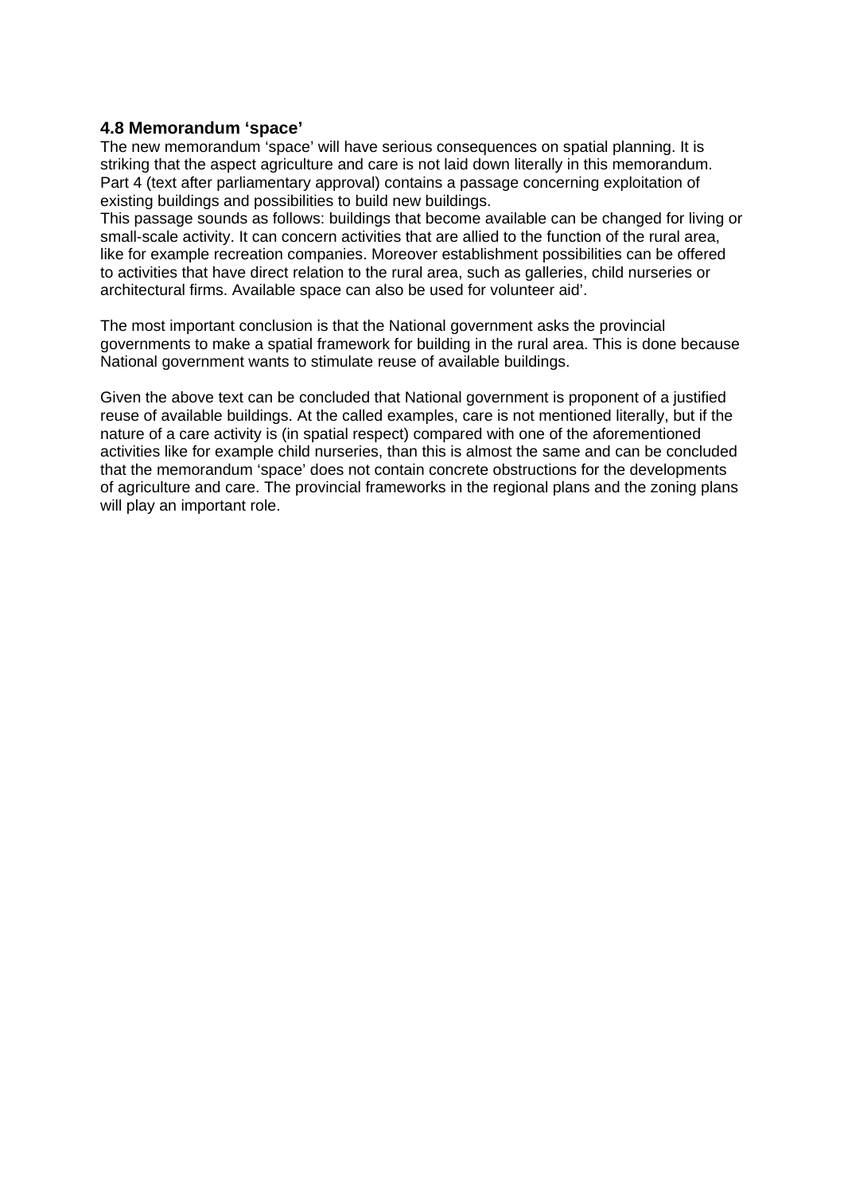### 4.8 Memorandum ‘space’

The new memorandum ‘space’ will have serious consequences on spatial planning. It is striking that the aspect agriculture and care is not laid down literally in this memorandum. Part 4 (text after parliamentary approval) contains a passage concerning exploitation of existing buildings and possibilities to build new buildings.
This passage sounds as follows: buildings that become available can be changed for living or small-scale activity. It can concern activities that are allied to the function of the rural area, like for example recreation companies. Moreover establishment possibilities can be offered to activities that have direct relation to the rural area, such as galleries, child nurseries or architectural firms. Available space can also be used for volunteer aid’.

The most important conclusion is that the National government asks the provincial governments to make a spatial framework for building in the rural area. This is done because National government wants to stimulate reuse of available buildings.

Given the above text can be concluded that National government is proponent of a justified reuse of available buildings. At the called examples, care is not mentioned literally, but if the nature of a care activity is (in spatial respect) compared with one of the aforementioned activities like for example child nurseries, than this is almost the same and can be concluded that the memorandum ‘space’ does not contain concrete obstructions for the developments of agriculture and care. The provincial frameworks in the regional plans and the zoning plans will play an important role.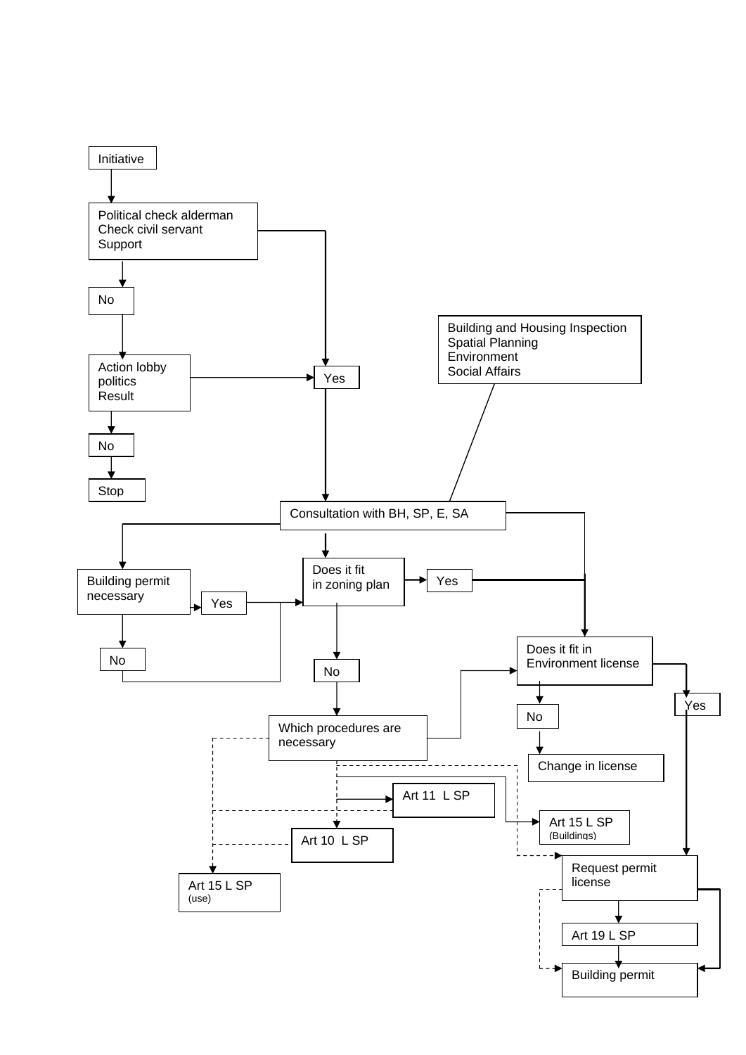Initiative

Political check alderman
Check civil servant
Support

No

Action lobby
politics
Result

No

Stop

Yes

Building and Housing Inspection
Spatial Planning
Environment
Social Affairs

Consultation with BH, SP, E, SA

Building permit necessary

Yes

No

Does it fit in zoning plan

Yes

No

Does it fit in Environment license

Yes

No

Change in license

Which procedures are necessary

Art 11 L SP

Art 10 L SP

Art 15 L SP (Buildings)

Art 15 L SP (use)

Request permit license

Art 19 L SP

Building permit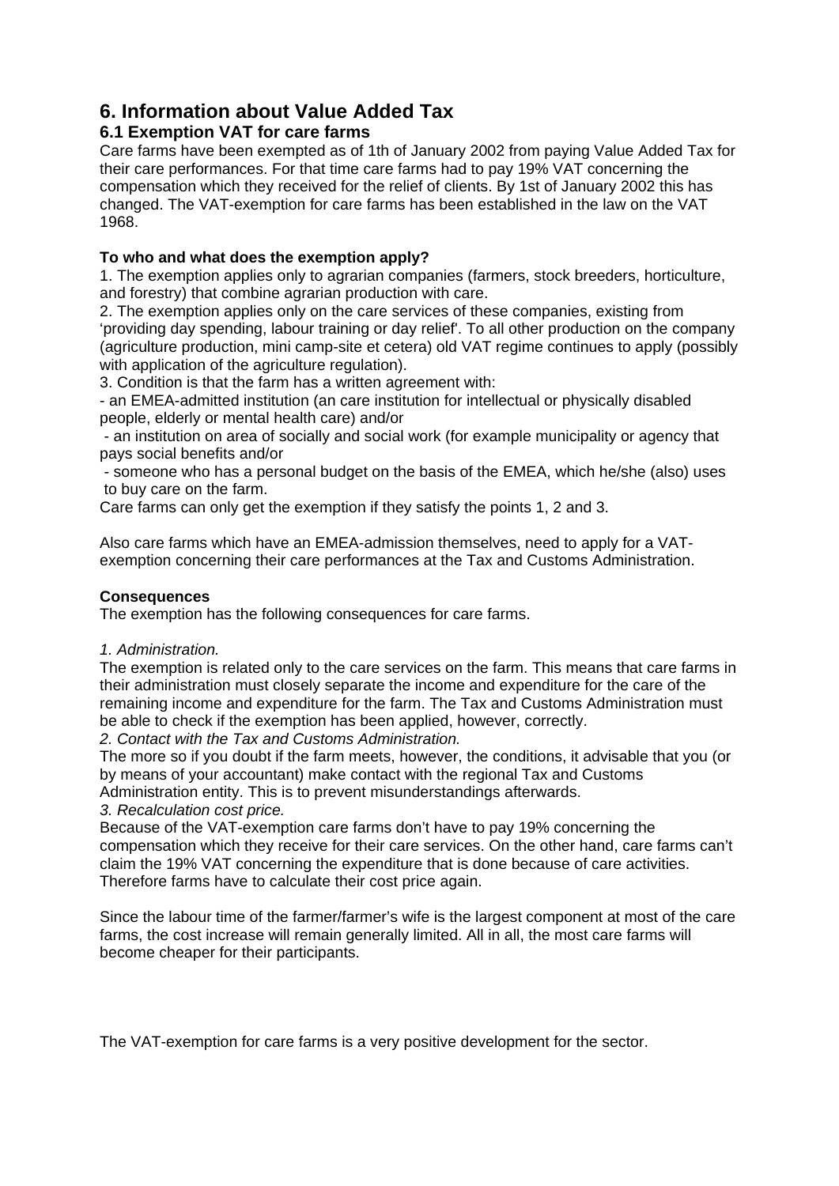# 6. Information about Value Added Tax

## 6.1 Exemption VAT for care farms

Care farms have been exempted as of 1th of January 2002 from paying Value Added Tax for their care performances. For that time care farms had to pay 19% VAT concerning the compensation which they received for the relief of clients. By 1st of January 2002 this has changed. The VAT-exemption for care farms has been established in the law on the VAT 1968.

**To who and what does the exemption apply?**

1. The exemption applies only to agrarian companies (farmers, stock breeders, horticulture, and forestry) that combine agrarian production with care.
2. The exemption applies only on the care services of these companies, existing from 'providing day spending, labour training or day relief'. To all other production on the company (agriculture production, mini camp-site et cetera) old VAT regime continues to apply (possibly with application of the agriculture regulation).
3. Condition is that the farm has a written agreement with:
   - an EMEA-admitted institution (an care institution for intellectual or physically disabled people, elderly or mental health care) and/or
   - an institution on area of socially and social work (for example municipality or agency that pays social benefits and/or
   - someone who has a personal budget on the basis of the EMEA, which he/she (also) uses to buy care on the farm.

Care farms can only get the exemption if they satisfy the points 1, 2 and 3.

Also care farms which have an EMEA-admission themselves, need to apply for a VAT-exemption concerning their care performances at the Tax and Customs Administration.

**Consequences**

The exemption has the following consequences for care farms.

*1. Administration.*

The exemption is related only to the care services on the farm. This means that care farms in their administration must closely separate the income and expenditure for the care of the remaining income and expenditure for the farm. The Tax and Customs Administration must be able to check if the exemption has been applied, however, correctly.

*2. Contact with the Tax and Customs Administration.*

The more so if you doubt if the farm meets, however, the conditions, it advisable that you (or by means of your accountant) make contact with the regional Tax and Customs Administration entity. This is to prevent misunderstandings afterwards.

*3. Recalculation cost price.*

Because of the VAT-exemption care farms don't have to pay 19% concerning the compensation which they receive for their care services. On the other hand, care farms can't claim the 19% VAT concerning the expenditure that is done because of care activities. Therefore farms have to calculate their cost price again.

Since the labour time of the farmer/farmer's wife is the largest component at most of the care farms, the cost increase will remain generally limited. All in all, the most care farms will become cheaper for their participants.

The VAT-exemption for care farms is a very positive development for the sector.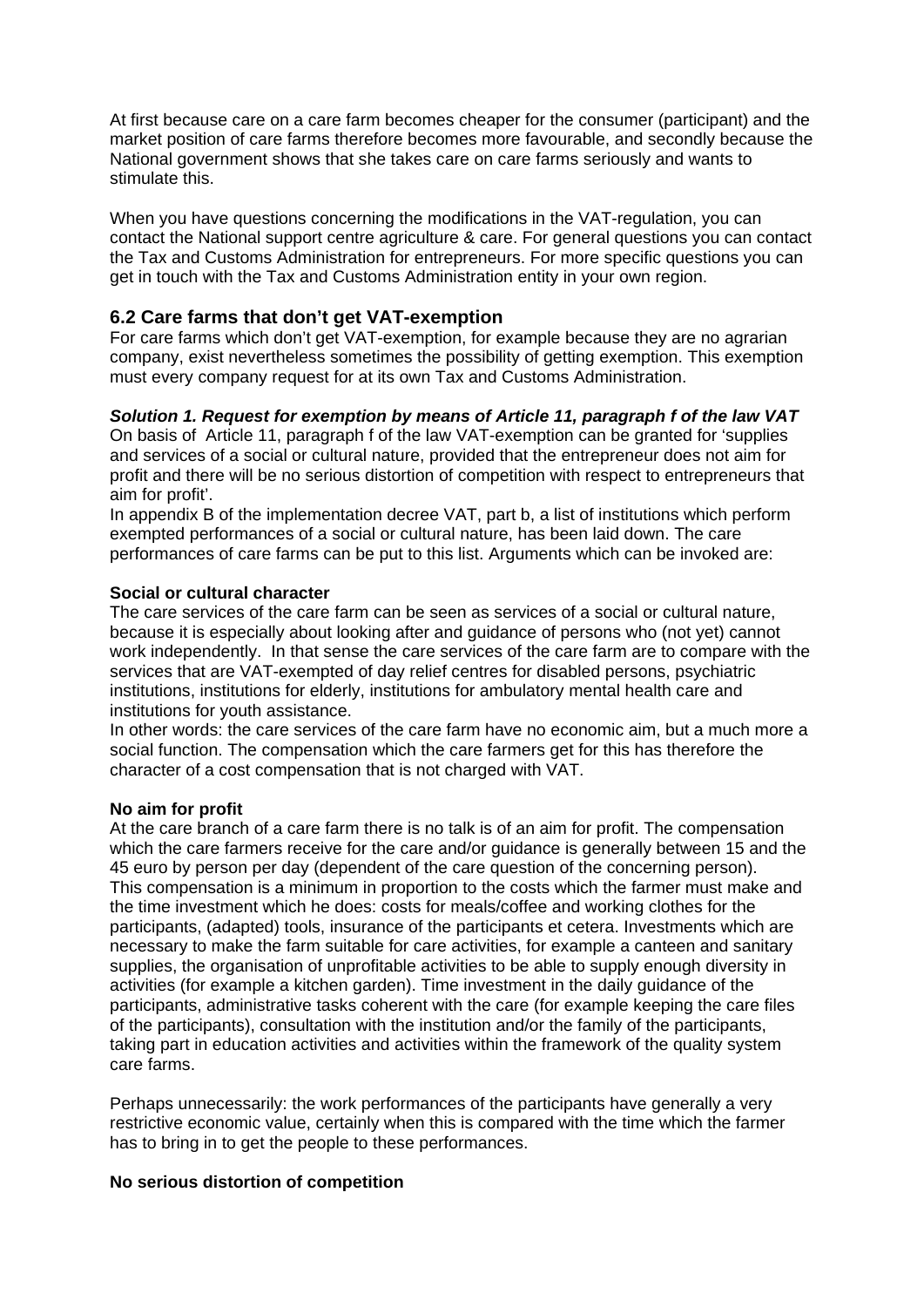At first because care on a care farm becomes cheaper for the consumer (participant) and the market position of care farms therefore becomes more favourable, and secondly because the National government shows that she takes care on care farms seriously and wants to stimulate this.

When you have questions concerning the modifications in the VAT-regulation, you can contact the National support centre agriculture & care. For general questions you can contact the Tax and Customs Administration for entrepreneurs. For more specific questions you can get in touch with the Tax and Customs Administration entity in your own region.

## 6.2 Care farms that don't get VAT-exemption

For care farms which don't get VAT-exemption, for example because they are no agrarian company, exist nevertheless sometimes the possibility of getting exemption. This exemption must every company request for at its own Tax and Customs Administration.

***Solution 1. Request for exemption by means of Article 11, paragraph f of the law VAT***

On basis of Article 11, paragraph f of the law VAT-exemption can be granted for 'supplies and services of a social or cultural nature, provided that the entrepreneur does not aim for profit and there will be no serious distortion of competition with respect to entrepreneurs that aim for profit'.

In appendix B of the implementation decree VAT, part b, a list of institutions which perform exempted performances of a social or cultural nature, has been laid down. The care performances of care farms can be put to this list. Arguments which can be invoked are:

**Social or cultural character**

The care services of the care farm can be seen as services of a social or cultural nature, because it is especially about looking after and guidance of persons who (not yet) cannot work independently. In that sense the care services of the care farm are to compare with the services that are VAT-exempted of day relief centres for disabled persons, psychiatric institutions, institutions for elderly, institutions for ambulatory mental health care and institutions for youth assistance.

In other words: the care services of the care farm have no economic aim, but a much more a social function. The compensation which the care farmers get for this has therefore the character of a cost compensation that is not charged with VAT.

**No aim for profit**

At the care branch of a care farm there is no talk is of an aim for profit. The compensation which the care farmers receive for the care and/or guidance is generally between 15 and the 45 euro by person per day (dependent of the care question of the concerning person). This compensation is a minimum in proportion to the costs which the farmer must make and the time investment which he does: costs for meals/coffee and working clothes for the participants, (adapted) tools, insurance of the participants et cetera. Investments which are necessary to make the farm suitable for care activities, for example a canteen and sanitary supplies, the organisation of unprofitable activities to be able to supply enough diversity in activities (for example a kitchen garden). Time investment in the daily guidance of the participants, administrative tasks coherent with the care (for example keeping the care files of the participants), consultation with the institution and/or the family of the participants, taking part in education activities and activities within the framework of the quality system care farms.

Perhaps unnecessarily: the work performances of the participants have generally a very restrictive economic value, certainly when this is compared with the time which the farmer has to bring in to get the people to these performances.

**No serious distortion of competition**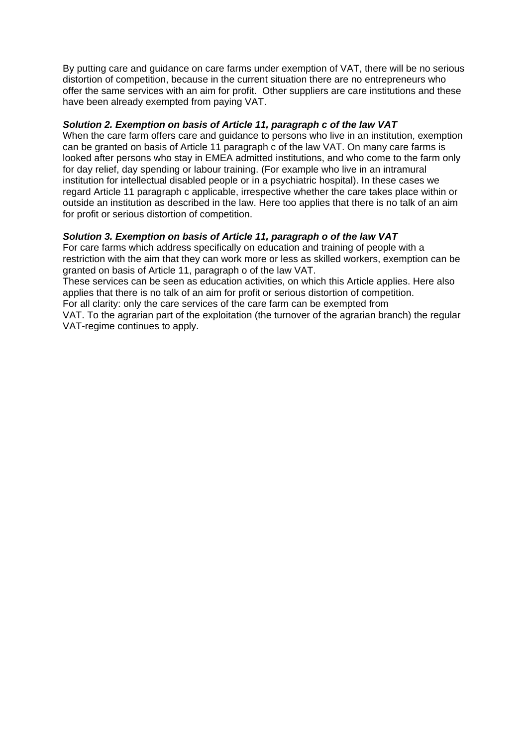By putting care and guidance on care farms under exemption of VAT, there will be no serious distortion of competition, because in the current situation there are no entrepreneurs who offer the same services with an aim for profit. Other suppliers are care institutions and these have been already exempted from paying VAT.

***Solution 2. Exemption on basis of Article 11, paragraph c of the law VAT***

When the care farm offers care and guidance to persons who live in an institution, exemption can be granted on basis of Article 11 paragraph c of the law VAT. On many care farms is looked after persons who stay in EMEA admitted institutions, and who come to the farm only for day relief, day spending or labour training. (For example who live in an intramural institution for intellectual disabled people or in a psychiatric hospital). In these cases we regard Article 11 paragraph c applicable, irrespective whether the care takes place within or outside an institution as described in the law. Here too applies that there is no talk of an aim for profit or serious distortion of competition.

***Solution 3. Exemption on basis of Article 11, paragraph o of the law VAT***

For care farms which address specifically on education and training of people with a restriction with the aim that they can work more or less as skilled workers, exemption can be granted on basis of Article 11, paragraph o of the law VAT.

These services can be seen as education activities, on which this Article applies. Here also applies that there is no talk of an aim for profit or serious distortion of competition.

For all clarity: only the care services of the care farm can be exempted from VAT. To the agrarian part of the exploitation (the turnover of the agrarian branch) the regular VAT-regime continues to apply.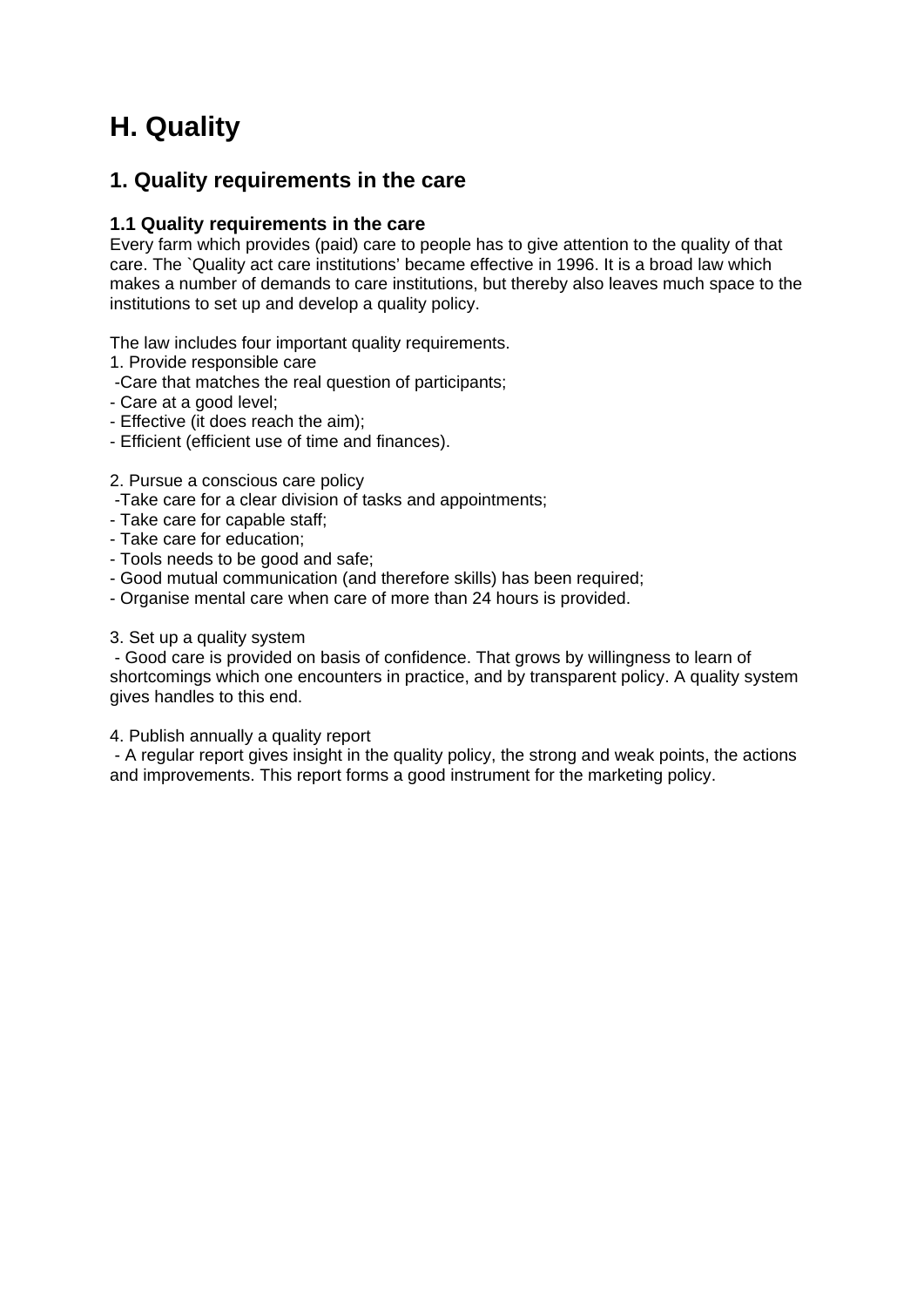# H. Quality

## 1. Quality requirements in the care

### 1.1 Quality requirements in the care

Every farm which provides (paid) care to people has to give attention to the quality of that care. The `Quality act care institutions' became effective in 1996. It is a broad law which makes a number of demands to care institutions, but thereby also leaves much space to the institutions to set up and develop a quality policy.

The law includes four important quality requirements.

1. Provide responsible care
 -Care that matches the real question of participants;
- Care at a good level;
- Effective (it does reach the aim);
- Efficient (efficient use of time and finances).

2. Pursue a conscious care policy
 -Take care for a clear division of tasks and appointments;
- Take care for capable staff;
- Take care for education;
- Tools needs to be good and safe;
- Good mutual communication (and therefore skills) has been required;
- Organise mental care when care of more than 24 hours is provided.

3. Set up a quality system
 - Good care is provided on basis of confidence. That grows by willingness to learn of shortcomings which one encounters in practice, and by transparent policy. A quality system gives handles to this end.

4. Publish annually a quality report
 - A regular report gives insight in the quality policy, the strong and weak points, the actions and improvements. This report forms a good instrument for the marketing policy.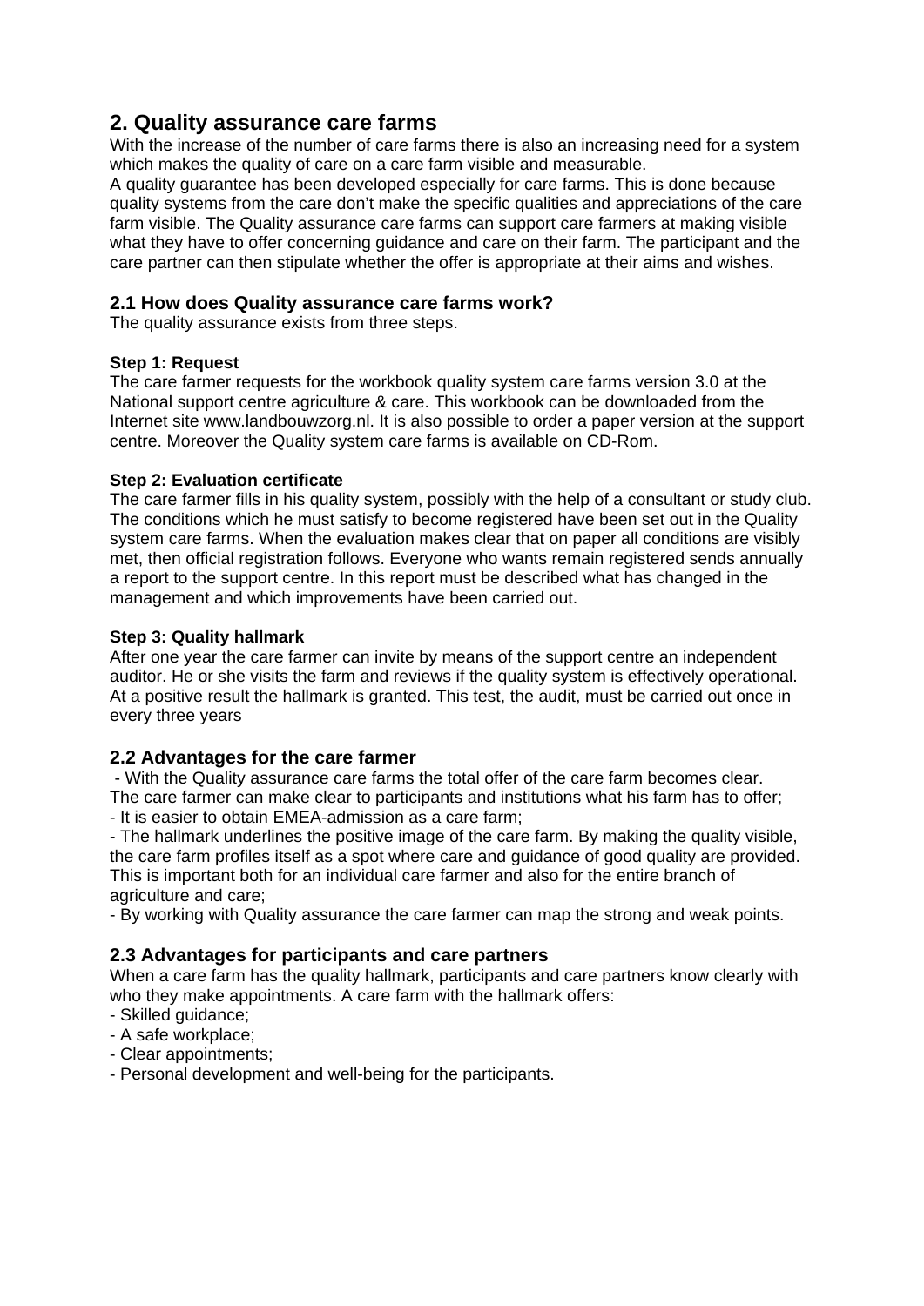## 2. Quality assurance care farms

With the increase of the number of care farms there is also an increasing need for a system which makes the quality of care on a care farm visible and measurable.
A quality guarantee has been developed especially for care farms. This is done because quality systems from the care don't make the specific qualities and appreciations of the care farm visible. The Quality assurance care farms can support care farmers at making visible what they have to offer concerning guidance and care on their farm. The participant and the care partner can then stipulate whether the offer is appropriate at their aims and wishes.

### 2.1 How does Quality assurance care farms work?

The quality assurance exists from three steps.

#### Step 1: Request

The care farmer requests for the workbook quality system care farms version 3.0 at the National support centre agriculture & care. This workbook can be downloaded from the Internet site www.landbouwzorg.nl. It is also possible to order a paper version at the support centre. Moreover the Quality system care farms is available on CD-Rom.

#### Step 2: Evaluation certificate

The care farmer fills in his quality system, possibly with the help of a consultant or study club. The conditions which he must satisfy to become registered have been set out in the Quality system care farms. When the evaluation makes clear that on paper all conditions are visibly met, then official registration follows. Everyone who wants remain registered sends annually a report to the support centre. In this report must be described what has changed in the management and which improvements have been carried out.

#### Step 3: Quality hallmark

After one year the care farmer can invite by means of the support centre an independent auditor. He or she visits the farm and reviews if the quality system is effectively operational. At a positive result the hallmark is granted. This test, the audit, must be carried out once in every three years

### 2.2 Advantages for the care farmer

- With the Quality assurance care farms the total offer of the care farm becomes clear. The care farmer can make clear to participants and institutions what his farm has to offer;
- It is easier to obtain EMEA-admission as a care farm;
- The hallmark underlines the positive image of the care farm. By making the quality visible, the care farm profiles itself as a spot where care and guidance of good quality are provided. This is important both for an individual care farmer and also for the entire branch of agriculture and care;
- By working with Quality assurance the care farmer can map the strong and weak points.

### 2.3 Advantages for participants and care partners

When a care farm has the quality hallmark, participants and care partners know clearly with who they make appointments. A care farm with the hallmark offers:

- Skilled guidance;
- A safe workplace;
- Clear appointments;
- Personal development and well-being for the participants.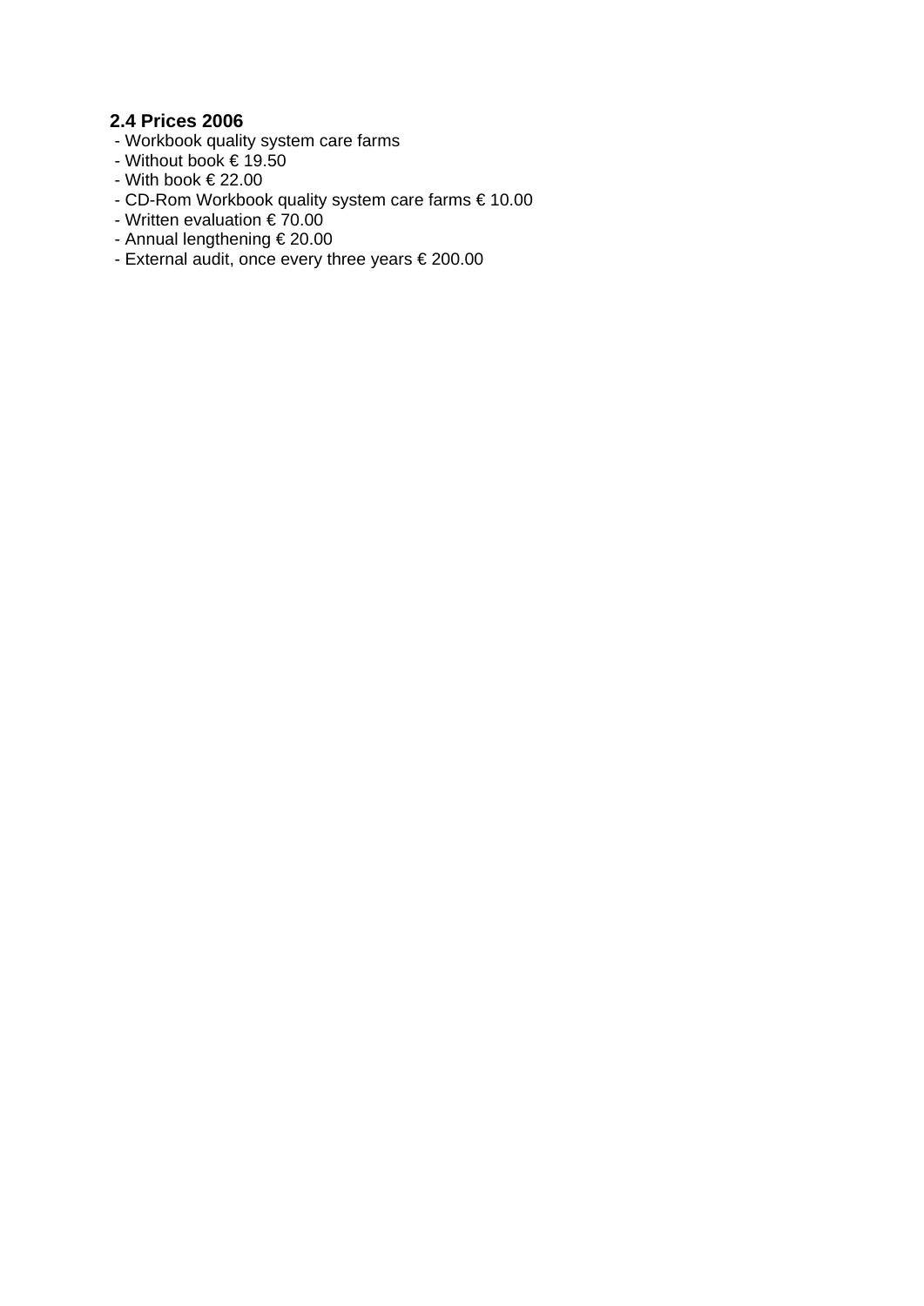### 2.4 Prices 2006

- Workbook quality system care farms
- Without book € 19.50
- With book € 22.00
- CD-Rom Workbook quality system care farms € 10.00
- Written evaluation € 70.00
- Annual lengthening € 20.00
- External audit, once every three years € 200.00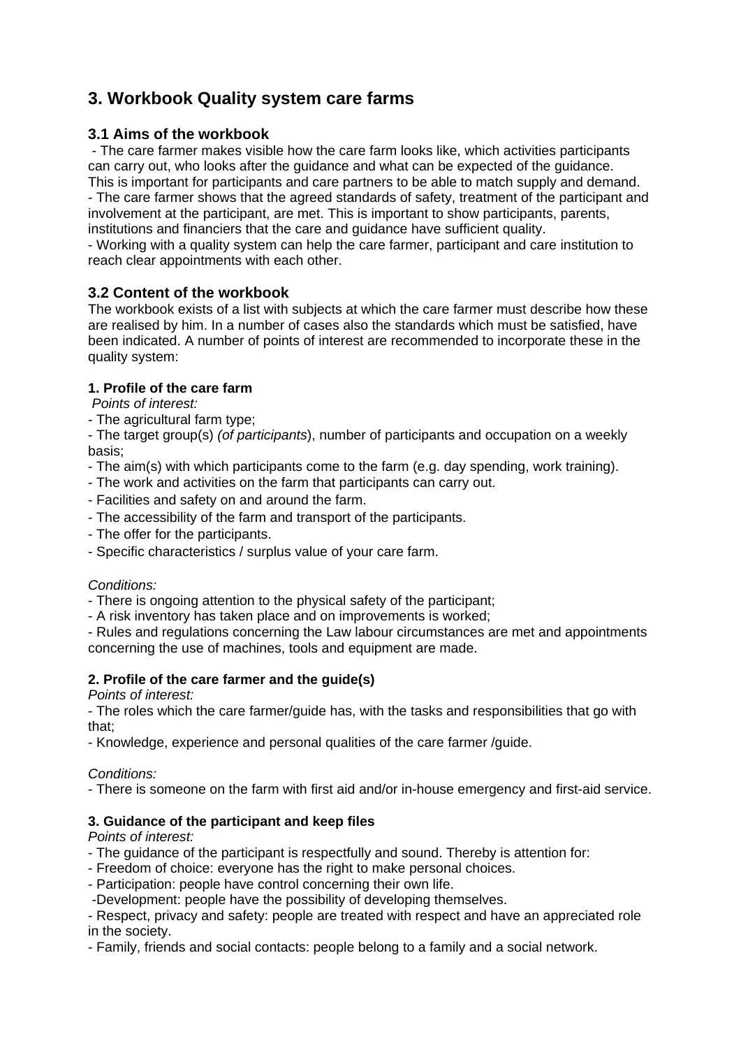## 3. Workbook Quality system care farms

### 3.1 Aims of the workbook

- The care farmer makes visible how the care farm looks like, which activities participants can carry out, who looks after the guidance and what can be expected of the guidance. This is important for participants and care partners to be able to match supply and demand.
- The care farmer shows that the agreed standards of safety, treatment of the participant and involvement at the participant, are met. This is important to show participants, parents, institutions and financiers that the care and guidance have sufficient quality.
- Working with a quality system can help the care farmer, participant and care institution to reach clear appointments with each other.

### 3.2 Content of the workbook

The workbook exists of a list with subjects at which the care farmer must describe how these are realised by him. In a number of cases also the standards which must be satisfied, have been indicated. A number of points of interest are recommended to incorporate these in the quality system:

**1. Profile of the care farm**

*Points of interest:*

- The agricultural farm type;
- The target group(s) *(of participants*), number of participants and occupation on a weekly basis;
- The aim(s) with which participants come to the farm (e.g. day spending, work training).
- The work and activities on the farm that participants can carry out.
- Facilities and safety on and around the farm.
- The accessibility of the farm and transport of the participants.
- The offer for the participants.
- Specific characteristics / surplus value of your care farm.

*Conditions:*

- There is ongoing attention to the physical safety of the participant;
- A risk inventory has taken place and on improvements is worked;
- Rules and regulations concerning the Law labour circumstances are met and appointments concerning the use of machines, tools and equipment are made.

**2. Profile of the care farmer and the guide(s)**

*Points of interest:*

- The roles which the care farmer/guide has, with the tasks and responsibilities that go with that;
- Knowledge, experience and personal qualities of the care farmer /guide.

*Conditions:*

- There is someone on the farm with first aid and/or in-house emergency and first-aid service.

**3. Guidance of the participant and keep files**

*Points of interest:*

- The guidance of the participant is respectfully and sound. Thereby is attention for:
- Freedom of choice: everyone has the right to make personal choices.
- Participation: people have control concerning their own life.
- Development: people have the possibility of developing themselves.
- Respect, privacy and safety: people are treated with respect and have an appreciated role in the society.
- Family, friends and social contacts: people belong to a family and a social network.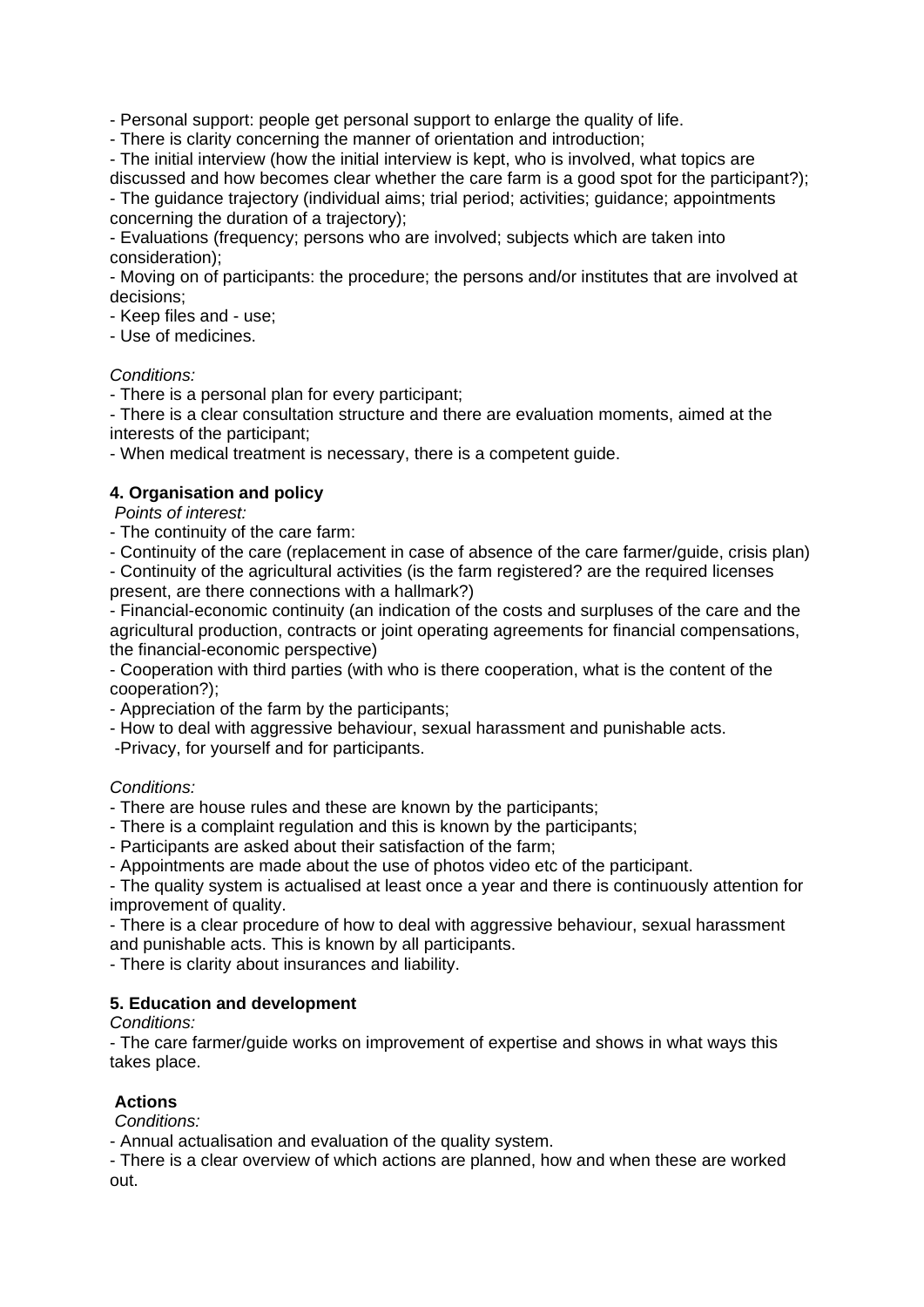- Personal support: people get personal support to enlarge the quality of life.
- There is clarity concerning the manner of orientation and introduction;
- The initial interview (how the initial interview is kept, who is involved, what topics are discussed and how becomes clear whether the care farm is a good spot for the participant?);
- The guidance trajectory (individual aims; trial period; activities; guidance; appointments concerning the duration of a trajectory);
- Evaluations (frequency; persons who are involved; subjects which are taken into consideration);
- Moving on of participants: the procedure; the persons and/or institutes that are involved at decisions;
- Keep files and - use;
- Use of medicines.

*Conditions:*
- There is a personal plan for every participant;
- There is a clear consultation structure and there are evaluation moments, aimed at the interests of the participant;
- When medical treatment is necessary, there is a competent guide.

**4. Organisation and policy**

*Points of interest:*
- The continuity of the care farm:
- Continuity of the care (replacement in case of absence of the care farmer/guide, crisis plan)
- Continuity of the agricultural activities (is the farm registered? are the required licenses present, are there connections with a hallmark?)
- Financial-economic continuity (an indication of the costs and surpluses of the care and the agricultural production, contracts or joint operating agreements for financial compensations, the financial-economic perspective)
- Cooperation with third parties (with who is there cooperation, what is the content of the cooperation?);
- Appreciation of the farm by the participants;
- How to deal with aggressive behaviour, sexual harassment and punishable acts.
- Privacy, for yourself and for participants.

*Conditions:*
- There are house rules and these are known by the participants;
- There is a complaint regulation and this is known by the participants;
- Participants are asked about their satisfaction of the farm;
- Appointments are made about the use of photos video etc of the participant.
- The quality system is actualised at least once a year and there is continuously attention for improvement of quality.
- There is a clear procedure of how to deal with aggressive behaviour, sexual harassment and punishable acts. This is known by all participants.
- There is clarity about insurances and liability.

**5. Education and development**

*Conditions:*
- The care farmer/guide works on improvement of expertise and shows in what ways this takes place.

**Actions**

*Conditions:*
- Annual actualisation and evaluation of the quality system.
- There is a clear overview of which actions are planned, how and when these are worked out.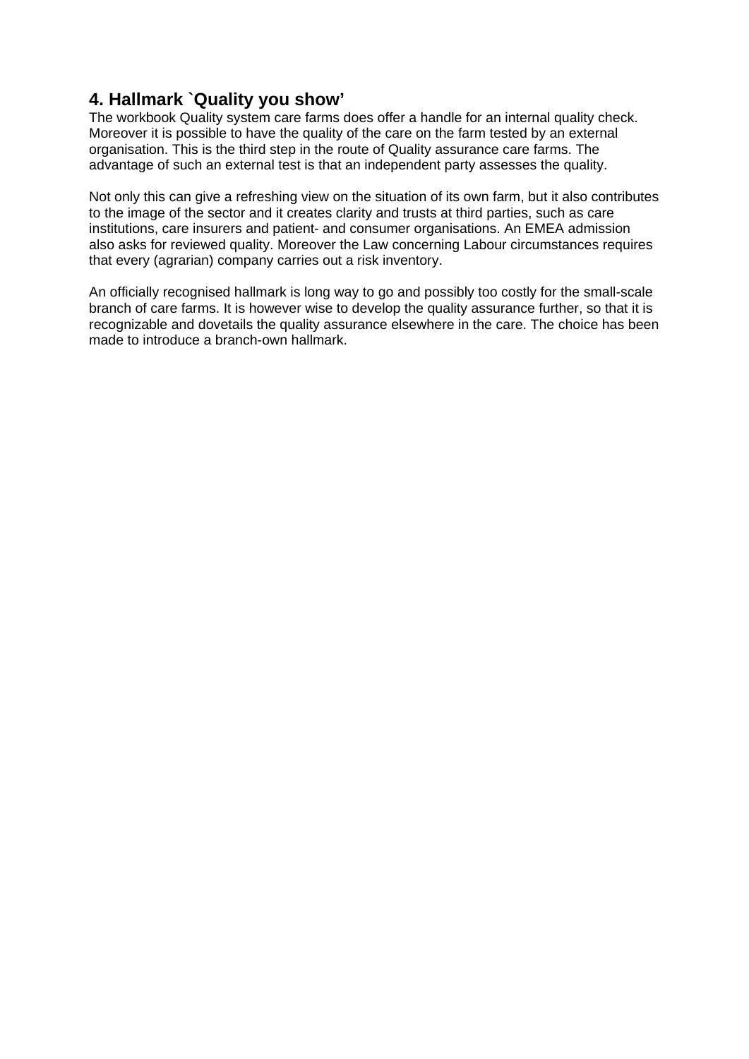## 4. Hallmark `Quality you show’

The workbook Quality system care farms does offer a handle for an internal quality check. Moreover it is possible to have the quality of the care on the farm tested by an external organisation. This is the third step in the route of Quality assurance care farms. The advantage of such an external test is that an independent party assesses the quality.

Not only this can give a refreshing view on the situation of its own farm, but it also contributes to the image of the sector and it creates clarity and trusts at third parties, such as care institutions, care insurers and patient- and consumer organisations. An EMEA admission also asks for reviewed quality. Moreover the Law concerning Labour circumstances requires that every (agrarian) company carries out a risk inventory.

An officially recognised hallmark is long way to go and possibly too costly for the small-scale branch of care farms. It is however wise to develop the quality assurance further, so that it is recognizable and dovetails the quality assurance elsewhere in the care. The choice has been made to introduce a branch-own hallmark.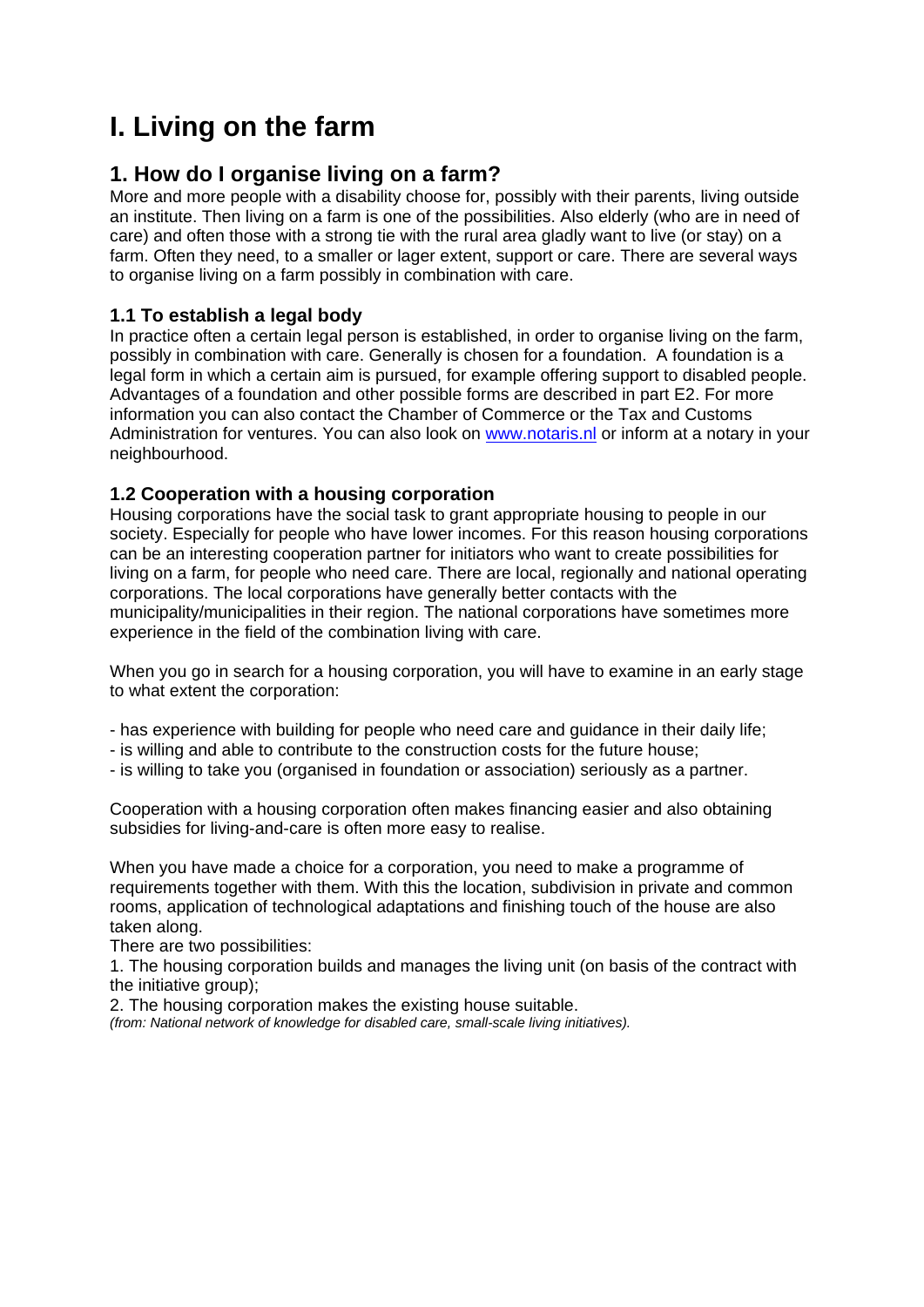# I. Living on the farm

## 1. How do I organise living on a farm?

More and more people with a disability choose for, possibly with their parents, living outside an institute. Then living on a farm is one of the possibilities. Also elderly (who are in need of care) and often those with a strong tie with the rural area gladly want to live (or stay) on a farm. Often they need, to a smaller or lager extent, support or care. There are several ways to organise living on a farm possibly in combination with care.

### 1.1 To establish a legal body

In practice often a certain legal person is established, in order to organise living on the farm, possibly in combination with care. Generally is chosen for a foundation. A foundation is a legal form in which a certain aim is pursued, for example offering support to disabled people. Advantages of a foundation and other possible forms are described in part E2. For more information you can also contact the Chamber of Commerce or the Tax and Customs Administration for ventures. You can also look on www.notaris.nl or inform at a notary in your neighbourhood.

### 1.2 Cooperation with a housing corporation

Housing corporations have the social task to grant appropriate housing to people in our society. Especially for people who have lower incomes. For this reason housing corporations can be an interesting cooperation partner for initiators who want to create possibilities for living on a farm, for people who need care. There are local, regionally and national operating corporations. The local corporations have generally better contacts with the municipality/municipalities in their region. The national corporations have sometimes more experience in the field of the combination living with care.

When you go in search for a housing corporation, you will have to examine in an early stage to what extent the corporation:

- has experience with building for people who need care and guidance in their daily life;
- is willing and able to contribute to the construction costs for the future house;
- is willing to take you (organised in foundation or association) seriously as a partner.

Cooperation with a housing corporation often makes financing easier and also obtaining subsidies for living-and-care is often more easy to realise.

When you have made a choice for a corporation, you need to make a programme of requirements together with them. With this the location, subdivision in private and common rooms, application of technological adaptations and finishing touch of the house are also taken along.
There are two possibilities:
1. The housing corporation builds and manages the living unit (on basis of the contract with the initiative group);
2. The housing corporation makes the existing house suitable.
*(from: National network of knowledge for disabled care, small-scale living initiatives).*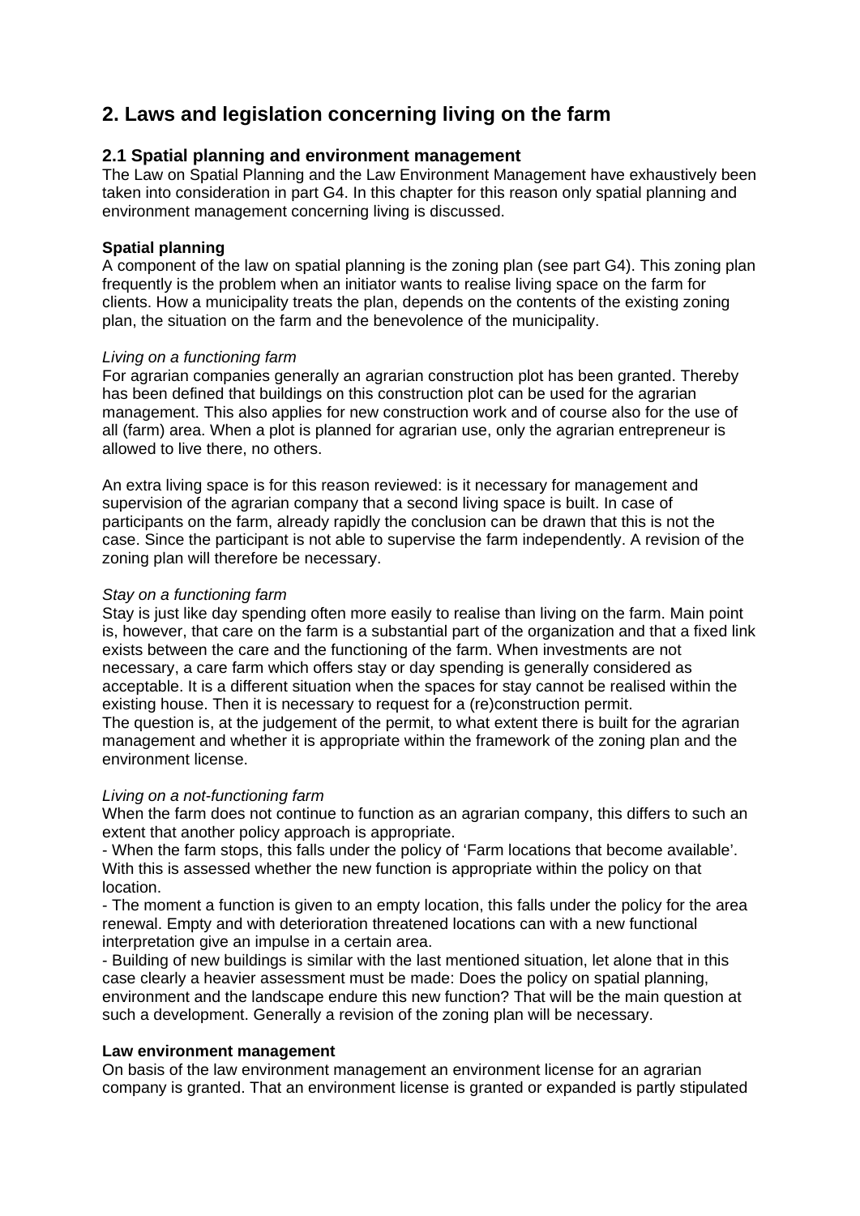## 2. Laws and legislation concerning living on the farm

### 2.1 Spatial planning and environment management

The Law on Spatial Planning and the Law Environment Management have exhaustively been taken into consideration in part G4. In this chapter for this reason only spatial planning and environment management concerning living is discussed.

**Spatial planning**

A component of the law on spatial planning is the zoning plan (see part G4). This zoning plan frequently is the problem when an initiator wants to realise living space on the farm for clients. How a municipality treats the plan, depends on the contents of the existing zoning plan, the situation on the farm and the benevolence of the municipality.

*Living on a functioning farm*

For agrarian companies generally an agrarian construction plot has been granted. Thereby has been defined that buildings on this construction plot can be used for the agrarian management. This also applies for new construction work and of course also for the use of all (farm) area. When a plot is planned for agrarian use, only the agrarian entrepreneur is allowed to live there, no others.

An extra living space is for this reason reviewed: is it necessary for management and supervision of the agrarian company that a second living space is built. In case of participants on the farm, already rapidly the conclusion can be drawn that this is not the case. Since the participant is not able to supervise the farm independently. A revision of the zoning plan will therefore be necessary.

*Stay on a functioning farm*

Stay is just like day spending often more easily to realise than living on the farm. Main point is, however, that care on the farm is a substantial part of the organization and that a fixed link exists between the care and the functioning of the farm. When investments are not necessary, a care farm which offers stay or day spending is generally considered as acceptable. It is a different situation when the spaces for stay cannot be realised within the existing house. Then it is necessary to request for a (re)construction permit.
The question is, at the judgement of the permit, to what extent there is built for the agrarian management and whether it is appropriate within the framework of the zoning plan and the environment license.

*Living on a not-functioning farm*

When the farm does not continue to function as an agrarian company, this differs to such an extent that another policy approach is appropriate.
- When the farm stops, this falls under the policy of 'Farm locations that become available'. With this is assessed whether the new function is appropriate within the policy on that location.
- The moment a function is given to an empty location, this falls under the policy for the area renewal. Empty and with deterioration threatened locations can with a new functional interpretation give an impulse in a certain area.
- Building of new buildings is similar with the last mentioned situation, let alone that in this case clearly a heavier assessment must be made: Does the policy on spatial planning, environment and the landscape endure this new function? That will be the main question at such a development. Generally a revision of the zoning plan will be necessary.

**Law environment management**

On basis of the law environment management an environment license for an agrarian company is granted. That an environment license is granted or expanded is partly stipulated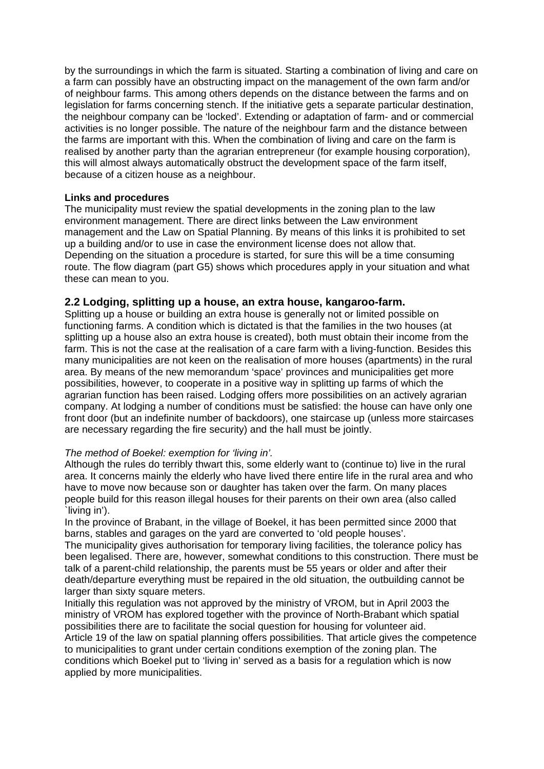by the surroundings in which the farm is situated. Starting a combination of living and care on a farm can possibly have an obstructing impact on the management of the own farm and/or of neighbour farms. This among others depends on the distance between the farms and on legislation for farms concerning stench. If the initiative gets a separate particular destination, the neighbour company can be 'locked'. Extending or adaptation of farm- and or commercial activities is no longer possible. The nature of the neighbour farm and the distance between the farms are important with this. When the combination of living and care on the farm is realised by another party than the agrarian entrepreneur (for example housing corporation), this will almost always automatically obstruct the development space of the farm itself, because of a citizen house as a neighbour.

**Links and procedures**

The municipality must review the spatial developments in the zoning plan to the law environment management. There are direct links between the Law environment management and the Law on Spatial Planning. By means of this links it is prohibited to set up a building and/or to use in case the environment license does not allow that. Depending on the situation a procedure is started, for sure this will be a time consuming route. The flow diagram (part G5) shows which procedures apply in your situation and what these can mean to you.

## 2.2 Lodging, splitting up a house, an extra house, kangaroo-farm.

Splitting up a house or building an extra house is generally not or limited possible on functioning farms. A condition which is dictated is that the families in the two houses (at splitting up a house also an extra house is created), both must obtain their income from the farm. This is not the case at the realisation of a care farm with a living-function. Besides this many municipalities are not keen on the realisation of more houses (apartments) in the rural area. By means of the new memorandum 'space' provinces and municipalities get more possibilities, however, to cooperate in a positive way in splitting up farms of which the agrarian function has been raised. Lodging offers more possibilities on an actively agrarian company. At lodging a number of conditions must be satisfied: the house can have only one front door (but an indefinite number of backdoors), one staircase up (unless more staircases are necessary regarding the fire security) and the hall must be jointly.

*The method of Boekel: exemption for 'living in'.*

Although the rules do terribly thwart this, some elderly want to (continue to) live in the rural area. It concerns mainly the elderly who have lived there entire life in the rural area and who have to move now because son or daughter has taken over the farm. On many places people build for this reason illegal houses for their parents on their own area (also called `living in').

In the province of Brabant, in the village of Boekel, it has been permitted since 2000 that barns, stables and garages on the yard are converted to 'old people houses'.

The municipality gives authorisation for temporary living facilities, the tolerance policy has been legalised. There are, however, somewhat conditions to this construction. There must be talk of a parent-child relationship, the parents must be 55 years or older and after their death/departure everything must be repaired in the old situation, the outbuilding cannot be larger than sixty square meters.

Initially this regulation was not approved by the ministry of VROM, but in April 2003 the ministry of VROM has explored together with the province of North-Brabant which spatial possibilities there are to facilitate the social question for housing for volunteer aid.

Article 19 of the law on spatial planning offers possibilities. That article gives the competence to municipalities to grant under certain conditions exemption of the zoning plan. The conditions which Boekel put to 'living in' served as a basis for a regulation which is now applied by more municipalities.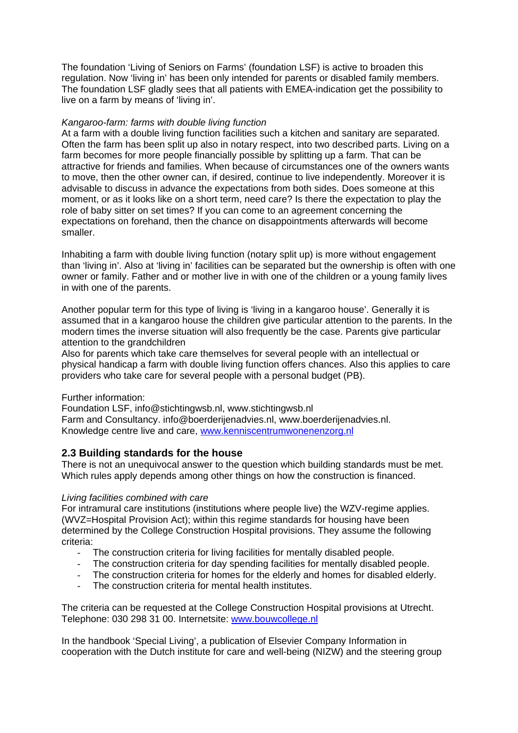The foundation 'Living of Seniors on Farms' (foundation LSF) is active to broaden this regulation. Now 'living in' has been only intended for parents or disabled family members. The foundation LSF gladly sees that all patients with EMEA-indication get the possibility to live on a farm by means of 'living in'.

*Kangaroo-farm: farms with double living function*

At a farm with a double living function facilities such a kitchen and sanitary are separated. Often the farm has been split up also in notary respect, into two described parts. Living on a farm becomes for more people financially possible by splitting up a farm. That can be attractive for friends and families. When because of circumstances one of the owners wants to move, then the other owner can, if desired, continue to live independently. Moreover it is advisable to discuss in advance the expectations from both sides. Does someone at this moment, or as it looks like on a short term, need care? Is there the expectation to play the role of baby sitter on set times? If you can come to an agreement concerning the expectations on forehand, then the chance on disappointments afterwards will become smaller.

Inhabiting a farm with double living function (notary split up) is more without engagement than 'living in'. Also at 'living in' facilities can be separated but the ownership is often with one owner or family. Father and or mother live in with one of the children or a young family lives in with one of the parents.

Another popular term for this type of living is 'living in a kangaroo house'. Generally it is assumed that in a kangaroo house the children give particular attention to the parents. In the modern times the inverse situation will also frequently be the case. Parents give particular attention to the grandchildren

Also for parents which take care themselves for several people with an intellectual or physical handicap a farm with double living function offers chances. Also this applies to care providers who take care for several people with a personal budget (PB).

Further information:

Foundation LSF, info@stichtingwsb.nl, www.stichtingwsb.nl

Farm and Consultancy. info@boerderijenadvies.nl, www.boerderijenadvies.nl.

Knowledge centre live and care, www.kenniscentrumwonenenzorg.nl

## 2.3 Building standards for the house

There is not an unequivocal answer to the question which building standards must be met. Which rules apply depends among other things on how the construction is financed.

*Living facilities combined with care*

For intramural care institutions (institutions where people live) the WZV-regime applies. (WVZ=Hospital Provision Act); within this regime standards for housing have been determined by the College Construction Hospital provisions. They assume the following criteria:

- The construction criteria for living facilities for mentally disabled people.
- The construction criteria for day spending facilities for mentally disabled people.
- The construction criteria for homes for the elderly and homes for disabled elderly.
- The construction criteria for mental health institutes.

The criteria can be requested at the College Construction Hospital provisions at Utrecht. Telephone: 030 298 31 00. Internetsite: www.bouwcollege.nl

In the handbook 'Special Living', a publication of Elsevier Company Information in cooperation with the Dutch institute for care and well-being (NIZW) and the steering group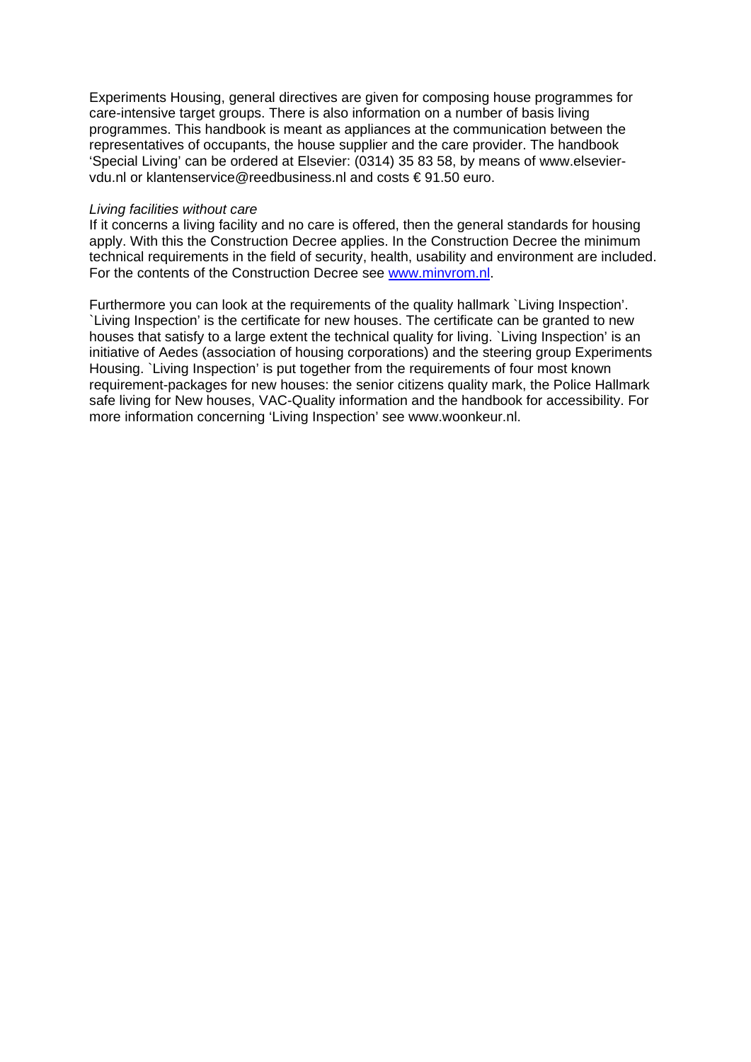Experiments Housing, general directives are given for composing house programmes for care-intensive target groups. There is also information on a number of basis living programmes. This handbook is meant as appliances at the communication between the representatives of occupants, the house supplier and the care provider. The handbook 'Special Living' can be ordered at Elsevier: (0314) 35 83 58, by means of www.elsevier-vdu.nl or klantenservice@reedbusiness.nl and costs € 91.50 euro.

*Living facilities without care*

If it concerns a living facility and no care is offered, then the general standards for housing apply. With this the Construction Decree applies. In the Construction Decree the minimum technical requirements in the field of security, health, usability and environment are included. For the contents of the Construction Decree see [www.minvrom.nl](http://www.minvrom.nl).

Furthermore you can look at the requirements of the quality hallmark `Living Inspection'. `Living Inspection' is the certificate for new houses. The certificate can be granted to new houses that satisfy to a large extent the technical quality for living. `Living Inspection' is an initiative of Aedes (association of housing corporations) and the steering group Experiments Housing. `Living Inspection' is put together from the requirements of four most known requirement-packages for new houses: the senior citizens quality mark, the Police Hallmark safe living for New houses, VAC-Quality information and the handbook for accessibility. For more information concerning 'Living Inspection' see www.woonkeur.nl.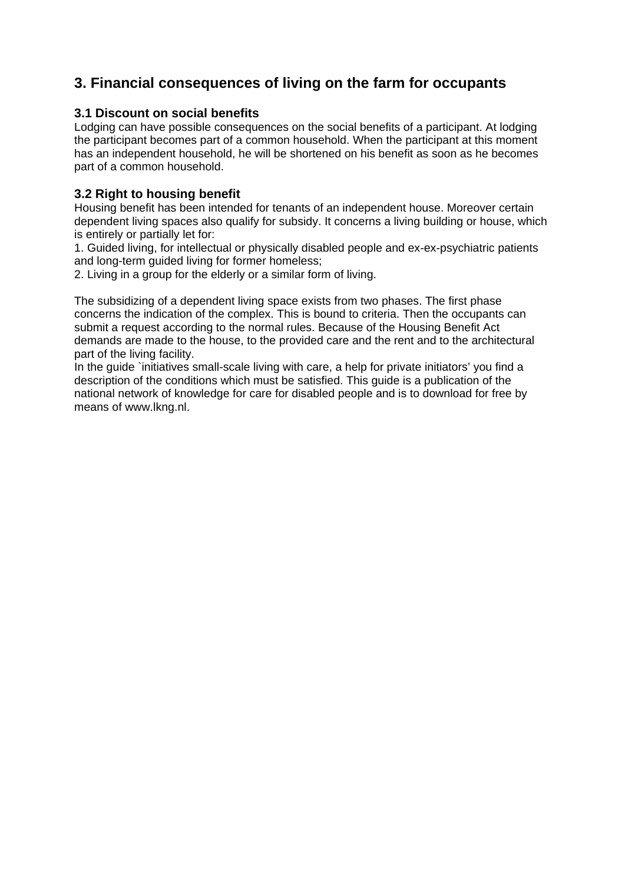## 3. Financial consequences of living on the farm for occupants

### 3.1 Discount on social benefits

Lodging can have possible consequences on the social benefits of a participant. At lodging the participant becomes part of a common household. When the participant at this moment has an independent household, he will be shortened on his benefit as soon as he becomes part of a common household.

### 3.2 Right to housing benefit

Housing benefit has been intended for tenants of an independent house. Moreover certain dependent living spaces also qualify for subsidy. It concerns a living building or house, which is entirely or partially let for:

1. Guided living, for intellectual or physically disabled people and ex-ex-psychiatric patients and long-term guided living for former homeless;
2. Living in a group for the elderly or a similar form of living.

The subsidizing of a dependent living space exists from two phases. The first phase concerns the indication of the complex. This is bound to criteria. Then the occupants can submit a request according to the normal rules. Because of the Housing Benefit Act demands are made to the house, to the provided care and the rent and to the architectural part of the living facility.

In the guide `initiatives small-scale living with care, a help for private initiators' you find a description of the conditions which must be satisfied. This guide is a publication of the national network of knowledge for care for disabled people and is to download for free by means of www.lkng.nl.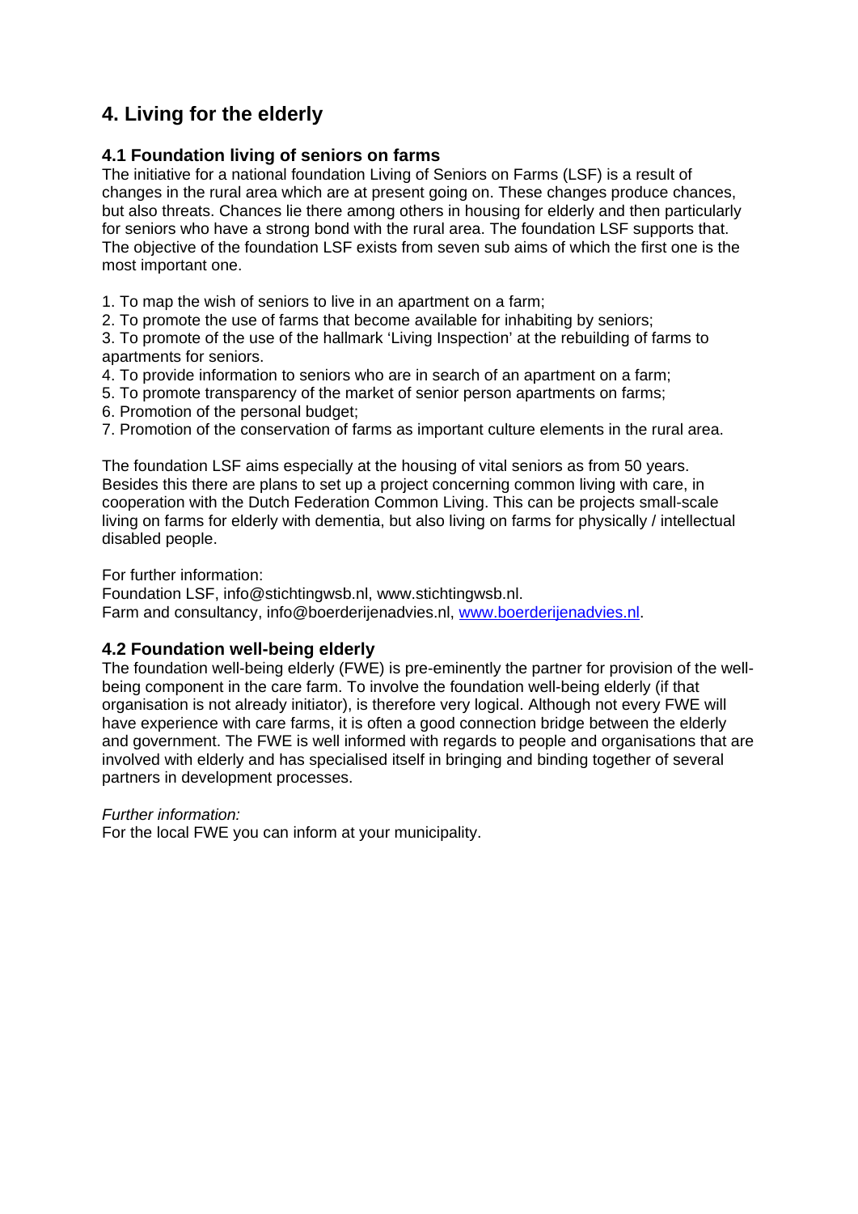# 4. Living for the elderly

## 4.1 Foundation living of seniors on farms

The initiative for a national foundation Living of Seniors on Farms (LSF) is a result of changes in the rural area which are at present going on. These changes produce chances, but also threats. Chances lie there among others in housing for elderly and then particularly for seniors who have a strong bond with the rural area. The foundation LSF supports that. The objective of the foundation LSF exists from seven sub aims of which the first one is the most important one.

1. To map the wish of seniors to live in an apartment on a farm;
2. To promote the use of farms that become available for inhabiting by seniors;
3. To promote of the use of the hallmark 'Living Inspection' at the rebuilding of farms to apartments for seniors.
4. To provide information to seniors who are in search of an apartment on a farm;
5. To promote transparency of the market of senior person apartments on farms;
6. Promotion of the personal budget;
7. Promotion of the conservation of farms as important culture elements in the rural area.

The foundation LSF aims especially at the housing of vital seniors as from 50 years. Besides this there are plans to set up a project concerning common living with care, in cooperation with the Dutch Federation Common Living. This can be projects small-scale living on farms for elderly with dementia, but also living on farms for physically / intellectual disabled people.

For further information:
Foundation LSF, info@stichtingwsb.nl, www.stichtingwsb.nl.
Farm and consultancy, info@boerderijenadvies.nl, www.boerderijenadvies.nl.

## 4.2 Foundation well-being elderly

The foundation well-being elderly (FWE) is pre-eminently the partner for provision of the well-being component in the care farm. To involve the foundation well-being elderly (if that organisation is not already initiator), is therefore very logical. Although not every FWE will have experience with care farms, it is often a good connection bridge between the elderly and government. The FWE is well informed with regards to people and organisations that are involved with elderly and has specialised itself in bringing and binding together of several partners in development processes.

*Further information:*
For the local FWE you can inform at your municipality.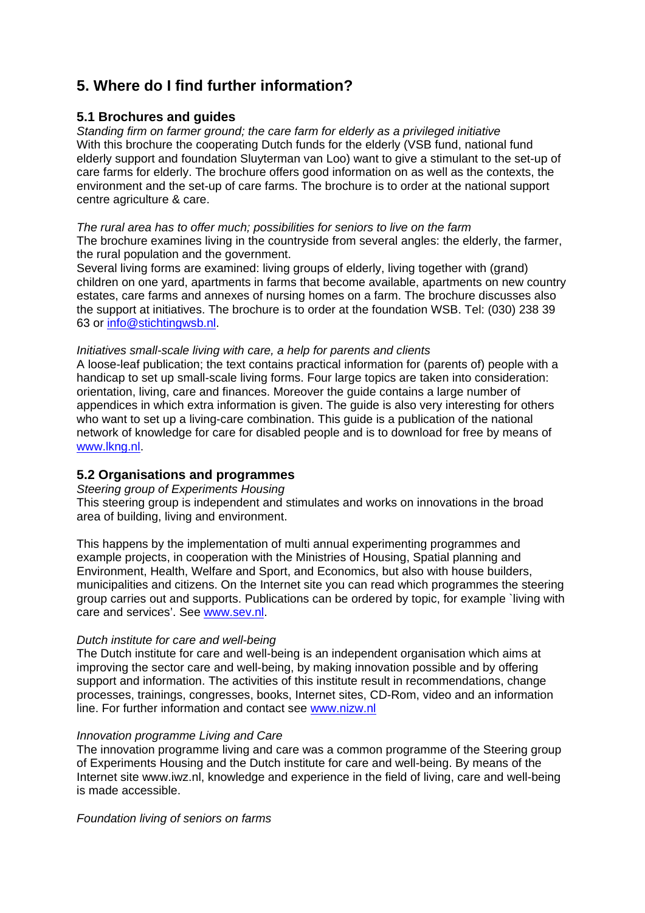# 5. Where do I find further information?

## 5.1 Brochures and guides

*Standing firm on farmer ground; the care farm for elderly as a privileged initiative*
With this brochure the cooperating Dutch funds for the elderly (VSB fund, national fund elderly support and foundation Sluyterman van Loo) want to give a stimulant to the set-up of care farms for elderly. The brochure offers good information on as well as the contexts, the environment and the set-up of care farms. The brochure is to order at the national support centre agriculture & care.

*The rural area has to offer much; possibilities for seniors to live on the farm*
The brochure examines living in the countryside from several angles: the elderly, the farmer, the rural population and the government.
Several living forms are examined: living groups of elderly, living together with (grand) children on one yard, apartments in farms that become available, apartments on new country estates, care farms and annexes of nursing homes on a farm. The brochure discusses also the support at initiatives. The brochure is to order at the foundation WSB. Tel: (030) 238 39 63 or info@stichtingwsb.nl.

*Initiatives small-scale living with care, a help for parents and clients*
A loose-leaf publication; the text contains practical information for (parents of) people with a handicap to set up small-scale living forms. Four large topics are taken into consideration: orientation, living, care and finances. Moreover the guide contains a large number of appendices in which extra information is given. The guide is also very interesting for others who want to set up a living-care combination. This guide is a publication of the national network of knowledge for care for disabled people and is to download for free by means of www.lkng.nl.

## 5.2 Organisations and programmes

*Steering group of Experiments Housing*
This steering group is independent and stimulates and works on innovations in the broad area of building, living and environment.

This happens by the implementation of multi annual experimenting programmes and example projects, in cooperation with the Ministries of Housing, Spatial planning and Environment, Health, Welfare and Sport, and Economics, but also with house builders, municipalities and citizens. On the Internet site you can read which programmes the steering group carries out and supports. Publications can be ordered by topic, for example `living with care and services'. See www.sev.nl.

*Dutch institute for care and well-being*
The Dutch institute for care and well-being is an independent organisation which aims at improving the sector care and well-being, by making innovation possible and by offering support and information. The activities of this institute result in recommendations, change processes, trainings, congresses, books, Internet sites, CD-Rom, video and an information line. For further information and contact see www.nizw.nl

*Innovation programme Living and Care*
The innovation programme living and care was a common programme of the Steering group of Experiments Housing and the Dutch institute for care and well-being. By means of the Internet site www.iwz.nl, knowledge and experience in the field of living, care and well-being is made accessible.

*Foundation living of seniors on farms*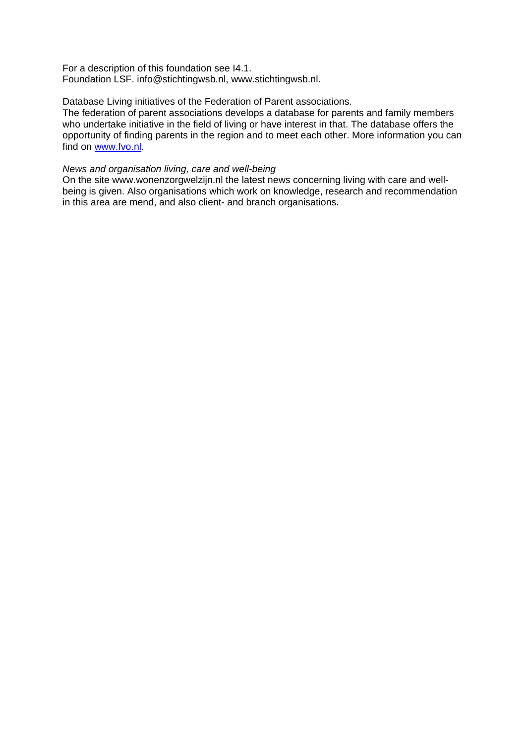For a description of this foundation see I4.1.
Foundation LSF. info@stichtingwsb.nl, www.stichtingwsb.nl.

Database Living initiatives of the Federation of Parent associations.
The federation of parent associations develops a database for parents and family members who undertake initiative in the field of living or have interest in that. The database offers the opportunity of finding parents in the region and to meet each other. More information you can find on [www.fvo.nl](www.fvo.nl).

*News and organisation living, care and well-being*
On the site www.wonenzorgwelzijn.nl the latest news concerning living with care and well-being is given. Also organisations which work on knowledge, research and recommendation in this area are mend, and also client- and branch organisations.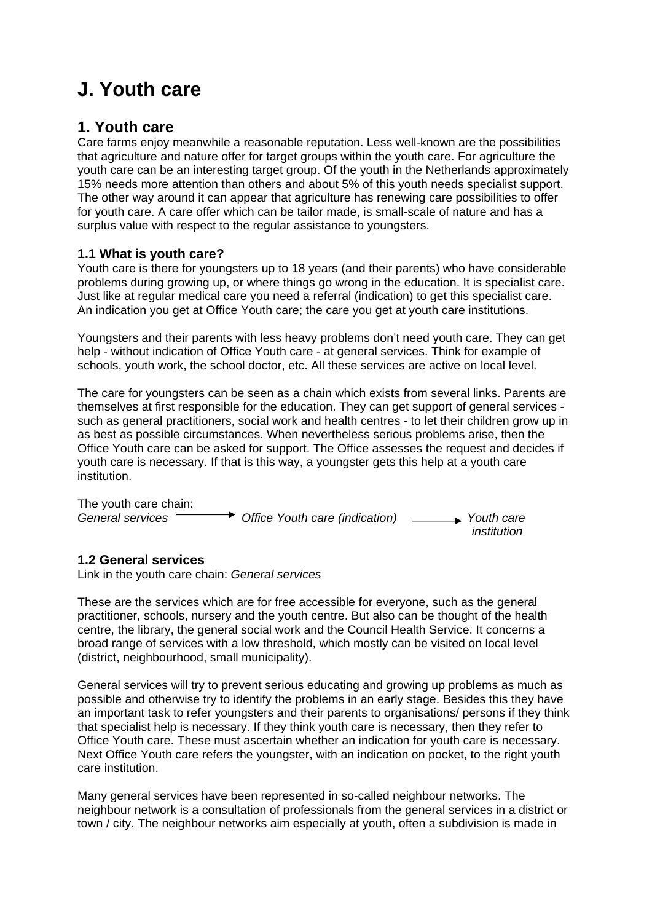# J. Youth care

## 1. Youth care

Care farms enjoy meanwhile a reasonable reputation. Less well-known are the possibilities that agriculture and nature offer for target groups within the youth care. For agriculture the youth care can be an interesting target group. Of the youth in the Netherlands approximately 15% needs more attention than others and about 5% of this youth needs specialist support. The other way around it can appear that agriculture has renewing care possibilities to offer for youth care. A care offer which can be tailor made, is small-scale of nature and has a surplus value with respect to the regular assistance to youngsters.

### 1.1 What is youth care?

Youth care is there for youngsters up to 18 years (and their parents) who have considerable problems during growing up, or where things go wrong in the education. It is specialist care. Just like at regular medical care you need a referral (indication) to get this specialist care. An indication you get at Office Youth care; the care you get at youth care institutions.

Youngsters and their parents with less heavy problems don't need youth care. They can get help - without indication of Office Youth care - at general services. Think for example of schools, youth work, the school doctor, etc. All these services are active on local level.

The care for youngsters can be seen as a chain which exists from several links. Parents are themselves at first responsible for the education. They can get support of general services - such as general practitioners, social work and health centres - to let their children grow up in as best as possible circumstances. When nevertheless serious problems arise, then the Office Youth care can be asked for support. The Office assesses the request and decides if youth care is necessary. If that is this way, a youngster gets this help at a youth care institution.

The youth care chain:
*General services* → *Office Youth care (indication)* → *Youth care institution*

### 1.2 General services

Link in the youth care chain: *General services*

These are the services which are for free accessible for everyone, such as the general practitioner, schools, nursery and the youth centre. But also can be thought of the health centre, the library, the general social work and the Council Health Service. It concerns a broad range of services with a low threshold, which mostly can be visited on local level (district, neighbourhood, small municipality).

General services will try to prevent serious educating and growing up problems as much as possible and otherwise try to identify the problems in an early stage. Besides this they have an important task to refer youngsters and their parents to organisations/ persons if they think that specialist help is necessary. If they think youth care is necessary, then they refer to Office Youth care. These must ascertain whether an indication for youth care is necessary. Next Office Youth care refers the youngster, with an indication on pocket, to the right youth care institution.

Many general services have been represented in so-called neighbour networks. The neighbour network is a consultation of professionals from the general services in a district or town / city. The neighbour networks aim especially at youth, often a subdivision is made in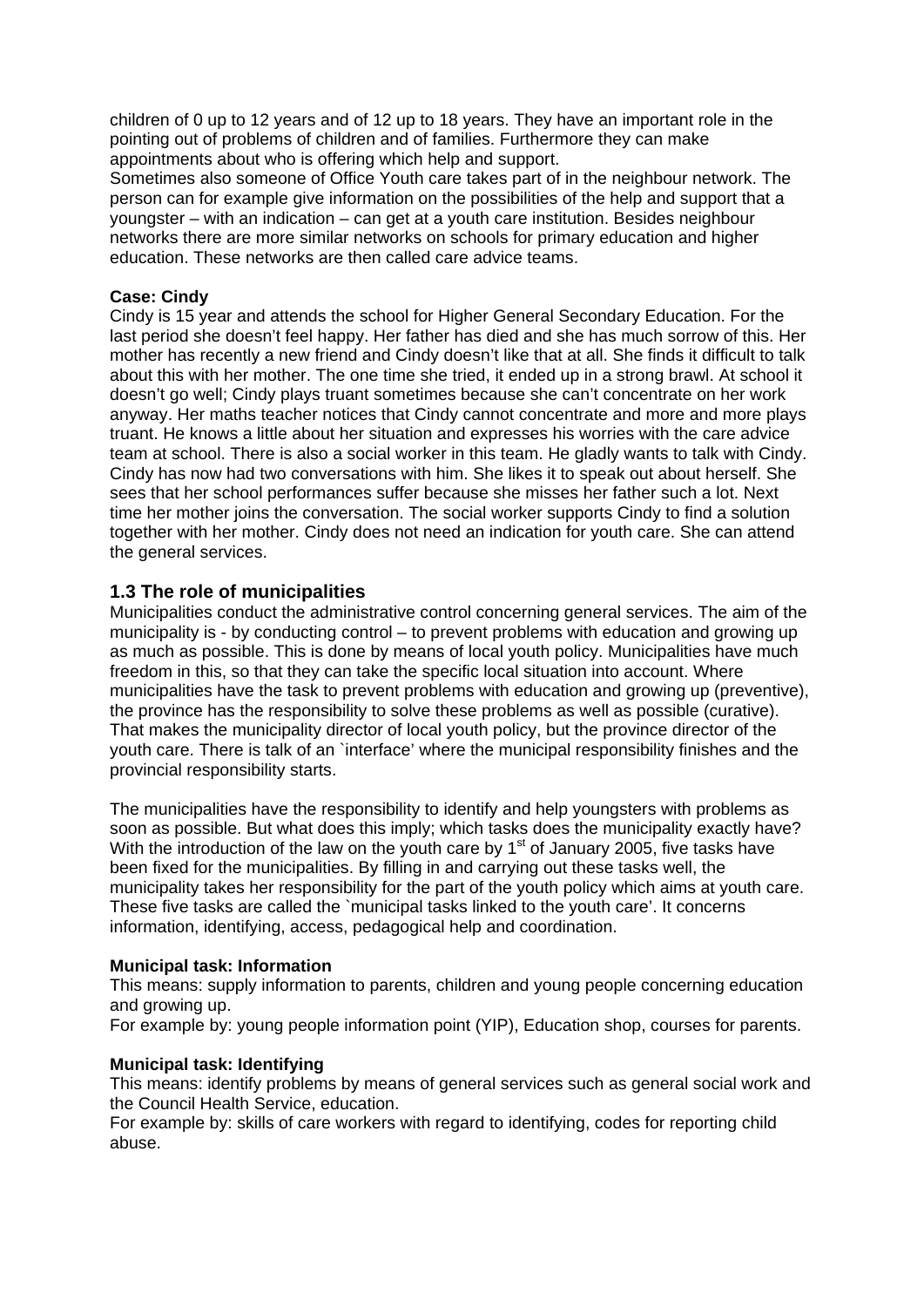children of 0 up to 12 years and of 12 up to 18 years. They have an important role in the pointing out of problems of children and of families. Furthermore they can make appointments about who is offering which help and support.
Sometimes also someone of Office Youth care takes part of in the neighbour network. The person can for example give information on the possibilities of the help and support that a youngster – with an indication – can get at a youth care institution. Besides neighbour networks there are more similar networks on schools for primary education and higher education. These networks are then called care advice teams.

**Case: Cindy**
Cindy is 15 year and attends the school for Higher General Secondary Education. For the last period she doesn't feel happy. Her father has died and she has much sorrow of this. Her mother has recently a new friend and Cindy doesn't like that at all. She finds it difficult to talk about this with her mother. The one time she tried, it ended up in a strong brawl. At school it doesn't go well; Cindy plays truant sometimes because she can't concentrate on her work anyway. Her maths teacher notices that Cindy cannot concentrate and more and more plays truant. He knows a little about her situation and expresses his worries with the care advice team at school. There is also a social worker in this team. He gladly wants to talk with Cindy. Cindy has now had two conversations with him. She likes it to speak out about herself. She sees that her school performances suffer because she misses her father such a lot. Next time her mother joins the conversation. The social worker supports Cindy to find a solution together with her mother. Cindy does not need an indication for youth care. She can attend the general services.

### 1.3 The role of municipalities

Municipalities conduct the administrative control concerning general services. The aim of the municipality is - by conducting control – to prevent problems with education and growing up as much as possible. This is done by means of local youth policy. Municipalities have much freedom in this, so that they can take the specific local situation into account. Where municipalities have the task to prevent problems with education and growing up (preventive), the province has the responsibility to solve these problems as well as possible (curative). That makes the municipality director of local youth policy, but the province director of the youth care. There is talk of an `interface' where the municipal responsibility finishes and the provincial responsibility starts.

The municipalities have the responsibility to identify and help youngsters with problems as soon as possible. But what does this imply; which tasks does the municipality exactly have? With the introduction of the law on the youth care by 1st of January 2005, five tasks have been fixed for the municipalities. By filling in and carrying out these tasks well, the municipality takes her responsibility for the part of the youth policy which aims at youth care. These five tasks are called the `municipal tasks linked to the youth care'. It concerns information, identifying, access, pedagogical help and coordination.

**Municipal task: Information**
This means: supply information to parents, children and young people concerning education and growing up.
For example by: young people information point (YIP), Education shop, courses for parents.

**Municipal task: Identifying**
This means: identify problems by means of general services such as general social work and the Council Health Service, education.
For example by: skills of care workers with regard to identifying, codes for reporting child abuse.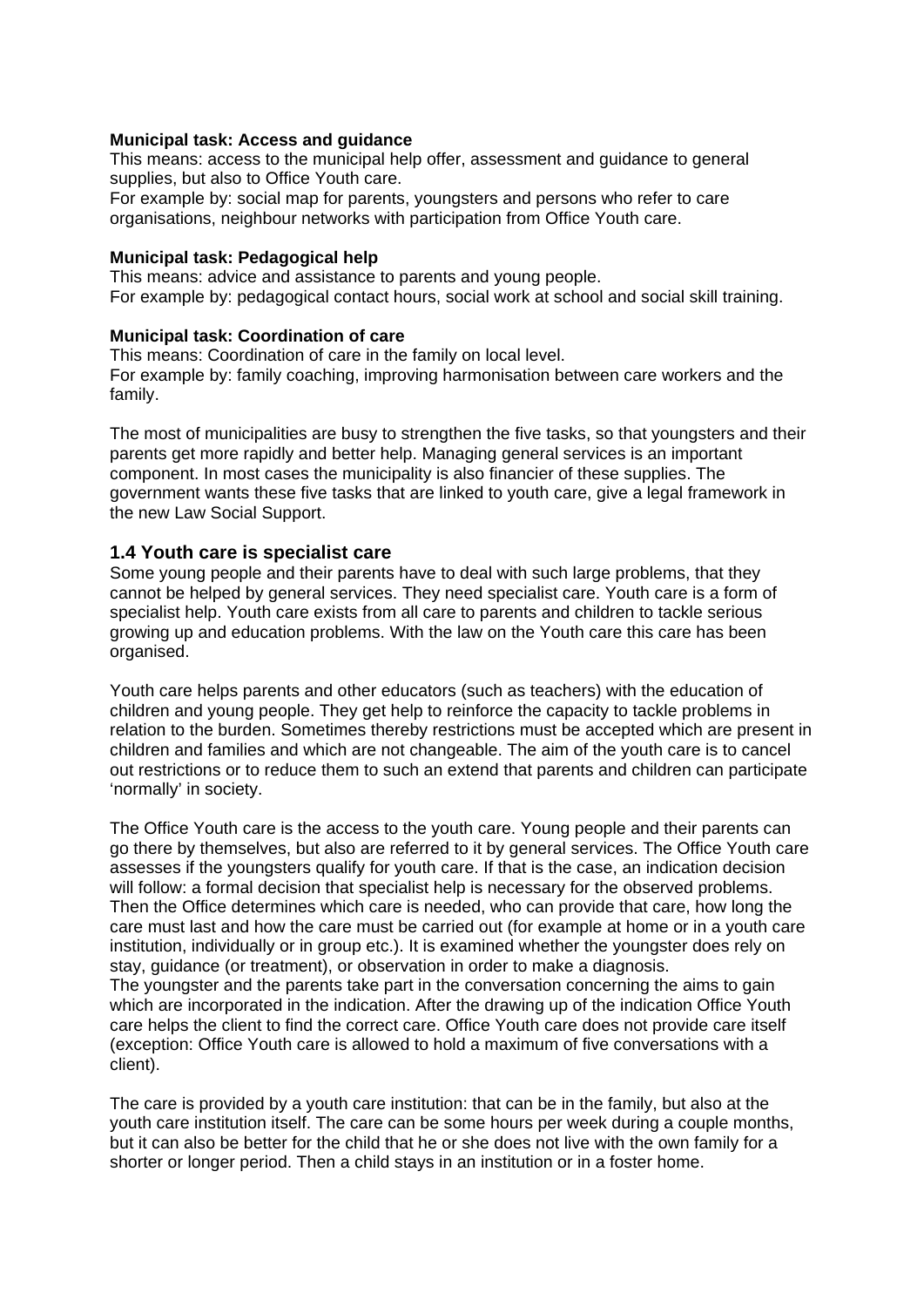**Municipal task: Access and guidance**
This means: access to the municipal help offer, assessment and guidance to general supplies, but also to Office Youth care.
For example by: social map for parents, youngsters and persons who refer to care organisations, neighbour networks with participation from Office Youth care.

**Municipal task: Pedagogical help**
This means: advice and assistance to parents and young people.
For example by: pedagogical contact hours, social work at school and social skill training.

**Municipal task: Coordination of care**
This means: Coordination of care in the family on local level.
For example by: family coaching, improving harmonisation between care workers and the family.

The most of municipalities are busy to strengthen the five tasks, so that youngsters and their parents get more rapidly and better help. Managing general services is an important component. In most cases the municipality is also financier of these supplies. The government wants these five tasks that are linked to youth care, give a legal framework in the new Law Social Support.

### 1.4 Youth care is specialist care

Some young people and their parents have to deal with such large problems, that they cannot be helped by general services. They need specialist care. Youth care is a form of specialist help. Youth care exists from all care to parents and children to tackle serious growing up and education problems. With the law on the Youth care this care has been organised.

Youth care helps parents and other educators (such as teachers) with the education of children and young people. They get help to reinforce the capacity to tackle problems in relation to the burden. Sometimes thereby restrictions must be accepted which are present in children and families and which are not changeable. The aim of the youth care is to cancel out restrictions or to reduce them to such an extend that parents and children can participate 'normally' in society.

The Office Youth care is the access to the youth care. Young people and their parents can go there by themselves, but also are referred to it by general services. The Office Youth care assesses if the youngsters qualify for youth care. If that is the case, an indication decision will follow: a formal decision that specialist help is necessary for the observed problems. Then the Office determines which care is needed, who can provide that care, how long the care must last and how the care must be carried out (for example at home or in a youth care institution, individually or in group etc.). It is examined whether the youngster does rely on stay, guidance (or treatment), or observation in order to make a diagnosis.
The youngster and the parents take part in the conversation concerning the aims to gain which are incorporated in the indication. After the drawing up of the indication Office Youth care helps the client to find the correct care. Office Youth care does not provide care itself (exception: Office Youth care is allowed to hold a maximum of five conversations with a client).

The care is provided by a youth care institution: that can be in the family, but also at the youth care institution itself. The care can be some hours per week during a couple months, but it can also be better for the child that he or she does not live with the own family for a shorter or longer period. Then a child stays in an institution or in a foster home.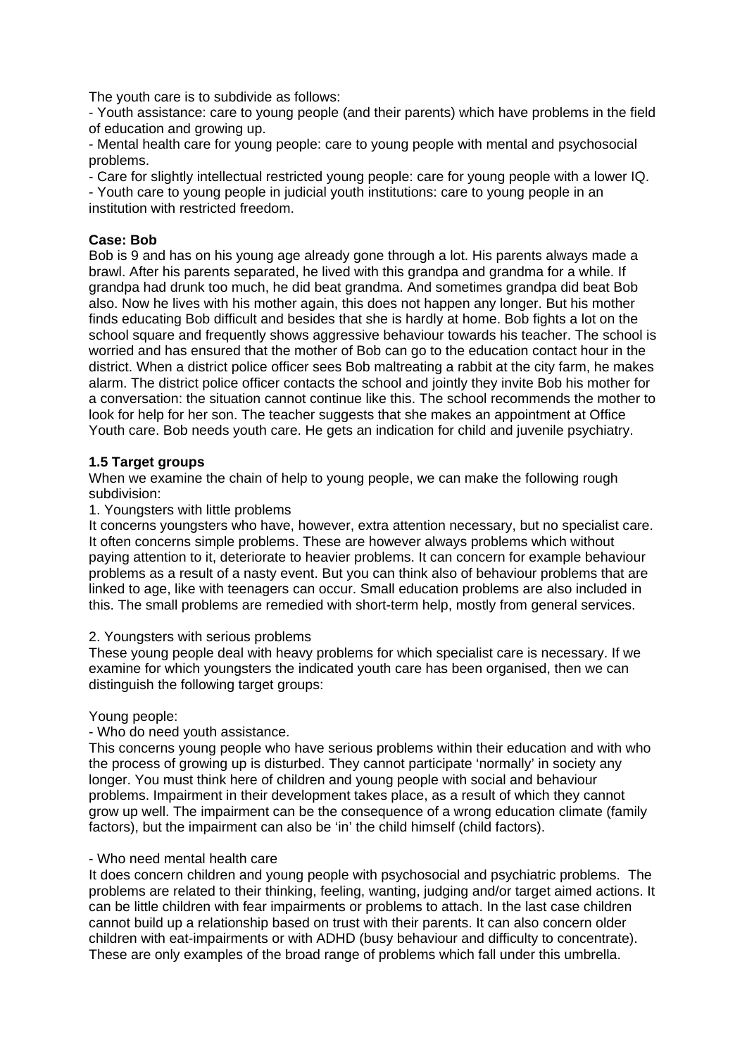The youth care is to subdivide as follows:
- Youth assistance: care to young people (and their parents) which have problems in the field of education and growing up.
- Mental health care for young people: care to young people with mental and psychosocial problems.
- Care for slightly intellectual restricted young people: care for young people with a lower IQ.
- Youth care to young people in judicial youth institutions: care to young people in an institution with restricted freedom.

**Case: Bob**
Bob is 9 and has on his young age already gone through a lot. His parents always made a brawl. After his parents separated, he lived with this grandpa and grandma for a while. If grandpa had drunk too much, he did beat grandma. And sometimes grandpa did beat Bob also. Now he lives with his mother again, this does not happen any longer. But his mother finds educating Bob difficult and besides that she is hardly at home. Bob fights a lot on the school square and frequently shows aggressive behaviour towards his teacher. The school is worried and has ensured that the mother of Bob can go to the education contact hour in the district. When a district police officer sees Bob maltreating a rabbit at the city farm, he makes alarm. The district police officer contacts the school and jointly they invite Bob his mother for a conversation: the situation cannot continue like this. The school recommends the mother to look for help for her son. The teacher suggests that she makes an appointment at Office Youth care. Bob needs youth care. He gets an indication for child and juvenile psychiatry.

### 1.5 Target groups

When we examine the chain of help to young people, we can make the following rough subdivision:

1. Youngsters with little problems

It concerns youngsters who have, however, extra attention necessary, but no specialist care. It often concerns simple problems. These are however always problems which without paying attention to it, deteriorate to heavier problems. It can concern for example behaviour problems as a result of a nasty event. But you can think also of behaviour problems that are linked to age, like with teenagers can occur. Small education problems are also included in this. The small problems are remedied with short-term help, mostly from general services.

2. Youngsters with serious problems

These young people deal with heavy problems for which specialist care is necessary. If we examine for which youngsters the indicated youth care has been organised, then we can distinguish the following target groups:

Young people:

- Who do need youth assistance.

This concerns young people who have serious problems within their education and with who the process of growing up is disturbed. They cannot participate 'normally' in society any longer. You must think here of children and young people with social and behaviour problems. Impairment in their development takes place, as a result of which they cannot grow up well. The impairment can be the consequence of a wrong education climate (family factors), but the impairment can also be 'in' the child himself (child factors).

- Who need mental health care

It does concern children and young people with psychosocial and psychiatric problems. The problems are related to their thinking, feeling, wanting, judging and/or target aimed actions. It can be little children with fear impairments or problems to attach. In the last case children cannot build up a relationship based on trust with their parents. It can also concern older children with eat-impairments or with ADHD (busy behaviour and difficulty to concentrate). These are only examples of the broad range of problems which fall under this umbrella.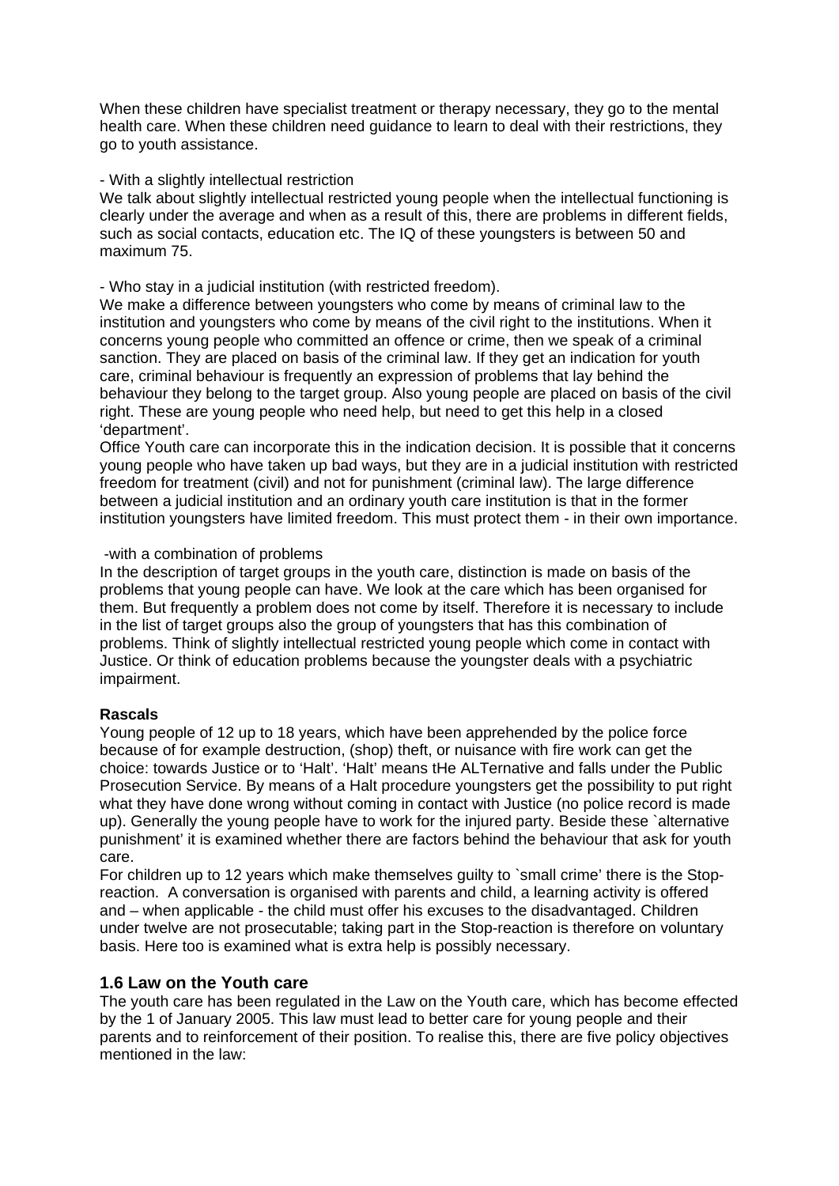When these children have specialist treatment or therapy necessary, they go to the mental health care. When these children need guidance to learn to deal with their restrictions, they go to youth assistance.

- With a slightly intellectual restriction

We talk about slightly intellectual restricted young people when the intellectual functioning is clearly under the average and when as a result of this, there are problems in different fields, such as social contacts, education etc. The IQ of these youngsters is between 50 and maximum 75.

- Who stay in a judicial institution (with restricted freedom).

We make a difference between youngsters who come by means of criminal law to the institution and youngsters who come by means of the civil right to the institutions. When it concerns young people who committed an offence or crime, then we speak of a criminal sanction. They are placed on basis of the criminal law. If they get an indication for youth care, criminal behaviour is frequently an expression of problems that lay behind the behaviour they belong to the target group. Also young people are placed on basis of the civil right. These are young people who need help, but need to get this help in a closed 'department'.

Office Youth care can incorporate this in the indication decision. It is possible that it concerns young people who have taken up bad ways, but they are in a judicial institution with restricted freedom for treatment (civil) and not for punishment (criminal law). The large difference between a judicial institution and an ordinary youth care institution is that in the former institution youngsters have limited freedom. This must protect them - in their own importance.

-with a combination of problems

In the description of target groups in the youth care, distinction is made on basis of the problems that young people can have. We look at the care which has been organised for them. But frequently a problem does not come by itself. Therefore it is necessary to include in the list of target groups also the group of youngsters that has this combination of problems. Think of slightly intellectual restricted young people which come in contact with Justice. Or think of education problems because the youngster deals with a psychiatric impairment.

**Rascals**

Young people of 12 up to 18 years, which have been apprehended by the police force because of for example destruction, (shop) theft, or nuisance with fire work can get the choice: towards Justice or to 'Halt'. 'Halt' means tHe ALTernative and falls under the Public Prosecution Service. By means of a Halt procedure youngsters get the possibility to put right what they have done wrong without coming in contact with Justice (no police record is made up). Generally the young people have to work for the injured party. Beside these `alternative punishment' it is examined whether there are factors behind the behaviour that ask for youth care.

For children up to 12 years which make themselves guilty to `small crime' there is the Stop-reaction. A conversation is organised with parents and child, a learning activity is offered and – when applicable - the child must offer his excuses to the disadvantaged. Children under twelve are not prosecutable; taking part in the Stop-reaction is therefore on voluntary basis. Here too is examined what is extra help is possibly necessary.

### 1.6 Law on the Youth care

The youth care has been regulated in the Law on the Youth care, which has become effected by the 1 of January 2005. This law must lead to better care for young people and their parents and to reinforcement of their position. To realise this, there are five policy objectives mentioned in the law: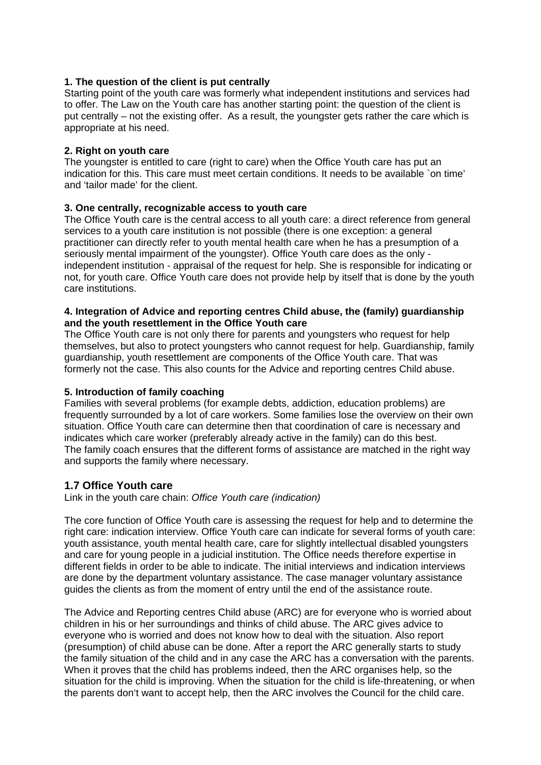**1. The question of the client is put centrally**
Starting point of the youth care was formerly what independent institutions and services had to offer. The Law on the Youth care has another starting point: the question of the client is put centrally – not the existing offer. As a result, the youngster gets rather the care which is appropriate at his need.

**2. Right on youth care**
The youngster is entitled to care (right to care) when the Office Youth care has put an indication for this. This care must meet certain conditions. It needs to be available `on time' and 'tailor made' for the client.

**3. One centrally, recognizable access to youth care**
The Office Youth care is the central access to all youth care: a direct reference from general services to a youth care institution is not possible (there is one exception: a general practitioner can directly refer to youth mental health care when he has a presumption of a seriously mental impairment of the youngster). Office Youth care does as the only - independent institution - appraisal of the request for help. She is responsible for indicating or not, for youth care. Office Youth care does not provide help by itself that is done by the youth care institutions.

**4. Integration of Advice and reporting centres Child abuse, the (family) guardianship and the youth resettlement in the Office Youth care**
The Office Youth care is not only there for parents and youngsters who request for help themselves, but also to protect youngsters who cannot request for help. Guardianship, family guardianship, youth resettlement are components of the Office Youth care. That was formerly not the case. This also counts for the Advice and reporting centres Child abuse.

**5. Introduction of family coaching**
Families with several problems (for example debts, addiction, education problems) are frequently surrounded by a lot of care workers. Some families lose the overview on their own situation. Office Youth care can determine then that coordination of care is necessary and indicates which care worker (preferably already active in the family) can do this best.
The family coach ensures that the different forms of assistance are matched in the right way and supports the family where necessary.

## 1.7 Office Youth care

Link in the youth care chain: *Office Youth care (indication)*

The core function of Office Youth care is assessing the request for help and to determine the right care: indication interview. Office Youth care can indicate for several forms of youth care: youth assistance, youth mental health care, care for slightly intellectual disabled youngsters and care for young people in a judicial institution. The Office needs therefore expertise in different fields in order to be able to indicate. The initial interviews and indication interviews are done by the department voluntary assistance. The case manager voluntary assistance guides the clients as from the moment of entry until the end of the assistance route.

The Advice and Reporting centres Child abuse (ARC) are for everyone who is worried about children in his or her surroundings and thinks of child abuse. The ARC gives advice to everyone who is worried and does not know how to deal with the situation. Also report (presumption) of child abuse can be done. After a report the ARC generally starts to study the family situation of the child and in any case the ARC has a conversation with the parents. When it proves that the child has problems indeed, then the ARC organises help, so the situation for the child is improving. When the situation for the child is life-threatening, or when the parents don't want to accept help, then the ARC involves the Council for the child care.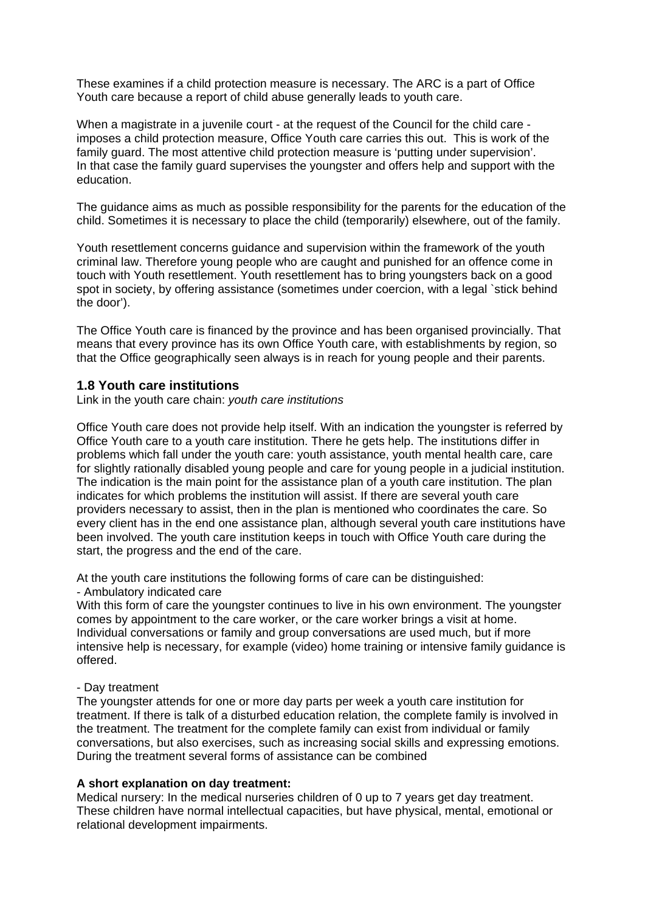These examines if a child protection measure is necessary. The ARC is a part of Office Youth care because a report of child abuse generally leads to youth care.

When a magistrate in a juvenile court - at the request of the Council for the child care - imposes a child protection measure, Office Youth care carries this out. This is work of the family guard. The most attentive child protection measure is 'putting under supervision'. In that case the family guard supervises the youngster and offers help and support with the education.

The guidance aims as much as possible responsibility for the parents for the education of the child. Sometimes it is necessary to place the child (temporarily) elsewhere, out of the family.

Youth resettlement concerns guidance and supervision within the framework of the youth criminal law. Therefore young people who are caught and punished for an offence come in touch with Youth resettlement. Youth resettlement has to bring youngsters back on a good spot in society, by offering assistance (sometimes under coercion, with a legal `stick behind the door').

The Office Youth care is financed by the province and has been organised provincially. That means that every province has its own Office Youth care, with establishments by region, so that the Office geographically seen always is in reach for young people and their parents.

### 1.8 Youth care institutions

Link in the youth care chain: *youth care institutions*

Office Youth care does not provide help itself. With an indication the youngster is referred by Office Youth care to a youth care institution. There he gets help. The institutions differ in problems which fall under the youth care: youth assistance, youth mental health care, care for slightly rationally disabled young people and care for young people in a judicial institution. The indication is the main point for the assistance plan of a youth care institution. The plan indicates for which problems the institution will assist. If there are several youth care providers necessary to assist, then in the plan is mentioned who coordinates the care. So every client has in the end one assistance plan, although several youth care institutions have been involved. The youth care institution keeps in touch with Office Youth care during the start, the progress and the end of the care.

At the youth care institutions the following forms of care can be distinguished:

- Ambulatory indicated care

With this form of care the youngster continues to live in his own environment. The youngster comes by appointment to the care worker, or the care worker brings a visit at home. Individual conversations or family and group conversations are used much, but if more intensive help is necessary, for example (video) home training or intensive family guidance is offered.

- Day treatment

The youngster attends for one or more day parts per week a youth care institution for treatment. If there is talk of a disturbed education relation, the complete family is involved in the treatment. The treatment for the complete family can exist from individual or family conversations, but also exercises, such as increasing social skills and expressing emotions. During the treatment several forms of assistance can be combined

**A short explanation on day treatment:**

Medical nursery: In the medical nurseries children of 0 up to 7 years get day treatment. These children have normal intellectual capacities, but have physical, mental, emotional or relational development impairments.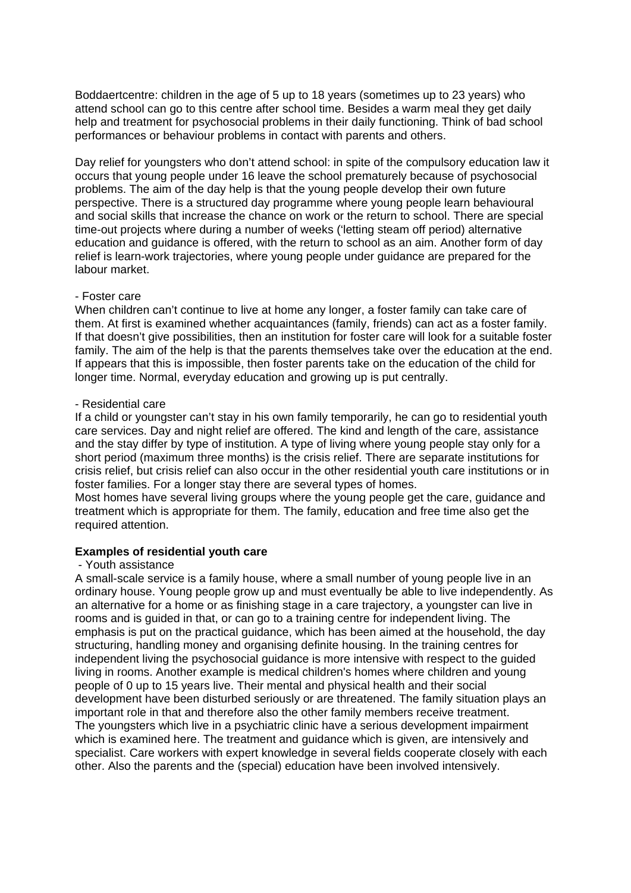Boddaertcentre: children in the age of 5 up to 18 years (sometimes up to 23 years) who attend school can go to this centre after school time. Besides a warm meal they get daily help and treatment for psychosocial problems in their daily functioning. Think of bad school performances or behaviour problems in contact with parents and others.

Day relief for youngsters who don't attend school: in spite of the compulsory education law it occurs that young people under 16 leave the school prematurely because of psychosocial problems. The aim of the day help is that the young people develop their own future perspective. There is a structured day programme where young people learn behavioural and social skills that increase the chance on work or the return to school. There are special time-out projects where during a number of weeks ('letting steam off period) alternative education and guidance is offered, with the return to school as an aim. Another form of day relief is learn-work trajectories, where young people under guidance are prepared for the labour market.

- Foster care

When children can't continue to live at home any longer, a foster family can take care of them. At first is examined whether acquaintances (family, friends) can act as a foster family. If that doesn't give possibilities, then an institution for foster care will look for a suitable foster family. The aim of the help is that the parents themselves take over the education at the end. If appears that this is impossible, then foster parents take on the education of the child for longer time. Normal, everyday education and growing up is put centrally.

- Residential care

If a child or youngster can't stay in his own family temporarily, he can go to residential youth care services. Day and night relief are offered. The kind and length of the care, assistance and the stay differ by type of institution. A type of living where young people stay only for a short period (maximum three months) is the crisis relief. There are separate institutions for crisis relief, but crisis relief can also occur in the other residential youth care institutions or in foster families. For a longer stay there are several types of homes.
Most homes have several living groups where the young people get the care, guidance and treatment which is appropriate for them. The family, education and free time also get the required attention.

**Examples of residential youth care**

- Youth assistance

A small-scale service is a family house, where a small number of young people live in an ordinary house. Young people grow up and must eventually be able to live independently. As an alternative for a home or as finishing stage in a care trajectory, a youngster can live in rooms and is guided in that, or can go to a training centre for independent living. The emphasis is put on the practical guidance, which has been aimed at the household, the day structuring, handling money and organising definite housing. In the training centres for independent living the psychosocial guidance is more intensive with respect to the guided living in rooms. Another example is medical children's homes where children and young people of 0 up to 15 years live. Their mental and physical health and their social development have been disturbed seriously or are threatened. The family situation plays an important role in that and therefore also the other family members receive treatment.
The youngsters which live in a psychiatric clinic have a serious development impairment which is examined here. The treatment and guidance which is given, are intensively and specialist. Care workers with expert knowledge in several fields cooperate closely with each other. Also the parents and the (special) education have been involved intensively.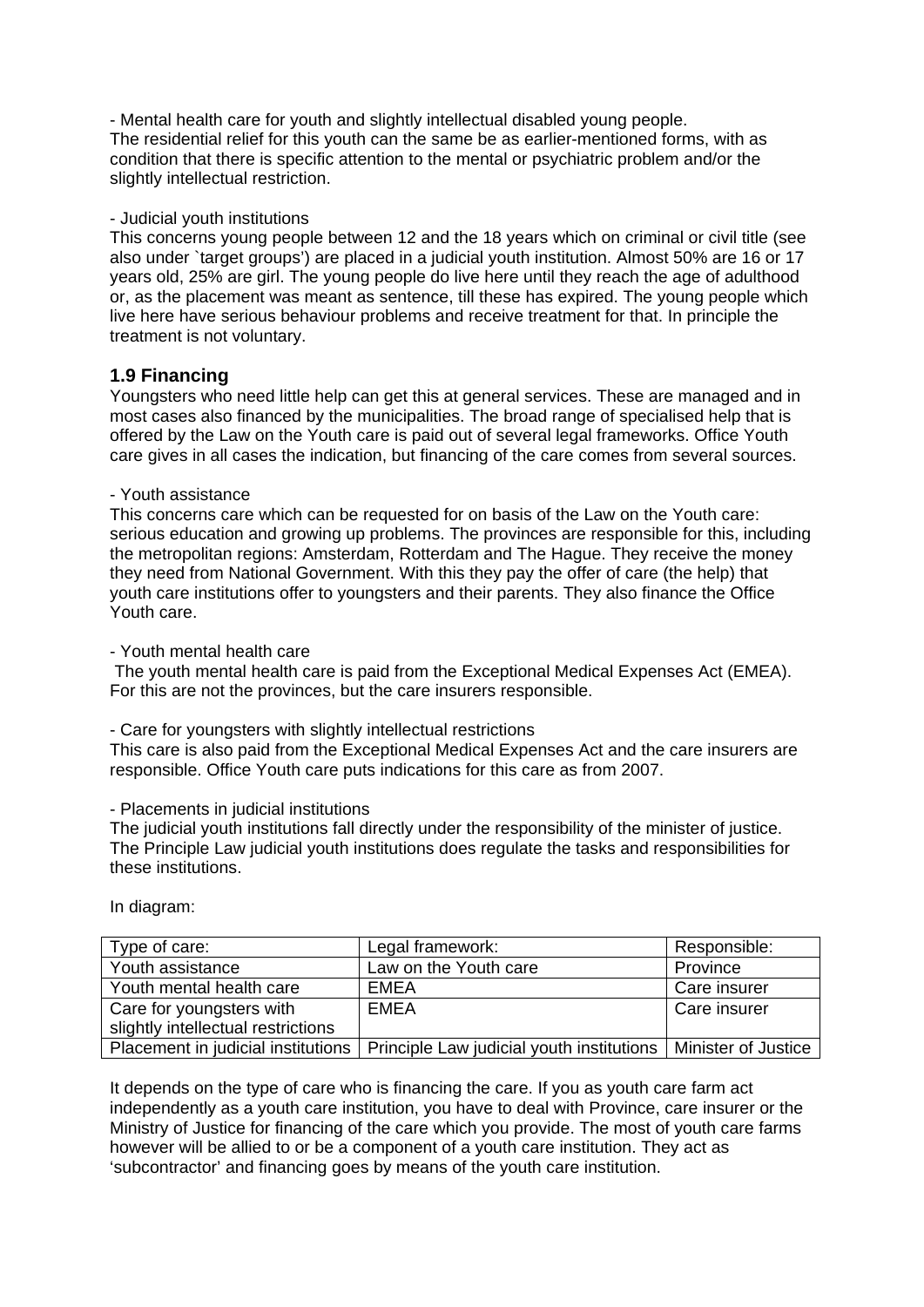- Mental health care for youth and slightly intellectual disabled young people.
The residential relief for this youth can the same be as earlier-mentioned forms, with as condition that there is specific attention to the mental or psychiatric problem and/or the slightly intellectual restriction.

- Judicial youth institutions
This concerns young people between 12 and the 18 years which on criminal or civil title (see also under `target groups') are placed in a judicial youth institution. Almost 50% are 16 or 17 years old, 25% are girl. The young people do live here until they reach the age of adulthood or, as the placement was meant as sentence, till these has expired. The young people which live here have serious behaviour problems and receive treatment for that. In principle the treatment is not voluntary.

### 1.9 Financing

Youngsters who need little help can get this at general services. These are managed and in most cases also financed by the municipalities. The broad range of specialised help that is offered by the Law on the Youth care is paid out of several legal frameworks. Office Youth care gives in all cases the indication, but financing of the care comes from several sources.

- Youth assistance
This concerns care which can be requested for on basis of the Law on the Youth care: serious education and growing up problems. The provinces are responsible for this, including the metropolitan regions: Amsterdam, Rotterdam and The Hague. They receive the money they need from National Government. With this they pay the offer of care (the help) that youth care institutions offer to youngsters and their parents. They also finance the Office Youth care.

- Youth mental health care
The youth mental health care is paid from the Exceptional Medical Expenses Act (EMEA). For this are not the provinces, but the care insurers responsible.

- Care for youngsters with slightly intellectual restrictions
This care is also paid from the Exceptional Medical Expenses Act and the care insurers are responsible. Office Youth care puts indications for this care as from 2007.

- Placements in judicial institutions
The judicial youth institutions fall directly under the responsibility of the minister of justice. The Principle Law judicial youth institutions does regulate the tasks and responsibilities for these institutions.

In diagram:

| Type of care: | Legal framework: | Responsible: |
|---|---|---|
| Youth assistance | Law on the Youth care | Province |
| Youth mental health care | EMEA | Care insurer |
| Care for youngsters with slightly intellectual restrictions | EMEA | Care insurer |
| Placement in judicial institutions | Principle Law judicial youth institutions | Minister of Justice |

It depends on the type of care who is financing the care. If you as youth care farm act independently as a youth care institution, you have to deal with Province, care insurer or the Ministry of Justice for financing of the care which you provide. The most of youth care farms however will be allied to or be a component of a youth care institution. They act as 'subcontractor' and financing goes by means of the youth care institution.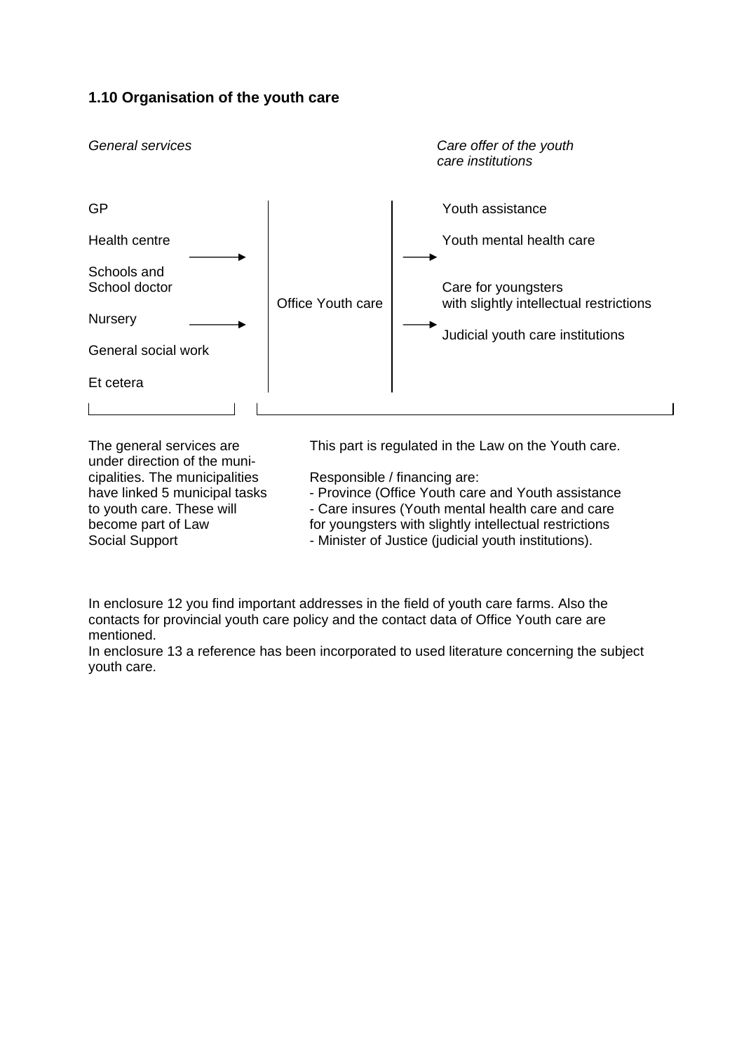### 1.10 Organisation of the youth care

| *General services* | | *Care offer of the youth care institutions* |
|---|---|---|
| GP | | Youth assistance |
| Health centre | | Youth mental health care |
| Schools and School doctor | Office Youth care | Care for youngsters with slightly intellectual restrictions |
| Nursery | | Judicial youth care institutions |
| General social work | | |
| Et cetera | | |

The general services are under direction of the municipalities. The municipalities have linked 5 municipal tasks to youth care. These will become part of Law Social Support

This part is regulated in the Law on the Youth care.

Responsible / financing are:
- Province (Office Youth care and Youth assistance
- Care insures (Youth mental health care and care for youngsters with slightly intellectual restrictions
- Minister of Justice (judicial youth institutions).

In enclosure 12 you find important addresses in the field of youth care farms. Also the contacts for provincial youth care policy and the contact data of Office Youth care are mentioned.
In enclosure 13 a reference has been incorporated to used literature concerning the subject youth care.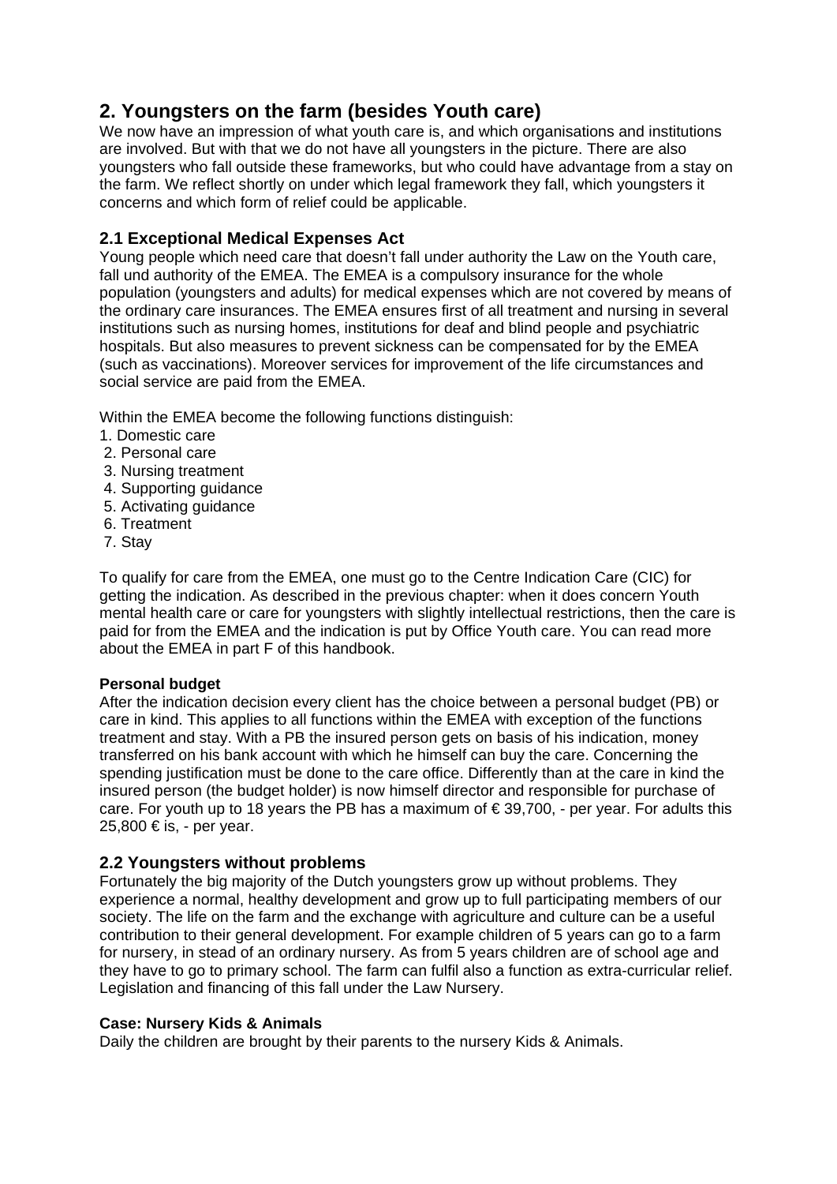## 2. Youngsters on the farm (besides Youth care)

We now have an impression of what youth care is, and which organisations and institutions are involved. But with that we do not have all youngsters in the picture. There are also youngsters who fall outside these frameworks, but who could have advantage from a stay on the farm. We reflect shortly on under which legal framework they fall, which youngsters it concerns and which form of relief could be applicable.

### 2.1 Exceptional Medical Expenses Act

Young people which need care that doesn't fall under authority the Law on the Youth care, fall und authority of the EMEA. The EMEA is a compulsory insurance for the whole population (youngsters and adults) for medical expenses which are not covered by means of the ordinary care insurances. The EMEA ensures first of all treatment and nursing in several institutions such as nursing homes, institutions for deaf and blind people and psychiatric hospitals. But also measures to prevent sickness can be compensated for by the EMEA (such as vaccinations). Moreover services for improvement of the life circumstances and social service are paid from the EMEA.

Within the EMEA become the following functions distinguish:

1. Domestic care
2. Personal care
3. Nursing treatment
4. Supporting guidance
5. Activating guidance
6. Treatment
7. Stay

To qualify for care from the EMEA, one must go to the Centre Indication Care (CIC) for getting the indication. As described in the previous chapter: when it does concern Youth mental health care or care for youngsters with slightly intellectual restrictions, then the care is paid for from the EMEA and the indication is put by Office Youth care. You can read more about the EMEA in part F of this handbook.

**Personal budget**

After the indication decision every client has the choice between a personal budget (PB) or care in kind. This applies to all functions within the EMEA with exception of the functions treatment and stay. With a PB the insured person gets on basis of his indication, money transferred on his bank account with which he himself can buy the care. Concerning the spending justification must be done to the care office. Differently than at the care in kind the insured person (the budget holder) is now himself director and responsible for purchase of care. For youth up to 18 years the PB has a maximum of € 39,700, - per year. For adults this 25,800 € is, - per year.

### 2.2 Youngsters without problems

Fortunately the big majority of the Dutch youngsters grow up without problems. They experience a normal, healthy development and grow up to full participating members of our society. The life on the farm and the exchange with agriculture and culture can be a useful contribution to their general development. For example children of 5 years can go to a farm for nursery, in stead of an ordinary nursery. As from 5 years children are of school age and they have to go to primary school. The farm can fulfil also a function as extra-curricular relief. Legislation and financing of this fall under the Law Nursery.

**Case: Nursery Kids & Animals**

Daily the children are brought by their parents to the nursery Kids & Animals.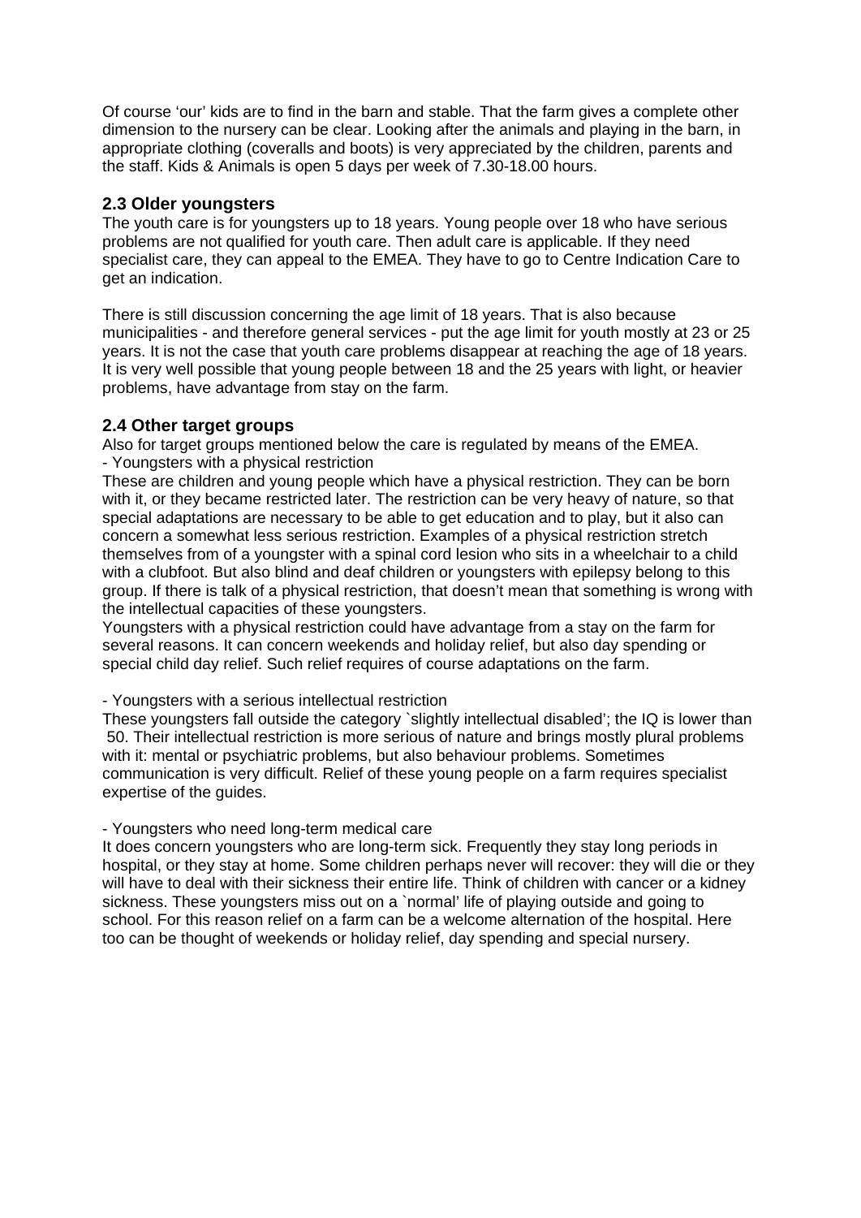Of course ‘our’ kids are to find in the barn and stable. That the farm gives a complete other dimension to the nursery can be clear. Looking after the animals and playing in the barn, in appropriate clothing (coveralls and boots) is very appreciated by the children, parents and the staff. Kids & Animals is open 5 days per week of 7.30-18.00 hours.

### 2.3 Older youngsters

The youth care is for youngsters up to 18 years. Young people over 18 who have serious problems are not qualified for youth care. Then adult care is applicable. If they need specialist care, they can appeal to the EMEA. They have to go to Centre Indication Care to get an indication.

There is still discussion concerning the age limit of 18 years. That is also because municipalities - and therefore general services - put the age limit for youth mostly at 23 or 25 years. It is not the case that youth care problems disappear at reaching the age of 18 years. It is very well possible that young people between 18 and the 25 years with light, or heavier problems, have advantage from stay on the farm.

### 2.4 Other target groups

Also for target groups mentioned below the care is regulated by means of the EMEA.

- Youngsters with a physical restriction

These are children and young people which have a physical restriction. They can be born with it, or they became restricted later. The restriction can be very heavy of nature, so that special adaptations are necessary to be able to get education and to play, but it also can concern a somewhat less serious restriction. Examples of a physical restriction stretch themselves from of a youngster with a spinal cord lesion who sits in a wheelchair to a child with a clubfoot. But also blind and deaf children or youngsters with epilepsy belong to this group. If there is talk of a physical restriction, that doesn’t mean that something is wrong with the intellectual capacities of these youngsters.

Youngsters with a physical restriction could have advantage from a stay on the farm for several reasons. It can concern weekends and holiday relief, but also day spending or special child day relief. Such relief requires of course adaptations on the farm.

- Youngsters with a serious intellectual restriction

These youngsters fall outside the category `slightly intellectual disabled’; the IQ is lower than 50. Their intellectual restriction is more serious of nature and brings mostly plural problems with it: mental or psychiatric problems, but also behaviour problems. Sometimes communication is very difficult. Relief of these young people on a farm requires specialist expertise of the guides.

- Youngsters who need long-term medical care

It does concern youngsters who are long-term sick. Frequently they stay long periods in hospital, or they stay at home. Some children perhaps never will recover: they will die or they will have to deal with their sickness their entire life. Think of children with cancer or a kidney sickness. These youngsters miss out on a `normal’ life of playing outside and going to school. For this reason relief on a farm can be a welcome alternation of the hospital. Here too can be thought of weekends or holiday relief, day spending and special nursery.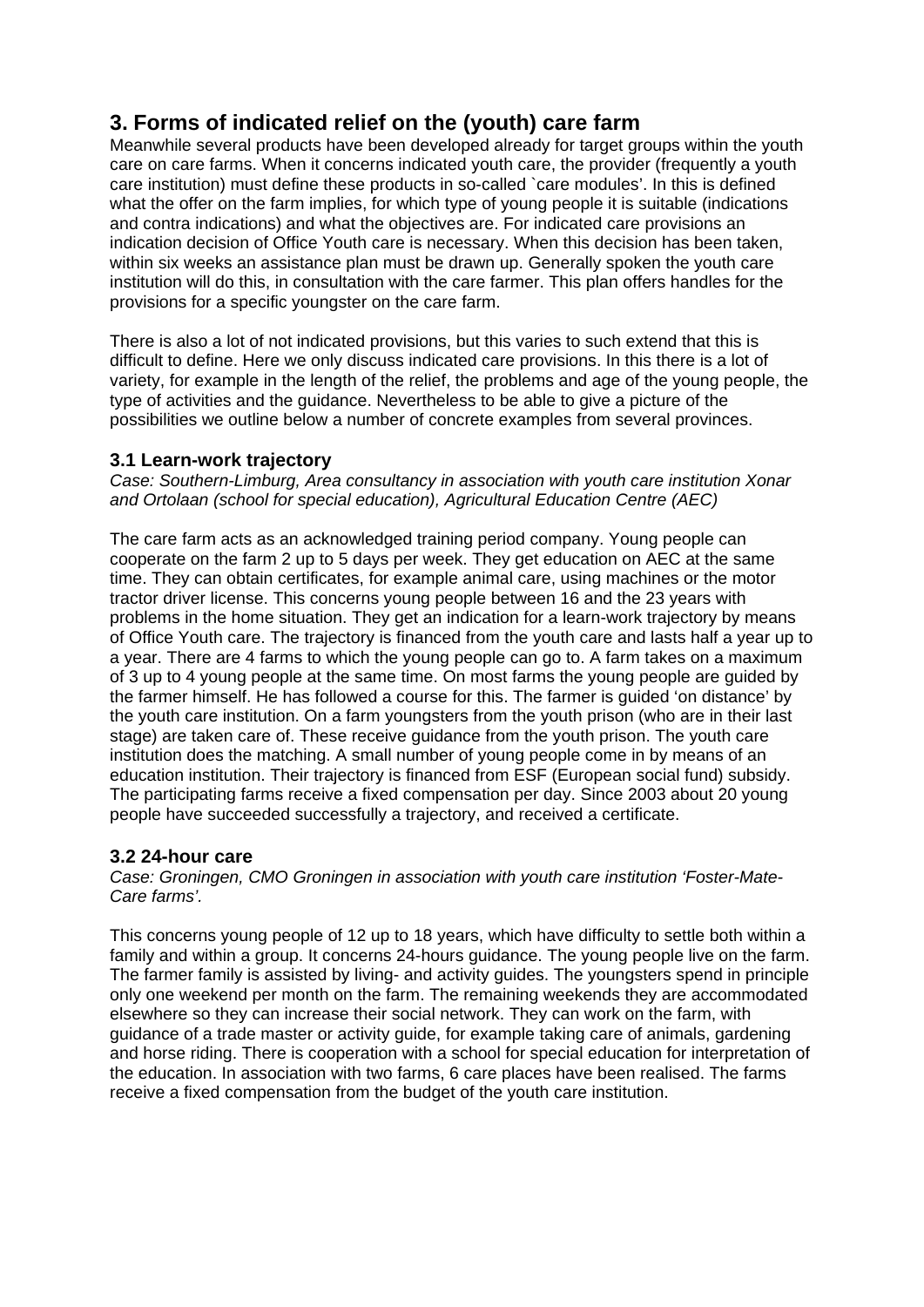## 3. Forms of indicated relief on the (youth) care farm

Meanwhile several products have been developed already for target groups within the youth care on care farms. When it concerns indicated youth care, the provider (frequently a youth care institution) must define these products in so-called `care modules'. In this is defined what the offer on the farm implies, for which type of young people it is suitable (indications and contra indications) and what the objectives are. For indicated care provisions an indication decision of Office Youth care is necessary. When this decision has been taken, within six weeks an assistance plan must be drawn up. Generally spoken the youth care institution will do this, in consultation with the care farmer. This plan offers handles for the provisions for a specific youngster on the care farm.

There is also a lot of not indicated provisions, but this varies to such extend that this is difficult to define. Here we only discuss indicated care provisions. In this there is a lot of variety, for example in the length of the relief, the problems and age of the young people, the type of activities and the guidance. Nevertheless to be able to give a picture of the possibilities we outline below a number of concrete examples from several provinces.

### 3.1 Learn-work trajectory

*Case: Southern-Limburg, Area consultancy in association with youth care institution Xonar and Ortolaan (school for special education), Agricultural Education Centre (AEC)*

The care farm acts as an acknowledged training period company. Young people can cooperate on the farm 2 up to 5 days per week. They get education on AEC at the same time. They can obtain certificates, for example animal care, using machines or the motor tractor driver license. This concerns young people between 16 and the 23 years with problems in the home situation. They get an indication for a learn-work trajectory by means of Office Youth care. The trajectory is financed from the youth care and lasts half a year up to a year. There are 4 farms to which the young people can go to. A farm takes on a maximum of 3 up to 4 young people at the same time. On most farms the young people are guided by the farmer himself. He has followed a course for this. The farmer is guided 'on distance' by the youth care institution. On a farm youngsters from the youth prison (who are in their last stage) are taken care of. These receive guidance from the youth prison. The youth care institution does the matching. A small number of young people come in by means of an education institution. Their trajectory is financed from ESF (European social fund) subsidy. The participating farms receive a fixed compensation per day. Since 2003 about 20 young people have succeeded successfully a trajectory, and received a certificate.

### 3.2 24-hour care

*Case: Groningen, CMO Groningen in association with youth care institution 'Foster-Mate-Care farms'.*

This concerns young people of 12 up to 18 years, which have difficulty to settle both within a family and within a group. It concerns 24-hours guidance. The young people live on the farm. The farmer family is assisted by living- and activity guides. The youngsters spend in principle only one weekend per month on the farm. The remaining weekends they are accommodated elsewhere so they can increase their social network. They can work on the farm, with guidance of a trade master or activity guide, for example taking care of animals, gardening and horse riding. There is cooperation with a school for special education for interpretation of the education. In association with two farms, 6 care places have been realised. The farms receive a fixed compensation from the budget of the youth care institution.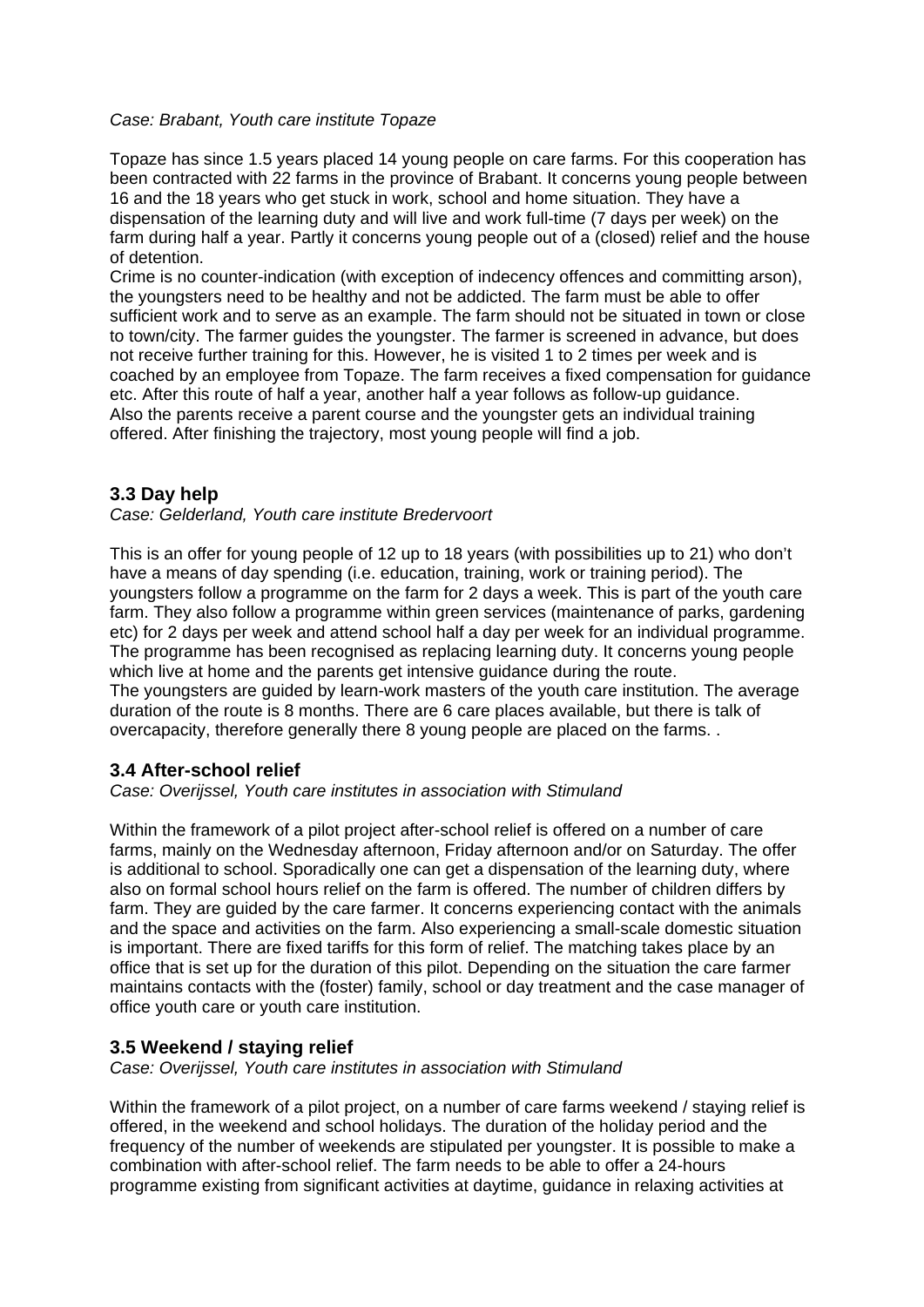*Case: Brabant, Youth care institute Topaze*

Topaze has since 1.5 years placed 14 young people on care farms. For this cooperation has been contracted with 22 farms in the province of Brabant. It concerns young people between 16 and the 18 years who get stuck in work, school and home situation. They have a dispensation of the learning duty and will live and work full-time (7 days per week) on the farm during half a year. Partly it concerns young people out of a (closed) relief and the house of detention.
Crime is no counter-indication (with exception of indecency offences and committing arson), the youngsters need to be healthy and not be addicted. The farm must be able to offer sufficient work and to serve as an example. The farm should not be situated in town or close to town/city. The farmer guides the youngster. The farmer is screened in advance, but does not receive further training for this. However, he is visited 1 to 2 times per week and is coached by an employee from Topaze. The farm receives a fixed compensation for guidance etc. After this route of half a year, another half a year follows as follow-up guidance.
Also the parents receive a parent course and the youngster gets an individual training offered. After finishing the trajectory, most young people will find a job.

### 3.3 Day help

*Case: Gelderland, Youth care institute Bredervoort*

This is an offer for young people of 12 up to 18 years (with possibilities up to 21) who don't have a means of day spending (i.e. education, training, work or training period). The youngsters follow a programme on the farm for 2 days a week. This is part of the youth care farm. They also follow a programme within green services (maintenance of parks, gardening etc) for 2 days per week and attend school half a day per week for an individual programme. The programme has been recognised as replacing learning duty. It concerns young people which live at home and the parents get intensive guidance during the route.
The youngsters are guided by learn-work masters of the youth care institution. The average duration of the route is 8 months. There are 6 care places available, but there is talk of overcapacity, therefore generally there 8 young people are placed on the farms. .

### 3.4 After-school relief

*Case: Overijssel, Youth care institutes in association with Stimuland*

Within the framework of a pilot project after-school relief is offered on a number of care farms, mainly on the Wednesday afternoon, Friday afternoon and/or on Saturday. The offer is additional to school. Sporadically one can get a dispensation of the learning duty, where also on formal school hours relief on the farm is offered. The number of children differs by farm. They are guided by the care farmer. It concerns experiencing contact with the animals and the space and activities on the farm. Also experiencing a small-scale domestic situation is important. There are fixed tariffs for this form of relief. The matching takes place by an office that is set up for the duration of this pilot. Depending on the situation the care farmer maintains contacts with the (foster) family, school or day treatment and the case manager of office youth care or youth care institution.

### 3.5 Weekend / staying relief

*Case: Overijssel, Youth care institutes in association with Stimuland*

Within the framework of a pilot project, on a number of care farms weekend / staying relief is offered, in the weekend and school holidays. The duration of the holiday period and the frequency of the number of weekends are stipulated per youngster. It is possible to make a combination with after-school relief. The farm needs to be able to offer a 24-hours programme existing from significant activities at daytime, guidance in relaxing activities at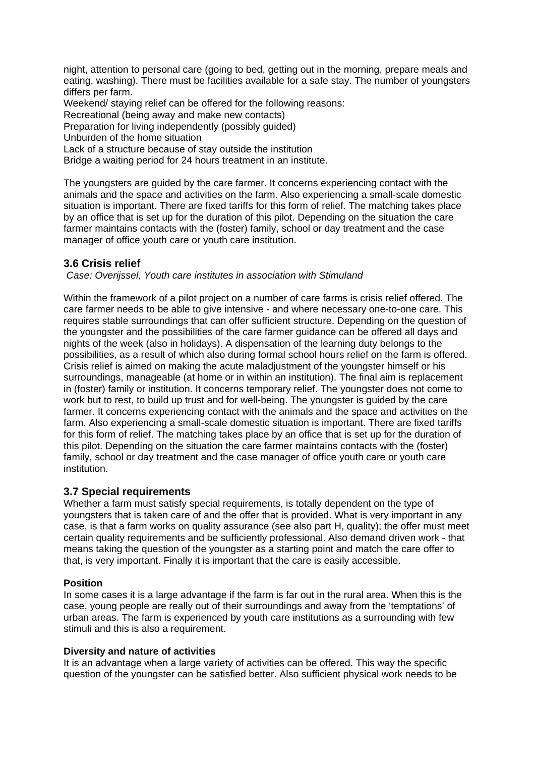night, attention to personal care (going to bed, getting out in the morning, prepare meals and eating, washing). There must be facilities available for a safe stay. The number of youngsters differs per farm.

Weekend/ staying relief can be offered for the following reasons:

Recreational (being away and make new contacts)

Preparation for living independently (possibly guided)

Unburden of the home situation

Lack of a structure because of stay outside the institution

Bridge a waiting period for 24 hours treatment in an institute.

The youngsters are guided by the care farmer. It concerns experiencing contact with the animals and the space and activities on the farm. Also experiencing a small-scale domestic situation is important. There are fixed tariffs for this form of relief. The matching takes place by an office that is set up for the duration of this pilot. Depending on the situation the care farmer maintains contacts with the (foster) family, school or day treatment and the case manager of office youth care or youth care institution.

### 3.6 Crisis relief

*Case: Overijssel, Youth care institutes in association with Stimuland*

Within the framework of a pilot project on a number of care farms is crisis relief offered. The care farmer needs to be able to give intensive - and where necessary one-to-one care. This requires stable surroundings that can offer sufficient structure. Depending on the question of the youngster and the possibilities of the care farmer guidance can be offered all days and nights of the week (also in holidays). A dispensation of the learning duty belongs to the possibilities, as a result of which also during formal school hours relief on the farm is offered. Crisis relief is aimed on making the acute maladjustment of the youngster himself or his surroundings, manageable (at home or in within an institution). The final aim is replacement in (foster) family or institution. It concerns temporary relief. The youngster does not come to work but to rest, to build up trust and for well-being. The youngster is guided by the care farmer. It concerns experiencing contact with the animals and the space and activities on the farm. Also experiencing a small-scale domestic situation is important. There are fixed tariffs for this form of relief. The matching takes place by an office that is set up for the duration of this pilot. Depending on the situation the care farmer maintains contacts with the (foster) family, school or day treatment and the case manager of office youth care or youth care institution.

### 3.7 Special requirements

Whether a farm must satisfy special requirements, is totally dependent on the type of youngsters that is taken care of and the offer that is provided. What is very important in any case, is that a farm works on quality assurance (see also part H, quality); the offer must meet certain quality requirements and be sufficiently professional. Also demand driven work - that means taking the question of the youngster as a starting point and match the care offer to that, is very important. Finally it is important that the care is easily accessible.

**Position**

In some cases it is a large advantage if the farm is far out in the rural area. When this is the case, young people are really out of their surroundings and away from the 'temptations' of urban areas. The farm is experienced by youth care institutions as a surrounding with few stimuli and this is also a requirement.

**Diversity and nature of activities**

It is an advantage when a large variety of activities can be offered. This way the specific question of the youngster can be satisfied better. Also sufficient physical work needs to be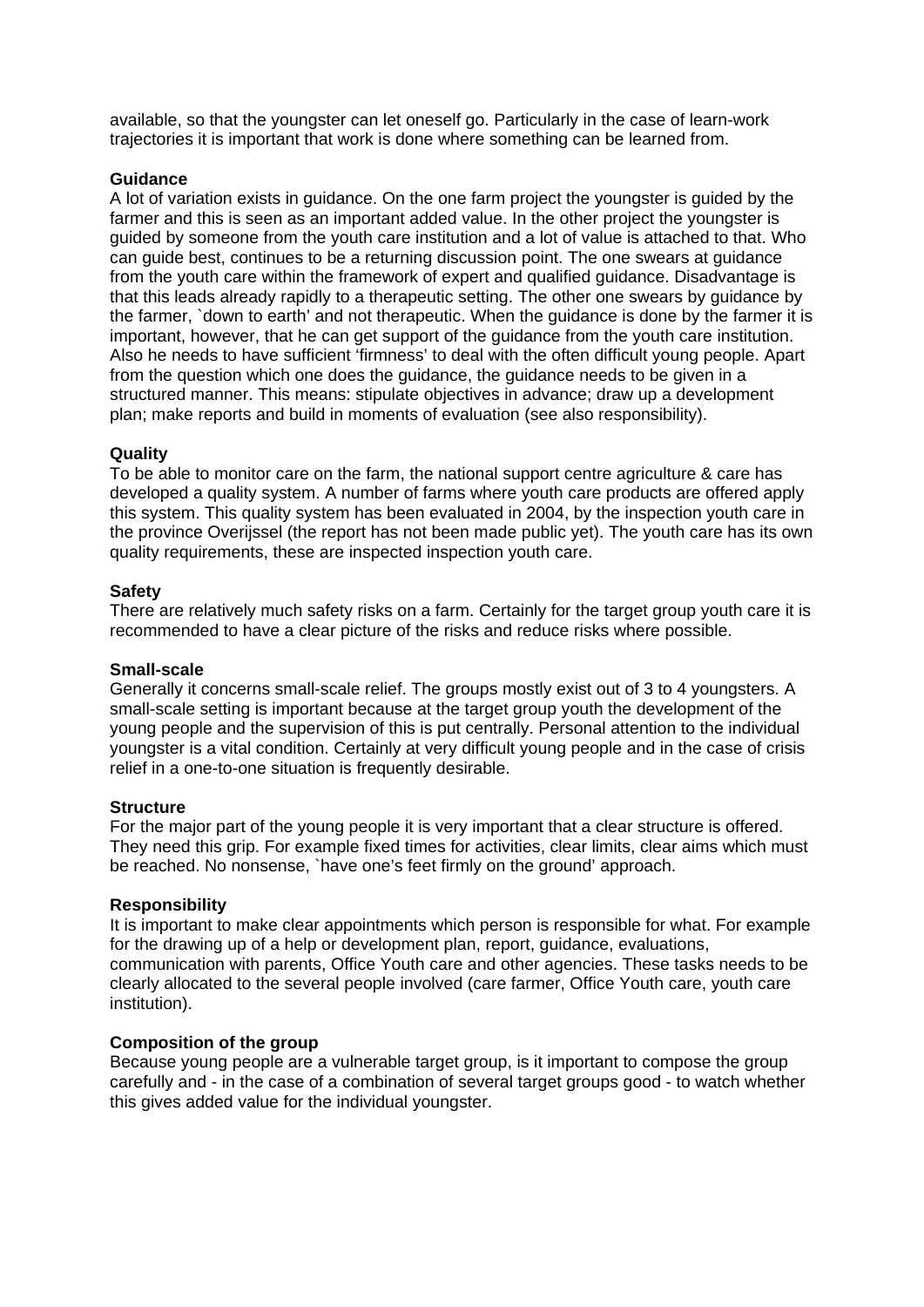available, so that the youngster can let oneself go. Particularly in the case of learn-work trajectories it is important that work is done where something can be learned from.

**Guidance**
A lot of variation exists in guidance. On the one farm project the youngster is guided by the farmer and this is seen as an important added value. In the other project the youngster is guided by someone from the youth care institution and a lot of value is attached to that. Who can guide best, continues to be a returning discussion point. The one swears at guidance from the youth care within the framework of expert and qualified guidance. Disadvantage is that this leads already rapidly to a therapeutic setting. The other one swears by guidance by the farmer, `down to earth' and not therapeutic. When the guidance is done by the farmer it is important, however, that he can get support of the guidance from the youth care institution. Also he needs to have sufficient 'firmness' to deal with the often difficult young people. Apart from the question which one does the guidance, the guidance needs to be given in a structured manner. This means: stipulate objectives in advance; draw up a development plan; make reports and build in moments of evaluation (see also responsibility).

**Quality**
To be able to monitor care on the farm, the national support centre agriculture & care has developed a quality system. A number of farms where youth care products are offered apply this system. This quality system has been evaluated in 2004, by the inspection youth care in the province Overijssel (the report has not been made public yet). The youth care has its own quality requirements, these are inspected inspection youth care.

**Safety**
There are relatively much safety risks on a farm. Certainly for the target group youth care it is recommended to have a clear picture of the risks and reduce risks where possible.

**Small-scale**
Generally it concerns small-scale relief. The groups mostly exist out of 3 to 4 youngsters. A small-scale setting is important because at the target group youth the development of the young people and the supervision of this is put centrally. Personal attention to the individual youngster is a vital condition. Certainly at very difficult young people and in the case of crisis relief in a one-to-one situation is frequently desirable.

**Structure**
For the major part of the young people it is very important that a clear structure is offered. They need this grip. For example fixed times for activities, clear limits, clear aims which must be reached. No nonsense, `have one's feet firmly on the ground' approach.

**Responsibility**
It is important to make clear appointments which person is responsible for what. For example for the drawing up of a help or development plan, report, guidance, evaluations, communication with parents, Office Youth care and other agencies. These tasks needs to be clearly allocated to the several people involved (care farmer, Office Youth care, youth care institution).

**Composition of the group**
Because young people are a vulnerable target group, is it important to compose the group carefully and - in the case of a combination of several target groups good - to watch whether this gives added value for the individual youngster.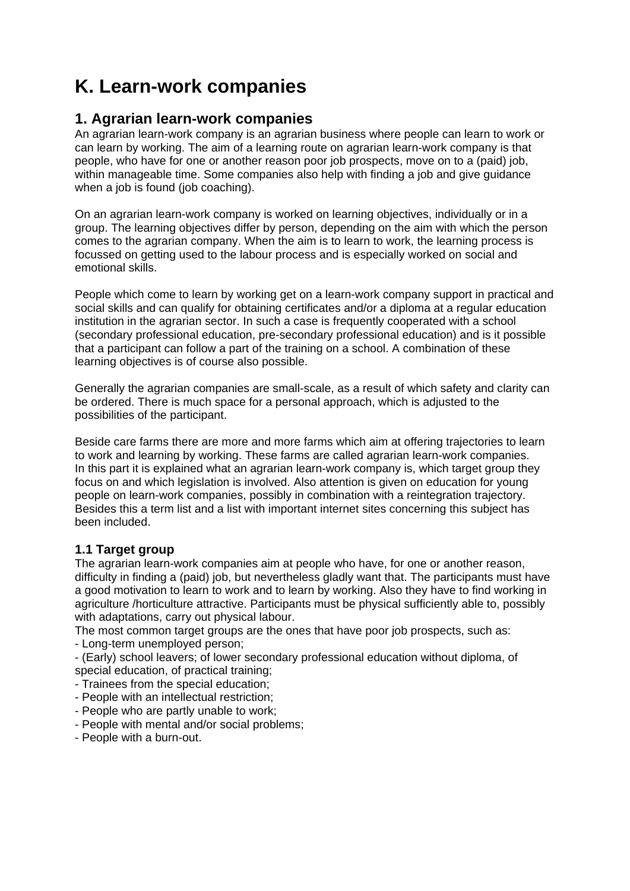# K. Learn-work companies

## 1. Agrarian learn-work companies

An agrarian learn-work company is an agrarian business where people can learn to work or can learn by working. The aim of a learning route on agrarian learn-work company is that people, who have for one or another reason poor job prospects, move on to a (paid) job, within manageable time. Some companies also help with finding a job and give guidance when a job is found (job coaching).

On an agrarian learn-work company is worked on learning objectives, individually or in a group. The learning objectives differ by person, depending on the aim with which the person comes to the agrarian company. When the aim is to learn to work, the learning process is focussed on getting used to the labour process and is especially worked on social and emotional skills.

People which come to learn by working get on a learn-work company support in practical and social skills and can qualify for obtaining certificates and/or a diploma at a regular education institution in the agrarian sector. In such a case is frequently cooperated with a school (secondary professional education, pre-secondary professional education) and is it possible that a participant can follow a part of the training on a school. A combination of these learning objectives is of course also possible.

Generally the agrarian companies are small-scale, as a result of which safety and clarity can be ordered. There is much space for a personal approach, which is adjusted to the possibilities of the participant.

Beside care farms there are more and more farms which aim at offering trajectories to learn to work and learning by working. These farms are called agrarian learn-work companies. In this part it is explained what an agrarian learn-work company is, which target group they focus on and which legislation is involved. Also attention is given on education for young people on learn-work companies, possibly in combination with a reintegration trajectory. Besides this a term list and a list with important internet sites concerning this subject has been included.

### 1.1 Target group

The agrarian learn-work companies aim at people who have, for one or another reason, difficulty in finding a (paid) job, but nevertheless gladly want that. The participants must have a good motivation to learn to work and to learn by working. Also they have to find working in agriculture /horticulture attractive. Participants must be physical sufficiently able to, possibly with adaptations, carry out physical labour.

The most common target groups are the ones that have poor job prospects, such as:

- Long-term unemployed person;
- (Early) school leavers; of lower secondary professional education without diploma, of special education, of practical training;
- Trainees from the special education;
- People with an intellectual restriction;
- People who are partly unable to work;
- People with mental and/or social problems;
- People with a burn-out.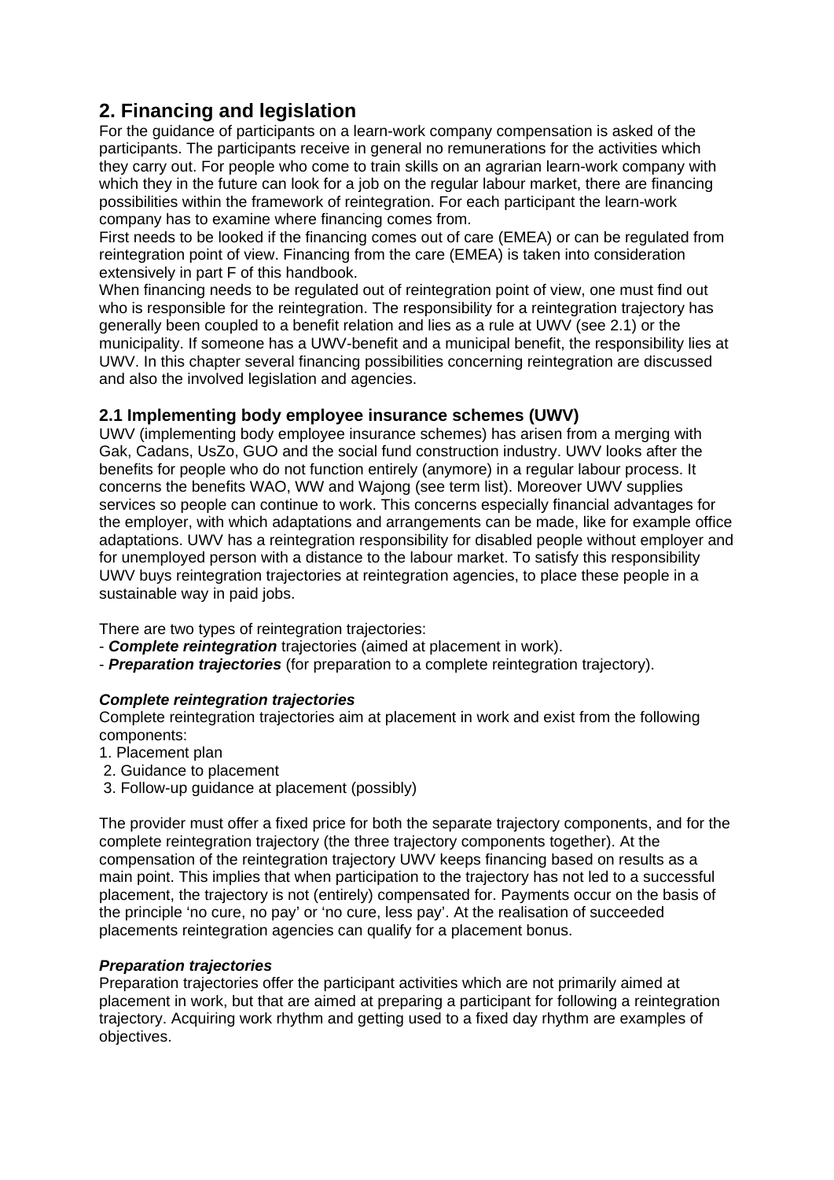## 2. Financing and legislation

For the guidance of participants on a learn-work company compensation is asked of the participants. The participants receive in general no remunerations for the activities which they carry out. For people who come to train skills on an agrarian learn-work company with which they in the future can look for a job on the regular labour market, there are financing possibilities within the framework of reintegration. For each participant the learn-work company has to examine where financing comes from.

First needs to be looked if the financing comes out of care (EMEA) or can be regulated from reintegration point of view. Financing from the care (EMEA) is taken into consideration extensively in part F of this handbook.

When financing needs to be regulated out of reintegration point of view, one must find out who is responsible for the reintegration. The responsibility for a reintegration trajectory has generally been coupled to a benefit relation and lies as a rule at UWV (see 2.1) or the municipality. If someone has a UWV-benefit and a municipal benefit, the responsibility lies at UWV. In this chapter several financing possibilities concerning reintegration are discussed and also the involved legislation and agencies.

### 2.1 Implementing body employee insurance schemes (UWV)

UWV (implementing body employee insurance schemes) has arisen from a merging with Gak, Cadans, UsZo, GUO and the social fund construction industry. UWV looks after the benefits for people who do not function entirely (anymore) in a regular labour process. It concerns the benefits WAO, WW and Wajong (see term list). Moreover UWV supplies services so people can continue to work. This concerns especially financial advantages for the employer, with which adaptations and arrangements can be made, like for example office adaptations. UWV has a reintegration responsibility for disabled people without employer and for unemployed person with a distance to the labour market. To satisfy this responsibility UWV buys reintegration trajectories at reintegration agencies, to place these people in a sustainable way in paid jobs.

There are two types of reintegration trajectories:

- ***Complete reintegration*** trajectories (aimed at placement in work).
- ***Preparation trajectories*** (for preparation to a complete reintegration trajectory).

#### *Complete reintegration trajectories*

Complete reintegration trajectories aim at placement in work and exist from the following components:

1. Placement plan
2. Guidance to placement
3. Follow-up guidance at placement (possibly)

The provider must offer a fixed price for both the separate trajectory components, and for the complete reintegration trajectory (the three trajectory components together). At the compensation of the reintegration trajectory UWV keeps financing based on results as a main point. This implies that when participation to the trajectory has not led to a successful placement, the trajectory is not (entirely) compensated for. Payments occur on the basis of the principle 'no cure, no pay' or 'no cure, less pay'. At the realisation of succeeded placements reintegration agencies can qualify for a placement bonus.

#### *Preparation trajectories*

Preparation trajectories offer the participant activities which are not primarily aimed at placement in work, but that are aimed at preparing a participant for following a reintegration trajectory. Acquiring work rhythm and getting used to a fixed day rhythm are examples of objectives.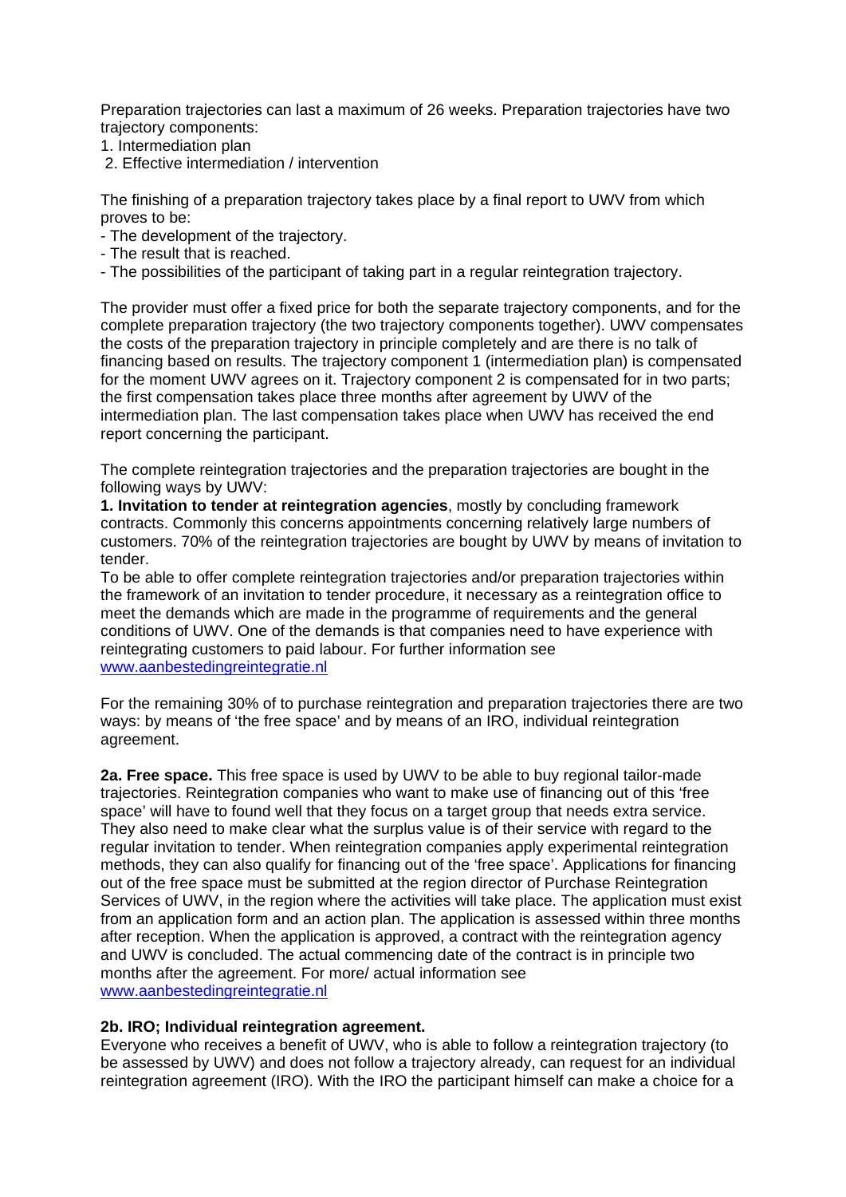Preparation trajectories can last a maximum of 26 weeks. Preparation trajectories have two trajectory components:

1. Intermediation plan
2. Effective intermediation / intervention

The finishing of a preparation trajectory takes place by a final report to UWV from which proves to be:

- The development of the trajectory.
- The result that is reached.
- The possibilities of the participant of taking part in a regular reintegration trajectory.

The provider must offer a fixed price for both the separate trajectory components, and for the complete preparation trajectory (the two trajectory components together). UWV compensates the costs of the preparation trajectory in principle completely and are there is no talk of financing based on results. The trajectory component 1 (intermediation plan) is compensated for the moment UWV agrees on it. Trajectory component 2 is compensated for in two parts; the first compensation takes place three months after agreement by UWV of the intermediation plan. The last compensation takes place when UWV has received the end report concerning the participant.

The complete reintegration trajectories and the preparation trajectories are bought in the following ways by UWV:

**1. Invitation to tender at reintegration agencies**, mostly by concluding framework contracts. Commonly this concerns appointments concerning relatively large numbers of customers. 70% of the reintegration trajectories are bought by UWV by means of invitation to tender.
To be able to offer complete reintegration trajectories and/or preparation trajectories within the framework of an invitation to tender procedure, it necessary as a reintegration office to meet the demands which are made in the programme of requirements and the general conditions of UWV. One of the demands is that companies need to have experience with reintegrating customers to paid labour. For further information see www.aanbestedingreintegratie.nl

For the remaining 30% of to purchase reintegration and preparation trajectories there are two ways: by means of 'the free space' and by means of an IRO, individual reintegration agreement.

**2a. Free space.** This free space is used by UWV to be able to buy regional tailor-made trajectories. Reintegration companies who want to make use of financing out of this 'free space' will have to found well that they focus on a target group that needs extra service. They also need to make clear what the surplus value is of their service with regard to the regular invitation to tender. When reintegration companies apply experimental reintegration methods, they can also qualify for financing out of the 'free space'. Applications for financing out of the free space must be submitted at the region director of Purchase Reintegration Services of UWV, in the region where the activities will take place. The application must exist from an application form and an action plan. The application is assessed within three months after reception. When the application is approved, a contract with the reintegration agency and UWV is concluded. The actual commencing date of the contract is in principle two months after the agreement. For more/ actual information see www.aanbestedingreintegratie.nl

**2b. IRO; Individual reintegration agreement.**
Everyone who receives a benefit of UWV, who is able to follow a reintegration trajectory (to be assessed by UWV) and does not follow a trajectory already, can request for an individual reintegration agreement (IRO). With the IRO the participant himself can make a choice for a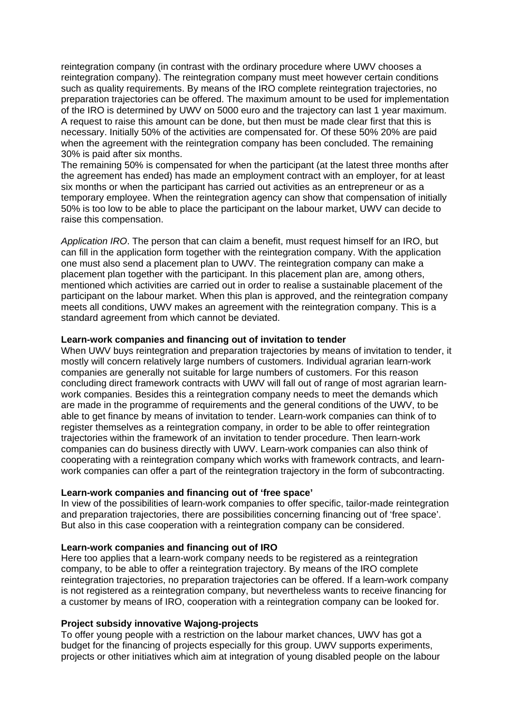reintegration company (in contrast with the ordinary procedure where UWV chooses a reintegration company). The reintegration company must meet however certain conditions such as quality requirements. By means of the IRO complete reintegration trajectories, no preparation trajectories can be offered. The maximum amount to be used for implementation of the IRO is determined by UWV on 5000 euro and the trajectory can last 1 year maximum. A request to raise this amount can be done, but then must be made clear first that this is necessary. Initially 50% of the activities are compensated for. Of these 50% 20% are paid when the agreement with the reintegration company has been concluded. The remaining 30% is paid after six months.
The remaining 50% is compensated for when the participant (at the latest three months after the agreement has ended) has made an employment contract with an employer, for at least six months or when the participant has carried out activities as an entrepreneur or as a temporary employee. When the reintegration agency can show that compensation of initially 50% is too low to be able to place the participant on the labour market, UWV can decide to raise this compensation.

*Application IRO*. The person that can claim a benefit, must request himself for an IRO, but can fill in the application form together with the reintegration company. With the application one must also send a placement plan to UWV. The reintegration company can make a placement plan together with the participant. In this placement plan are, among others, mentioned which activities are carried out in order to realise a sustainable placement of the participant on the labour market. When this plan is approved, and the reintegration company meets all conditions, UWV makes an agreement with the reintegration company. This is a standard agreement from which cannot be deviated.

**Learn-work companies and financing out of invitation to tender**
When UWV buys reintegration and preparation trajectories by means of invitation to tender, it mostly will concern relatively large numbers of customers. Individual agrarian learn-work companies are generally not suitable for large numbers of customers. For this reason concluding direct framework contracts with UWV will fall out of range of most agrarian learn-work companies. Besides this a reintegration company needs to meet the demands which are made in the programme of requirements and the general conditions of the UWV, to be able to get finance by means of invitation to tender. Learn-work companies can think of to register themselves as a reintegration company, in order to be able to offer reintegration trajectories within the framework of an invitation to tender procedure. Then learn-work companies can do business directly with UWV. Learn-work companies can also think of cooperating with a reintegration company which works with framework contracts, and learn-work companies can offer a part of the reintegration trajectory in the form of subcontracting.

**Learn-work companies and financing out of 'free space'**
In view of the possibilities of learn-work companies to offer specific, tailor-made reintegration and preparation trajectories, there are possibilities concerning financing out of 'free space'. But also in this case cooperation with a reintegration company can be considered.

**Learn-work companies and financing out of IRO**
Here too applies that a learn-work company needs to be registered as a reintegration company, to be able to offer a reintegration trajectory. By means of the IRO complete reintegration trajectories, no preparation trajectories can be offered. If a learn-work company is not registered as a reintegration company, but nevertheless wants to receive financing for a customer by means of IRO, cooperation with a reintegration company can be looked for.

**Project subsidy innovative Wajong-projects**
To offer young people with a restriction on the labour market chances, UWV has got a budget for the financing of projects especially for this group. UWV supports experiments, projects or other initiatives which aim at integration of young disabled people on the labour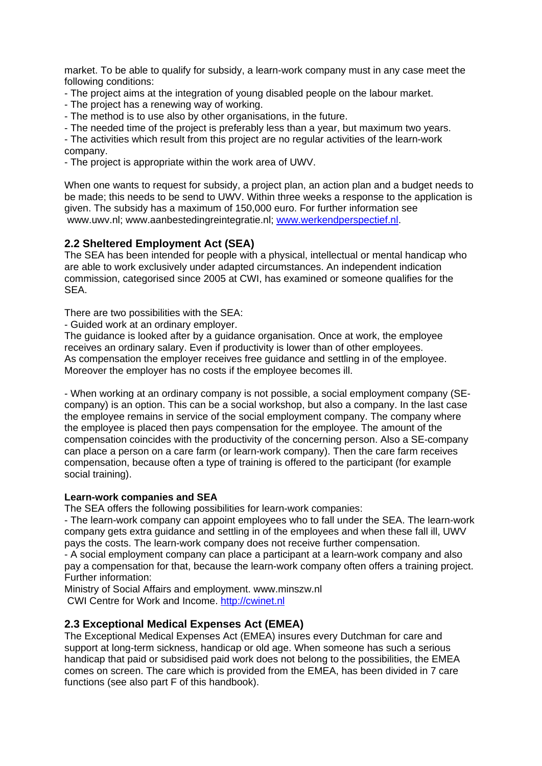market. To be able to qualify for subsidy, a learn-work company must in any case meet the following conditions:

- The project aims at the integration of young disabled people on the labour market.
- The project has a renewing way of working.
- The method is to use also by other organisations, in the future.
- The needed time of the project is preferably less than a year, but maximum two years.
- The activities which result from this project are no regular activities of the learn-work company.
- The project is appropriate within the work area of UWV.

When one wants to request for subsidy, a project plan, an action plan and a budget needs to be made; this needs to be send to UWV. Within three weeks a response to the application is given. The subsidy has a maximum of 150,000 euro. For further information see www.uwv.nl; www.aanbestedingreintegratie.nl; www.werkendperspectief.nl.

## 2.2 Sheltered Employment Act (SEA)

The SEA has been intended for people with a physical, intellectual or mental handicap who are able to work exclusively under adapted circumstances. An independent indication commission, categorised since 2005 at CWI, has examined or someone qualifies for the SEA.

There are two possibilities with the SEA:

- Guided work at an ordinary employer.

The guidance is looked after by a guidance organisation. Once at work, the employee receives an ordinary salary. Even if productivity is lower than of other employees. As compensation the employer receives free guidance and settling in of the employee. Moreover the employer has no costs if the employee becomes ill.

- When working at an ordinary company is not possible, a social employment company (SE-company) is an option. This can be a social workshop, but also a company. In the last case the employee remains in service of the social employment company. The company where the employee is placed then pays compensation for the employee. The amount of the compensation coincides with the productivity of the concerning person. Also a SE-company can place a person on a care farm (or learn-work company). Then the care farm receives compensation, because often a type of training is offered to the participant (for example social training).

**Learn-work companies and SEA**

The SEA offers the following possibilities for learn-work companies:

- The learn-work company can appoint employees who to fall under the SEA. The learn-work company gets extra guidance and settling in of the employees and when these fall ill, UWV pays the costs. The learn-work company does not receive further compensation.
- A social employment company can place a participant at a learn-work company and also pay a compensation for that, because the learn-work company often offers a training project.

Further information:
Ministry of Social Affairs and employment. www.minszw.nl
CWI Centre for Work and Income. http://cwinet.nl

## 2.3 Exceptional Medical Expenses Act (EMEA)

The Exceptional Medical Expenses Act (EMEA) insures every Dutchman for care and support at long-term sickness, handicap or old age. When someone has such a serious handicap that paid or subsidised paid work does not belong to the possibilities, the EMEA comes on screen. The care which is provided from the EMEA, has been divided in 7 care functions (see also part F of this handbook).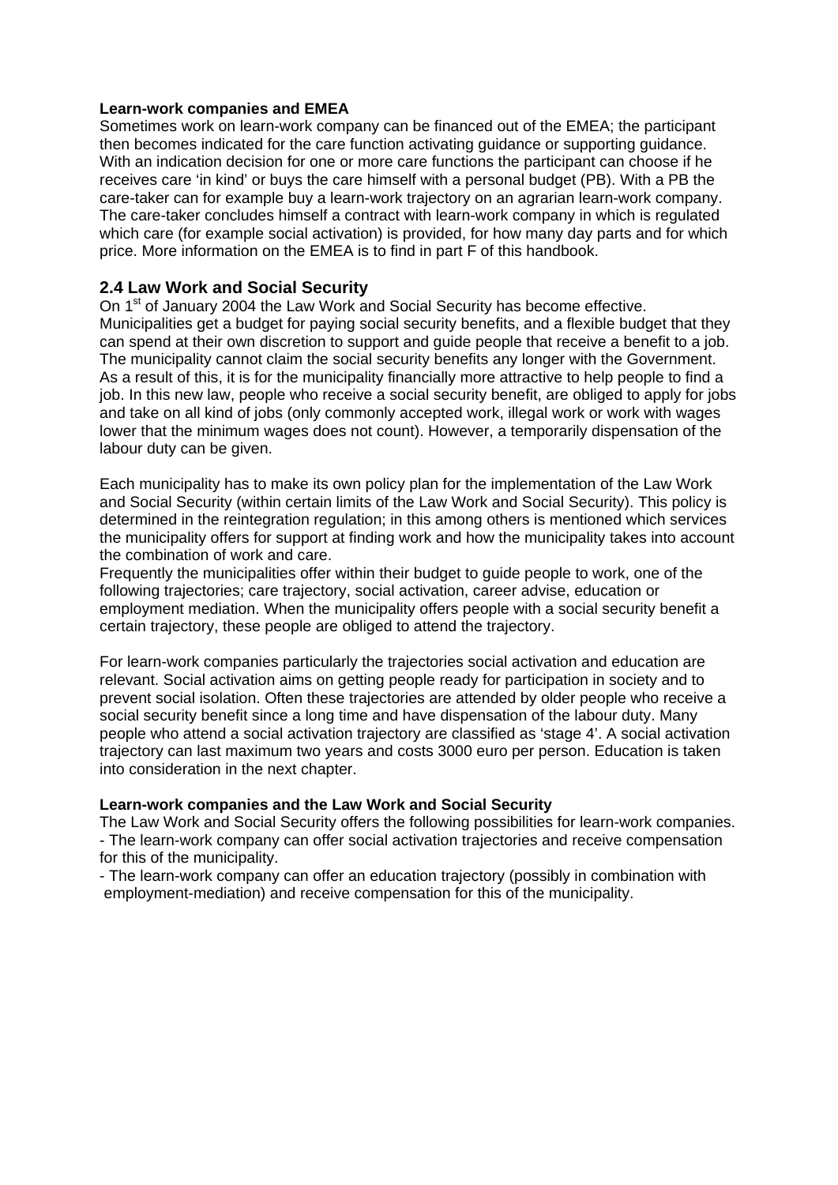**Learn-work companies and EMEA**

Sometimes work on learn-work company can be financed out of the EMEA; the participant then becomes indicated for the care function activating guidance or supporting guidance. With an indication decision for one or more care functions the participant can choose if he receives care 'in kind' or buys the care himself with a personal budget (PB). With a PB the care-taker can for example buy a learn-work trajectory on an agrarian learn-work company. The care-taker concludes himself a contract with learn-work company in which is regulated which care (for example social activation) is provided, for how many day parts and for which price. More information on the EMEA is to find in part F of this handbook.

## 2.4 Law Work and Social Security

On 1st of January 2004 the Law Work and Social Security has become effective. Municipalities get a budget for paying social security benefits, and a flexible budget that they can spend at their own discretion to support and guide people that receive a benefit to a job. The municipality cannot claim the social security benefits any longer with the Government. As a result of this, it is for the municipality financially more attractive to help people to find a job. In this new law, people who receive a social security benefit, are obliged to apply for jobs and take on all kind of jobs (only commonly accepted work, illegal work or work with wages lower that the minimum wages does not count). However, a temporarily dispensation of the labour duty can be given.

Each municipality has to make its own policy plan for the implementation of the Law Work and Social Security (within certain limits of the Law Work and Social Security). This policy is determined in the reintegration regulation; in this among others is mentioned which services the municipality offers for support at finding work and how the municipality takes into account the combination of work and care.

Frequently the municipalities offer within their budget to guide people to work, one of the following trajectories; care trajectory, social activation, career advise, education or employment mediation. When the municipality offers people with a social security benefit a certain trajectory, these people are obliged to attend the trajectory.

For learn-work companies particularly the trajectories social activation and education are relevant. Social activation aims on getting people ready for participation in society and to prevent social isolation. Often these trajectories are attended by older people who receive a social security benefit since a long time and have dispensation of the labour duty. Many people who attend a social activation trajectory are classified as 'stage 4'. A social activation trajectory can last maximum two years and costs 3000 euro per person. Education is taken into consideration in the next chapter.

**Learn-work companies and the Law Work and Social Security**

The Law Work and Social Security offers the following possibilities for learn-work companies.

- The learn-work company can offer social activation trajectories and receive compensation for this of the municipality.
- The learn-work company can offer an education trajectory (possibly in combination with employment-mediation) and receive compensation for this of the municipality.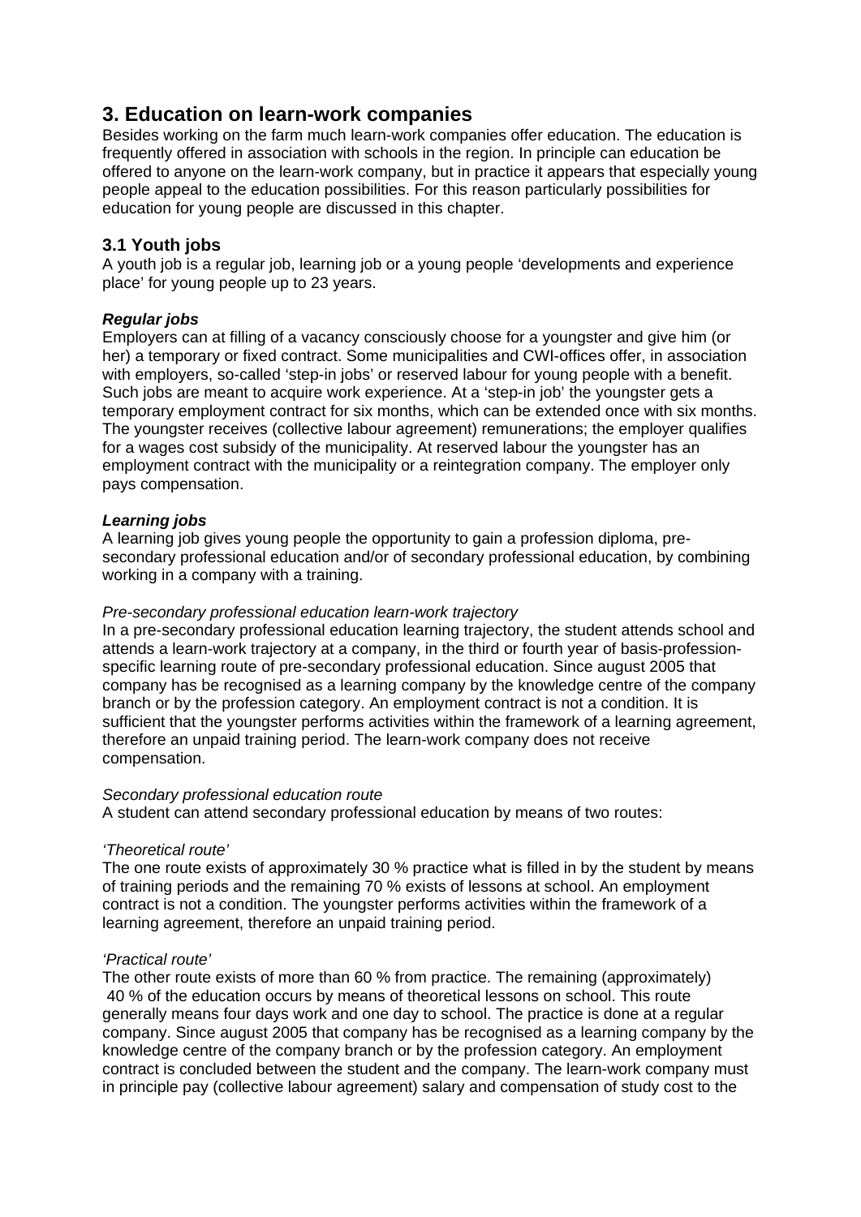## 3. Education on learn-work companies

Besides working on the farm much learn-work companies offer education. The education is frequently offered in association with schools in the region. In principle can education be offered to anyone on the learn-work company, but in practice it appears that especially young people appeal to the education possibilities. For this reason particularly possibilities for education for young people are discussed in this chapter.

### 3.1 Youth jobs

A youth job is a regular job, learning job or a young people 'developments and experience place' for young people up to 23 years.

***Regular jobs***

Employers can at filling of a vacancy consciously choose for a youngster and give him (or her) a temporary or fixed contract. Some municipalities and CWI-offices offer, in association with employers, so-called 'step-in jobs' or reserved labour for young people with a benefit. Such jobs are meant to acquire work experience. At a 'step-in job' the youngster gets a temporary employment contract for six months, which can be extended once with six months. The youngster receives (collective labour agreement) remunerations; the employer qualifies for a wages cost subsidy of the municipality. At reserved labour the youngster has an employment contract with the municipality or a reintegration company. The employer only pays compensation.

***Learning jobs***

A learning job gives young people the opportunity to gain a profession diploma, pre-secondary professional education and/or of secondary professional education, by combining working in a company with a training.

*Pre-secondary professional education learn-work trajectory*

In a pre-secondary professional education learning trajectory, the student attends school and attends a learn-work trajectory at a company, in the third or fourth year of basis-profession-specific learning route of pre-secondary professional education. Since august 2005 that company has be recognised as a learning company by the knowledge centre of the company branch or by the profession category. An employment contract is not a condition. It is sufficient that the youngster performs activities within the framework of a learning agreement, therefore an unpaid training period. The learn-work company does not receive compensation.

*Secondary professional education route*

A student can attend secondary professional education by means of two routes:

*'Theoretical route'*

The one route exists of approximately 30 % practice what is filled in by the student by means of training periods and the remaining 70 % exists of lessons at school. An employment contract is not a condition. The youngster performs activities within the framework of a learning agreement, therefore an unpaid training period.

*'Practical route'*

The other route exists of more than 60 % from practice. The remaining (approximately) 40 % of the education occurs by means of theoretical lessons on school. This route generally means four days work and one day to school. The practice is done at a regular company. Since august 2005 that company has be recognised as a learning company by the knowledge centre of the company branch or by the profession category. An employment contract is concluded between the student and the company. The learn-work company must in principle pay (collective labour agreement) salary and compensation of study cost to the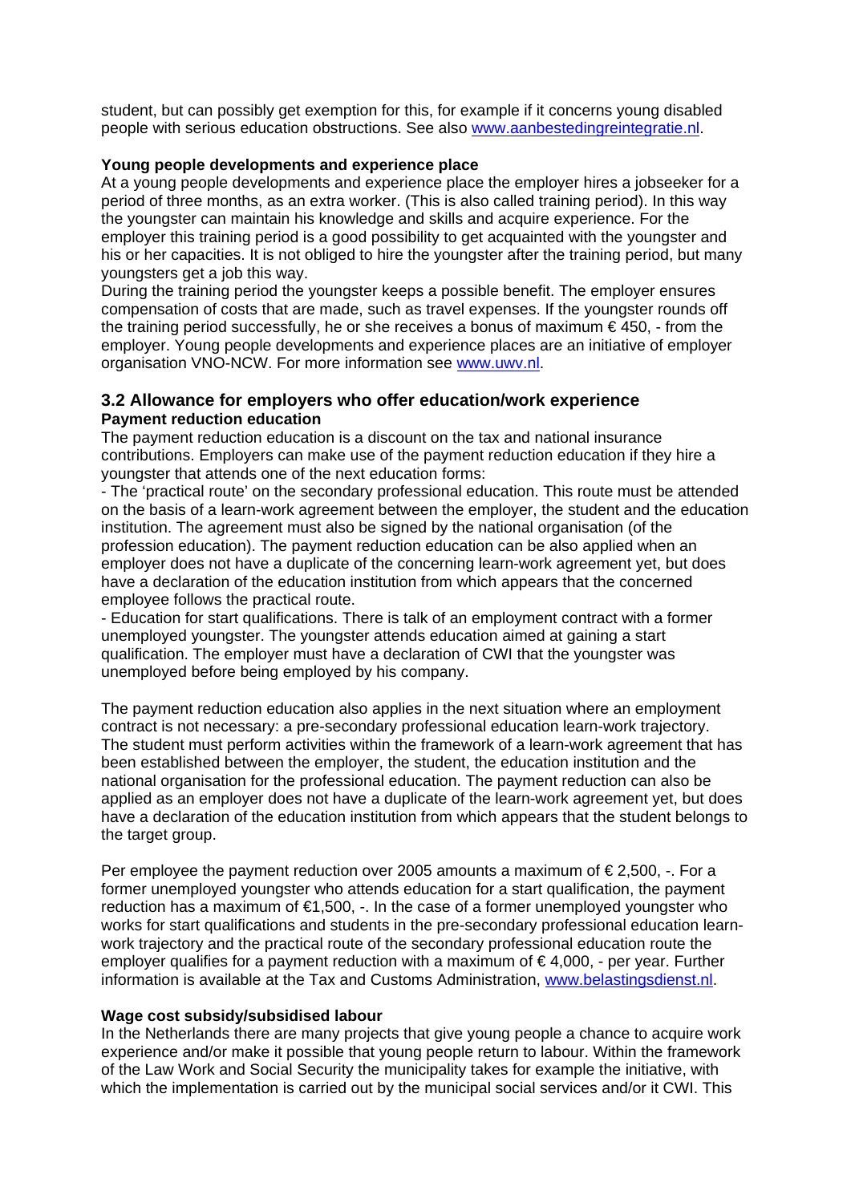student, but can possibly get exemption for this, for example if it concerns young disabled people with serious education obstructions. See also www.aanbestedingreintegratie.nl.

**Young people developments and experience place**

At a young people developments and experience place the employer hires a jobseeker for a period of three months, as an extra worker. (This is also called training period). In this way the youngster can maintain his knowledge and skills and acquire experience. For the employer this training period is a good possibility to get acquainted with the youngster and his or her capacities. It is not obliged to hire the youngster after the training period, but many youngsters get a job this way.

During the training period the youngster keeps a possible benefit. The employer ensures compensation of costs that are made, such as travel expenses. If the youngster rounds off the training period successfully, he or she receives a bonus of maximum € 450, - from the employer. Young people developments and experience places are an initiative of employer organisation VNO-NCW. For more information see www.uwv.nl.

## 3.2 Allowance for employers who offer education/work experience

**Payment reduction education**

The payment reduction education is a discount on the tax and national insurance contributions. Employers can make use of the payment reduction education if they hire a youngster that attends one of the next education forms:

- The 'practical route' on the secondary professional education. This route must be attended on the basis of a learn-work agreement between the employer, the student and the education institution. The agreement must also be signed by the national organisation (of the profession education). The payment reduction education can be also applied when an employer does not have a duplicate of the concerning learn-work agreement yet, but does have a declaration of the education institution from which appears that the concerned employee follows the practical route.
- Education for start qualifications. There is talk of an employment contract with a former unemployed youngster. The youngster attends education aimed at gaining a start qualification. The employer must have a declaration of CWI that the youngster was unemployed before being employed by his company.

The payment reduction education also applies in the next situation where an employment contract is not necessary: a pre-secondary professional education learn-work trajectory. The student must perform activities within the framework of a learn-work agreement that has been established between the employer, the student, the education institution and the national organisation for the professional education. The payment reduction can also be applied as an employer does not have a duplicate of the learn-work agreement yet, but does have a declaration of the education institution from which appears that the student belongs to the target group.

Per employee the payment reduction over 2005 amounts a maximum of € 2,500, -. For a former unemployed youngster who attends education for a start qualification, the payment reduction has a maximum of €1,500, -. In the case of a former unemployed youngster who works for start qualifications and students in the pre-secondary professional education learn-work trajectory and the practical route of the secondary professional education route the employer qualifies for a payment reduction with a maximum of € 4,000, - per year. Further information is available at the Tax and Customs Administration, www.belastingsdienst.nl.

**Wage cost subsidy/subsidised labour**

In the Netherlands there are many projects that give young people a chance to acquire work experience and/or make it possible that young people return to labour. Within the framework of the Law Work and Social Security the municipality takes for example the initiative, with which the implementation is carried out by the municipal social services and/or it CWI. This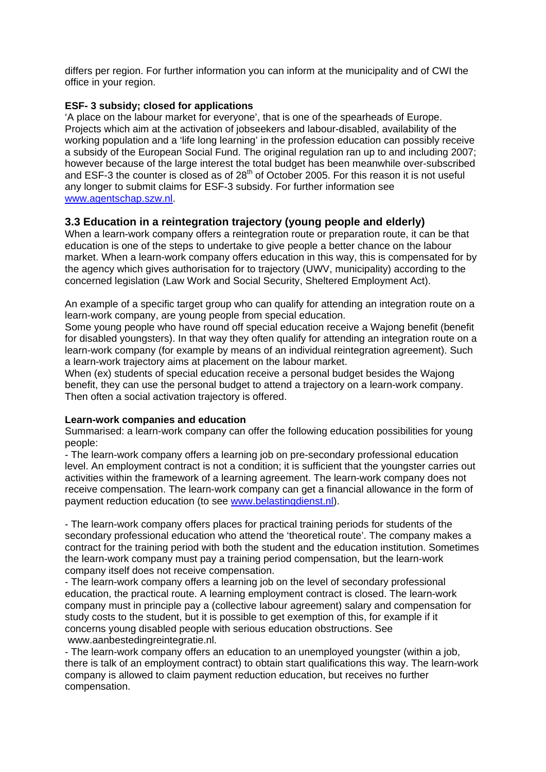differs per region. For further information you can inform at the municipality and of CWI the office in your region.

**ESF- 3 subsidy; closed for applications**

'A place on the labour market for everyone', that is one of the spearheads of Europe. Projects which aim at the activation of jobseekers and labour-disabled, availability of the working population and a 'life long learning' in the profession education can possibly receive a subsidy of the European Social Fund. The original regulation ran up to and including 2007; however because of the large interest the total budget has been meanwhile over-subscribed and ESF-3 the counter is closed as of 28th of October 2005. For this reason it is not useful any longer to submit claims for ESF-3 subsidy. For further information see www.agentschap.szw.nl.

## 3.3 Education in a reintegration trajectory (young people and elderly)

When a learn-work company offers a reintegration route or preparation route, it can be that education is one of the steps to undertake to give people a better chance on the labour market. When a learn-work company offers education in this way, this is compensated for by the agency which gives authorisation for to trajectory (UWV, municipality) according to the concerned legislation (Law Work and Social Security, Sheltered Employment Act).

An example of a specific target group who can qualify for attending an integration route on a learn-work company, are young people from special education.
Some young people who have round off special education receive a Wajong benefit (benefit for disabled youngsters). In that way they often qualify for attending an integration route on a learn-work company (for example by means of an individual reintegration agreement). Such a learn-work trajectory aims at placement on the labour market.
When (ex) students of special education receive a personal budget besides the Wajong benefit, they can use the personal budget to attend a trajectory on a learn-work company. Then often a social activation trajectory is offered.

**Learn-work companies and education**

Summarised: a learn-work company can offer the following education possibilities for young people:

- The learn-work company offers a learning job on pre-secondary professional education level. An employment contract is not a condition; it is sufficient that the youngster carries out activities within the framework of a learning agreement. The learn-work company does not receive compensation. The learn-work company can get a financial allowance in the form of payment reduction education (to see www.belastingdienst.nl).

- The learn-work company offers places for practical training periods for students of the secondary professional education who attend the 'theoretical route'. The company makes a contract for the training period with both the student and the education institution. Sometimes the learn-work company must pay a training period compensation, but the learn-work company itself does not receive compensation.
- The learn-work company offers a learning job on the level of secondary professional education, the practical route. A learning employment contract is closed. The learn-work company must in principle pay a (collective labour agreement) salary and compensation for study costs to the student, but it is possible to get exemption of this, for example if it concerns young disabled people with serious education obstructions. See www.aanbestedingreintegratie.nl.
- The learn-work company offers an education to an unemployed youngster (within a job, there is talk of an employment contract) to obtain start qualifications this way. The learn-work company is allowed to claim payment reduction education, but receives no further compensation.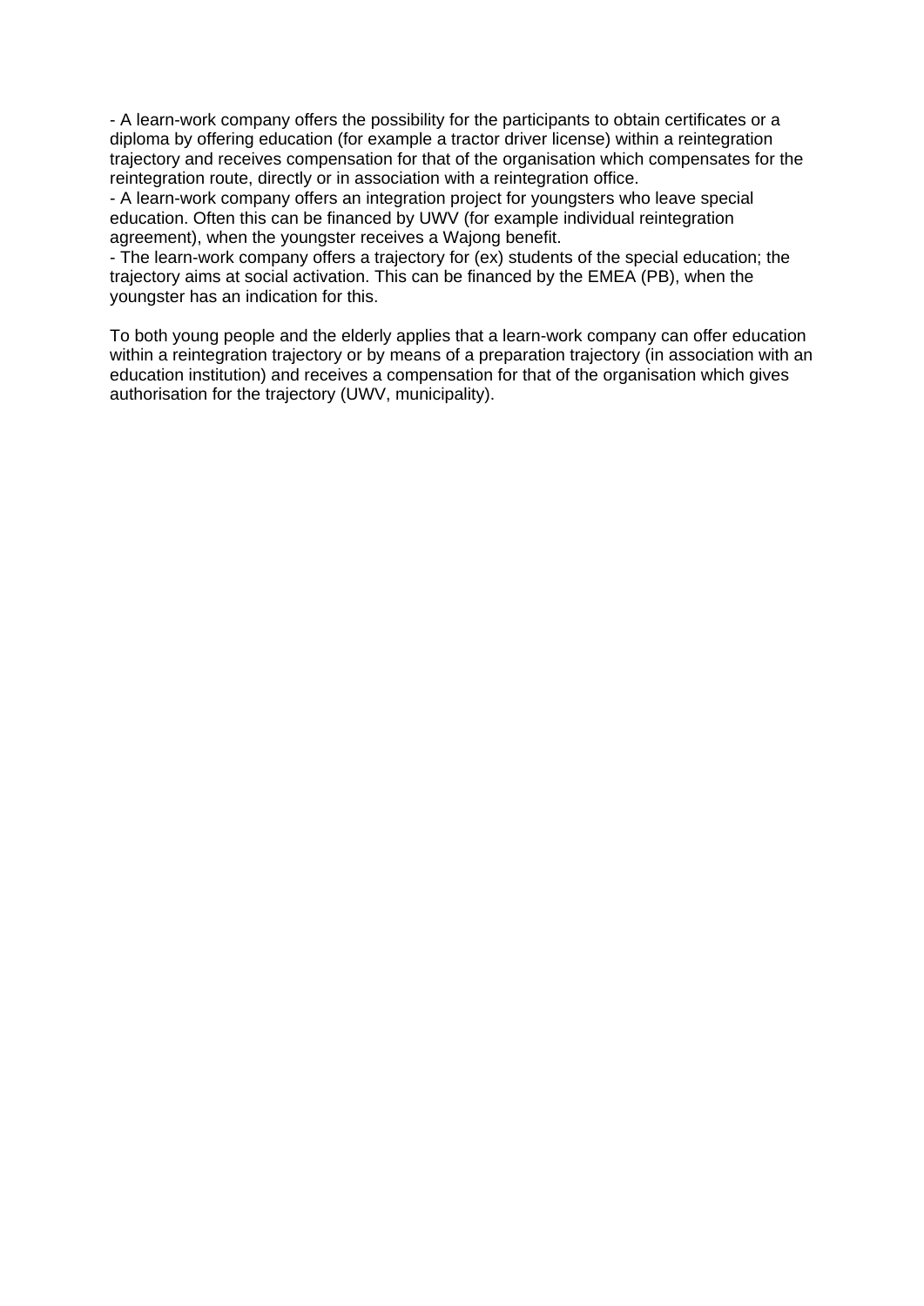- A learn-work company offers the possibility for the participants to obtain certificates or a diploma by offering education (for example a tractor driver license) within a reintegration trajectory and receives compensation for that of the organisation which compensates for the reintegration route, directly or in association with a reintegration office.
- A learn-work company offers an integration project for youngsters who leave special education. Often this can be financed by UWV (for example individual reintegration agreement), when the youngster receives a Wajong benefit.
- The learn-work company offers a trajectory for (ex) students of the special education; the trajectory aims at social activation. This can be financed by the EMEA (PB), when the youngster has an indication for this.

To both young people and the elderly applies that a learn-work company can offer education within a reintegration trajectory or by means of a preparation trajectory (in association with an education institution) and receives a compensation for that of the organisation which gives authorisation for the trajectory (UWV, municipality).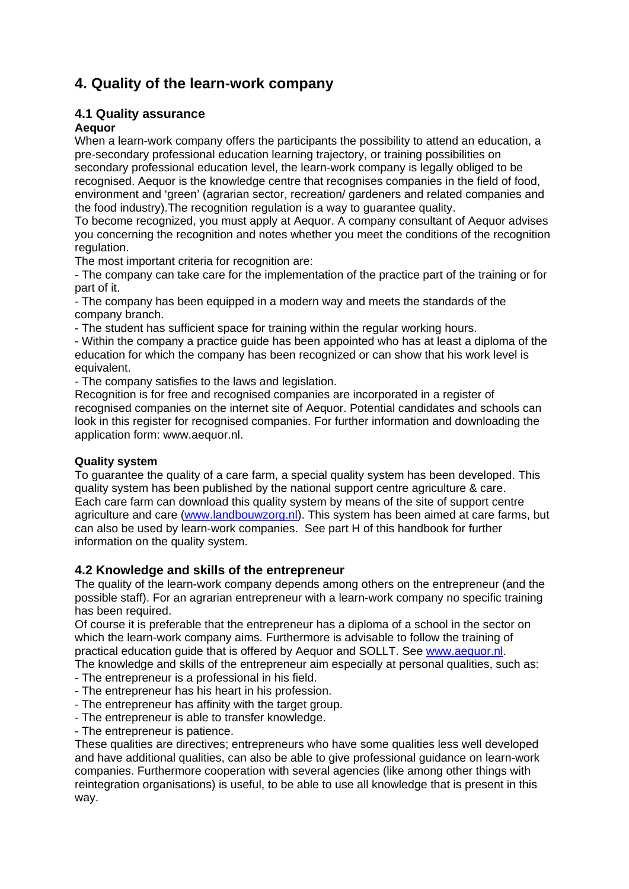# 4. Quality of the learn-work company

## 4.1 Quality assurance

**Aequor**

When a learn-work company offers the participants the possibility to attend an education, a pre-secondary professional education learning trajectory, or training possibilities on secondary professional education level, the learn-work company is legally obliged to be recognised. Aequor is the knowledge centre that recognises companies in the field of food, environment and 'green' (agrarian sector, recreation/ gardeners and related companies and the food industry).The recognition regulation is a way to guarantee quality.

To become recognized, you must apply at Aequor. A company consultant of Aequor advises you concerning the recognition and notes whether you meet the conditions of the recognition regulation.

The most important criteria for recognition are:

- The company can take care for the implementation of the practice part of the training or for part of it.
- The company has been equipped in a modern way and meets the standards of the company branch.
- The student has sufficient space for training within the regular working hours.
- Within the company a practice guide has been appointed who has at least a diploma of the education for which the company has been recognized or can show that his work level is equivalent.
- The company satisfies to the laws and legislation.

Recognition is for free and recognised companies are incorporated in a register of recognised companies on the internet site of Aequor. Potential candidates and schools can look in this register for recognised companies. For further information and downloading the application form: www.aequor.nl.

**Quality system**

To guarantee the quality of a care farm, a special quality system has been developed. This quality system has been published by the national support centre agriculture & care. Each care farm can download this quality system by means of the site of support centre agriculture and care (www.landbouwzorg.nl). This system has been aimed at care farms, but can also be used by learn-work companies. See part H of this handbook for further information on the quality system.

## 4.2 Knowledge and skills of the entrepreneur

The quality of the learn-work company depends among others on the entrepreneur (and the possible staff). For an agrarian entrepreneur with a learn-work company no specific training has been required.

Of course it is preferable that the entrepreneur has a diploma of a school in the sector on which the learn-work company aims. Furthermore is advisable to follow the training of practical education guide that is offered by Aequor and SOLLT. See www.aequor.nl.

The knowledge and skills of the entrepreneur aim especially at personal qualities, such as:

- The entrepreneur is a professional in his field.
- The entrepreneur has his heart in his profession.
- The entrepreneur has affinity with the target group.
- The entrepreneur is able to transfer knowledge.
- The entrepreneur is patience.

These qualities are directives; entrepreneurs who have some qualities less well developed and have additional qualities, can also be able to give professional guidance on learn-work companies. Furthermore cooperation with several agencies (like among other things with reintegration organisations) is useful, to be able to use all knowledge that is present in this way.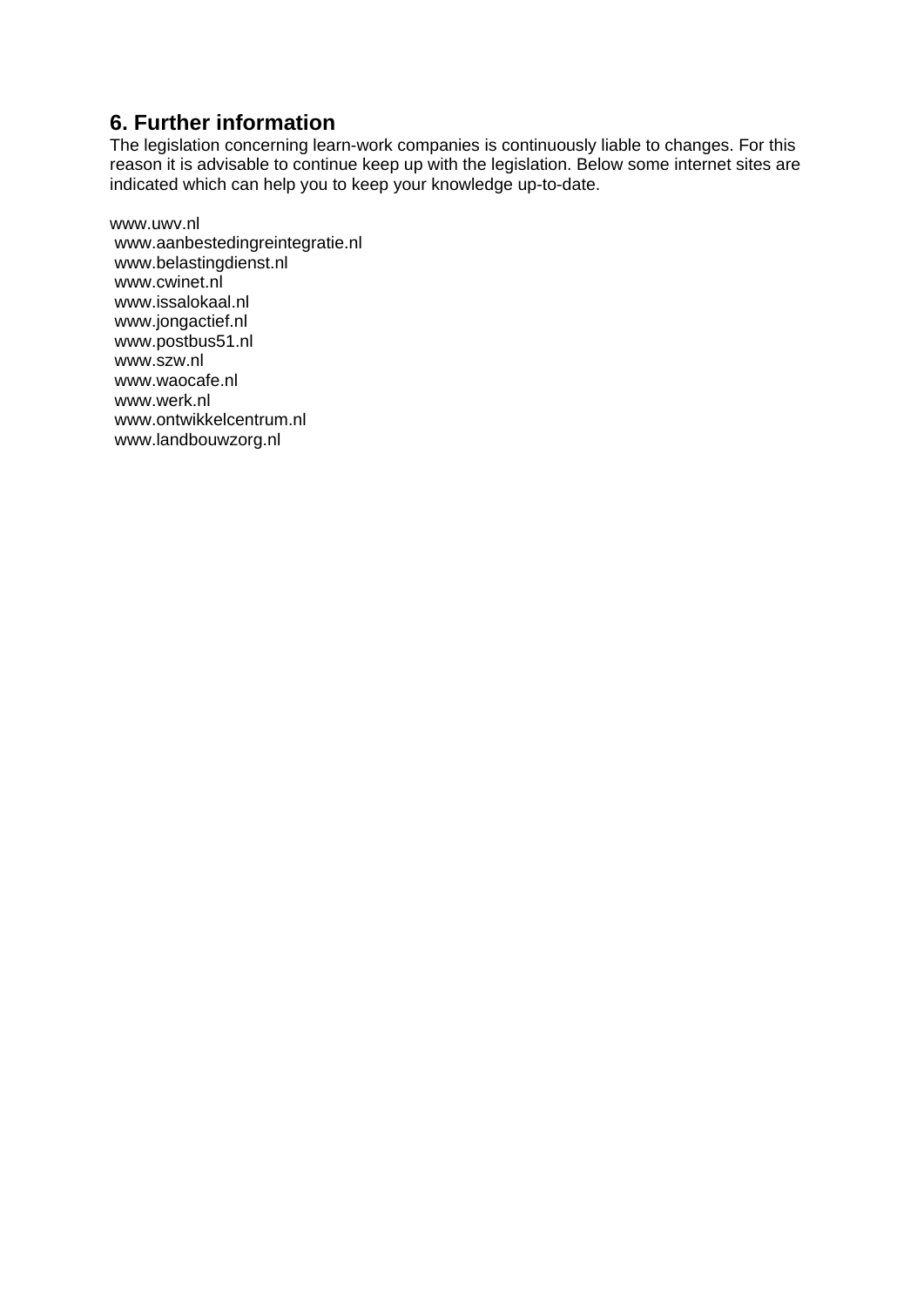## 6. Further information

The legislation concerning learn-work companies is continuously liable to changes. For this reason it is advisable to continue keep up with the legislation. Below some internet sites are indicated which can help you to keep your knowledge up-to-date.

www.uwv.nl
www.aanbestedingreintegratie.nl
www.belastingdienst.nl
www.cwinet.nl
www.issalokaal.nl
www.jongactief.nl
www.postbus51.nl
www.szw.nl
www.waocafe.nl
www.werk.nl
www.ontwikkelcentrum.nl
www.landbouwzorg.nl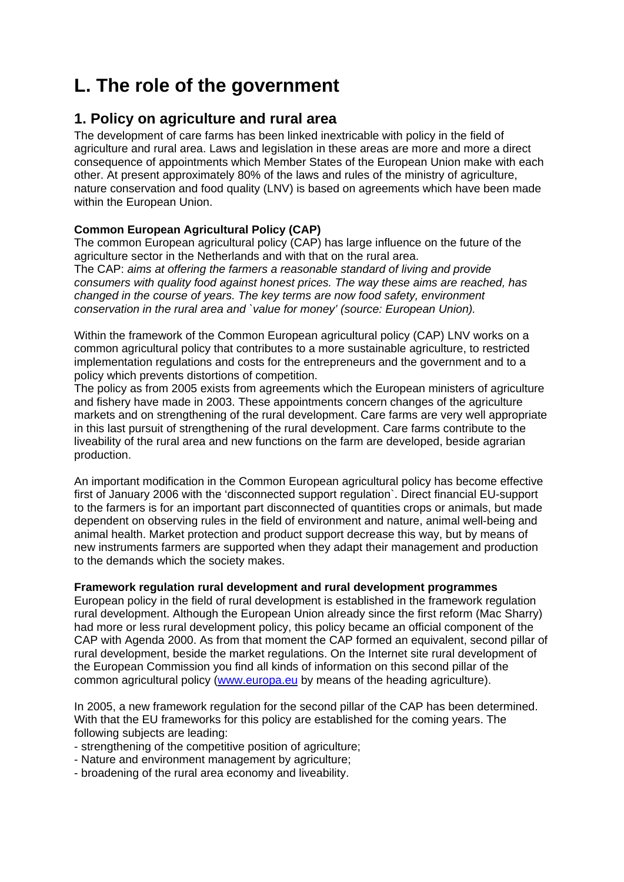# L. The role of the government

## 1. Policy on agriculture and rural area

The development of care farms has been linked inextricable with policy in the field of agriculture and rural area. Laws and legislation in these areas are more and more a direct consequence of appointments which Member States of the European Union make with each other. At present approximately 80% of the laws and rules of the ministry of agriculture, nature conservation and food quality (LNV) is based on agreements which have been made within the European Union.

**Common European Agricultural Policy (CAP)**

The common European agricultural policy (CAP) has large influence on the future of the agriculture sector in the Netherlands and with that on the rural area.
The CAP: *aims at offering the farmers a reasonable standard of living and provide consumers with quality food against honest prices. The way these aims are reached, has changed in the course of years. The key terms are now food safety, environment conservation in the rural area and `value for money' (source: European Union).*

Within the framework of the Common European agricultural policy (CAP) LNV works on a common agricultural policy that contributes to a more sustainable agriculture, to restricted implementation regulations and costs for the entrepreneurs and the government and to a policy which prevents distortions of competition.
The policy as from 2005 exists from agreements which the European ministers of agriculture and fishery have made in 2003. These appointments concern changes of the agriculture markets and on strengthening of the rural development. Care farms are very well appropriate in this last pursuit of strengthening of the rural development. Care farms contribute to the liveability of the rural area and new functions on the farm are developed, beside agrarian production.

An important modification in the Common European agricultural policy has become effective first of January 2006 with the 'disconnected support regulation`. Direct financial EU-support to the farmers is for an important part disconnected of quantities crops or animals, but made dependent on observing rules in the field of environment and nature, animal well-being and animal health. Market protection and product support decrease this way, but by means of new instruments farmers are supported when they adapt their management and production to the demands which the society makes.

**Framework regulation rural development and rural development programmes**

European policy in the field of rural development is established in the framework regulation rural development. Although the European Union already since the first reform (Mac Sharry) had more or less rural development policy, this policy became an official component of the CAP with Agenda 2000. As from that moment the CAP formed an equivalent, second pillar of rural development, beside the market regulations. On the Internet site rural development of the European Commission you find all kinds of information on this second pillar of the common agricultural policy (www.europa.eu by means of the heading agriculture).

In 2005, a new framework regulation for the second pillar of the CAP has been determined. With that the EU frameworks for this policy are established for the coming years. The following subjects are leading:

- strengthening of the competitive position of agriculture;
- Nature and environment management by agriculture;
- broadening of the rural area economy and liveability.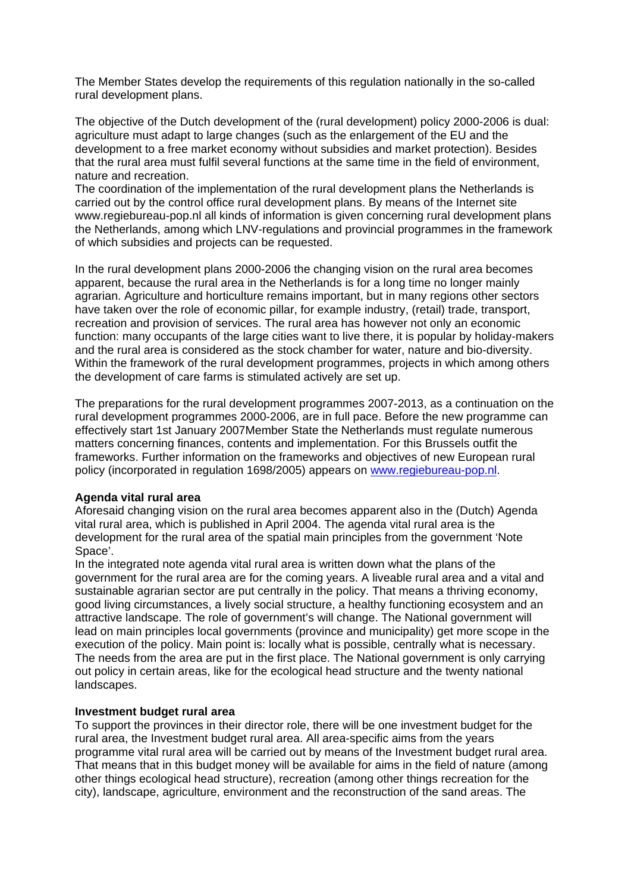The Member States develop the requirements of this regulation nationally in the so-called rural development plans.

The objective of the Dutch development of the (rural development) policy 2000-2006 is dual: agriculture must adapt to large changes (such as the enlargement of the EU and the development to a free market economy without subsidies and market protection). Besides that the rural area must fulfil several functions at the same time in the field of environment, nature and recreation.
The coordination of the implementation of the rural development plans the Netherlands is carried out by the control office rural development plans. By means of the Internet site www.regiebureau-pop.nl all kinds of information is given concerning rural development plans the Netherlands, among which LNV-regulations and provincial programmes in the framework of which subsidies and projects can be requested.

In the rural development plans 2000-2006 the changing vision on the rural area becomes apparent, because the rural area in the Netherlands is for a long time no longer mainly agrarian. Agriculture and horticulture remains important, but in many regions other sectors have taken over the role of economic pillar, for example industry, (retail) trade, transport, recreation and provision of services. The rural area has however not only an economic function: many occupants of the large cities want to live there, it is popular by holiday-makers and the rural area is considered as the stock chamber for water, nature and bio-diversity. Within the framework of the rural development programmes, projects in which among others the development of care farms is stimulated actively are set up.

The preparations for the rural development programmes 2007-2013, as a continuation on the rural development programmes 2000-2006, are in full pace. Before the new programme can effectively start 1st January 2007Member State the Netherlands must regulate numerous matters concerning finances, contents and implementation. For this Brussels outfit the frameworks. Further information on the frameworks and objectives of new European rural policy (incorporated in regulation 1698/2005) appears on www.regiebureau-pop.nl.

**Agenda vital rural area**
Aforesaid changing vision on the rural area becomes apparent also in the (Dutch) Agenda vital rural area, which is published in April 2004. The agenda vital rural area is the development for the rural area of the spatial main principles from the government 'Note Space'.
In the integrated note agenda vital rural area is written down what the plans of the government for the rural area are for the coming years. A liveable rural area and a vital and sustainable agrarian sector are put centrally in the policy. That means a thriving economy, good living circumstances, a lively social structure, a healthy functioning ecosystem and an attractive landscape. The role of government's will change. The National government will lead on main principles local governments (province and municipality) get more scope in the execution of the policy. Main point is: locally what is possible, centrally what is necessary. The needs from the area are put in the first place. The National government is only carrying out policy in certain areas, like for the ecological head structure and the twenty national landscapes.

**Investment budget rural area**
To support the provinces in their director role, there will be one investment budget for the rural area, the Investment budget rural area. All area-specific aims from the years programme vital rural area will be carried out by means of the Investment budget rural area. That means that in this budget money will be available for aims in the field of nature (among other things ecological head structure), recreation (among other things recreation for the city), landscape, agriculture, environment and the reconstruction of the sand areas. The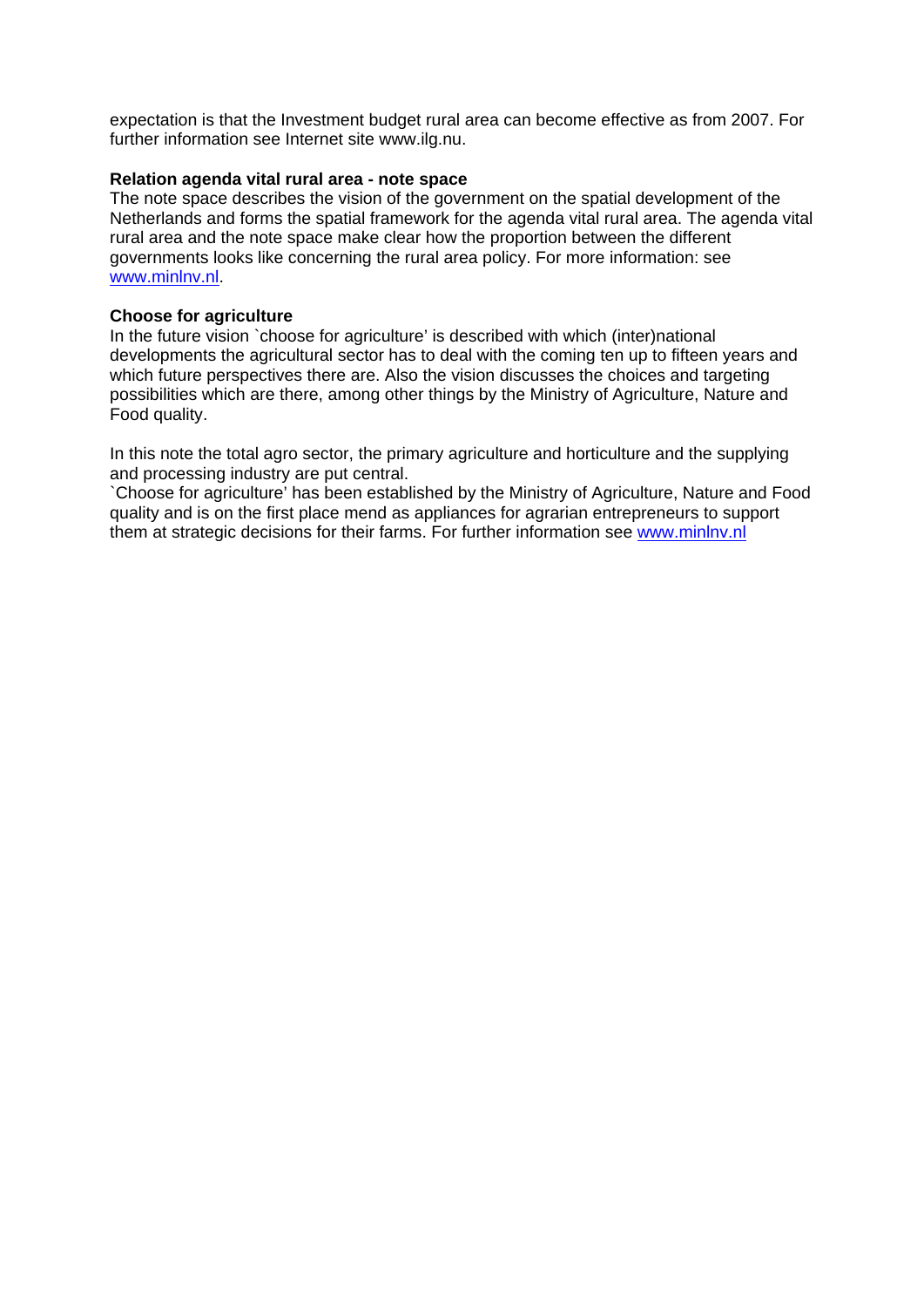expectation is that the Investment budget rural area can become effective as from 2007. For further information see Internet site www.ilg.nu.

**Relation agenda vital rural area - note space**

The note space describes the vision of the government on the spatial development of the Netherlands and forms the spatial framework for the agenda vital rural area. The agenda vital rural area and the note space make clear how the proportion between the different governments looks like concerning the rural area policy. For more information: see www.minlnv.nl.

**Choose for agriculture**

In the future vision `choose for agriculture' is described with which (inter)national developments the agricultural sector has to deal with the coming ten up to fifteen years and which future perspectives there are. Also the vision discusses the choices and targeting possibilities which are there, among other things by the Ministry of Agriculture, Nature and Food quality.

In this note the total agro sector, the primary agriculture and horticulture and the supplying and processing industry are put central.

`Choose for agriculture' has been established by the Ministry of Agriculture, Nature and Food quality and is on the first place mend as appliances for agrarian entrepreneurs to support them at strategic decisions for their farms. For further information see www.minlnv.nl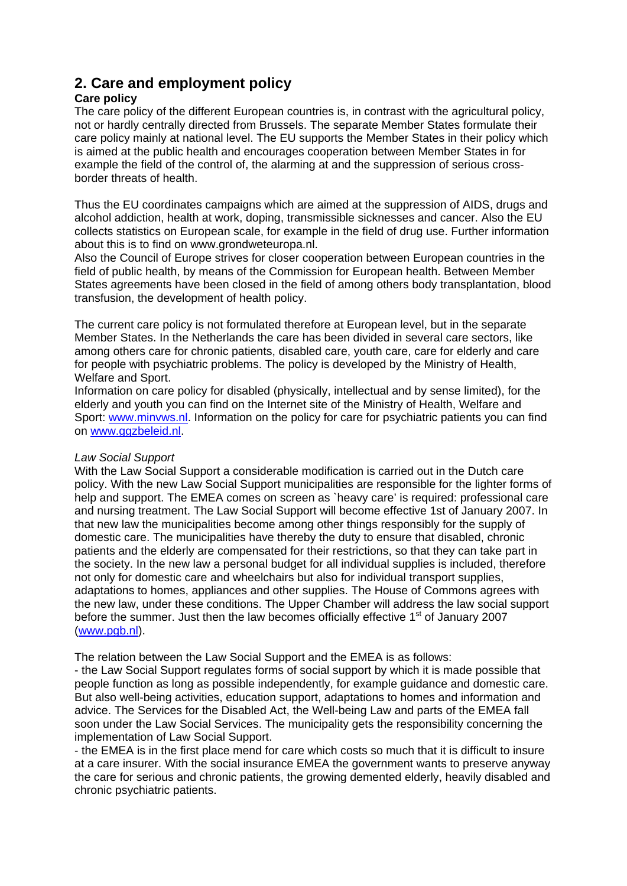## 2. Care and employment policy

**Care policy**

The care policy of the different European countries is, in contrast with the agricultural policy, not or hardly centrally directed from Brussels. The separate Member States formulate their care policy mainly at national level. The EU supports the Member States in their policy which is aimed at the public health and encourages cooperation between Member States in for example the field of the control of, the alarming at and the suppression of serious cross-border threats of health.

Thus the EU coordinates campaigns which are aimed at the suppression of AIDS, drugs and alcohol addiction, health at work, doping, transmissible sicknesses and cancer. Also the EU collects statistics on European scale, for example in the field of drug use. Further information about this is to find on www.grondweteuropa.nl.
Also the Council of Europe strives for closer cooperation between European countries in the field of public health, by means of the Commission for European health. Between Member States agreements have been closed in the field of among others body transplantation, blood transfusion, the development of health policy.

The current care policy is not formulated therefore at European level, but in the separate Member States. In the Netherlands the care has been divided in several care sectors, like among others care for chronic patients, disabled care, youth care, care for elderly and care for people with psychiatric problems. The policy is developed by the Ministry of Health, Welfare and Sport.
Information on care policy for disabled (physically, intellectual and by sense limited), for the elderly and youth you can find on the Internet site of the Ministry of Health, Welfare and Sport: www.minvws.nl. Information on the policy for care for psychiatric patients you can find on www.ggzbeleid.nl.

*Law Social Support*

With the Law Social Support a considerable modification is carried out in the Dutch care policy. With the new Law Social Support municipalities are responsible for the lighter forms of help and support. The EMEA comes on screen as `heavy care' is required: professional care and nursing treatment. The Law Social Support will become effective 1st of January 2007. In that new law the municipalities become among other things responsibly for the supply of domestic care. The municipalities have thereby the duty to ensure that disabled, chronic patients and the elderly are compensated for their restrictions, so that they can take part in the society. In the new law a personal budget for all individual supplies is included, therefore not only for domestic care and wheelchairs but also for individual transport supplies, adaptations to homes, appliances and other supplies. The House of Commons agrees with the new law, under these conditions. The Upper Chamber will address the law social support before the summer. Just then the law becomes officially effective 1st of January 2007 (www.pgb.nl).

The relation between the Law Social Support and the EMEA is as follows:
- the Law Social Support regulates forms of social support by which it is made possible that people function as long as possible independently, for example guidance and domestic care. But also well-being activities, education support, adaptations to homes and information and advice. The Services for the Disabled Act, the Well-being Law and parts of the EMEA fall soon under the Law Social Services. The municipality gets the responsibility concerning the implementation of Law Social Support.
- the EMEA is in the first place mend for care which costs so much that it is difficult to insure at a care insurer. With the social insurance EMEA the government wants to preserve anyway the care for serious and chronic patients, the growing demented elderly, heavily disabled and chronic psychiatric patients.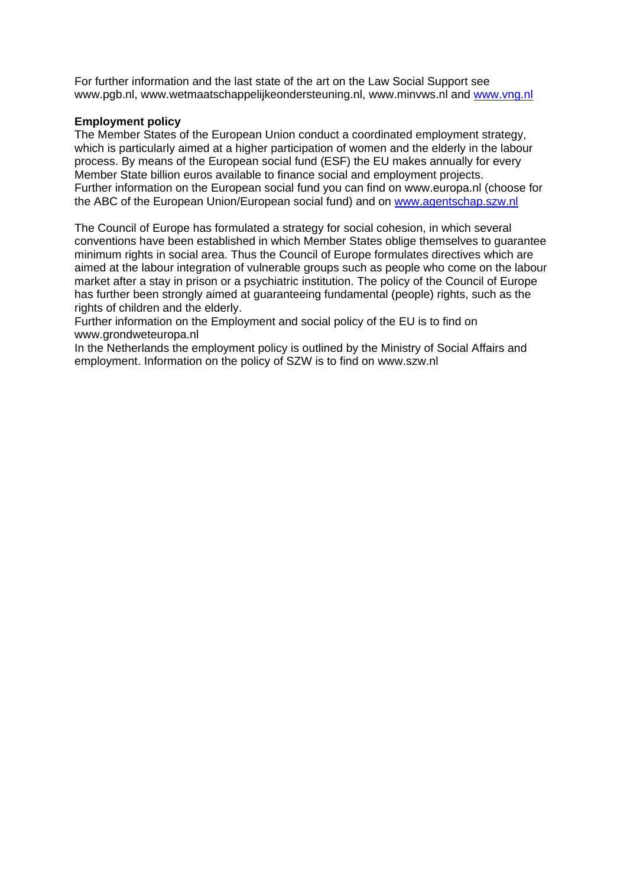For further information and the last state of the art on the Law Social Support see www.pgb.nl, www.wetmaatschappelijkeondersteuning.nl, www.minvws.nl and www.vng.nl

**Employment policy**

The Member States of the European Union conduct a coordinated employment strategy, which is particularly aimed at a higher participation of women and the elderly in the labour process. By means of the European social fund (ESF) the EU makes annually for every Member State billion euros available to finance social and employment projects. Further information on the European social fund you can find on www.europa.nl (choose for the ABC of the European Union/European social fund) and on www.agentschap.szw.nl

The Council of Europe has formulated a strategy for social cohesion, in which several conventions have been established in which Member States oblige themselves to guarantee minimum rights in social area. Thus the Council of Europe formulates directives which are aimed at the labour integration of vulnerable groups such as people who come on the labour market after a stay in prison or a psychiatric institution. The policy of the Council of Europe has further been strongly aimed at guaranteeing fundamental (people) rights, such as the rights of children and the elderly.
Further information on the Employment and social policy of the EU is to find on www.grondweteuropa.nl
In the Netherlands the employment policy is outlined by the Ministry of Social Affairs and employment. Information on the policy of SZW is to find on www.szw.nl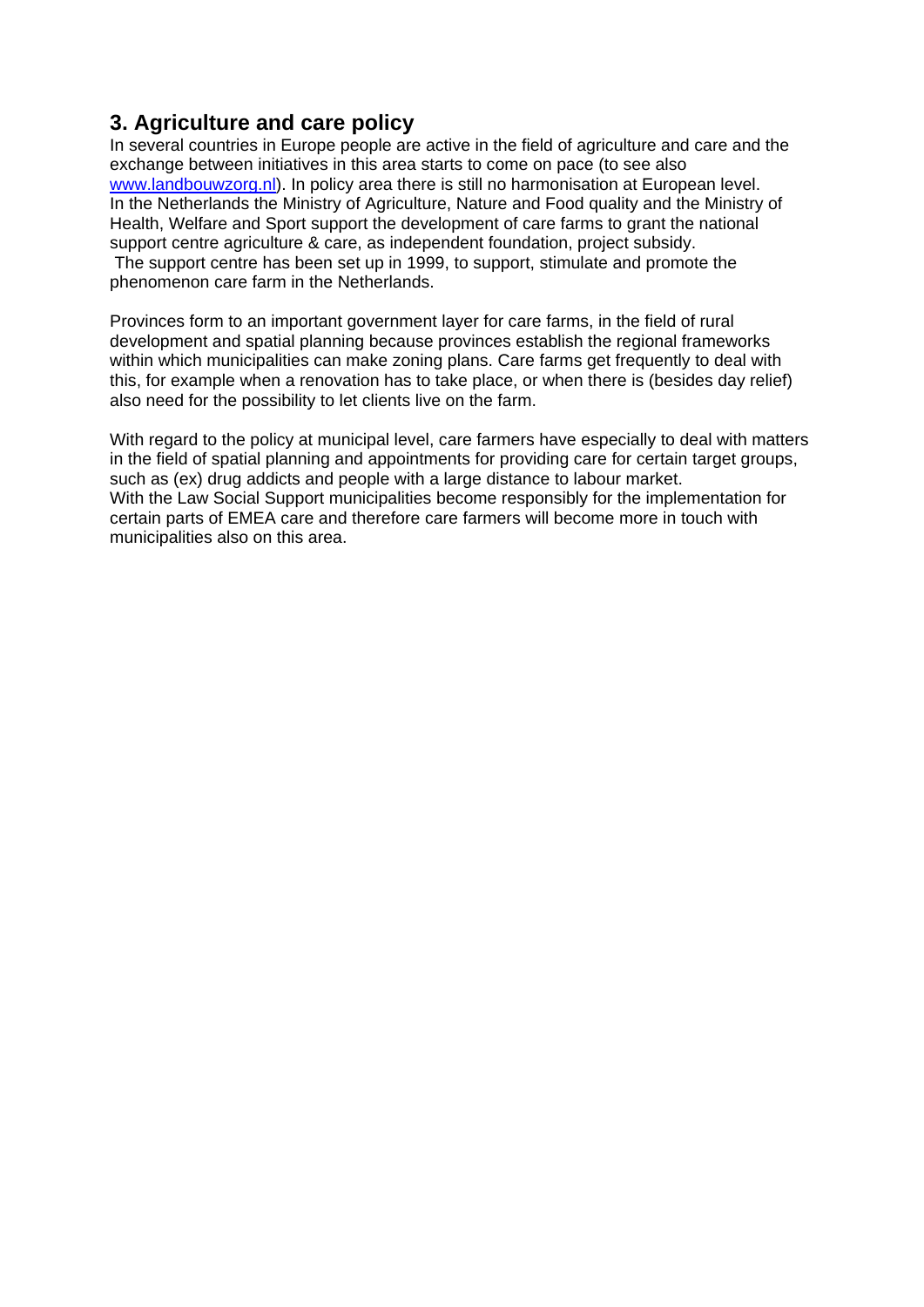## 3. Agriculture and care policy

In several countries in Europe people are active in the field of agriculture and care and the exchange between initiatives in this area starts to come on pace (to see also [www.landbouwzorg.nl](http://www.landbouwzorg.nl)). In policy area there is still no harmonisation at European level. In the Netherlands the Ministry of Agriculture, Nature and Food quality and the Ministry of Health, Welfare and Sport support the development of care farms to grant the national support centre agriculture & care, as independent foundation, project subsidy.
The support centre has been set up in 1999, to support, stimulate and promote the phenomenon care farm in the Netherlands.

Provinces form to an important government layer for care farms, in the field of rural development and spatial planning because provinces establish the regional frameworks within which municipalities can make zoning plans. Care farms get frequently to deal with this, for example when a renovation has to take place, or when there is (besides day relief) also need for the possibility to let clients live on the farm.

With regard to the policy at municipal level, care farmers have especially to deal with matters in the field of spatial planning and appointments for providing care for certain target groups, such as (ex) drug addicts and people with a large distance to labour market.
With the Law Social Support municipalities become responsibly for the implementation for certain parts of EMEA care and therefore care farmers will become more in touch with municipalities also on this area.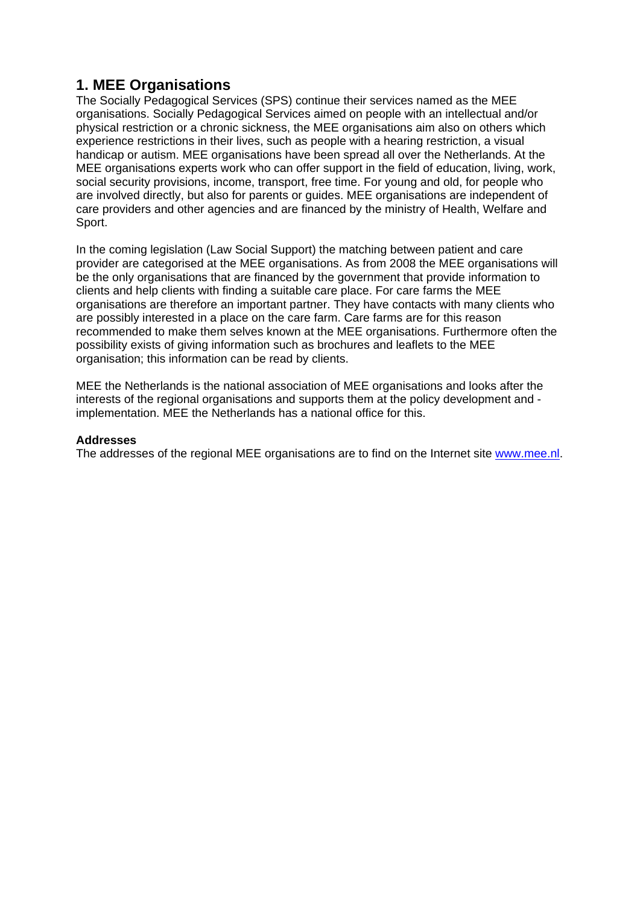## 1. MEE Organisations

The Socially Pedagogical Services (SPS) continue their services named as the MEE organisations. Socially Pedagogical Services aimed on people with an intellectual and/or physical restriction or a chronic sickness, the MEE organisations aim also on others which experience restrictions in their lives, such as people with a hearing restriction, a visual handicap or autism. MEE organisations have been spread all over the Netherlands. At the MEE organisations experts work who can offer support in the field of education, living, work, social security provisions, income, transport, free time. For young and old, for people who are involved directly, but also for parents or guides. MEE organisations are independent of care providers and other agencies and are financed by the ministry of Health, Welfare and Sport.

In the coming legislation (Law Social Support) the matching between patient and care provider are categorised at the MEE organisations. As from 2008 the MEE organisations will be the only organisations that are financed by the government that provide information to clients and help clients with finding a suitable care place. For care farms the MEE organisations are therefore an important partner. They have contacts with many clients who are possibly interested in a place on the care farm. Care farms are for this reason recommended to make them selves known at the MEE organisations. Furthermore often the possibility exists of giving information such as brochures and leaflets to the MEE organisation; this information can be read by clients.

MEE the Netherlands is the national association of MEE organisations and looks after the interests of the regional organisations and supports them at the policy development and -implementation. MEE the Netherlands has a national office for this.

**Addresses**

The addresses of the regional MEE organisations are to find on the Internet site www.mee.nl.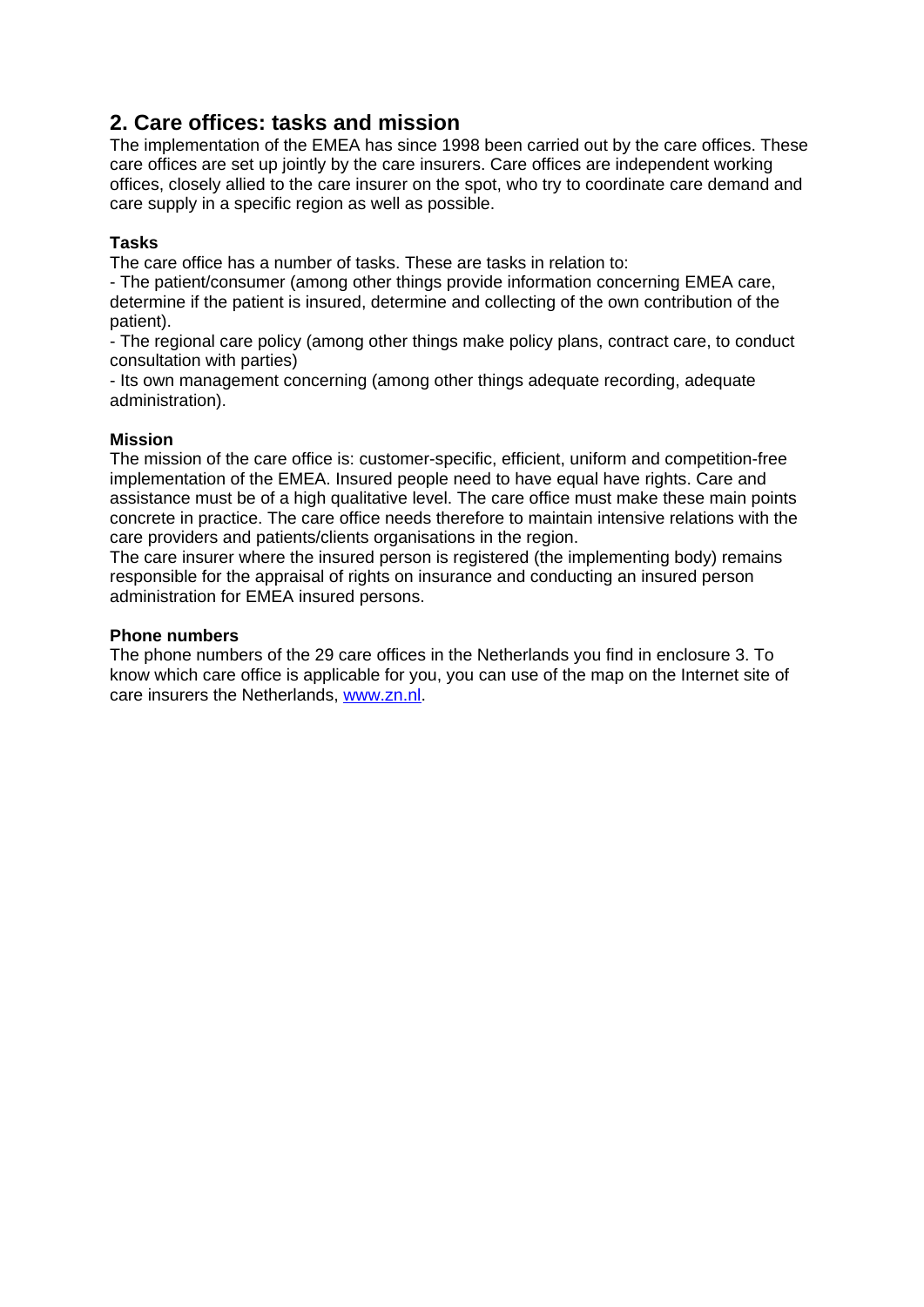## 2. Care offices: tasks and mission

The implementation of the EMEA has since 1998 been carried out by the care offices. These care offices are set up jointly by the care insurers. Care offices are independent working offices, closely allied to the care insurer on the spot, who try to coordinate care demand and care supply in a specific region as well as possible.

**Tasks**

The care office has a number of tasks. These are tasks in relation to:

- The patient/consumer (among other things provide information concerning EMEA care, determine if the patient is insured, determine and collecting of the own contribution of the patient).
- The regional care policy (among other things make policy plans, contract care, to conduct consultation with parties)
- Its own management concerning (among other things adequate recording, adequate administration).

**Mission**

The mission of the care office is: customer-specific, efficient, uniform and competition-free implementation of the EMEA. Insured people need to have equal have rights. Care and assistance must be of a high qualitative level. The care office must make these main points concrete in practice. The care office needs therefore to maintain intensive relations with the care providers and patients/clients organisations in the region.

The care insurer where the insured person is registered (the implementing body) remains responsible for the appraisal of rights on insurance and conducting an insured person administration for EMEA insured persons.

**Phone numbers**

The phone numbers of the 29 care offices in the Netherlands you find in enclosure 3. To know which care office is applicable for you, you can use of the map on the Internet site of care insurers the Netherlands, [www.zn.nl](http://www.zn.nl).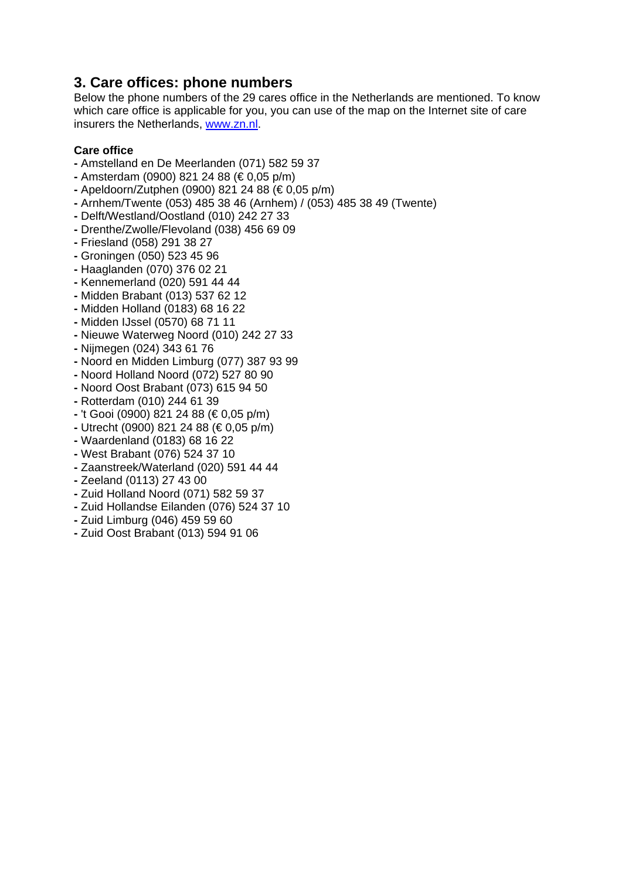## 3. Care offices: phone numbers

Below the phone numbers of the 29 cares office in the Netherlands are mentioned. To know which care office is applicable for you, you can use of the map on the Internet site of care insurers the Netherlands, [www.zn.nl](www.zn.nl).

**Care office**

- Amstelland en De Meerlanden (071) 582 59 37
- Amsterdam (0900) 821 24 88 (€ 0,05 p/m)
- Apeldoorn/Zutphen (0900) 821 24 88 (€ 0,05 p/m)
- Arnhem/Twente (053) 485 38 46 (Arnhem) / (053) 485 38 49 (Twente)
- Delft/Westland/Oostland (010) 242 27 33
- Drenthe/Zwolle/Flevoland (038) 456 69 09
- Friesland (058) 291 38 27
- Groningen (050) 523 45 96
- Haaglanden (070) 376 02 21
- Kennemerland (020) 591 44 44
- Midden Brabant (013) 537 62 12
- Midden Holland (0183) 68 16 22
- Midden IJssel (0570) 68 71 11
- Nieuwe Waterweg Noord (010) 242 27 33
- Nijmegen (024) 343 61 76
- Noord en Midden Limburg (077) 387 93 99
- Noord Holland Noord (072) 527 80 90
- Noord Oost Brabant (073) 615 94 50
- Rotterdam (010) 244 61 39
- 't Gooi (0900) 821 24 88 (€ 0,05 p/m)
- Utrecht (0900) 821 24 88 (€ 0,05 p/m)
- Waardenland (0183) 68 16 22
- West Brabant (076) 524 37 10
- Zaanstreek/Waterland (020) 591 44 44
- Zeeland (0113) 27 43 00
- Zuid Holland Noord (071) 582 59 37
- Zuid Hollandse Eilanden (076) 524 37 10
- Zuid Limburg (046) 459 59 60
- Zuid Oost Brabant (013) 594 91 06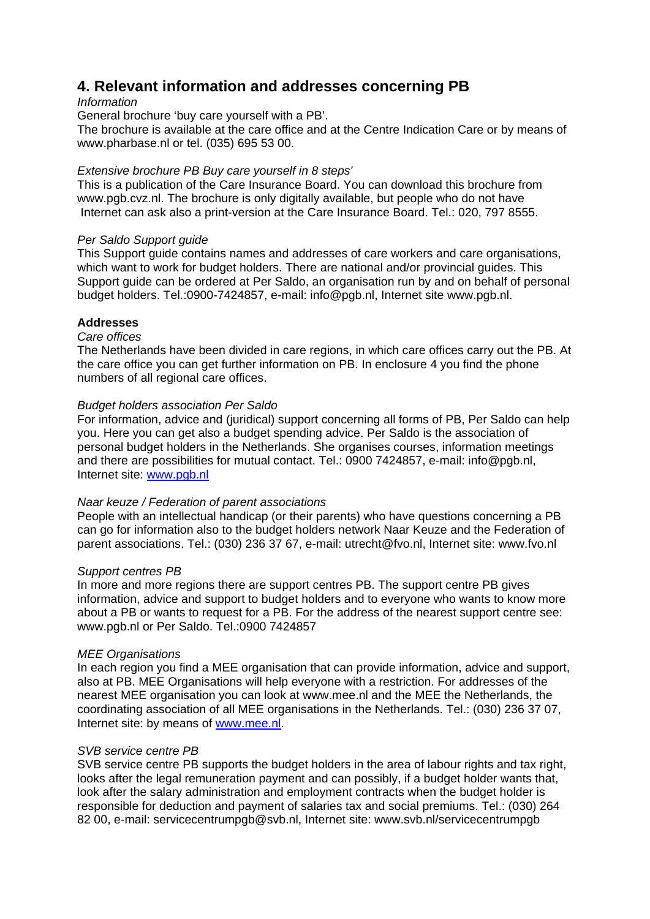## 4. Relevant information and addresses concerning PB

*Information*

General brochure 'buy care yourself with a PB'.
The brochure is available at the care office and at the Centre Indication Care or by means of www.pharbase.nl or tel. (035) 695 53 00.

*Extensive brochure PB Buy care yourself in 8 steps'*

This is a publication of the Care Insurance Board. You can download this brochure from www.pgb.cvz.nl. The brochure is only digitally available, but people who do not have Internet can ask also a print-version at the Care Insurance Board. Tel.: 020, 797 8555.

*Per Saldo Support guide*

This Support guide contains names and addresses of care workers and care organisations, which want to work for budget holders. There are national and/or provincial guides. This Support guide can be ordered at Per Saldo, an organisation run by and on behalf of personal budget holders. Tel.:0900-7424857, e-mail: info@pgb.nl, Internet site www.pgb.nl.

**Addresses**

*Care offices*

The Netherlands have been divided in care regions, in which care offices carry out the PB. At the care office you can get further information on PB. In enclosure 4 you find the phone numbers of all regional care offices.

*Budget holders association Per Saldo*

For information, advice and (juridical) support concerning all forms of PB, Per Saldo can help you. Here you can get also a budget spending advice. Per Saldo is the association of personal budget holders in the Netherlands. She organises courses, information meetings and there are possibilities for mutual contact. Tel.: 0900 7424857, e-mail: info@pgb.nl, Internet site: www.pgb.nl

*Naar keuze / Federation of parent associations*

People with an intellectual handicap (or their parents) who have questions concerning a PB can go for information also to the budget holders network Naar Keuze and the Federation of parent associations. Tel.: (030) 236 37 67, e-mail: utrecht@fvo.nl, Internet site: www.fvo.nl

*Support centres PB*

In more and more regions there are support centres PB. The support centre PB gives information, advice and support to budget holders and to everyone who wants to know more about a PB or wants to request for a PB. For the address of the nearest support centre see: www.pgb.nl or Per Saldo. Tel.:0900 7424857

*MEE Organisations*

In each region you find a MEE organisation that can provide information, advice and support, also at PB. MEE Organisations will help everyone with a restriction. For addresses of the nearest MEE organisation you can look at www.mee.nl and the MEE the Netherlands, the coordinating association of all MEE organisations in the Netherlands. Tel.: (030) 236 37 07, Internet site: by means of www.mee.nl.

*SVB service centre PB*

SVB service centre PB supports the budget holders in the area of labour rights and tax right, looks after the legal remuneration payment and can possibly, if a budget holder wants that, look after the salary administration and employment contracts when the budget holder is responsible for deduction and payment of salaries tax and social premiums. Tel.: (030) 264 82 00, e-mail: servicecentrumpgb@svb.nl, Internet site: www.svb.nl/servicecentrumpgb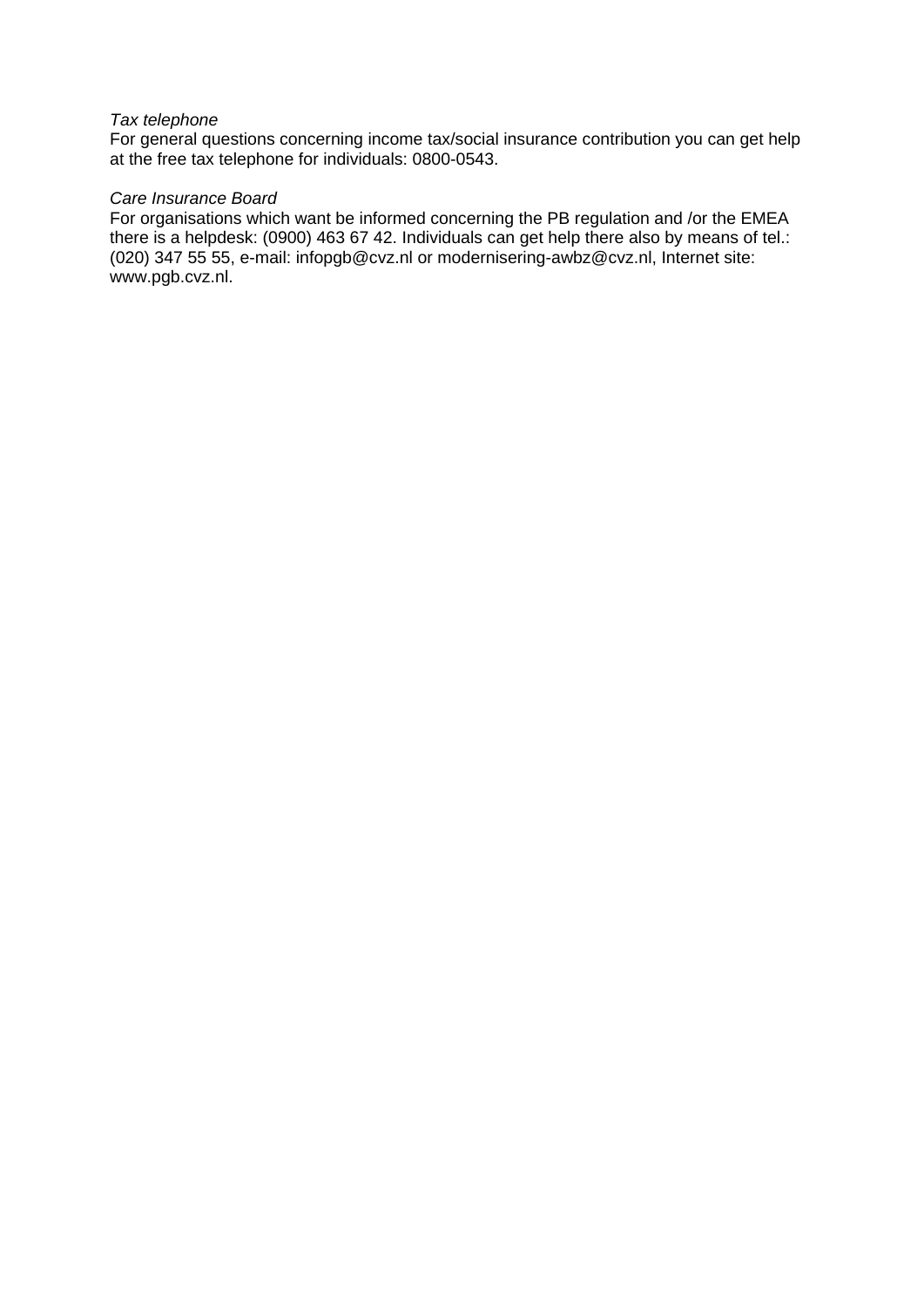*Tax telephone*
For general questions concerning income tax/social insurance contribution you can get help at the free tax telephone for individuals: 0800-0543.

*Care Insurance Board*
For organisations which want be informed concerning the PB regulation and /or the EMEA there is a helpdesk: (0900) 463 67 42. Individuals can get help there also by means of tel.: (020) 347 55 55, e-mail: infopgb@cvz.nl or modernisering-awbz@cvz.nl, Internet site: www.pgb.cvz.nl.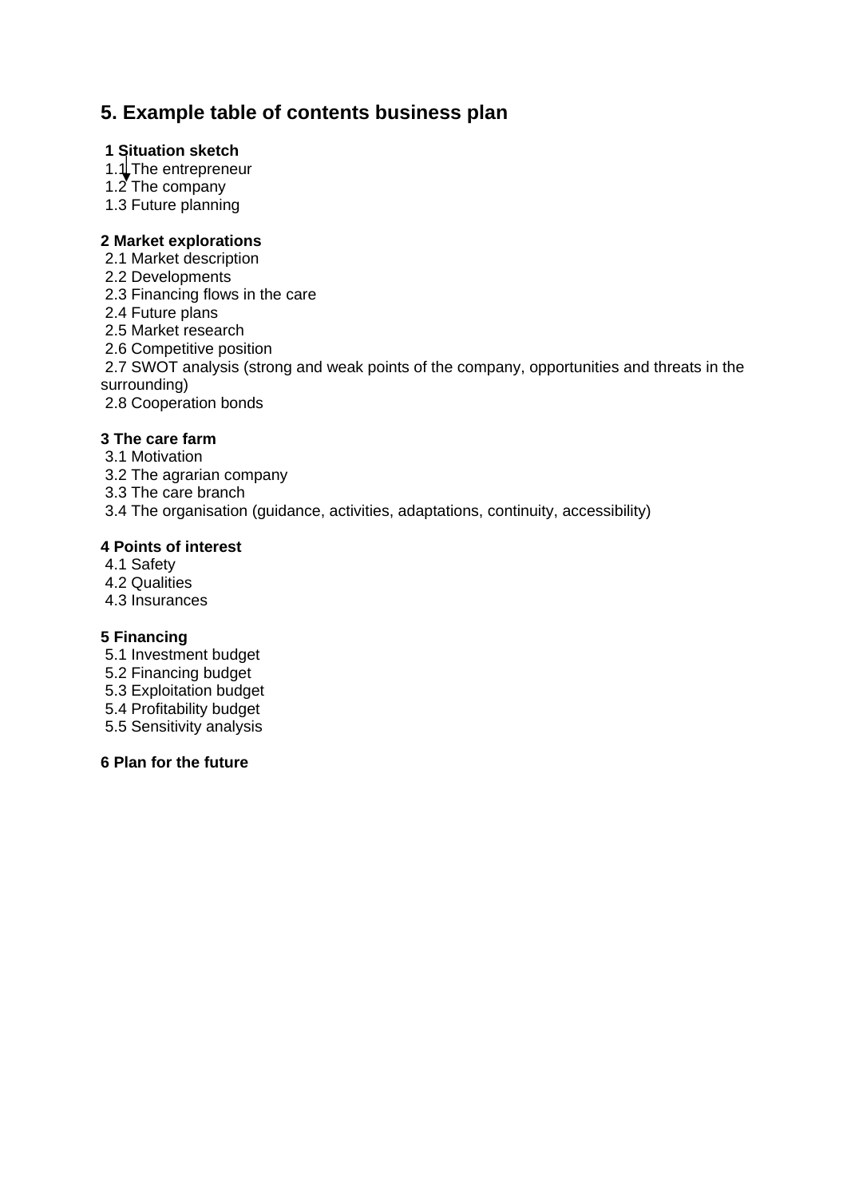## 5. Example table of contents business plan

**1 Situation sketch**
1.1 The entrepreneur
1.2 The company
1.3 Future planning

**2 Market explorations**
2.1 Market description
2.2 Developments
2.3 Financing flows in the care
2.4 Future plans
2.5 Market research
2.6 Competitive position
2.7 SWOT analysis (strong and weak points of the company, opportunities and threats in the surrounding)
2.8 Cooperation bonds

**3 The care farm**
3.1 Motivation
3.2 The agrarian company
3.3 The care branch
3.4 The organisation (guidance, activities, adaptations, continuity, accessibility)

**4 Points of interest**
4.1 Safety
4.2 Qualities
4.3 Insurances

**5 Financing**
5.1 Investment budget
5.2 Financing budget
5.3 Exploitation budget
5.4 Profitability budget
5.5 Sensitivity analysis

**6 Plan for the future**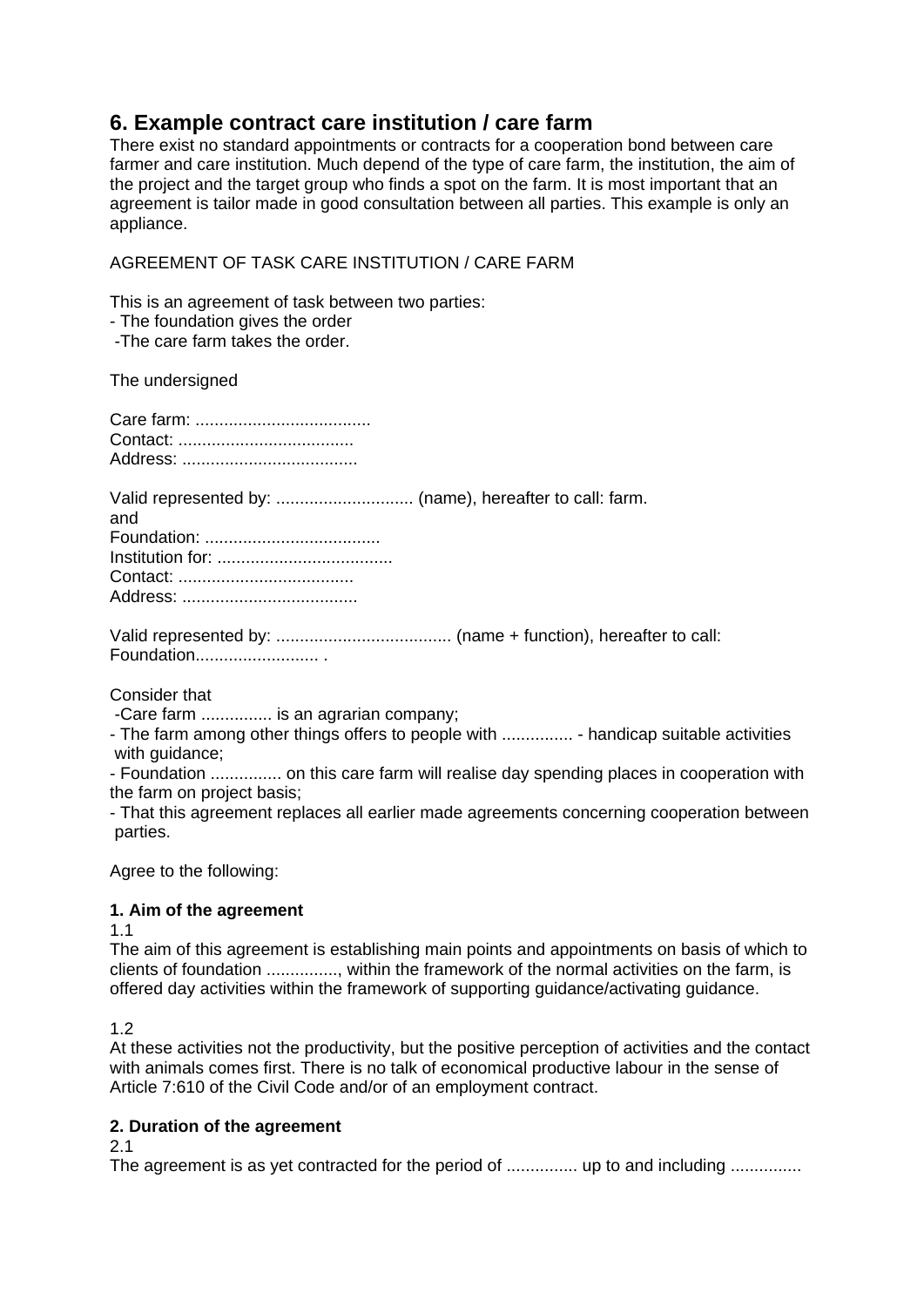## 6. Example contract care institution / care farm

There exist no standard appointments or contracts for a cooperation bond between care farmer and care institution. Much depend of the type of care farm, the institution, the aim of the project and the target group who finds a spot on the farm. It is most important that an agreement is tailor made in good consultation between all parties. This example is only an appliance.

AGREEMENT OF TASK CARE INSTITUTION / CARE FARM

This is an agreement of task between two parties:
- The foundation gives the order
- The care farm takes the order.

The undersigned

Care farm: .....................................
Contact: .....................................
Address: .....................................

Valid represented by: ............................. (name), hereafter to call: farm.
and
Foundation: .....................................
Institution for: .....................................
Contact: .....................................
Address: .....................................

Valid represented by: ..................................... (name + function), hereafter to call: Foundation.......................... .

Consider that
- Care farm ............... is an agrarian company;
- The farm among other things offers to people with ............... - handicap suitable activities with guidance;
- Foundation ............... on this care farm will realise day spending places in cooperation with the farm on project basis;
- That this agreement replaces all earlier made agreements concerning cooperation between parties.

Agree to the following:

**1. Aim of the agreement**

1.1
The aim of this agreement is establishing main points and appointments on basis of which to clients of foundation ..............., within the framework of the normal activities on the farm, is offered day activities within the framework of supporting guidance/activating guidance.

1.2
At these activities not the productivity, but the positive perception of activities and the contact with animals comes first. There is no talk of economical productive labour in the sense of Article 7:610 of the Civil Code and/or of an employment contract.

**2. Duration of the agreement**

2.1
The agreement is as yet contracted for the period of ............... up to and including ...............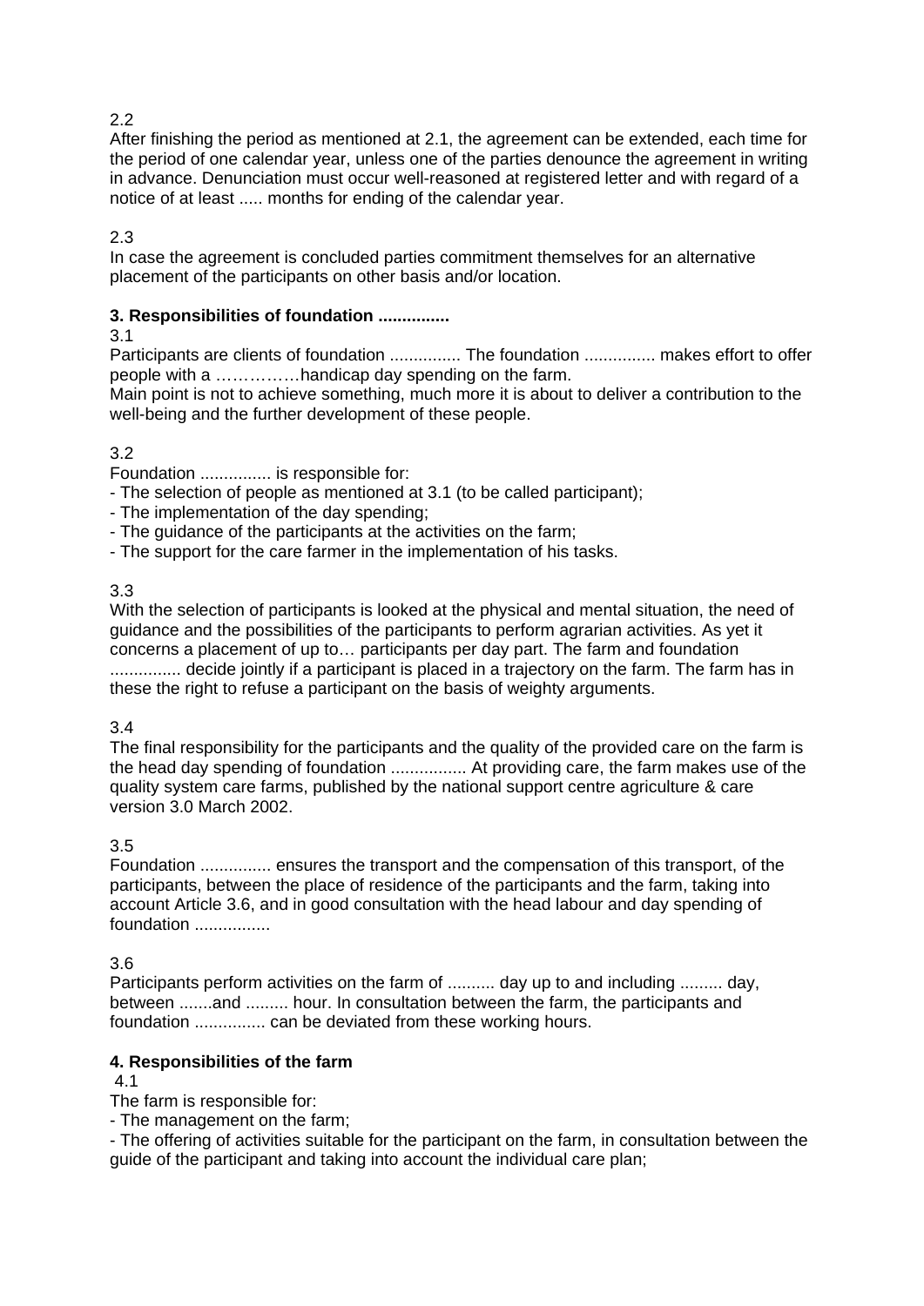2.2

After finishing the period as mentioned at 2.1, the agreement can be extended, each time for the period of one calendar year, unless one of the parties denounce the agreement in writing in advance. Denunciation must occur well-reasoned at registered letter and with regard of a notice of at least ..... months for ending of the calendar year.

2.3

In case the agreement is concluded parties commitment themselves for an alternative placement of the participants on other basis and/or location.

**3. Responsibilities of foundation ...............**

3.1

Participants are clients of foundation ............... The foundation ............... makes effort to offer people with a ……………handicap day spending on the farm.

Main point is not to achieve something, much more it is about to deliver a contribution to the well-being and the further development of these people.

3.2

Foundation ............... is responsible for:

- The selection of people as mentioned at 3.1 (to be called participant);
- The implementation of the day spending;
- The guidance of the participants at the activities on the farm;
- The support for the care farmer in the implementation of his tasks.

3.3

With the selection of participants is looked at the physical and mental situation, the need of guidance and the possibilities of the participants to perform agrarian activities. As yet it concerns a placement of up to… participants per day part. The farm and foundation .............. decide jointly if a participant is placed in a trajectory on the farm. The farm has in these the right to refuse a participant on the basis of weighty arguments.

3.4

The final responsibility for the participants and the quality of the provided care on the farm is the head day spending of foundation ................ At providing care, the farm makes use of the quality system care farms, published by the national support centre agriculture & care version 3.0 March 2002.

3.5

Foundation ............... ensures the transport and the compensation of this transport, of the participants, between the place of residence of the participants and the farm, taking into account Article 3.6, and in good consultation with the head labour and day spending of foundation ................

3.6

Participants perform activities on the farm of .......... day up to and including ......... day, between .......and ......... hour. In consultation between the farm, the participants and foundation ............... can be deviated from these working hours.

**4. Responsibilities of the farm**

4.1

The farm is responsible for:

- The management on the farm;
- The offering of activities suitable for the participant on the farm, in consultation between the guide of the participant and taking into account the individual care plan;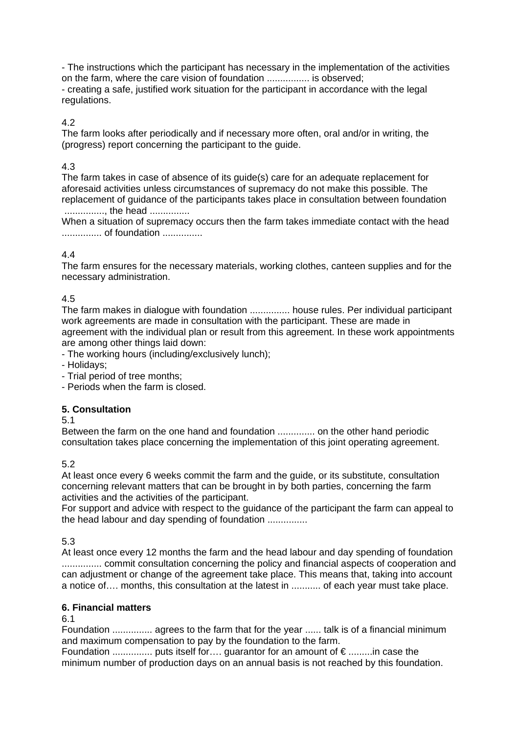- The instructions which the participant has necessary in the implementation of the activities on the farm, where the care vision of foundation ................ is observed;
- creating a safe, justified work situation for the participant in accordance with the legal regulations.

4.2
The farm looks after periodically and if necessary more often, oral and/or in writing, the (progress) report concerning the participant to the guide.

4.3
The farm takes in case of absence of its guide(s) care for an adequate replacement for aforesaid activities unless circumstances of supremacy do not make this possible. The replacement of guidance of the participants takes place in consultation between foundation ..............., the head ...............
When a situation of supremacy occurs then the farm takes immediate contact with the head ............... of foundation ...............

4.4
The farm ensures for the necessary materials, working clothes, canteen supplies and for the necessary administration.

4.5
The farm makes in dialogue with foundation ............... house rules. Per individual participant work agreements are made in consultation with the participant. These are made in agreement with the individual plan or result from this agreement. In these work appointments are among other things laid down:
- The working hours (including/exclusively lunch);
- Holidays;
- Trial period of tree months;
- Periods when the farm is closed.

**5. Consultation**

5.1
Between the farm on the one hand and foundation .............. on the other hand periodic consultation takes place concerning the implementation of this joint operating agreement.

5.2
At least once every 6 weeks commit the farm and the guide, or its substitute, consultation concerning relevant matters that can be brought in by both parties, concerning the farm activities and the activities of the participant.
For support and advice with respect to the guidance of the participant the farm can appeal to the head labour and day spending of foundation ...............

5.3
At least once every 12 months the farm and the head labour and day spending of foundation ............... commit consultation concerning the policy and financial aspects of cooperation and can adjustment or change of the agreement take place. This means that, taking into account a notice of…. months, this consultation at the latest in ........... of each year must take place.

**6. Financial matters**

6.1
Foundation ............... agrees to the farm that for the year ...... talk is of a financial minimum and maximum compensation to pay by the foundation to the farm.
Foundation ............... puts itself for…. guarantor for an amount of € .........in case the minimum number of production days on an annual basis is not reached by this foundation.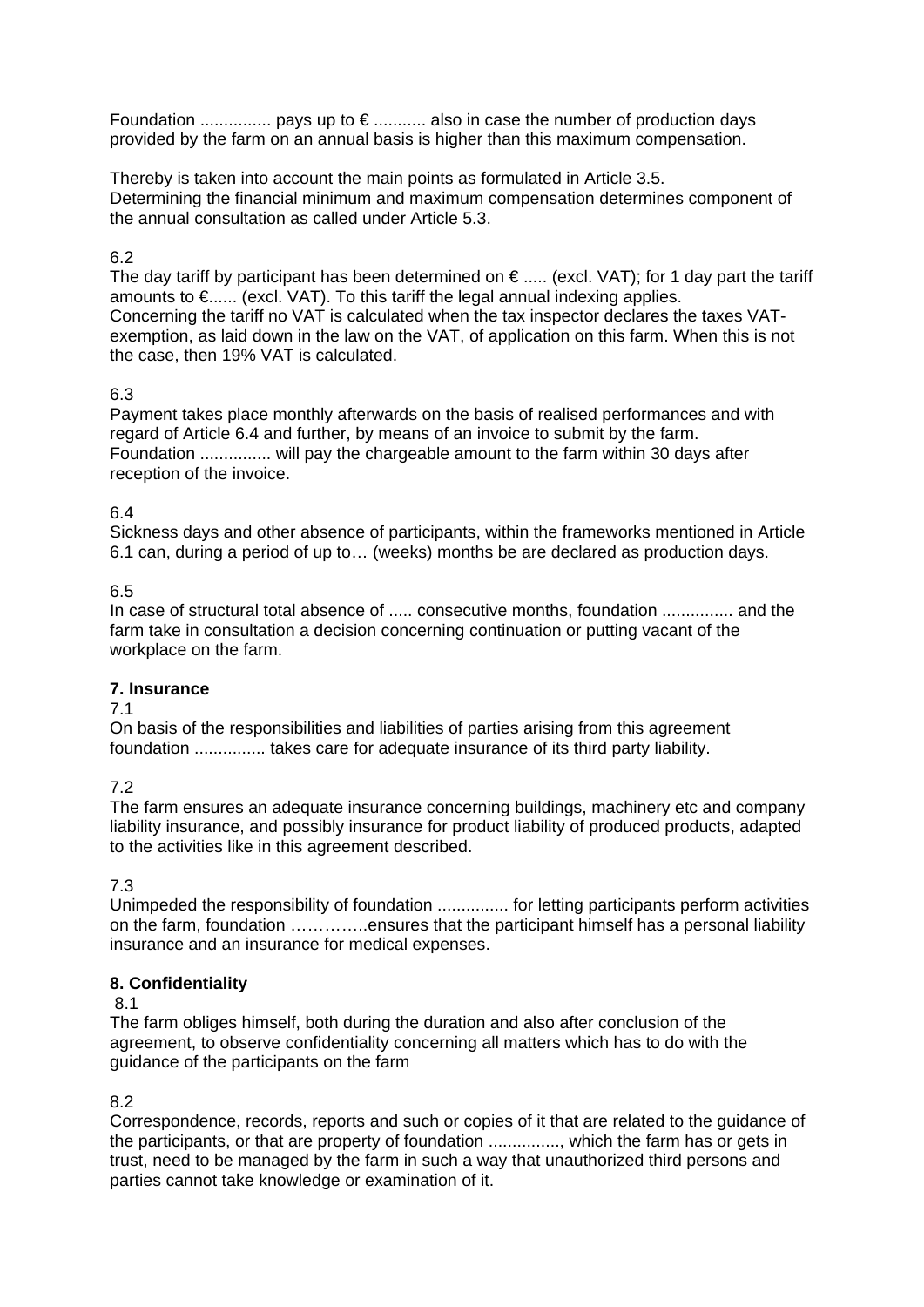Foundation ............... pays up to € ........... also in case the number of production days provided by the farm on an annual basis is higher than this maximum compensation.

Thereby is taken into account the main points as formulated in Article 3.5.
Determining the financial minimum and maximum compensation determines component of the annual consultation as called under Article 5.3.

6.2
The day tariff by participant has been determined on € ..... (excl. VAT); for 1 day part the tariff amounts to €...... (excl. VAT). To this tariff the legal annual indexing applies.
Concerning the tariff no VAT is calculated when the tax inspector declares the taxes VAT-exemption, as laid down in the law on the VAT, of application on this farm. When this is not the case, then 19% VAT is calculated.

6.3
Payment takes place monthly afterwards on the basis of realised performances and with regard of Article 6.4 and further, by means of an invoice to submit by the farm.
Foundation ............... will pay the chargeable amount to the farm within 30 days after reception of the invoice.

6.4
Sickness days and other absence of participants, within the frameworks mentioned in Article 6.1 can, during a period of up to… (weeks) months be are declared as production days.

6.5
In case of structural total absence of ..... consecutive months, foundation ............... and the farm take in consultation a decision concerning continuation or putting vacant of the workplace on the farm.

**7. Insurance**

7.1
On basis of the responsibilities and liabilities of parties arising from this agreement foundation ............... takes care for adequate insurance of its third party liability.

7.2
The farm ensures an adequate insurance concerning buildings, machinery etc and company liability insurance, and possibly insurance for product liability of produced products, adapted to the activities like in this agreement described.

7.3
Unimpeded the responsibility of foundation ............... for letting participants perform activities on the farm, foundation …………..ensures that the participant himself has a personal liability insurance and an insurance for medical expenses.

**8. Confidentiality**

8.1
The farm obliges himself, both during the duration and also after conclusion of the agreement, to observe confidentiality concerning all matters which has to do with the guidance of the participants on the farm

8.2
Correspondence, records, reports and such or copies of it that are related to the guidance of the participants, or that are property of foundation ..............., which the farm has or gets in trust, need to be managed by the farm in such a way that unauthorized third persons and parties cannot take knowledge or examination of it.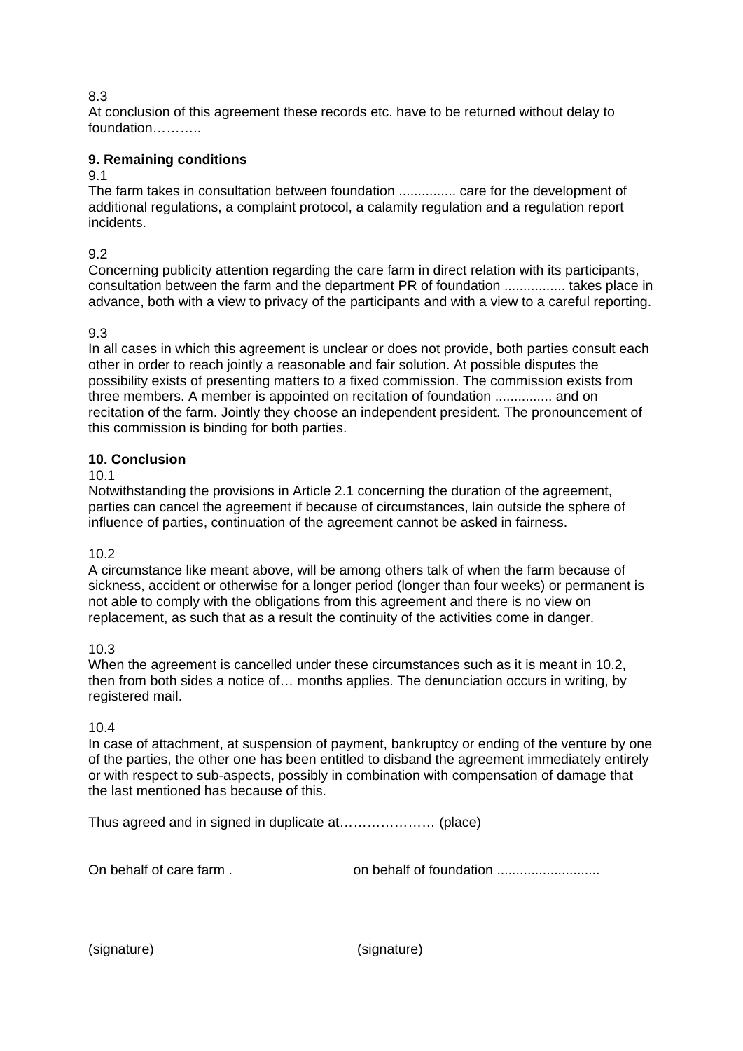8.3
At conclusion of this agreement these records etc. have to be returned without delay to foundation………..

**9. Remaining conditions**

9.1
The farm takes in consultation between foundation ............... care for the development of additional regulations, a complaint protocol, a calamity regulation and a regulation report incidents.

9.2
Concerning publicity attention regarding the care farm in direct relation with its participants, consultation between the farm and the department PR of foundation ................ takes place in advance, both with a view to privacy of the participants and with a view to a careful reporting.

9.3
In all cases in which this agreement is unclear or does not provide, both parties consult each other in order to reach jointly a reasonable and fair solution. At possible disputes the possibility exists of presenting matters to a fixed commission. The commission exists from three members. A member is appointed on recitation of foundation ............... and on recitation of the farm. Jointly they choose an independent president. The pronouncement of this commission is binding for both parties.

**10. Conclusion**

10.1
Notwithstanding the provisions in Article 2.1 concerning the duration of the agreement, parties can cancel the agreement if because of circumstances, lain outside the sphere of influence of parties, continuation of the agreement cannot be asked in fairness.

10.2
A circumstance like meant above, will be among others talk of when the farm because of sickness, accident or otherwise for a longer period (longer than four weeks) or permanent is not able to comply with the obligations from this agreement and there is no view on replacement, as such that as a result the continuity of the activities come in danger.

10.3
When the agreement is cancelled under these circumstances such as it is meant in 10.2, then from both sides a notice of… months applies. The denunciation occurs in writing, by registered mail.

10.4
In case of attachment, at suspension of payment, bankruptcy or ending of the venture by one of the parties, the other one has been entitled to disband the agreement immediately entirely or with respect to sub-aspects, possibly in combination with compensation of damage that the last mentioned has because of this.

Thus agreed and in signed in duplicate at………………… (place)

On behalf of care farm . on behalf of foundation ...........................

(signature) (signature)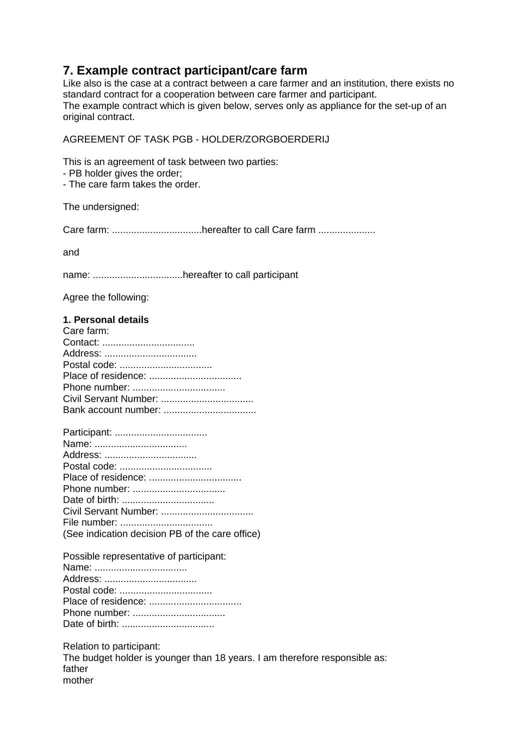## 7. Example contract participant/care farm

Like also is the case at a contract between a care farmer and an institution, there exists no standard contract for a cooperation between care farmer and participant.
The example contract which is given below, serves only as appliance for the set-up of an original contract.

AGREEMENT OF TASK PGB - HOLDER/ZORGBOERDERIJ

This is an agreement of task between two parties:
- PB holder gives the order;
- The care farm takes the order.

The undersigned:

Care farm: .................................hereafter to call Care farm ....................

and

name: .................................hereafter to call participant

Agree the following:

**1. Personal details**

Care farm:
Contact: .................................
Address: .................................
Postal code: .................................
Place of residence: .................................
Phone number: .................................
Civil Servant Number: .................................
Bank account number: .................................

Participant: .................................
Name: .................................
Address: .................................
Postal code: .................................
Place of residence: .................................
Phone number: .................................
Date of birth: .................................
Civil Servant Number: .................................
File number: .................................
(See indication decision PB of the care office)

Possible representative of participant:
Name: .................................
Address: .................................
Postal code: .................................
Place of residence: .................................
Phone number: .................................
Date of birth: .................................

Relation to participant:
The budget holder is younger than 18 years. I am therefore responsible as:
father
mother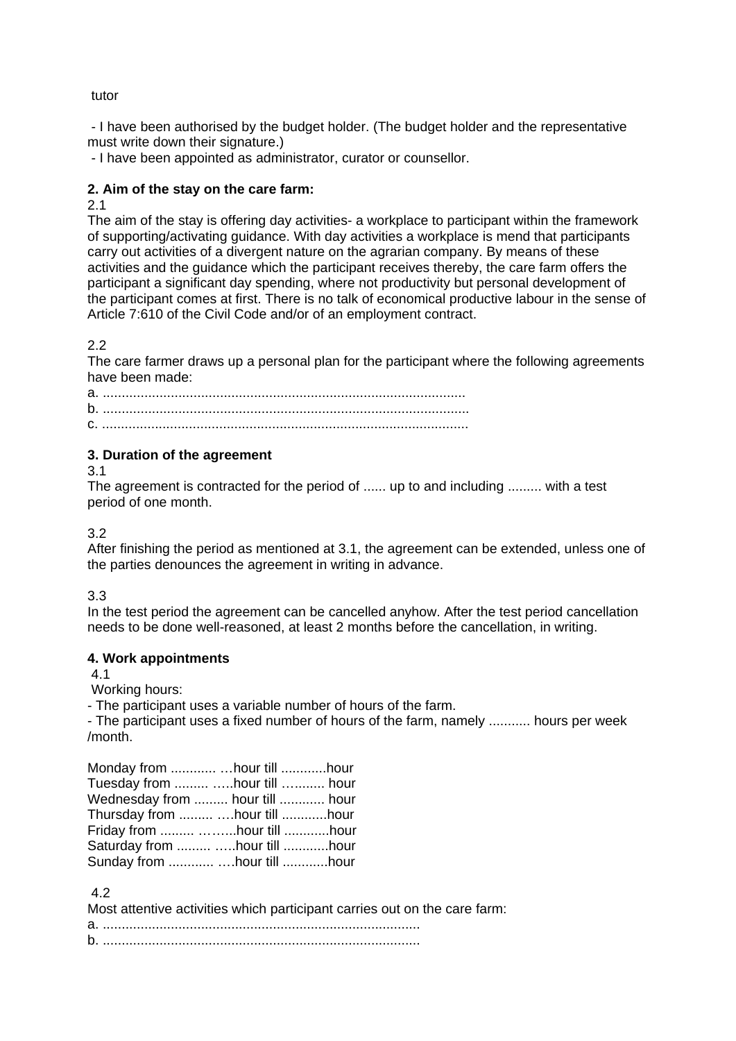tutor

- I have been authorised by the budget holder. (The budget holder and the representative must write down their signature.)
- I have been appointed as administrator, curator or counsellor.

**2. Aim of the stay on the care farm:**

2.1
The aim of the stay is offering day activities- a workplace to participant within the framework of supporting/activating guidance. With day activities a workplace is mend that participants carry out activities of a divergent nature on the agrarian company. By means of these activities and the guidance which the participant receives thereby, the care farm offers the participant a significant day spending, where not productivity but personal development of the participant comes at first. There is no talk of economical productive labour in the sense of Article 7:610 of the Civil Code and/or of an employment contract.

2.2
The care farmer draws up a personal plan for the participant where the following agreements have been made:
a. ................................................................................................
b. ................................................................................................
c. ................................................................................................

**3. Duration of the agreement**

3.1
The agreement is contracted for the period of ...... up to and including ......... with a test period of one month.

3.2
After finishing the period as mentioned at 3.1, the agreement can be extended, unless one of the parties denounces the agreement in writing in advance.

3.3
In the test period the agreement can be cancelled anyhow. After the test period cancellation needs to be done well-reasoned, at least 2 months before the cancellation, in writing.

**4. Work appointments**

4.1
Working hours:
- The participant uses a variable number of hours of the farm.
- The participant uses a fixed number of hours of the farm, namely ........... hours per week /month.

Monday from ............ …hour till ............hour
Tuesday from ......... …..hour till …......... hour
Wednesday from ......... hour till ............ hour
Thursday from ......... ….hour till ............hour
Friday from ......... ……..hour till ............hour
Saturday from ......... …..hour till ............hour
Sunday from ............ ….hour till ............hour

4.2
Most attentive activities which participant carries out on the care farm:
a. ...................................................................................
b. ...................................................................................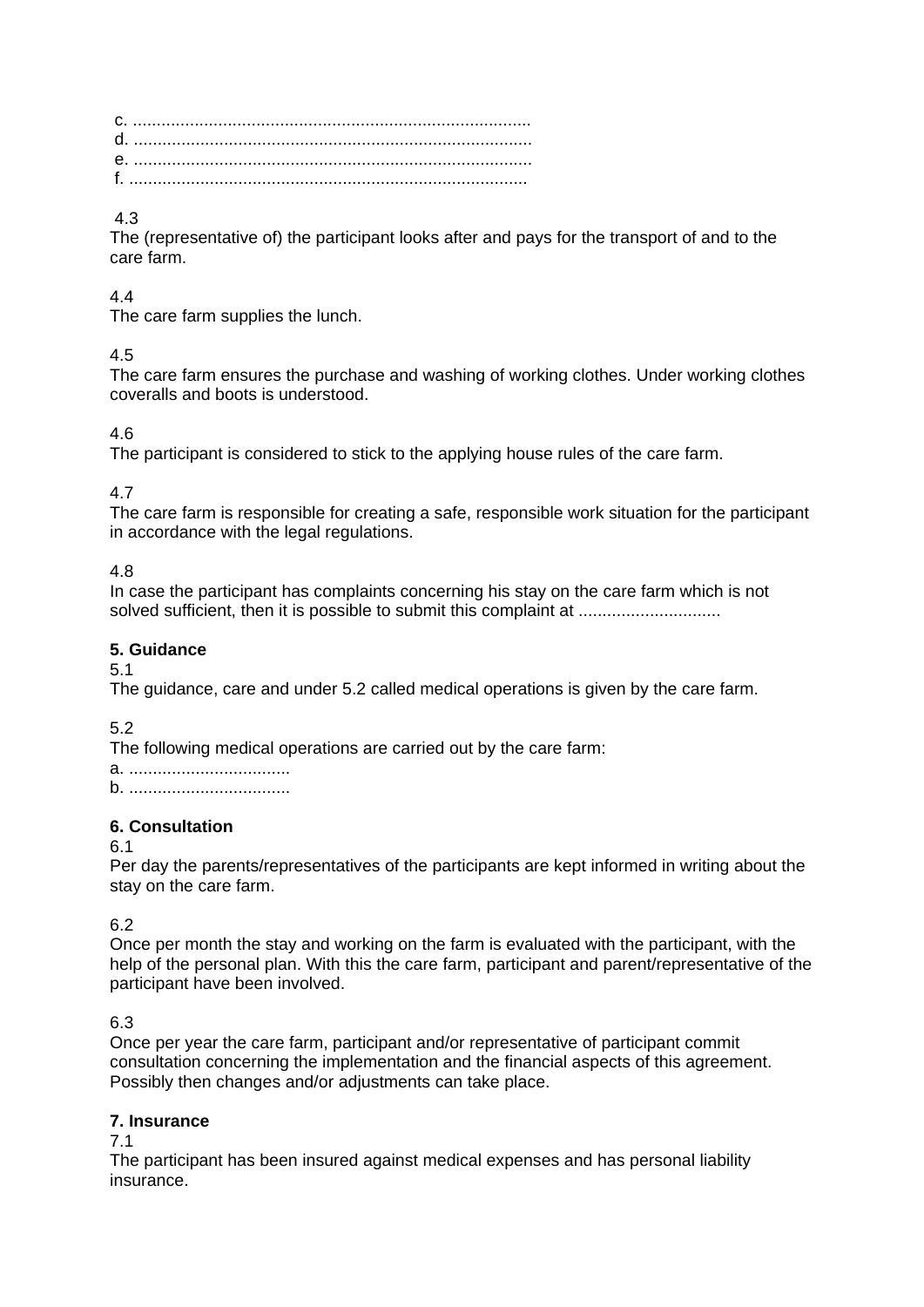c. ....................................................................................
d. ....................................................................................
e. ....................................................................................
f. ....................................................................................

4.3
The (representative of) the participant looks after and pays for the transport of and to the care farm.

4.4
The care farm supplies the lunch.

4.5
The care farm ensures the purchase and washing of working clothes. Under working clothes coveralls and boots is understood.

4.6
The participant is considered to stick to the applying house rules of the care farm.

4.7
The care farm is responsible for creating a safe, responsible work situation for the participant in accordance with the legal regulations.

4.8
In case the participant has complaints concerning his stay on the care farm which is not solved sufficient, then it is possible to submit this complaint at .............................

**5. Guidance**

5.1
The guidance, care and under 5.2 called medical operations is given by the care farm.

5.2
The following medical operations are carried out by the care farm:
a. ..................................
b. ..................................

**6. Consultation**

6.1
Per day the parents/representatives of the participants are kept informed in writing about the stay on the care farm.

6.2
Once per month the stay and working on the farm is evaluated with the participant, with the help of the personal plan. With this the care farm, participant and parent/representative of the participant have been involved.

6.3
Once per year the care farm, participant and/or representative of participant commit consultation concerning the implementation and the financial aspects of this agreement. Possibly then changes and/or adjustments can take place.

**7. Insurance**

7.1
The participant has been insured against medical expenses and has personal liability insurance.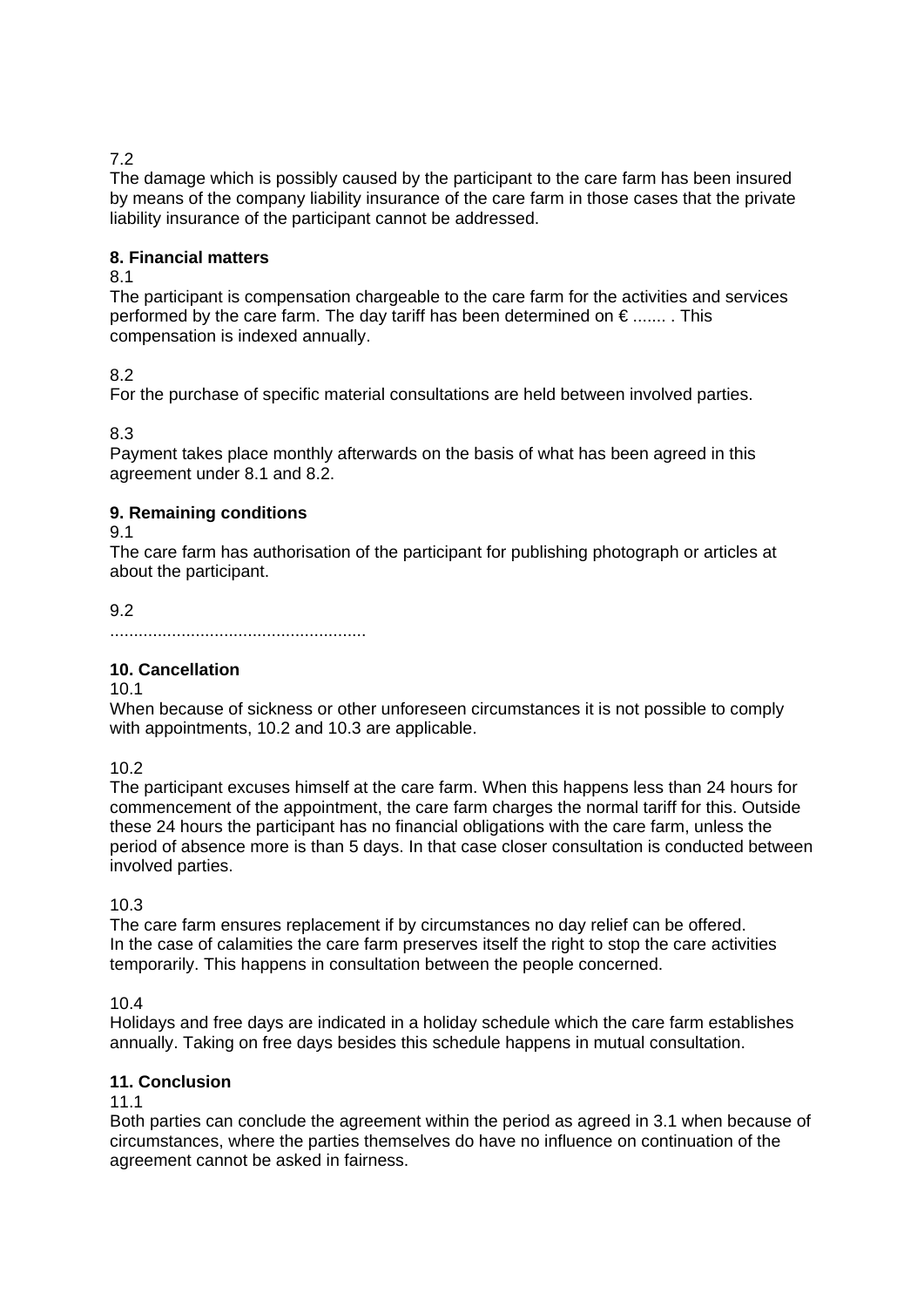7.2
The damage which is possibly caused by the participant to the care farm has been insured by means of the company liability insurance of the care farm in those cases that the private liability insurance of the participant cannot be addressed.

**8. Financial matters**

8.1
The participant is compensation chargeable to the care farm for the activities and services performed by the care farm. The day tariff has been determined on € ....... . This compensation is indexed annually.

8.2
For the purchase of specific material consultations are held between involved parties.

8.3
Payment takes place monthly afterwards on the basis of what has been agreed in this agreement under 8.1 and 8.2.

**9. Remaining conditions**

9.1
The care farm has authorisation of the participant for publishing photograph or articles at about the participant.

9.2
......................................................

**10. Cancellation**

10.1
When because of sickness or other unforeseen circumstances it is not possible to comply with appointments, 10.2 and 10.3 are applicable.

10.2
The participant excuses himself at the care farm. When this happens less than 24 hours for commencement of the appointment, the care farm charges the normal tariff for this. Outside these 24 hours the participant has no financial obligations with the care farm, unless the period of absence more is than 5 days. In that case closer consultation is conducted between involved parties.

10.3
The care farm ensures replacement if by circumstances no day relief can be offered.
In the case of calamities the care farm preserves itself the right to stop the care activities temporarily. This happens in consultation between the people concerned.

10.4
Holidays and free days are indicated in a holiday schedule which the care farm establishes annually. Taking on free days besides this schedule happens in mutual consultation.

**11. Conclusion**

11.1
Both parties can conclude the agreement within the period as agreed in 3.1 when because of circumstances, where the parties themselves do have no influence on continuation of the agreement cannot be asked in fairness.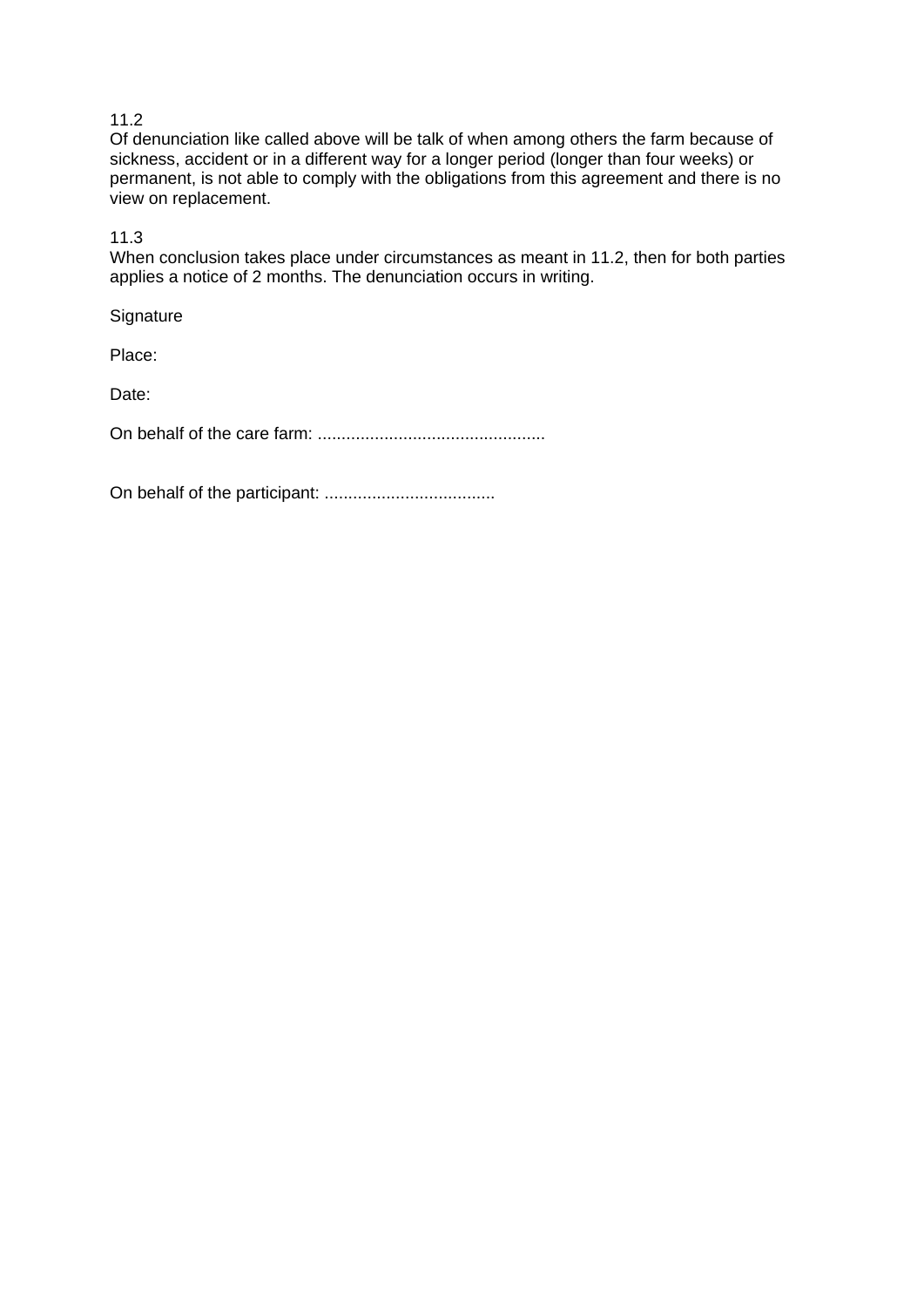11.2
Of denunciation like called above will be talk of when among others the farm because of sickness, accident or in a different way for a longer period (longer than four weeks) or permanent, is not able to comply with the obligations from this agreement and there is no view on replacement.

11.3
When conclusion takes place under circumstances as meant in 11.2, then for both parties applies a notice of 2 months. The denunciation occurs in writing.

Signature

Place:

Date:

On behalf of the care farm: ................................................

On behalf of the participant: ....................................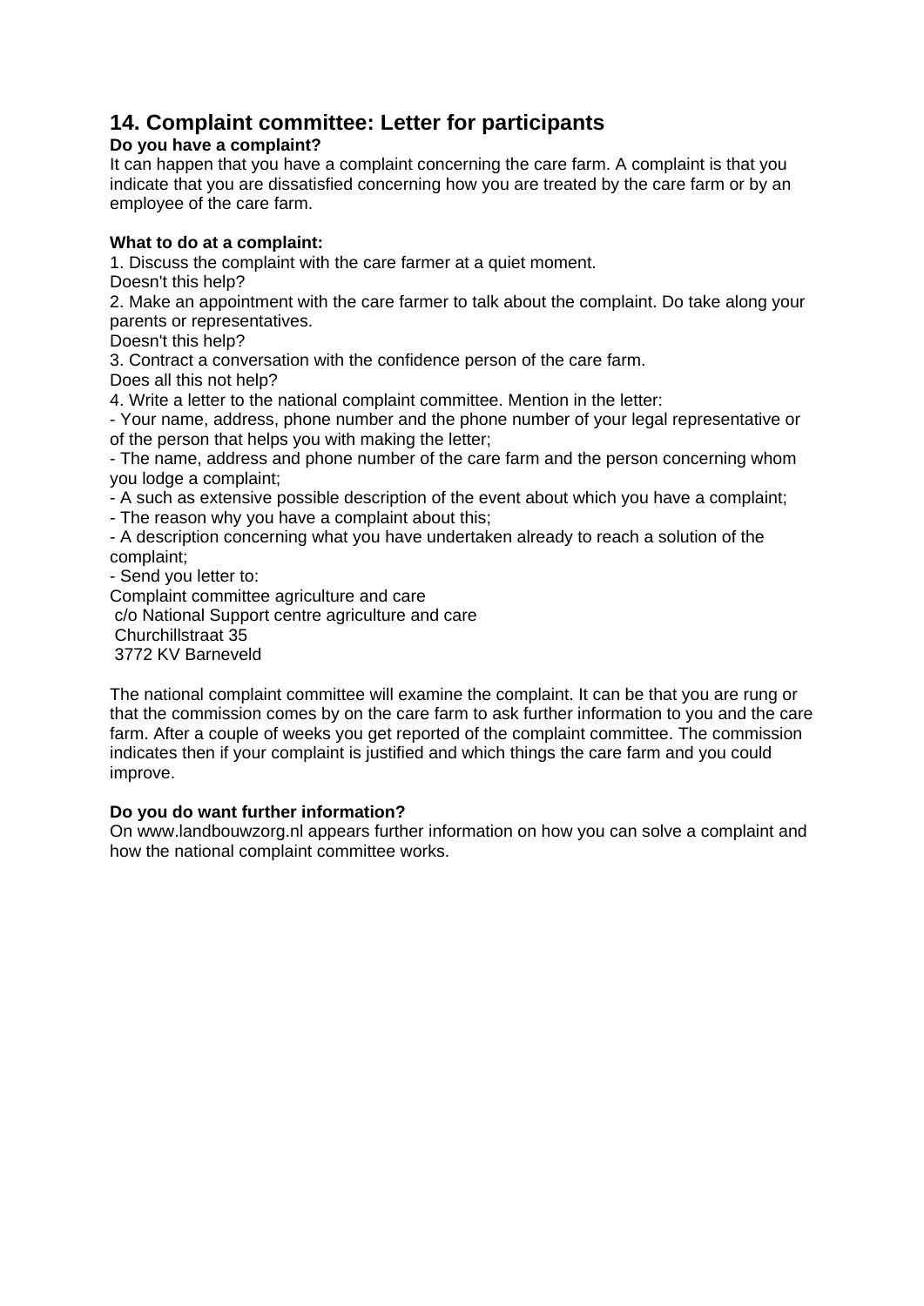## 14. Complaint committee: Letter for participants

**Do you have a complaint?**

It can happen that you have a complaint concerning the care farm. A complaint is that you indicate that you are dissatisfied concerning how you are treated by the care farm or by an employee of the care farm.

**What to do at a complaint:**

1. Discuss the complaint with the care farmer at a quiet moment.

Doesn't this help?

2. Make an appointment with the care farmer to talk about the complaint. Do take along your parents or representatives.

Doesn't this help?

3. Contract a conversation with the confidence person of the care farm.

Does all this not help?

4. Write a letter to the national complaint committee. Mention in the letter:

- Your name, address, phone number and the phone number of your legal representative or of the person that helps you with making the letter;
- The name, address and phone number of the care farm and the person concerning whom you lodge a complaint;
- A such as extensive possible description of the event about which you have a complaint;
- The reason why you have a complaint about this;
- A description concerning what you have undertaken already to reach a solution of the complaint;
- Send you letter to:

Complaint committee agriculture and care
c/o National Support centre agriculture and care
Churchillstraat 35
3772 KV Barneveld

The national complaint committee will examine the complaint. It can be that you are rung or that the commission comes by on the care farm to ask further information to you and the care farm. After a couple of weeks you get reported of the complaint committee. The commission indicates then if your complaint is justified and which things the care farm and you could improve.

**Do you do want further information?**

On www.landbouwzorg.nl appears further information on how you can solve a complaint and how the national complaint committee works.